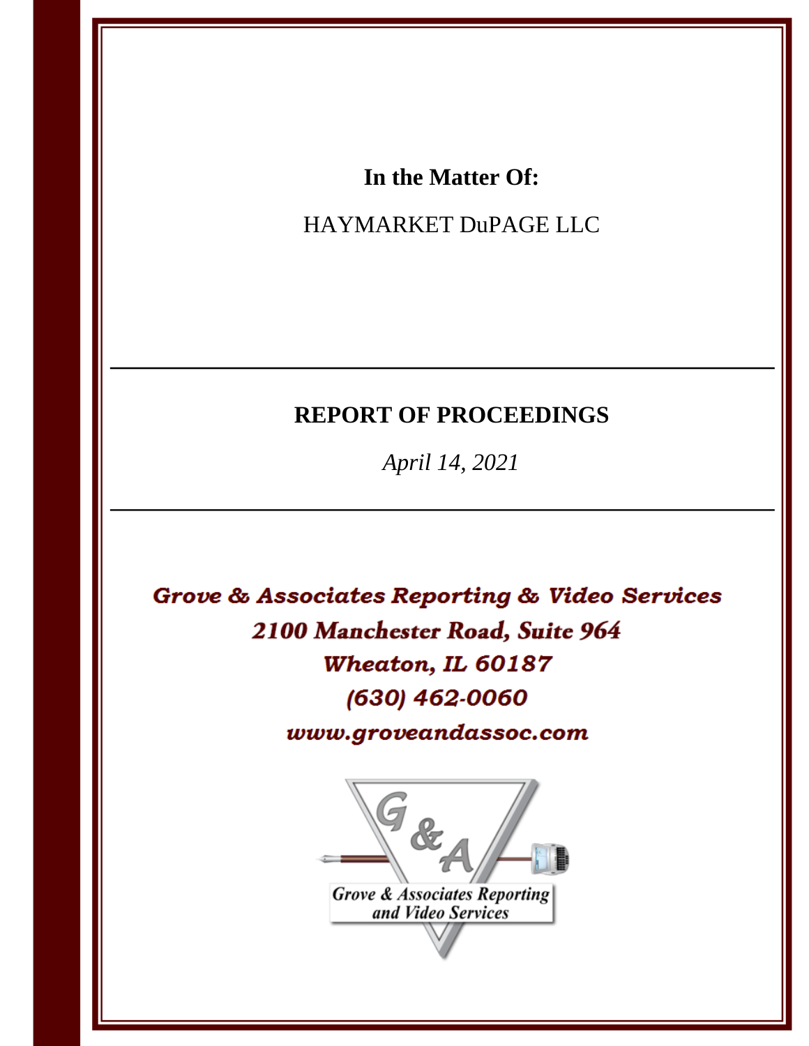**In the Matter Of:**

HAYMARKET DuPAGE LLC

---

**REPORT OF PROCEEDINGS**

*April 14, 2021*

---

*Grove & Associates Reporting & Video Services*
*2100 Manchester Road, Suite 964*
*Wheaton, IL 60187*
*(630) 462-0060*
*www.groveandassoc.com*

Grove & Associates Reporting and Video Services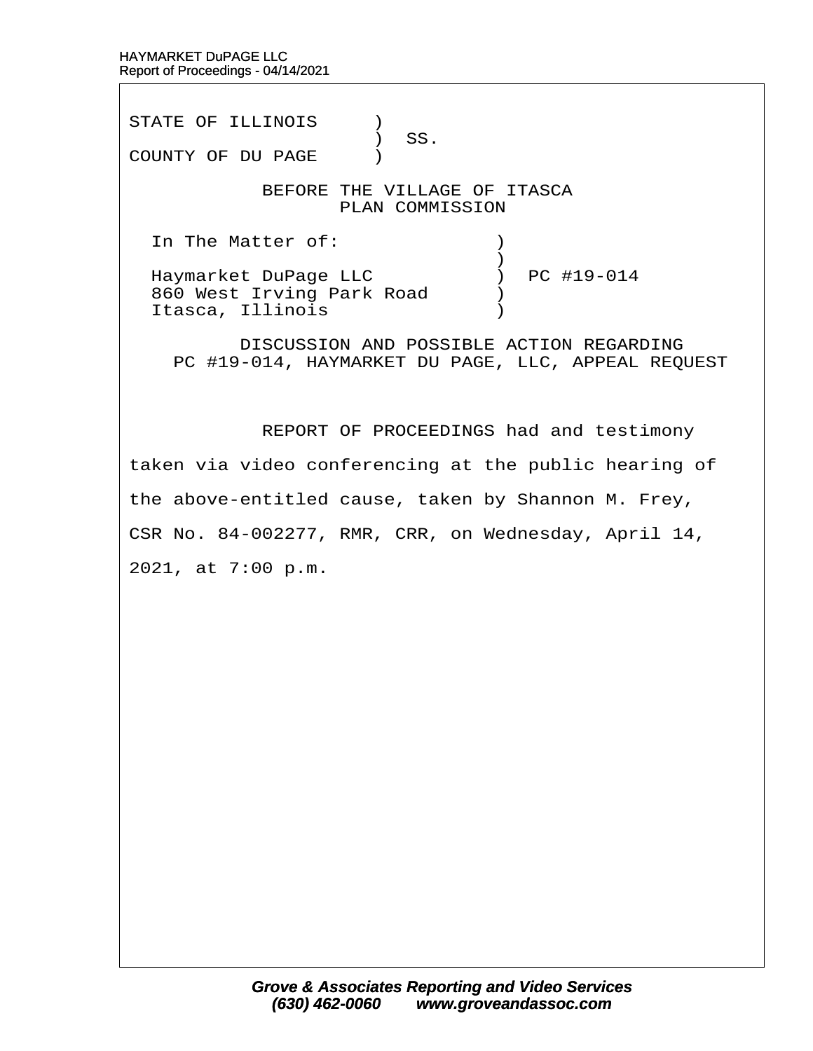STATE OF ILLINOIS )
) SS.
COUNTY OF DU PAGE )

BEFORE THE VILLAGE OF ITASCA
PLAN COMMISSION

In The Matter of: )
)
Haymarket DuPage LLC ) PC #19-014
860 West Irving Park Road )
Itasca, Illinois )

DISCUSSION AND POSSIBLE ACTION REGARDING
PC #19-014, HAYMARKET DU PAGE, LLC, APPEAL REQUEST

REPORT OF PROCEEDINGS had and testimony taken via video conferencing at the public hearing of the above-entitled cause, taken by Shannon M. Frey, CSR No. 84-002277, RMR, CRR, on Wednesday, April 14, 2021, at 7:00 p.m.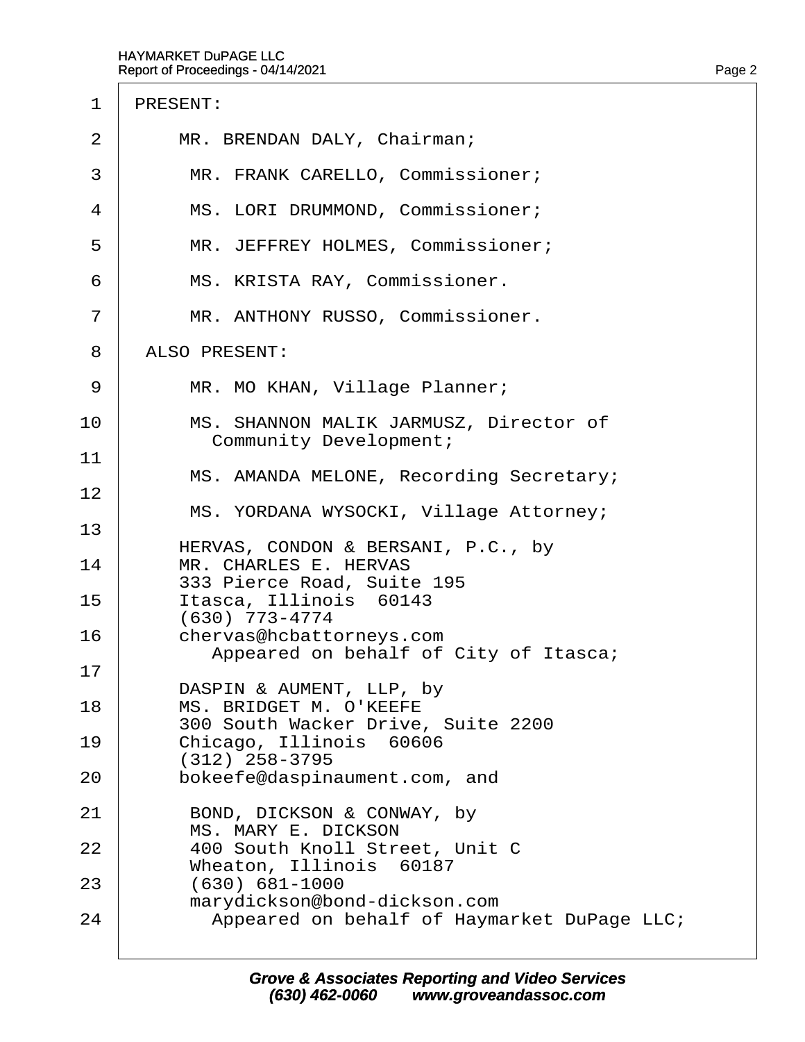PRESENT:

MR. BRENDAN DALY, Chairman;

MR. FRANK CARELLO, Commissioner;

MS. LORI DRUMMOND, Commissioner;

MR. JEFFREY HOLMES, Commissioner;

MS. KRISTA RAY, Commissioner.

MR. ANTHONY RUSSO, Commissioner.

ALSO PRESENT:

MR. MO KHAN, Village Planner;

MS. SHANNON MALIK JARMUSZ, Director of Community Development;

MS. AMANDA MELONE, Recording Secretary;

MS. YORDANA WYSOCKI, Village Attorney;

HERVAS, CONDON & BERSANI, P.C., by
MR. CHARLES E. HERVAS
333 Pierce Road, Suite 195
Itasca, Illinois 60143
(630) 773-4774
chervas@hcbattorneys.com
Appeared on behalf of City of Itasca;

DASPIN & AUMENT, LLP, by
MS. BRIDGET M. O'KEEFE
300 South Wacker Drive, Suite 2200
Chicago, Illinois 60606
(312) 258-3795
bokeefe@daspinaument.com, and

BOND, DICKSON & CONWAY, by
MS. MARY E. DICKSON
400 South Knoll Street, Unit C
Wheaton, Illinois 60187
(630) 681-1000
marydickson@bond-dickson.com
Appeared on behalf of Haymarket DuPage LLC;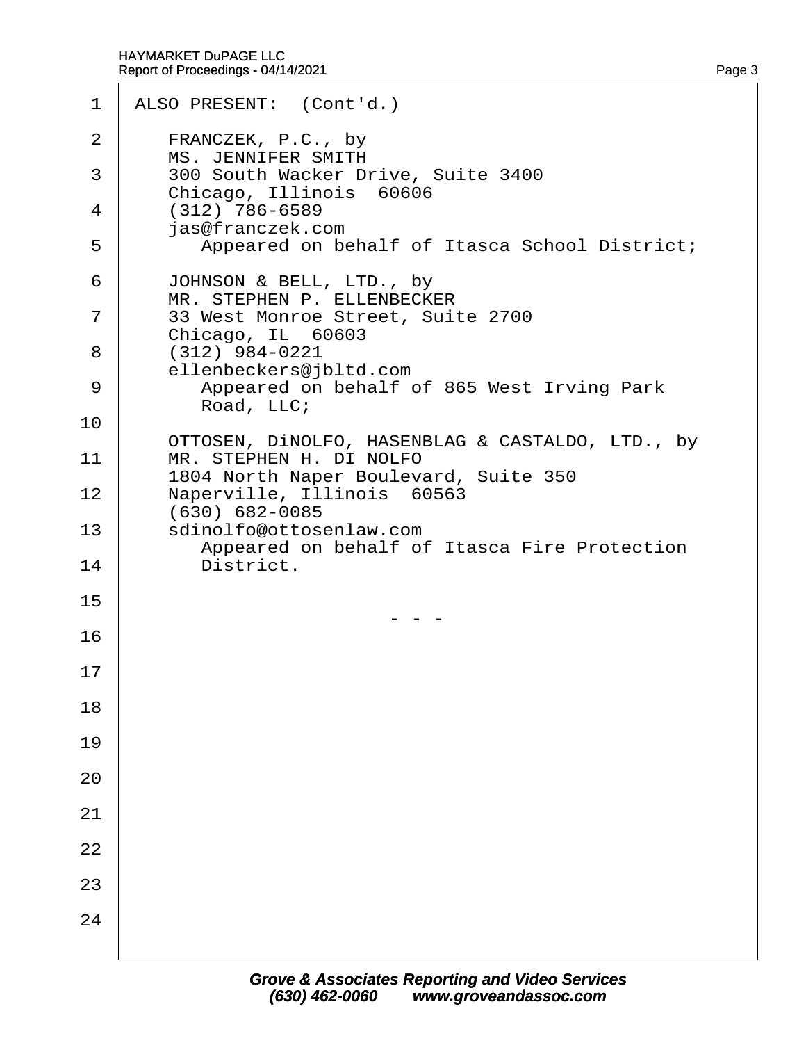ALSO PRESENT: (Cont'd.)

FRANCZEK, P.C., by
MS. JENNIFER SMITH
300 South Wacker Drive, Suite 3400
Chicago, Illinois 60606
(312) 786-6589
jas@franczek.com
Appeared on behalf of Itasca School District;

JOHNSON & BELL, LTD., by
MR. STEPHEN P. ELLENBECKER
33 West Monroe Street, Suite 2700
Chicago, IL 60603
(312) 984-0221
ellenbeckers@jbltd.com
Appeared on behalf of 865 West Irving Park Road, LLC;

OTTOSEN, DiNOLFO, HASENBLAG & CASTALDO, LTD., by
MR. STEPHEN H. DI NOLFO
1804 North Naper Boulevard, Suite 350
Naperville, Illinois 60563
(630) 682-0085
sdinolfo@ottosenlaw.com
Appeared on behalf of Itasca Fire Protection District.

\- - -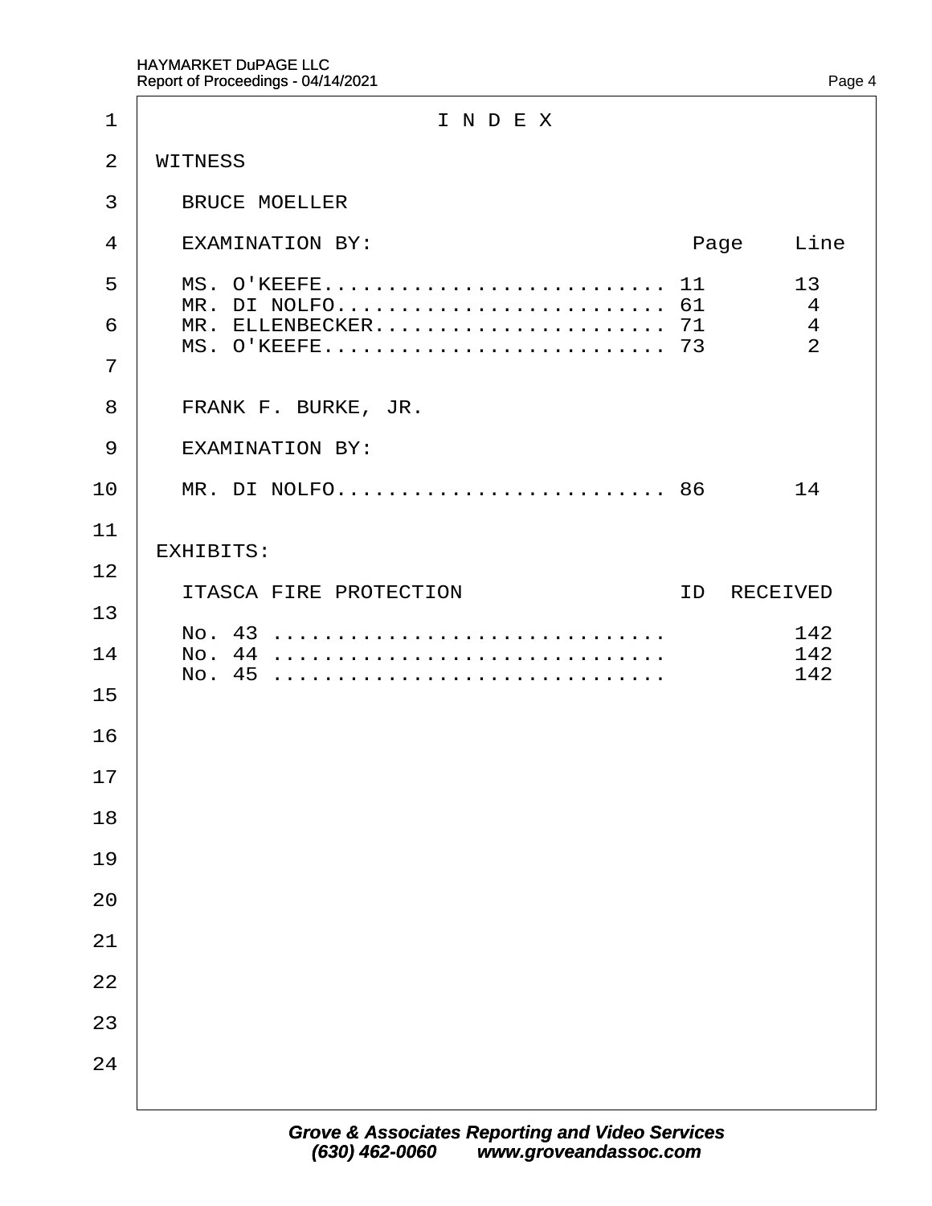# I N D E X

WITNESS

BRUCE MOELLER

| EXAMINATION BY: | Page | Line |
| --- | --- | --- |
| MS. O'KEEFE.......................... | 11 | 13 |
| MR. DI NOLFO......................... | 61 | 4 |
| MR. ELLENBECKER...................... | 71 | 4 |
| MS. O'KEEFE.......................... | 73 | 2 |

FRANK F. BURKE, JR.

| EXAMINATION BY: | Page | Line |
| --- | --- | --- |
| MR. DI NOLFO......................... | 86 | 14 |

EXHIBITS:

| ITASCA FIRE PROTECTION | ID | RECEIVED |
| --- | --- | --- |
| No. 43 .............................. | | 142 |
| No. 44 .............................. | | 142 |
| No. 45 .............................. | | 142 |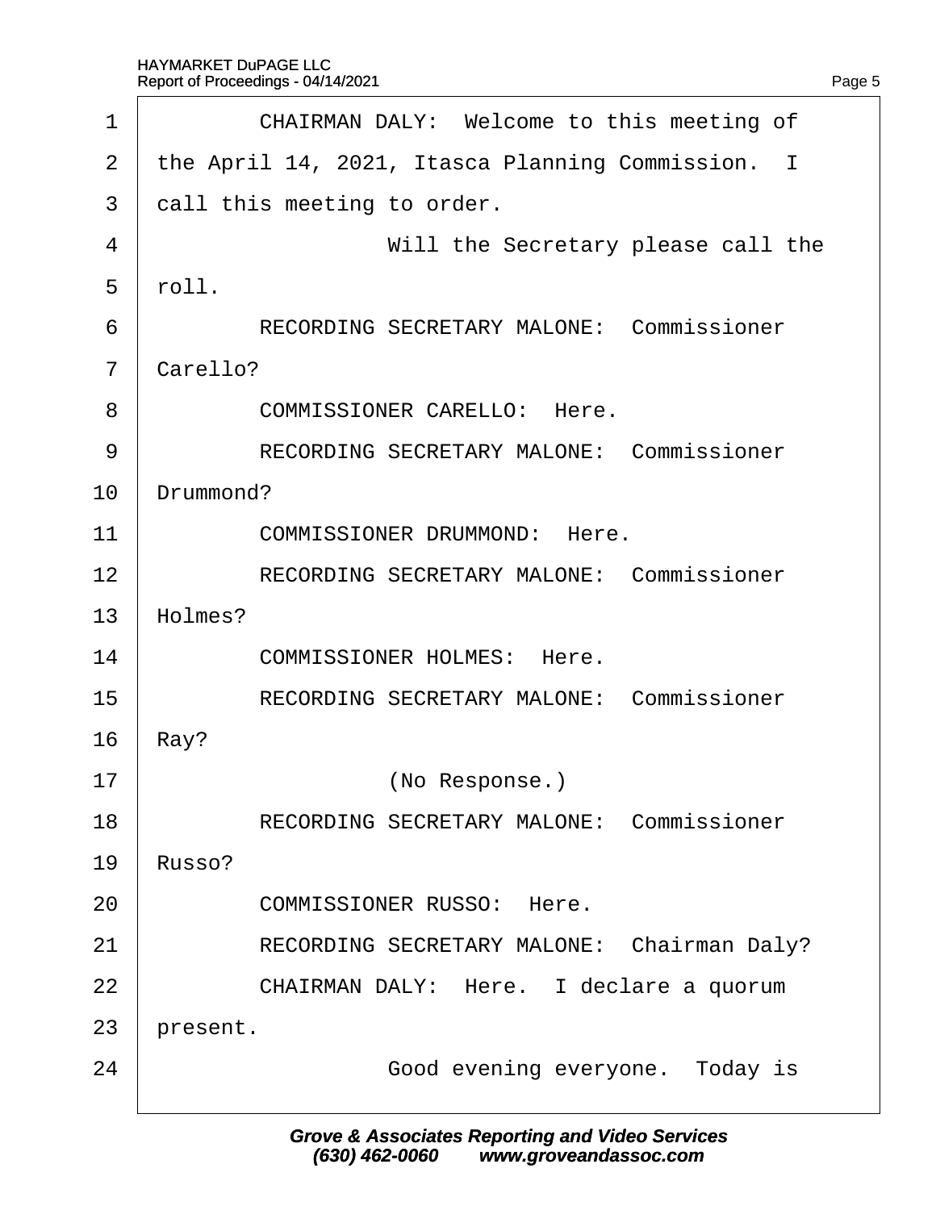CHAIRMAN DALY: Welcome to this meeting of the April 14, 2021, Itasca Planning Commission. I call this meeting to order.

Will the Secretary please call the roll.

RECORDING SECRETARY MALONE: Commissioner Carello?

COMMISSIONER CARELLO: Here.

RECORDING SECRETARY MALONE: Commissioner Drummond?

COMMISSIONER DRUMMOND: Here.

RECORDING SECRETARY MALONE: Commissioner Holmes?

COMMISSIONER HOLMES: Here.

RECORDING SECRETARY MALONE: Commissioner Ray?

(No Response.)

RECORDING SECRETARY MALONE: Commissioner Russo?

COMMISSIONER RUSSO: Here.

RECORDING SECRETARY MALONE: Chairman Daly?

CHAIRMAN DALY: Here. I declare a quorum present.

Good evening everyone. Today is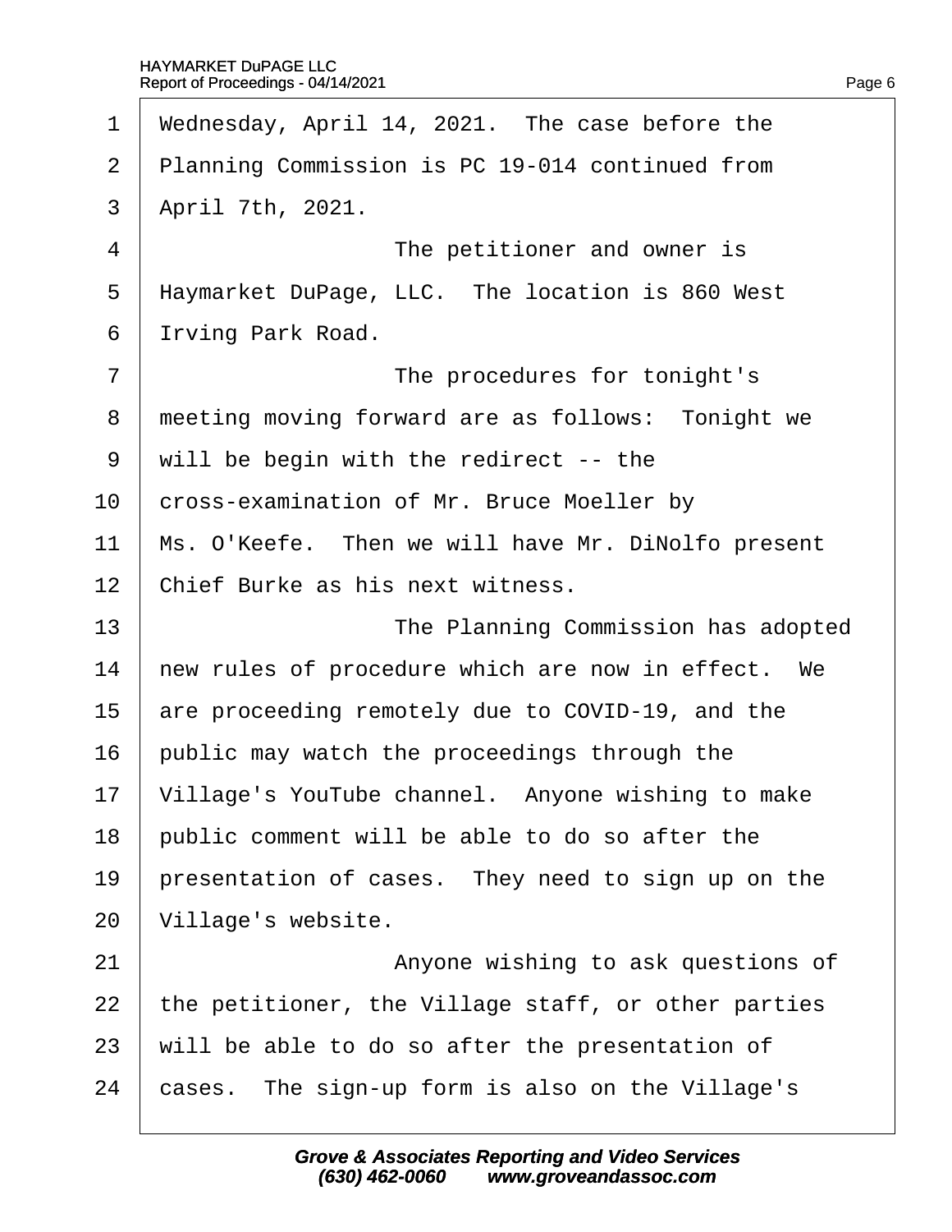Wednesday, April 14, 2021. The case before the Planning Commission is PC 19-014 continued from April 7th, 2021.

The petitioner and owner is Haymarket DuPage, LLC. The location is 860 West Irving Park Road.

The procedures for tonight's meeting moving forward are as follows: Tonight we will be begin with the redirect -- the cross-examination of Mr. Bruce Moeller by Ms. O'Keefe. Then we will have Mr. DiNolfo present Chief Burke as his next witness.

The Planning Commission has adopted new rules of procedure which are now in effect. We are proceeding remotely due to COVID-19, and the public may watch the proceedings through the Village's YouTube channel. Anyone wishing to make public comment will be able to do so after the presentation of cases. They need to sign up on the Village's website.

Anyone wishing to ask questions of the petitioner, the Village staff, or other parties will be able to do so after the presentation of cases. The sign-up form is also on the Village's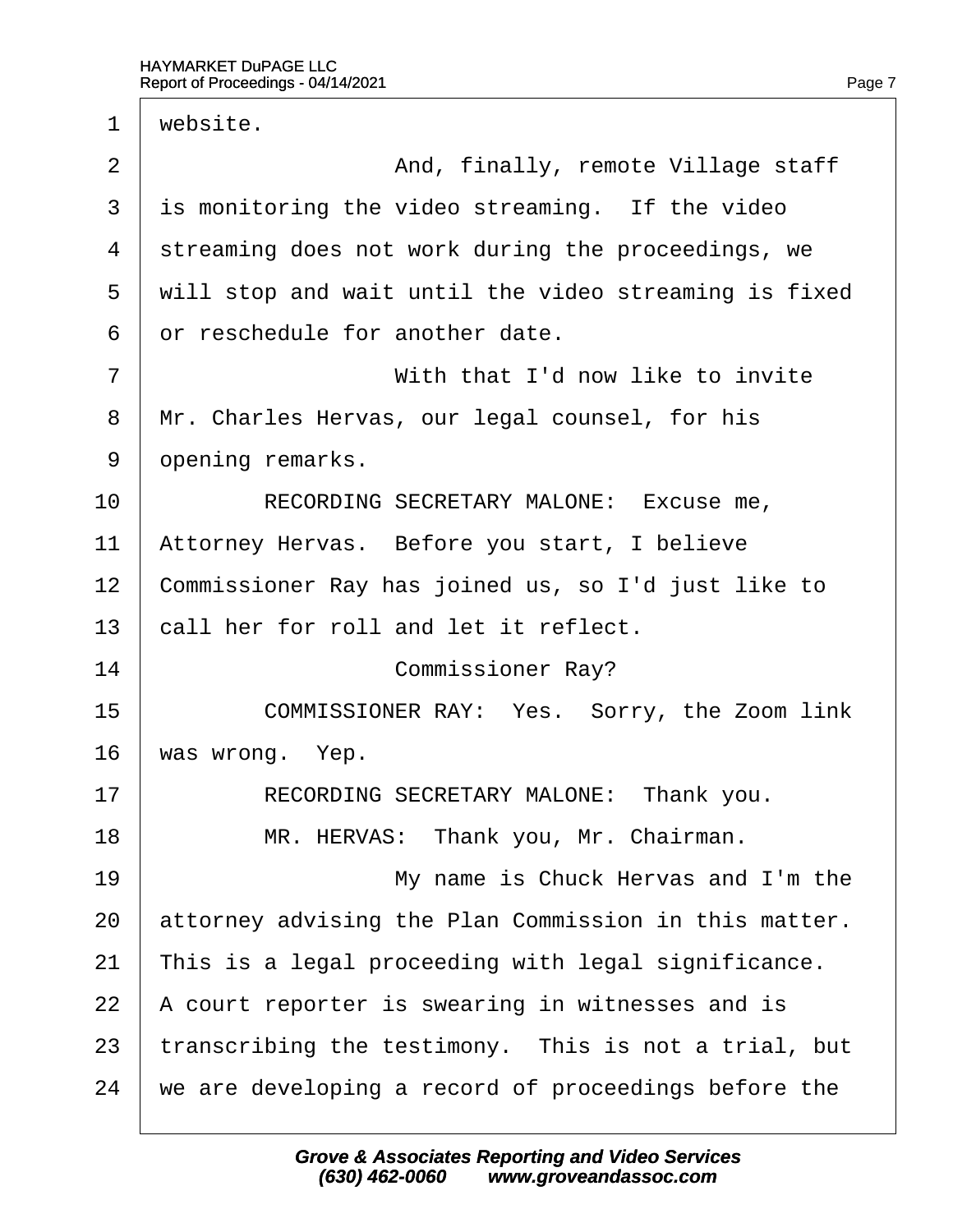1 website.

2 And, finally, remote Village staff

3 is monitoring the video streaming. If the video

4 streaming does not work during the proceedings, we

5 will stop and wait until the video streaming is fixed

6 or reschedule for another date.

7 With that I'd now like to invite

8 Mr. Charles Hervas, our legal counsel, for his

9 opening remarks.

10 RECORDING SECRETARY MALONE: Excuse me,

11 Attorney Hervas. Before you start, I believe

12 Commissioner Ray has joined us, so I'd just like to

13 call her for roll and let it reflect.

14 Commissioner Ray?

15 COMMISSIONER RAY: Yes. Sorry, the Zoom link

16 was wrong. Yep.

17 RECORDING SECRETARY MALONE: Thank you.

18 MR. HERVAS: Thank you, Mr. Chairman.

19 My name is Chuck Hervas and I'm the

20 attorney advising the Plan Commission in this matter.

21 This is a legal proceeding with legal significance.

22 A court reporter is swearing in witnesses and is

23 transcribing the testimony. This is not a trial, but

24 we are developing a record of proceedings before the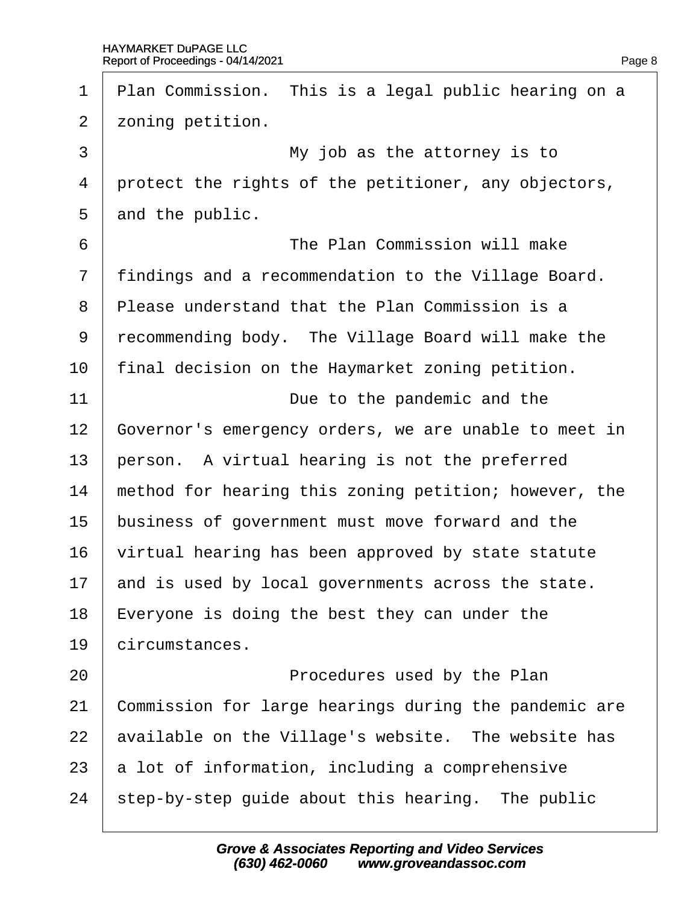Plan Commission. This is a legal public hearing on a zoning petition.

My job as the attorney is to protect the rights of the petitioner, any objectors, and the public.

The Plan Commission will make findings and a recommendation to the Village Board. Please understand that the Plan Commission is a recommending body. The Village Board will make the final decision on the Haymarket zoning petition.

Due to the pandemic and the Governor's emergency orders, we are unable to meet in person. A virtual hearing is not the preferred method for hearing this zoning petition; however, the business of government must move forward and the virtual hearing has been approved by state statute and is used by local governments across the state. Everyone is doing the best they can under the circumstances.

Procedures used by the Plan Commission for large hearings during the pandemic are available on the Village's website. The website has a lot of information, including a comprehensive step-by-step guide about this hearing. The public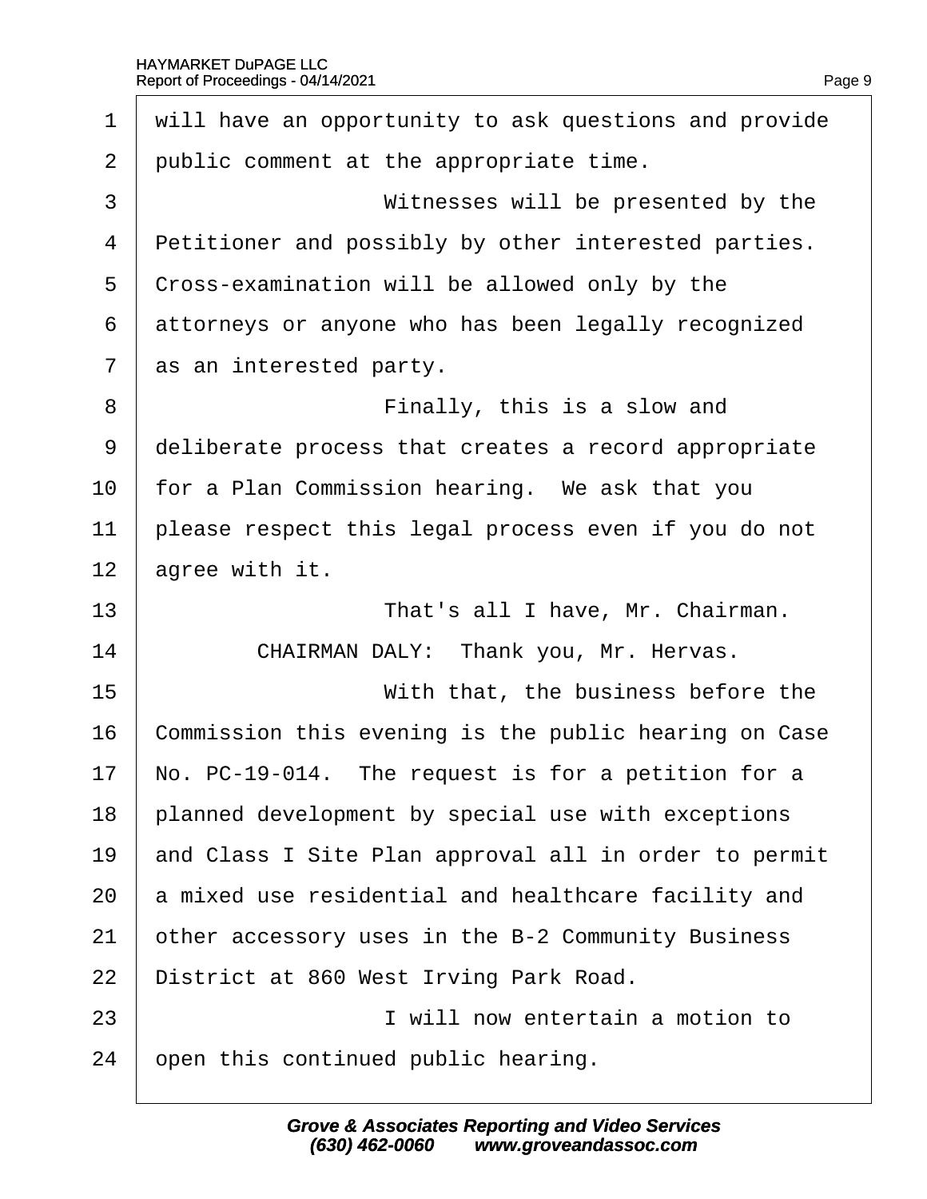will have an opportunity to ask questions and provide public comment at the appropriate time.

Witnesses will be presented by the Petitioner and possibly by other interested parties. Cross-examination will be allowed only by the attorneys or anyone who has been legally recognized as an interested party.

Finally, this is a slow and deliberate process that creates a record appropriate for a Plan Commission hearing. We ask that you please respect this legal process even if you do not agree with it.

That's all I have, Mr. Chairman.

CHAIRMAN DALY: Thank you, Mr. Hervas.

With that, the business before the Commission this evening is the public hearing on Case No. PC-19-014. The request is for a petition for a planned development by special use with exceptions and Class I Site Plan approval all in order to permit a mixed use residential and healthcare facility and other accessory uses in the B-2 Community Business District at 860 West Irving Park Road.

I will now entertain a motion to open this continued public hearing.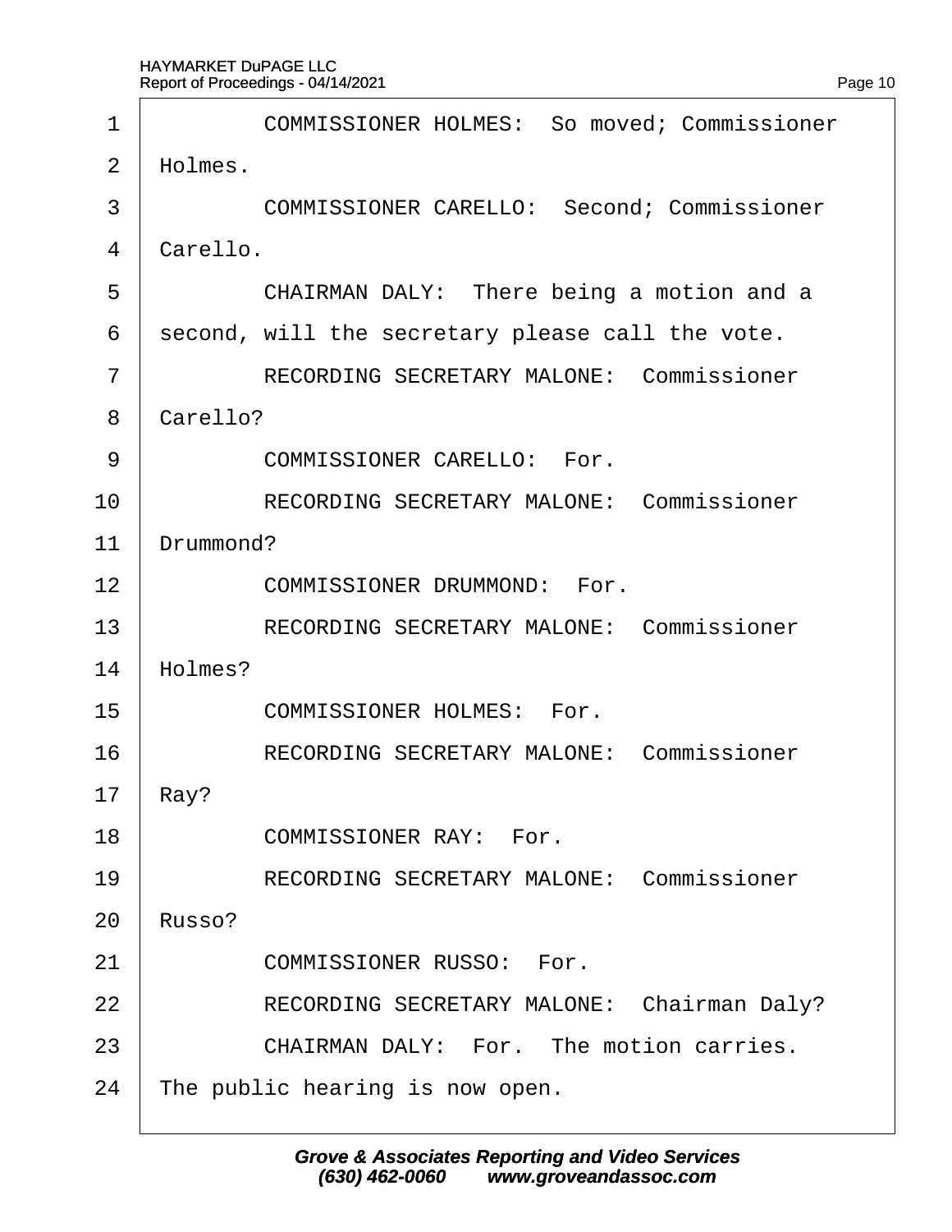COMMISSIONER HOLMES: So moved; Commissioner Holmes.

COMMISSIONER CARELLO: Second; Commissioner Carello.

CHAIRMAN DALY: There being a motion and a second, will the secretary please call the vote.

RECORDING SECRETARY MALONE: Commissioner Carello?

COMMISSIONER CARELLO: For.

RECORDING SECRETARY MALONE: Commissioner Drummond?

COMMISSIONER DRUMMOND: For.

RECORDING SECRETARY MALONE: Commissioner Holmes?

COMMISSIONER HOLMES: For.

RECORDING SECRETARY MALONE: Commissioner Ray?

COMMISSIONER RAY: For.

RECORDING SECRETARY MALONE: Commissioner Russo?

COMMISSIONER RUSSO: For.

RECORDING SECRETARY MALONE: Chairman Daly?

CHAIRMAN DALY: For. The motion carries. The public hearing is now open.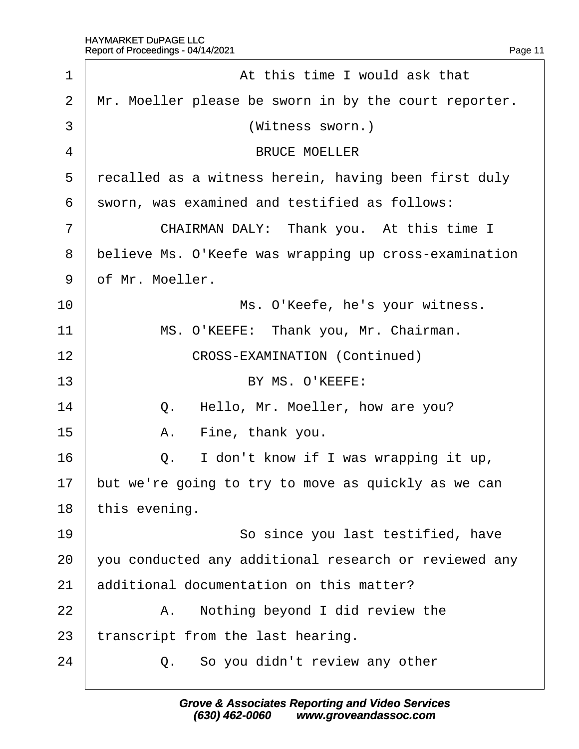At this time I would ask that Mr. Moeller please be sworn in by the court reporter.

(Witness sworn.)

BRUCE MOELLER

recalled as a witness herein, having been first duly sworn, was examined and testified as follows:

CHAIRMAN DALY: Thank you. At this time I believe Ms. O'Keefe was wrapping up cross-examination of Mr. Moeller.

Ms. O'Keefe, he's your witness.

MS. O'KEEFE: Thank you, Mr. Chairman.

CROSS-EXAMINATION (Continued)

BY MS. O'KEEFE:

Q. Hello, Mr. Moeller, how are you?

A. Fine, thank you.

Q. I don't know if I was wrapping it up, but we're going to try to move as quickly as we can this evening.

So since you last testified, have you conducted any additional research or reviewed any additional documentation on this matter?

A. Nothing beyond I did review the transcript from the last hearing.

Q. So you didn't review any other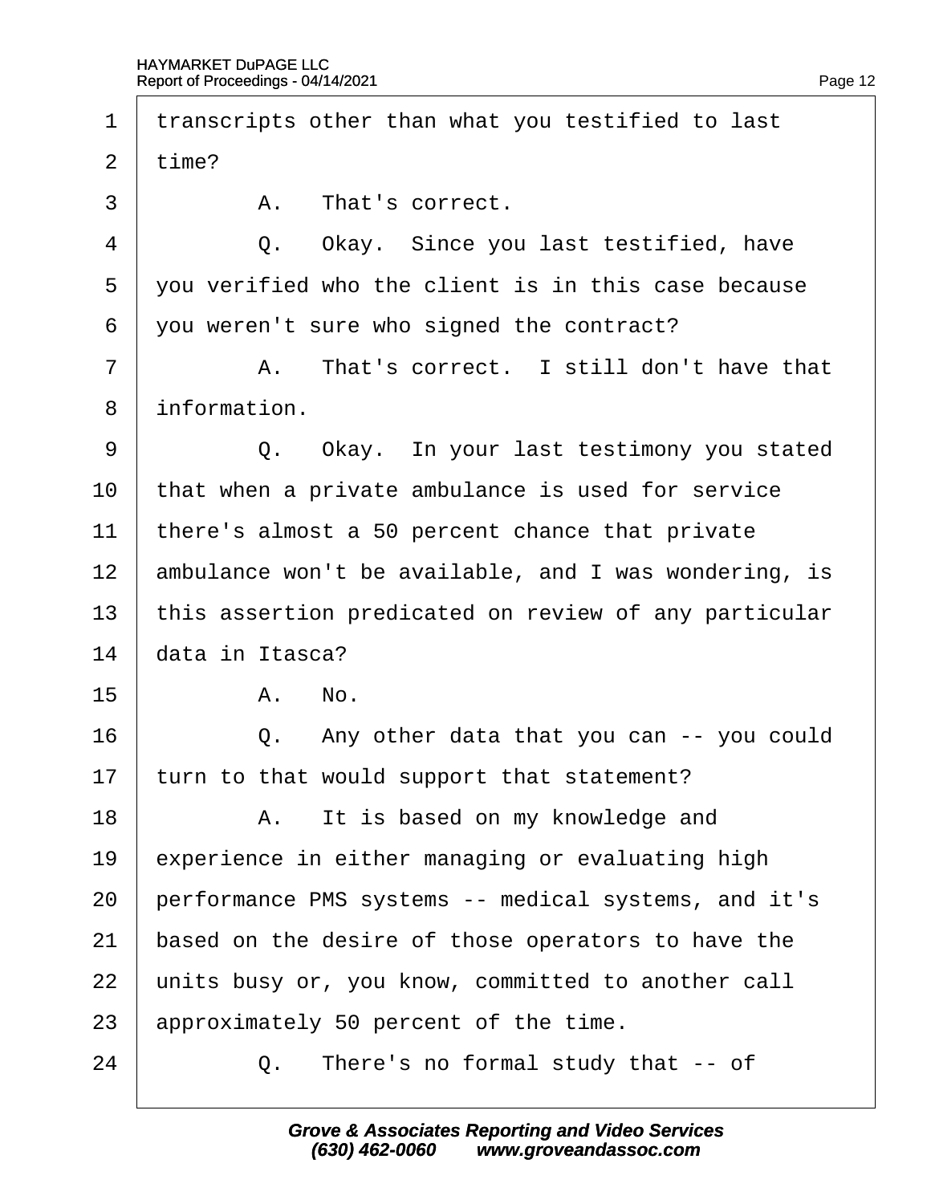1 transcripts other than what you testified to last
2 time?
3 A. That's correct.
4 Q. Okay. Since you last testified, have
5 you verified who the client is in this case because
6 you weren't sure who signed the contract?
7 A. That's correct. I still don't have that
8 information.
9 Q. Okay. In your last testimony you stated
10 that when a private ambulance is used for service
11 there's almost a 50 percent chance that private
12 ambulance won't be available, and I was wondering, is
13 this assertion predicated on review of any particular
14 data in Itasca?
15 A. No.
16 Q. Any other data that you can -- you could
17 turn to that would support that statement?
18 A. It is based on my knowledge and
19 experience in either managing or evaluating high
20 performance PMS systems -- medical systems, and it's
21 based on the desire of those operators to have the
22 units busy or, you know, committed to another call
23 approximately 50 percent of the time.
24 Q. There's no formal study that -- of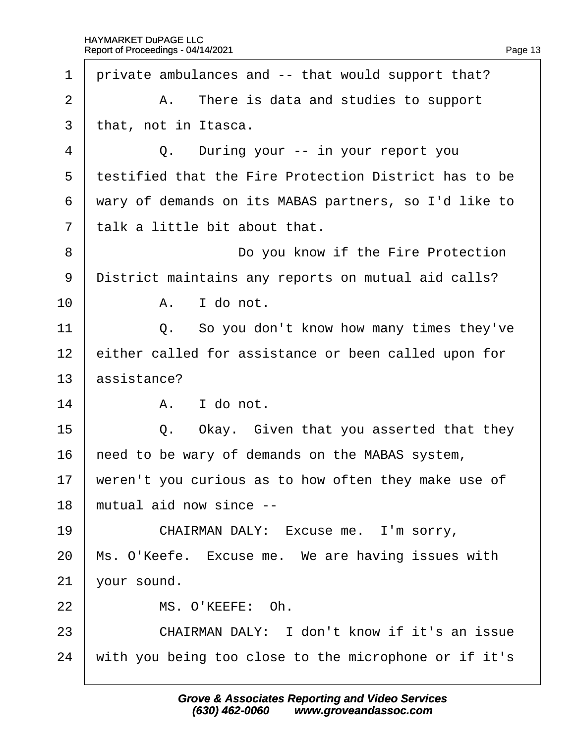1 private ambulances and -- that would support that?

2 A. There is data and studies to support

3 that, not in Itasca.

4 Q. During your -- in your report you

5 testified that the Fire Protection District has to be

6 wary of demands on its MABAS partners, so I'd like to

7 talk a little bit about that.

8 Do you know if the Fire Protection

9 District maintains any reports on mutual aid calls?

10 A. I do not.

11 Q. So you don't know how many times they've

12 either called for assistance or been called upon for

13 assistance?

14 A. I do not.

15 Q. Okay. Given that you asserted that they

16 need to be wary of demands on the MABAS system,

17 weren't you curious as to how often they make use of

18 mutual aid now since --

19 CHAIRMAN DALY: Excuse me. I'm sorry,

20 Ms. O'Keefe. Excuse me. We are having issues with

21 your sound.

22 MS. O'KEEFE: Oh.

23 CHAIRMAN DALY: I don't know if it's an issue

24 with you being too close to the microphone or if it's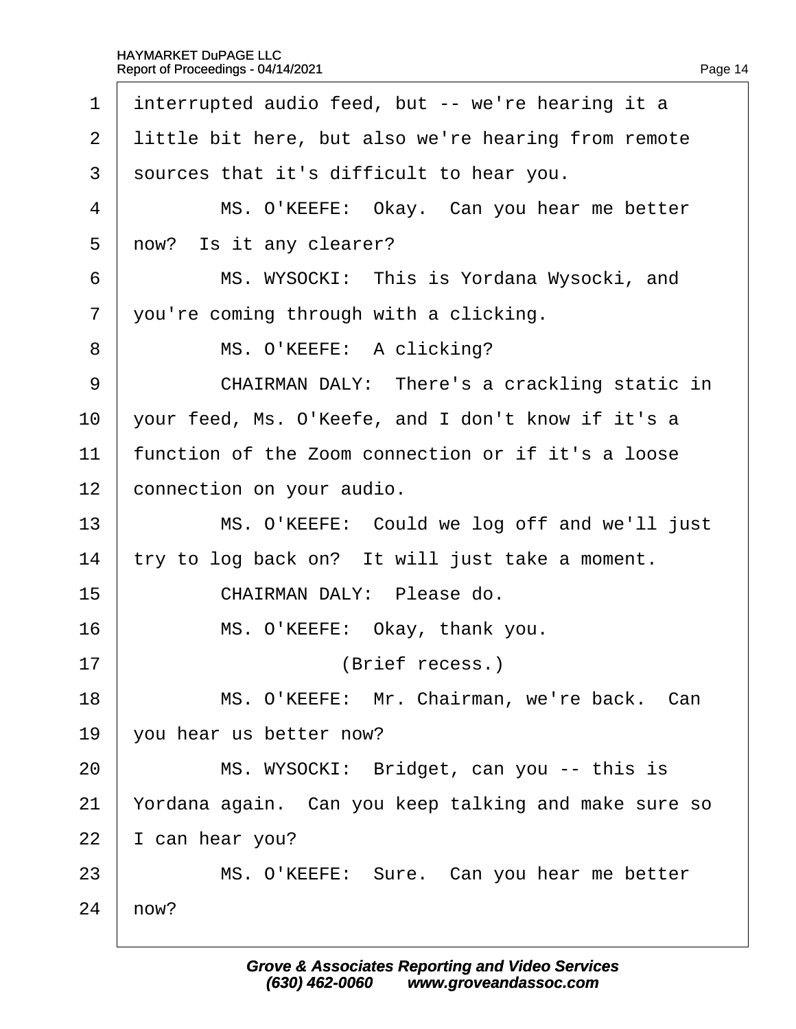interrupted audio feed, but -- we're hearing it a little bit here, but also we're hearing from remote sources that it's difficult to hear you.

MS. O'KEEFE: Okay. Can you hear me better now? Is it any clearer?

MS. WYSOCKI: This is Yordana Wysocki, and you're coming through with a clicking.

MS. O'KEEFE: A clicking?

CHAIRMAN DALY: There's a crackling static in your feed, Ms. O'Keefe, and I don't know if it's a function of the Zoom connection or if it's a loose connection on your audio.

MS. O'KEEFE: Could we log off and we'll just try to log back on? It will just take a moment.

CHAIRMAN DALY: Please do.

MS. O'KEEFE: Okay, thank you.

(Brief recess.)

MS. O'KEEFE: Mr. Chairman, we're back. Can you hear us better now?

MS. WYSOCKI: Bridget, can you -- this is Yordana again. Can you keep talking and make sure so I can hear you?

MS. O'KEEFE: Sure. Can you hear me better now?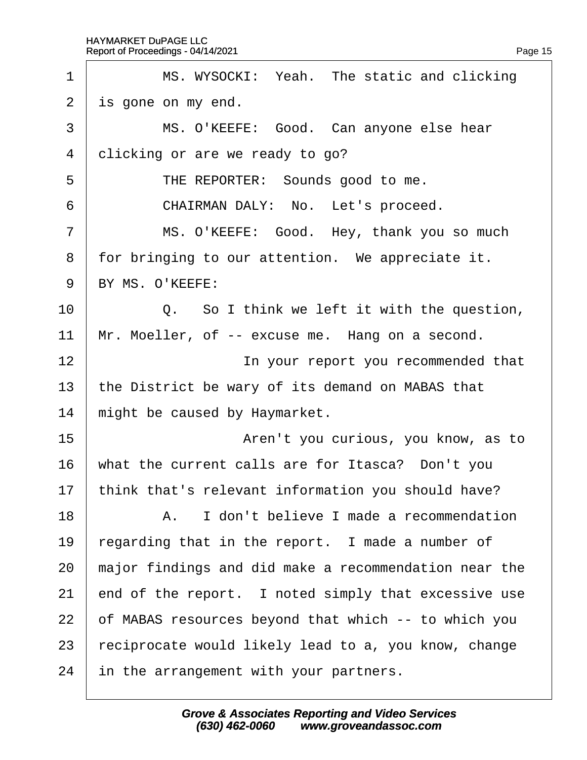MS. WYSOCKI: Yeah. The static and clicking is gone on my end.

MS. O'KEEFE: Good. Can anyone else hear clicking or are we ready to go?

THE REPORTER: Sounds good to me.

CHAIRMAN DALY: No. Let's proceed.

MS. O'KEEFE: Good. Hey, thank you so much for bringing to our attention. We appreciate it.

BY MS. O'KEEFE:

Q. So I think we left it with the question, Mr. Moeller, of -- excuse me. Hang on a second.

In your report you recommended that the District be wary of its demand on MABAS that might be caused by Haymarket.

Aren't you curious, you know, as to what the current calls are for Itasca? Don't you think that's relevant information you should have?

A. I don't believe I made a recommendation regarding that in the report. I made a number of major findings and did make a recommendation near the end of the report. I noted simply that excessive use of MABAS resources beyond that which -- to which you reciprocate would likely lead to a, you know, change in the arrangement with your partners.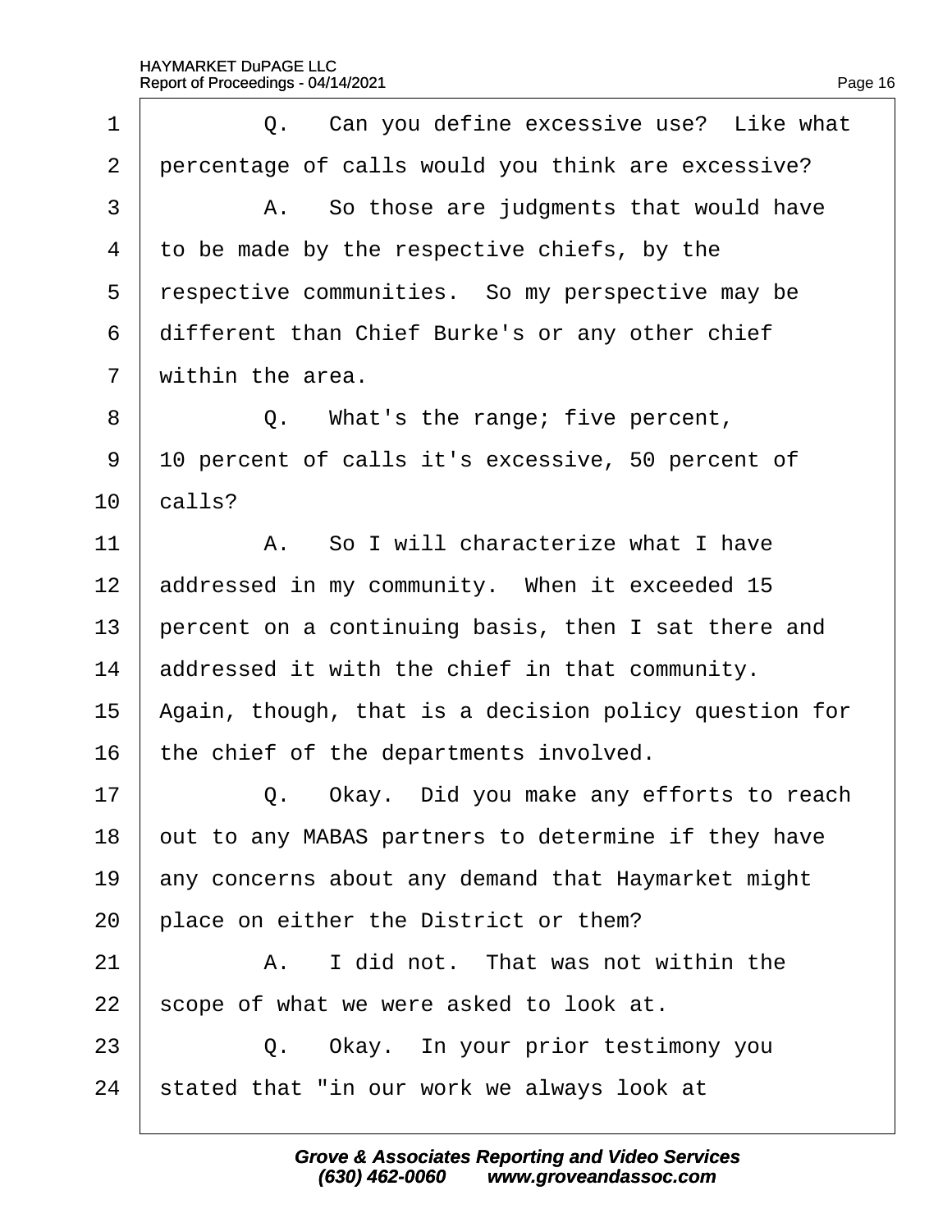1 Q. Can you define excessive use? Like what
2 percentage of calls would you think are excessive?
3 A. So those are judgments that would have
4 to be made by the respective chiefs, by the
5 respective communities. So my perspective may be
6 different than Chief Burke's or any other chief
7 within the area.
8 Q. What's the range; five percent,
9 10 percent of calls it's excessive, 50 percent of
10 calls?
11 A. So I will characterize what I have
12 addressed in my community. When it exceeded 15
13 percent on a continuing basis, then I sat there and
14 addressed it with the chief in that community.
15 Again, though, that is a decision policy question for
16 the chief of the departments involved.
17 Q. Okay. Did you make any efforts to reach
18 out to any MABAS partners to determine if they have
19 any concerns about any demand that Haymarket might
20 place on either the District or them?
21 A. I did not. That was not within the
22 scope of what we were asked to look at.
23 Q. Okay. In your prior testimony you
24 stated that "in our work we always look at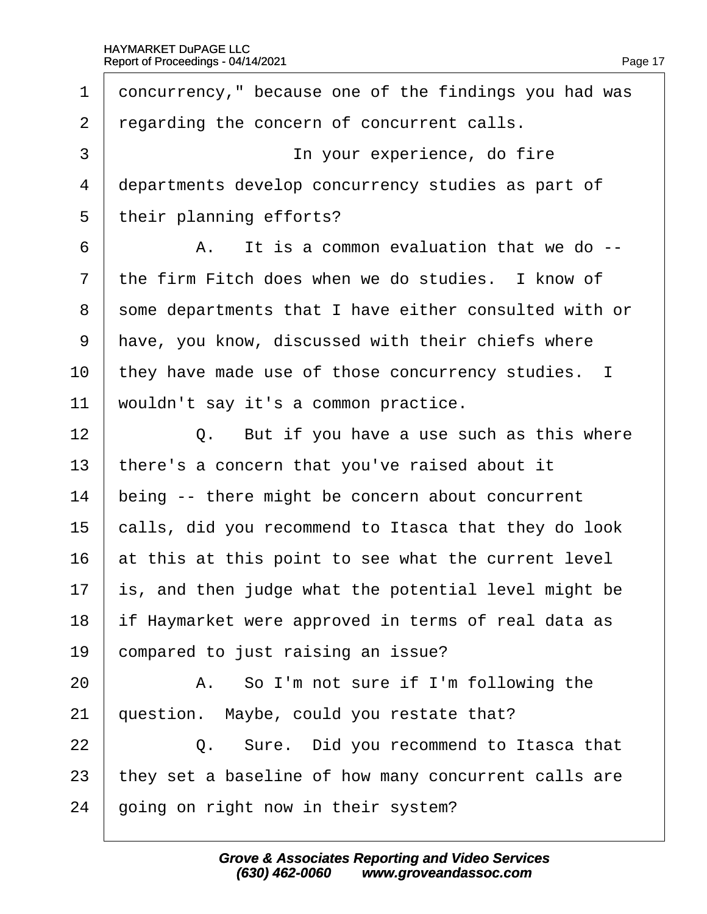concurrency," because one of the findings you had was regarding the concern of concurrent calls.

In your experience, do fire departments develop concurrency studies as part of their planning efforts?

A. It is a common evaluation that we do -- the firm Fitch does when we do studies. I know of some departments that I have either consulted with or have, you know, discussed with their chiefs where they have made use of those concurrency studies. I wouldn't say it's a common practice.

Q. But if you have a use such as this where there's a concern that you've raised about it being -- there might be concern about concurrent calls, did you recommend to Itasca that they do look at this at this point to see what the current level is, and then judge what the potential level might be if Haymarket were approved in terms of real data as compared to just raising an issue?

A. So I'm not sure if I'm following the question. Maybe, could you restate that?

Q. Sure. Did you recommend to Itasca that they set a baseline of how many concurrent calls are going on right now in their system?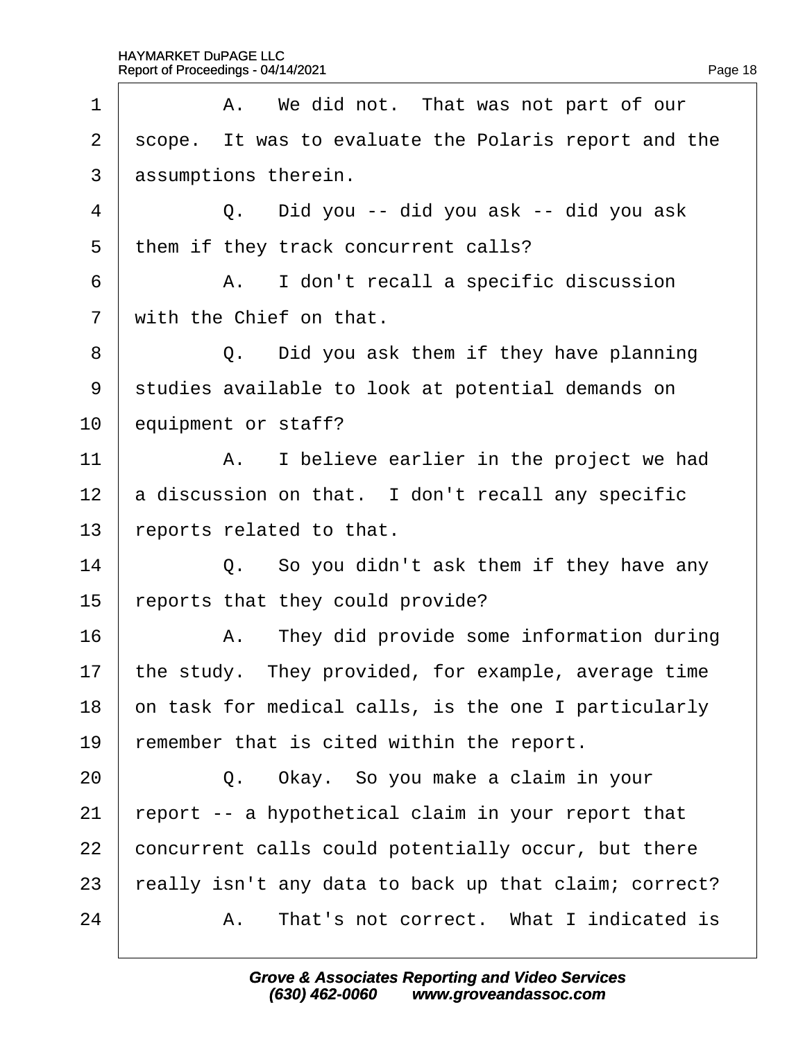1 A. We did not. That was not part of our
2 scope. It was to evaluate the Polaris report and the
3 assumptions therein.
4 Q. Did you -- did you ask -- did you ask
5 them if they track concurrent calls?
6 A. I don't recall a specific discussion
7 with the Chief on that.
8 Q. Did you ask them if they have planning
9 studies available to look at potential demands on
10 equipment or staff?
11 A. I believe earlier in the project we had
12 a discussion on that. I don't recall any specific
13 reports related to that.
14 Q. So you didn't ask them if they have any
15 reports that they could provide?
16 A. They did provide some information during
17 the study. They provided, for example, average time
18 on task for medical calls, is the one I particularly
19 remember that is cited within the report.
20 Q. Okay. So you make a claim in your
21 report -- a hypothetical claim in your report that
22 concurrent calls could potentially occur, but there
23 really isn't any data to back up that claim; correct?
24 A. That's not correct. What I indicated is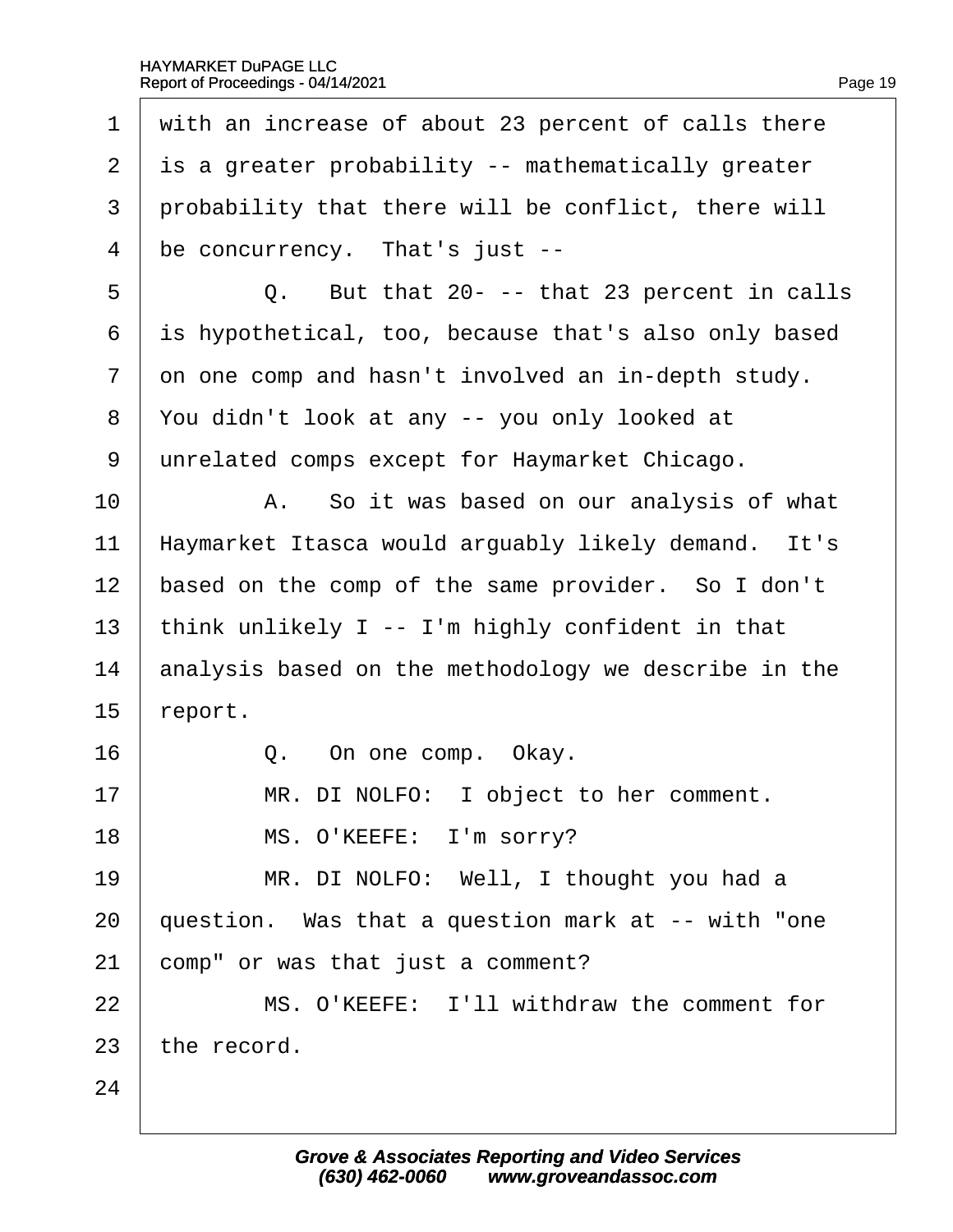with an increase of about 23 percent of calls there is a greater probability -- mathematically greater probability that there will be conflict, there will be concurrency. That's just --

Q. But that 20- -- that 23 percent in calls is hypothetical, too, because that's also only based on one comp and hasn't involved an in-depth study. You didn't look at any -- you only looked at unrelated comps except for Haymarket Chicago.

A. So it was based on our analysis of what Haymarket Itasca would arguably likely demand. It's based on the comp of the same provider. So I don't think unlikely I -- I'm highly confident in that analysis based on the methodology we describe in the report.

Q. On one comp. Okay.

MR. DI NOLFO: I object to her comment.

MS. O'KEEFE: I'm sorry?

MR. DI NOLFO: Well, I thought you had a question. Was that a question mark at -- with "one comp" or was that just a comment?

MS. O'KEEFE: I'll withdraw the comment for the record.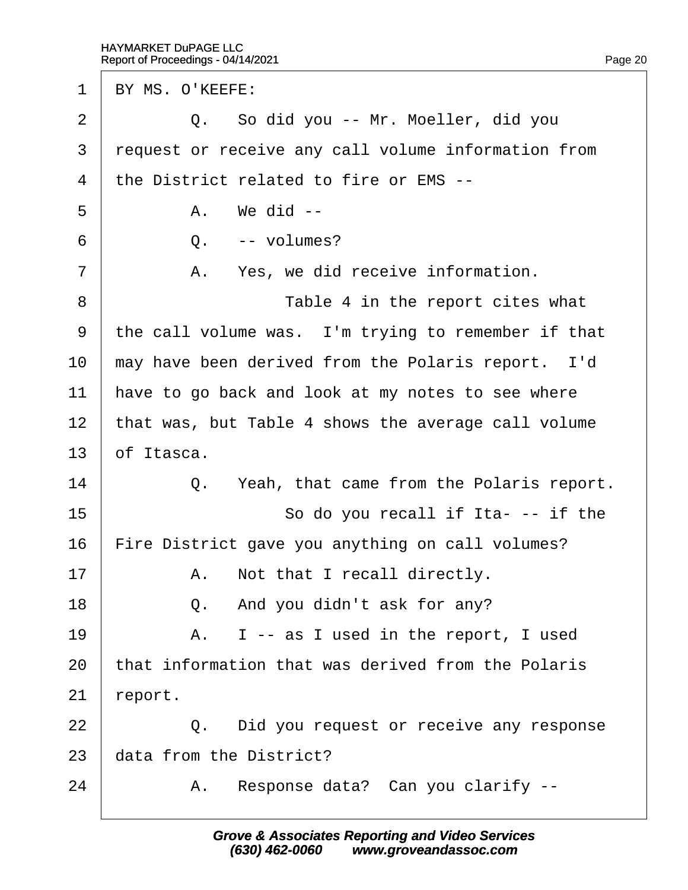BY MS. O'KEEFE:

Q. So did you -- Mr. Moeller, did you request or receive any call volume information from the District related to fire or EMS --

A. We did --

Q. -- volumes?

A. Yes, we did receive information.

Table 4 in the report cites what the call volume was. I'm trying to remember if that may have been derived from the Polaris report. I'd have to go back and look at my notes to see where that was, but Table 4 shows the average call volume of Itasca.

Q. Yeah, that came from the Polaris report.

So do you recall if Ita- -- if the Fire District gave you anything on call volumes?

A. Not that I recall directly.

Q. And you didn't ask for any?

A. I -- as I used in the report, I used that information that was derived from the Polaris report.

Q. Did you request or receive any response data from the District?

A. Response data? Can you clarify --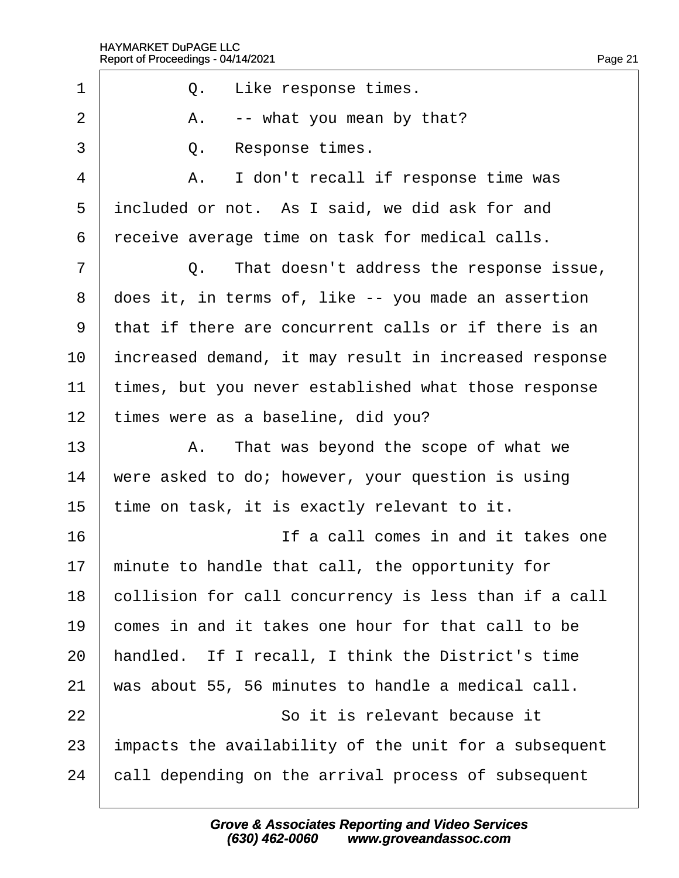Q. Like response times.

A. -- what you mean by that?

Q. Response times.

A. I don't recall if response time was included or not. As I said, we did ask for and receive average time on task for medical calls.

Q. That doesn't address the response issue, does it, in terms of, like -- you made an assertion that if there are concurrent calls or if there is an increased demand, it may result in increased response times, but you never established what those response times were as a baseline, did you?

A. That was beyond the scope of what we were asked to do; however, your question is using time on task, it is exactly relevant to it.

If a call comes in and it takes one minute to handle that call, the opportunity for collision for call concurrency is less than if a call comes in and it takes one hour for that call to be handled. If I recall, I think the District's time was about 55, 56 minutes to handle a medical call.

So it is relevant because it impacts the availability of the unit for a subsequent call depending on the arrival process of subsequent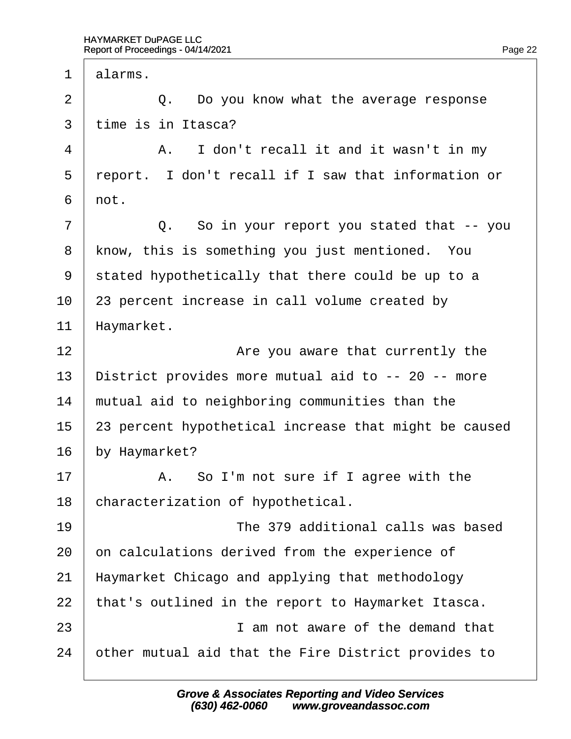1 alarms.

2 Q. Do you know what the average response

3 time is in Itasca?

4 A. I don't recall it and it wasn't in my

5 report. I don't recall if I saw that information or

6 not.

7 Q. So in your report you stated that -- you

8 know, this is something you just mentioned. You

9 stated hypothetically that there could be up to a

10 23 percent increase in call volume created by

11 Haymarket.

12 Are you aware that currently the

13 District provides more mutual aid to -- 20 -- more

14 mutual aid to neighboring communities than the

15 23 percent hypothetical increase that might be caused

16 by Haymarket?

17 A. So I'm not sure if I agree with the

18 characterization of hypothetical.

19 The 379 additional calls was based

20 on calculations derived from the experience of

21 Haymarket Chicago and applying that methodology

22 that's outlined in the report to Haymarket Itasca.

23 I am not aware of the demand that

24 other mutual aid that the Fire District provides to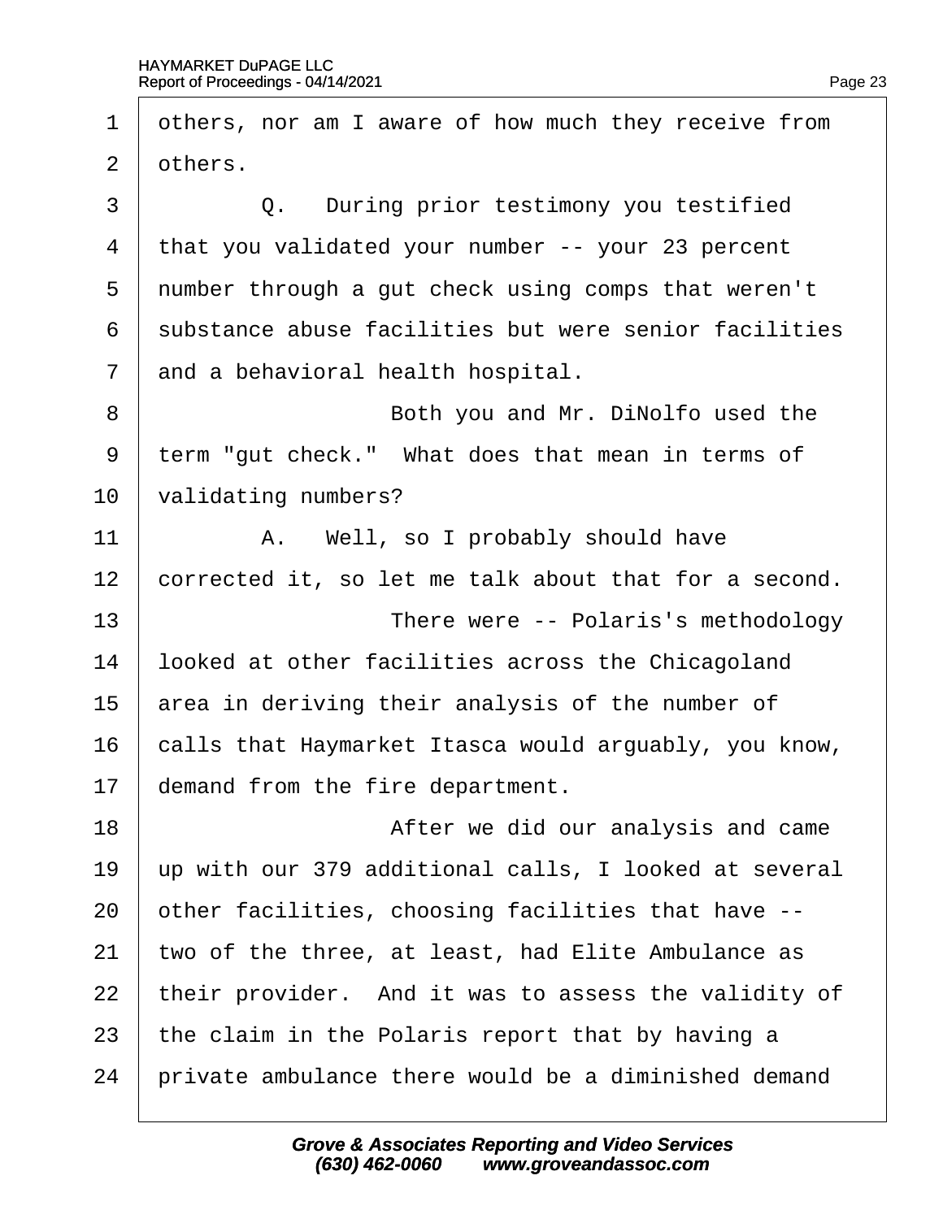others, nor am I aware of how much they receive from others.

Q. During prior testimony you testified that you validated your number -- your 23 percent number through a gut check using comps that weren't substance abuse facilities but were senior facilities and a behavioral health hospital.

Both you and Mr. DiNolfo used the term "gut check." What does that mean in terms of validating numbers?

A. Well, so I probably should have corrected it, so let me talk about that for a second.

There were -- Polaris's methodology looked at other facilities across the Chicagoland area in deriving their analysis of the number of calls that Haymarket Itasca would arguably, you know, demand from the fire department.

After we did our analysis and came up with our 379 additional calls, I looked at several other facilities, choosing facilities that have -- two of the three, at least, had Elite Ambulance as their provider. And it was to assess the validity of the claim in the Polaris report that by having a private ambulance there would be a diminished demand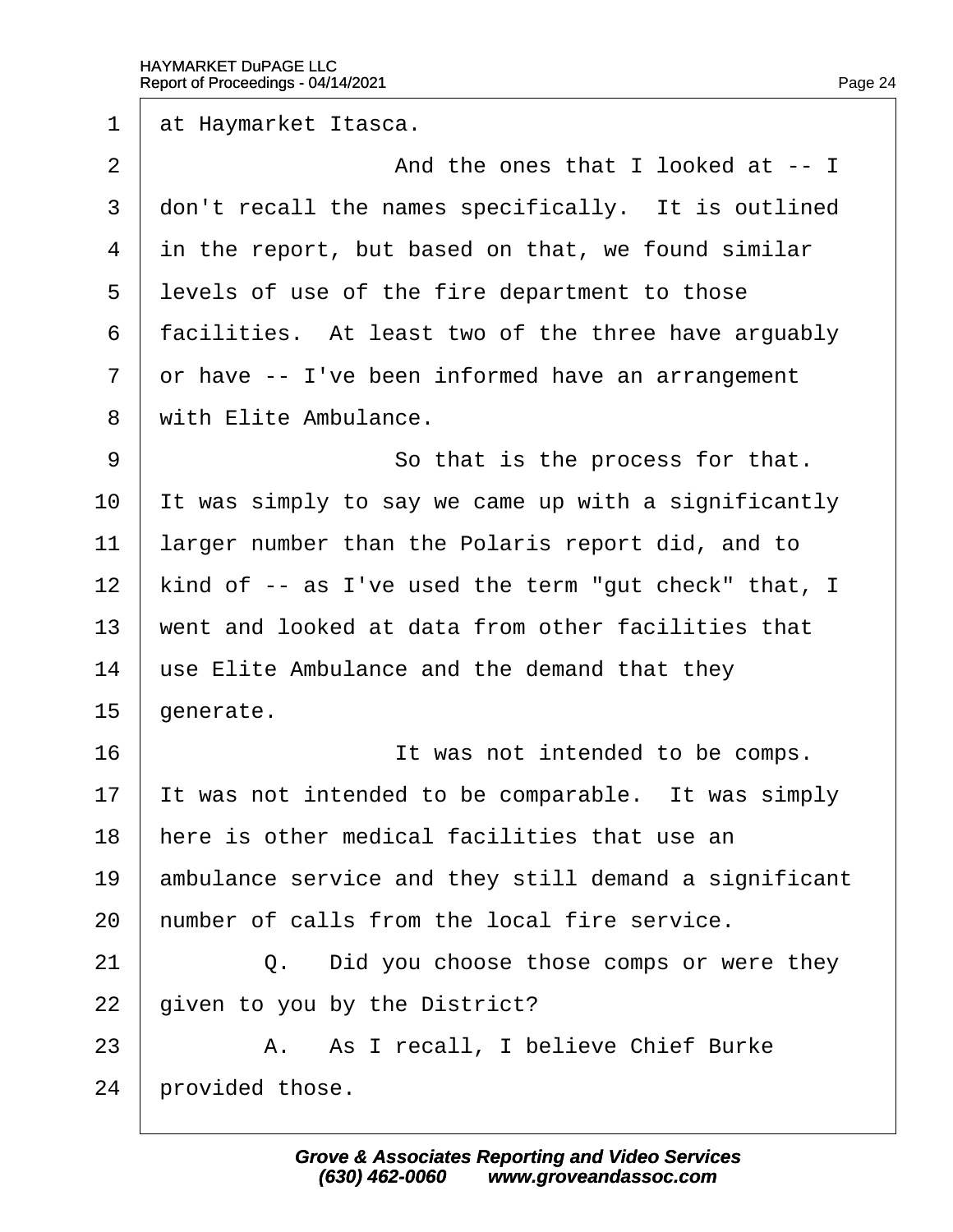1 at Haymarket Itasca.

2 And the ones that I looked at -- I

3 don't recall the names specifically. It is outlined

4 in the report, but based on that, we found similar

5 levels of use of the fire department to those

6 facilities. At least two of the three have arguably

7 or have -- I've been informed have an arrangement

8 with Elite Ambulance.

9 So that is the process for that.

10 It was simply to say we came up with a significantly

11 larger number than the Polaris report did, and to

12 kind of -- as I've used the term "gut check" that, I

13 went and looked at data from other facilities that

14 use Elite Ambulance and the demand that they

15 generate.

16 It was not intended to be comps.

17 It was not intended to be comparable. It was simply

18 here is other medical facilities that use an

19 ambulance service and they still demand a significant

20 number of calls from the local fire service.

21 Q. Did you choose those comps or were they

22 given to you by the District?

23 A. As I recall, I believe Chief Burke

24 provided those.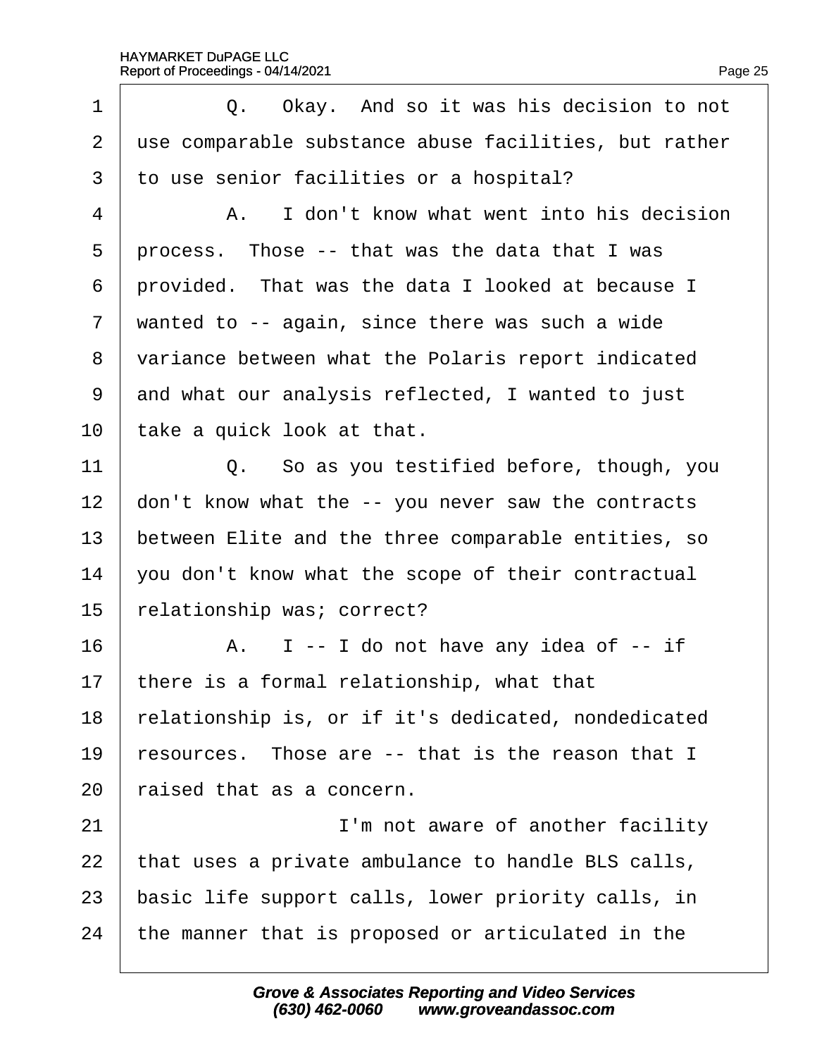Q. Okay. And so it was his decision to not use comparable substance abuse facilities, but rather to use senior facilities or a hospital?

A. I don't know what went into his decision process. Those -- that was the data that I was provided. That was the data I looked at because I wanted to -- again, since there was such a wide variance between what the Polaris report indicated and what our analysis reflected, I wanted to just take a quick look at that.

Q. So as you testified before, though, you don't know what the -- you never saw the contracts between Elite and the three comparable entities, so you don't know what the scope of their contractual relationship was; correct?

A. I -- I do not have any idea of -- if there is a formal relationship, what that relationship is, or if it's dedicated, nondedicated resources. Those are -- that is the reason that I raised that as a concern.

I'm not aware of another facility that uses a private ambulance to handle BLS calls, basic life support calls, lower priority calls, in the manner that is proposed or articulated in the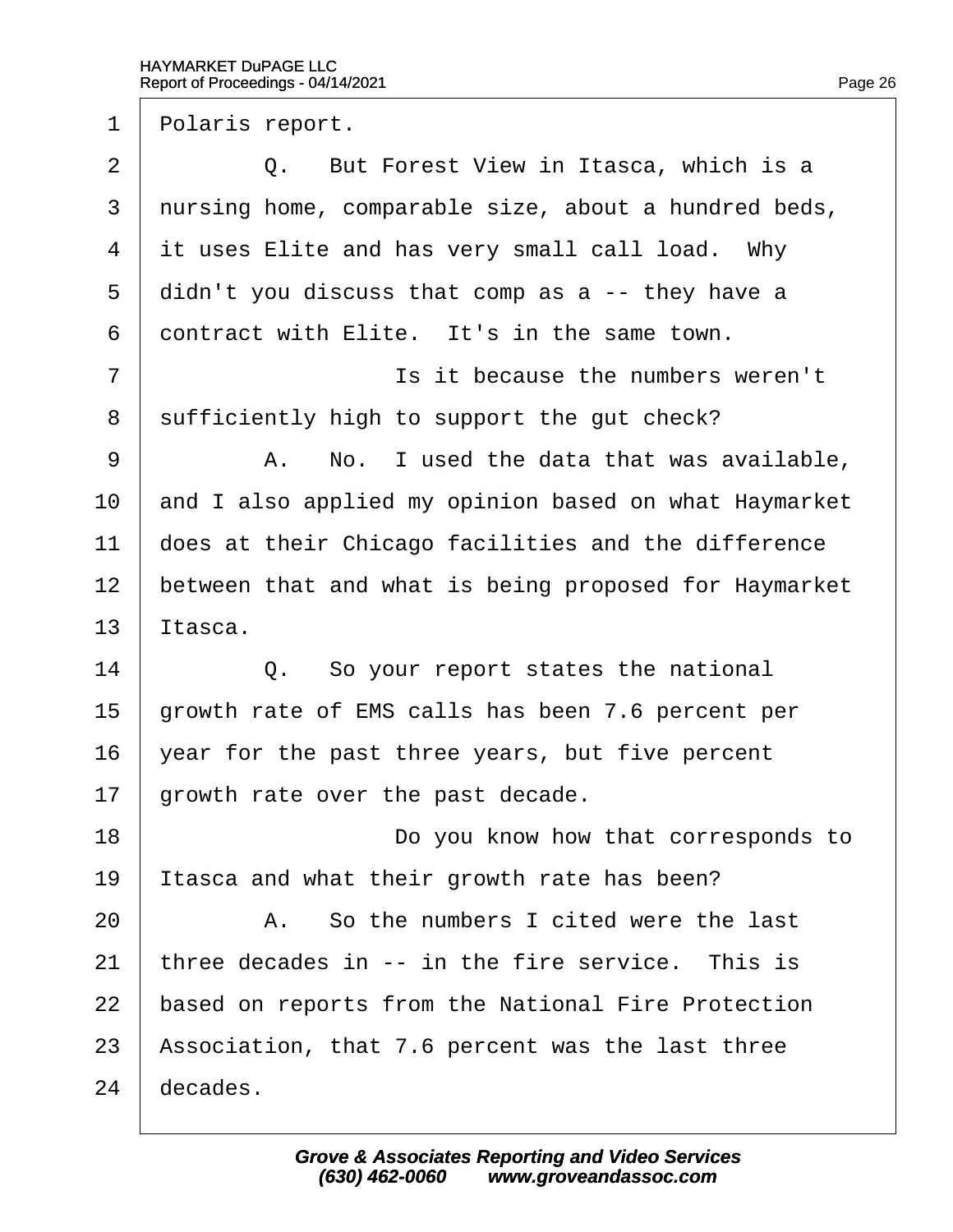1 Polaris report.

2 Q. But Forest View in Itasca, which is a

3 nursing home, comparable size, about a hundred beds,

4 it uses Elite and has very small call load. Why

5 didn't you discuss that comp as a -- they have a

6 contract with Elite. It's in the same town.

7 Is it because the numbers weren't

8 sufficiently high to support the gut check?

9 A. No. I used the data that was available,

10 and I also applied my opinion based on what Haymarket

11 does at their Chicago facilities and the difference

12 between that and what is being proposed for Haymarket

13 Itasca.

14 Q. So your report states the national

15 growth rate of EMS calls has been 7.6 percent per

16 year for the past three years, but five percent

17 growth rate over the past decade.

18 Do you know how that corresponds to

19 Itasca and what their growth rate has been?

20 A. So the numbers I cited were the last

21 three decades in -- in the fire service. This is

22 based on reports from the National Fire Protection

23 Association, that 7.6 percent was the last three

24 decades.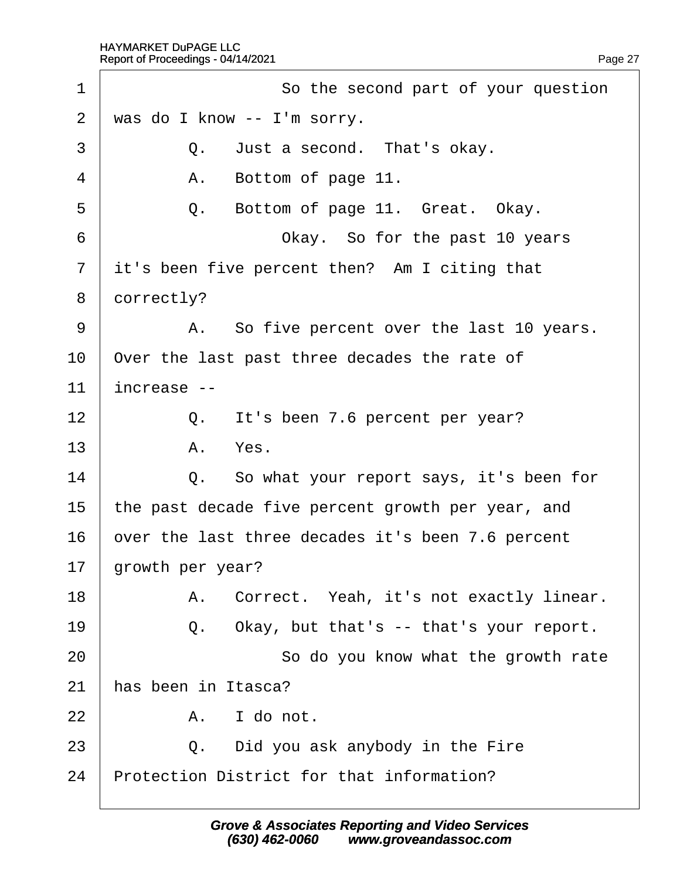1 So the second part of your question

2 was do I know -- I'm sorry.

3 Q. Just a second. That's okay.

4 A. Bottom of page 11.

5 Q. Bottom of page 11. Great. Okay.

6 Okay. So for the past 10 years

7 it's been five percent then? Am I citing that

8 correctly?

9 A. So five percent over the last 10 years.

10 Over the last past three decades the rate of

11 increase --

12 Q. It's been 7.6 percent per year?

13 A. Yes.

14 Q. So what your report says, it's been for

15 the past decade five percent growth per year, and

16 over the last three decades it's been 7.6 percent

17 growth per year?

18 A. Correct. Yeah, it's not exactly linear.

19 Q. Okay, but that's -- that's your report.

20 So do you know what the growth rate

21 has been in Itasca?

22 A. I do not.

23 Q. Did you ask anybody in the Fire

24 Protection District for that information?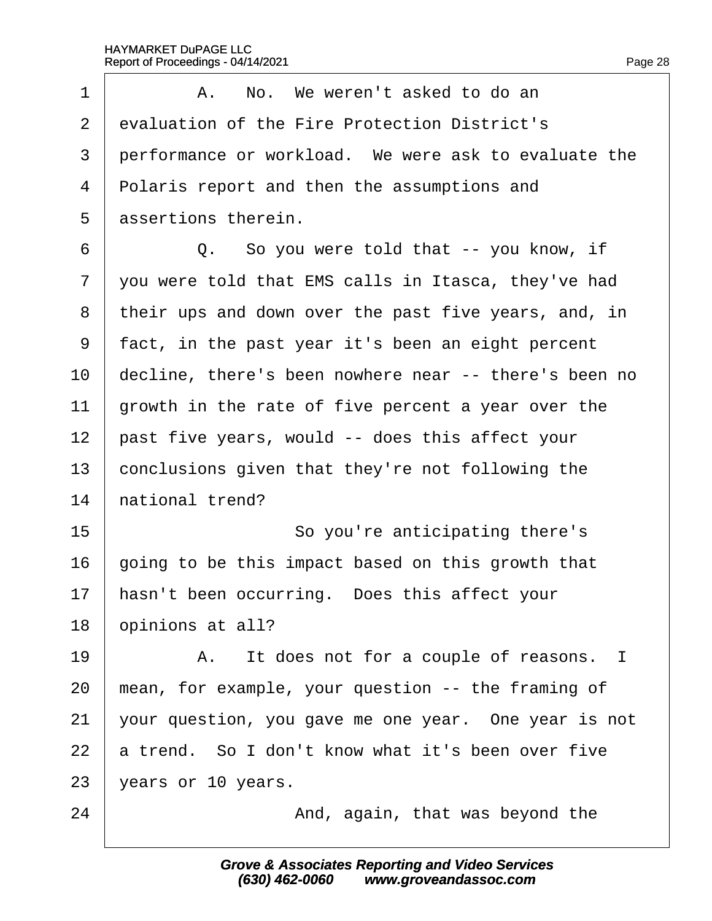1 A. No. We weren't asked to do an
2 evaluation of the Fire Protection District's
3 performance or workload. We were ask to evaluate the
4 Polaris report and then the assumptions and
5 assertions therein.
6 Q. So you were told that -- you know, if
7 you were told that EMS calls in Itasca, they've had
8 their ups and down over the past five years, and, in
9 fact, in the past year it's been an eight percent
10 decline, there's been nowhere near -- there's been no
11 growth in the rate of five percent a year over the
12 past five years, would -- does this affect your
13 conclusions given that they're not following the
14 national trend?
15 So you're anticipating there's
16 going to be this impact based on this growth that
17 hasn't been occurring. Does this affect your
18 opinions at all?
19 A. It does not for a couple of reasons. I
20 mean, for example, your question -- the framing of
21 your question, you gave me one year. One year is not
22 a trend. So I don't know what it's been over five
23 years or 10 years.
24 And, again, that was beyond the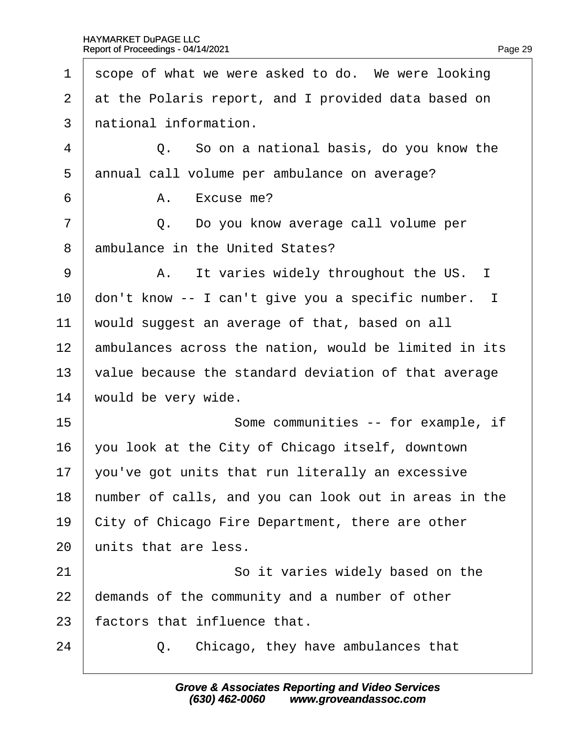1 scope of what we were asked to do. We were looking
2 at the Polaris report, and I provided data based on
3 national information.

4 Q. So on a national basis, do you know the
5 annual call volume per ambulance on average?

6 A. Excuse me?

7 Q. Do you know average call volume per
8 ambulance in the United States?

9 A. It varies widely throughout the US. I
10 don't know -- I can't give you a specific number. I
11 would suggest an average of that, based on all
12 ambulances across the nation, would be limited in its
13 value because the standard deviation of that average
14 would be very wide.

15 Some communities -- for example, if
16 you look at the City of Chicago itself, downtown
17 you've got units that run literally an excessive
18 number of calls, and you can look out in areas in the
19 City of Chicago Fire Department, there are other
20 units that are less.

21 So it varies widely based on the
22 demands of the community and a number of other
23 factors that influence that.

24 Q. Chicago, they have ambulances that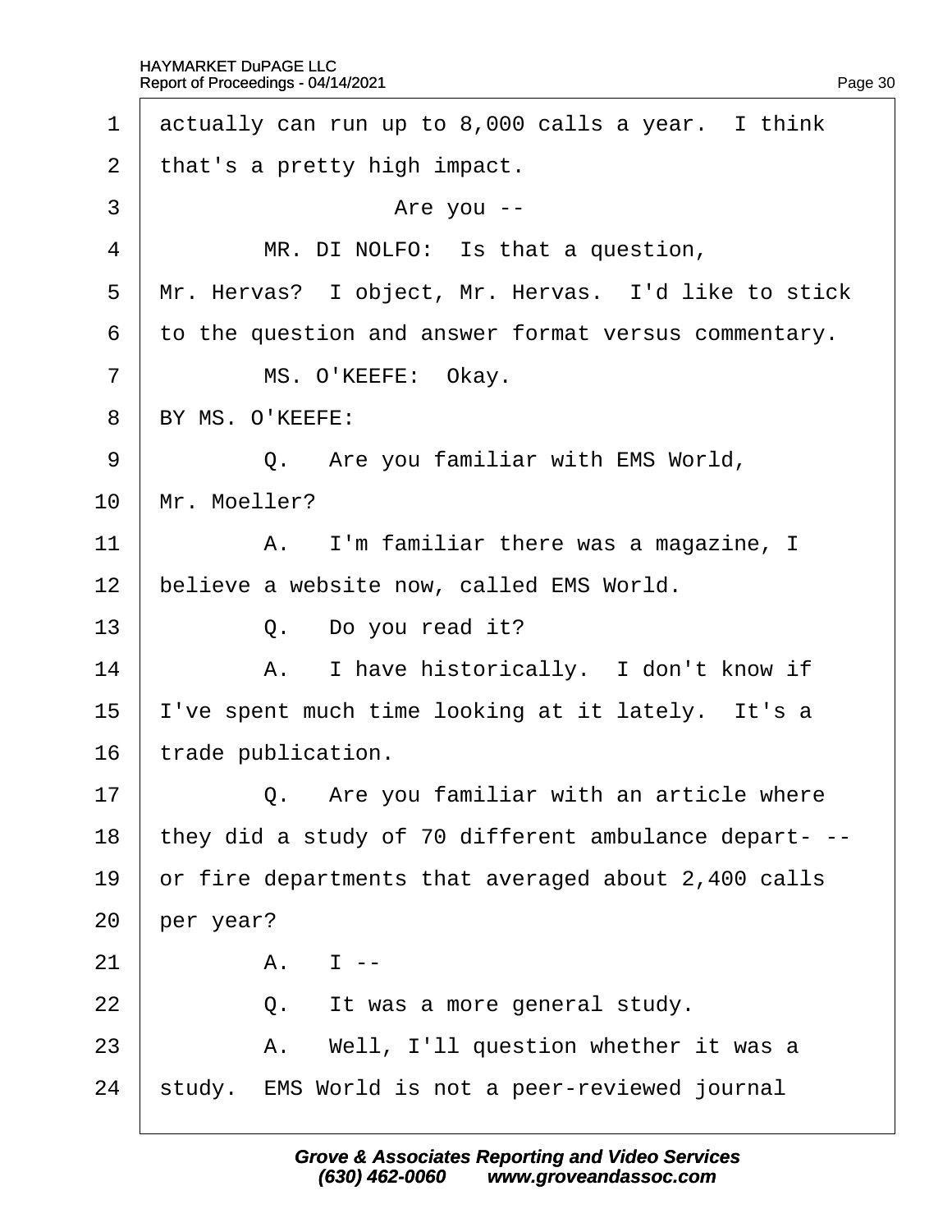1 actually can run up to 8,000 calls a year. I think
2 that's a pretty high impact.
3 Are you --
4 MR. DI NOLFO: Is that a question,
5 Mr. Hervas? I object, Mr. Hervas. I'd like to stick
6 to the question and answer format versus commentary.
7 MS. O'KEEFE: Okay.
8 BY MS. O'KEEFE:
9 Q. Are you familiar with EMS World,
10 Mr. Moeller?
11 A. I'm familiar there was a magazine, I
12 believe a website now, called EMS World.
13 Q. Do you read it?
14 A. I have historically. I don't know if
15 I've spent much time looking at it lately. It's a
16 trade publication.
17 Q. Are you familiar with an article where
18 they did a study of 70 different ambulance depart- --
19 or fire departments that averaged about 2,400 calls
20 per year?
21 A. I --
22 Q. It was a more general study.
23 A. Well, I'll question whether it was a
24 study. EMS World is not a peer-reviewed journal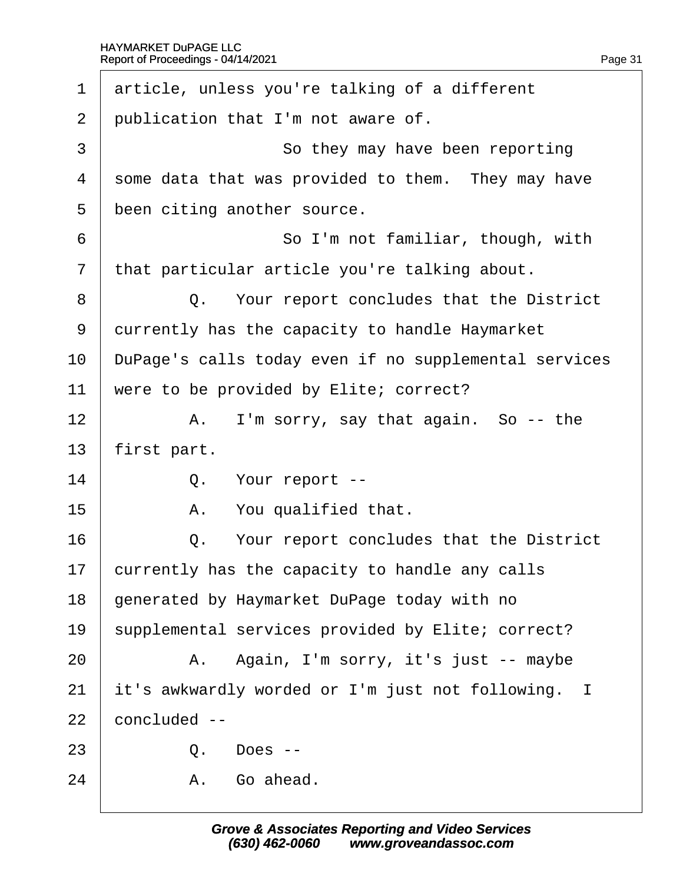1 article, unless you're talking of a different
2 publication that I'm not aware of.
3 So they may have been reporting
4 some data that was provided to them. They may have
5 been citing another source.
6 So I'm not familiar, though, with
7 that particular article you're talking about.
8 Q. Your report concludes that the District
9 currently has the capacity to handle Haymarket
10 DuPage's calls today even if no supplemental services
11 were to be provided by Elite; correct?
12 A. I'm sorry, say that again. So -- the
13 first part.
14 Q. Your report --
15 A. You qualified that.
16 Q. Your report concludes that the District
17 currently has the capacity to handle any calls
18 generated by Haymarket DuPage today with no
19 supplemental services provided by Elite; correct?
20 A. Again, I'm sorry, it's just -- maybe
21 it's awkwardly worded or I'm just not following. I
22 concluded --
23 Q. Does --
24 A. Go ahead.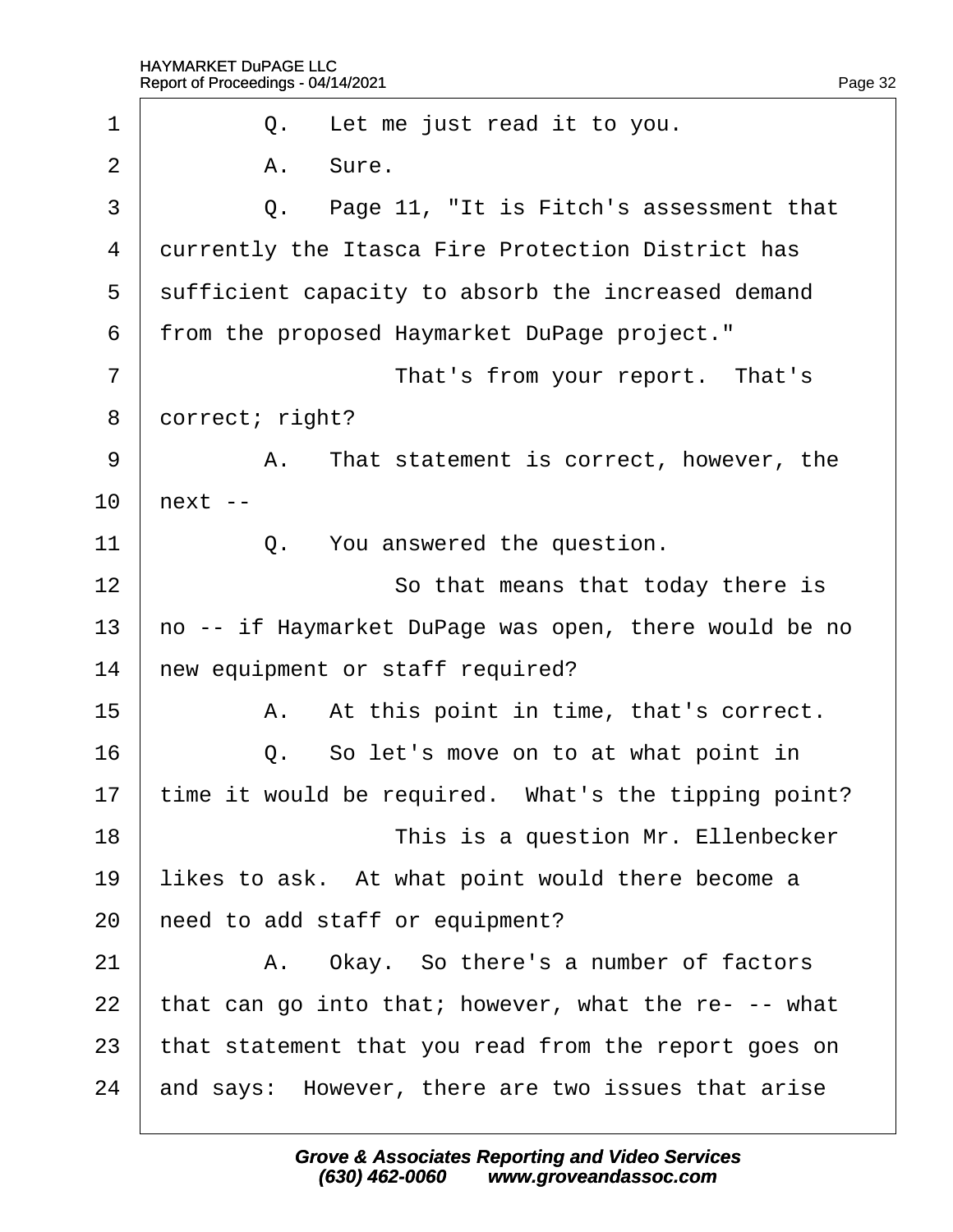1 Q. Let me just read it to you.

2 A. Sure.

3 Q. Page 11, "It is Fitch's assessment that

4 currently the Itasca Fire Protection District has

5 sufficient capacity to absorb the increased demand

6 from the proposed Haymarket DuPage project."

7 That's from your report. That's

8 correct; right?

9 A. That statement is correct, however, the

10 next --

11 Q. You answered the question.

12 So that means that today there is

13 no -- if Haymarket DuPage was open, there would be no

14 new equipment or staff required?

15 A. At this point in time, that's correct.

16 Q. So let's move on to at what point in

17 time it would be required. What's the tipping point?

18 This is a question Mr. Ellenbecker

19 likes to ask. At what point would there become a

20 need to add staff or equipment?

21 A. Okay. So there's a number of factors

22 that can go into that; however, what the re- -- what

23 that statement that you read from the report goes on

24 and says: However, there are two issues that arise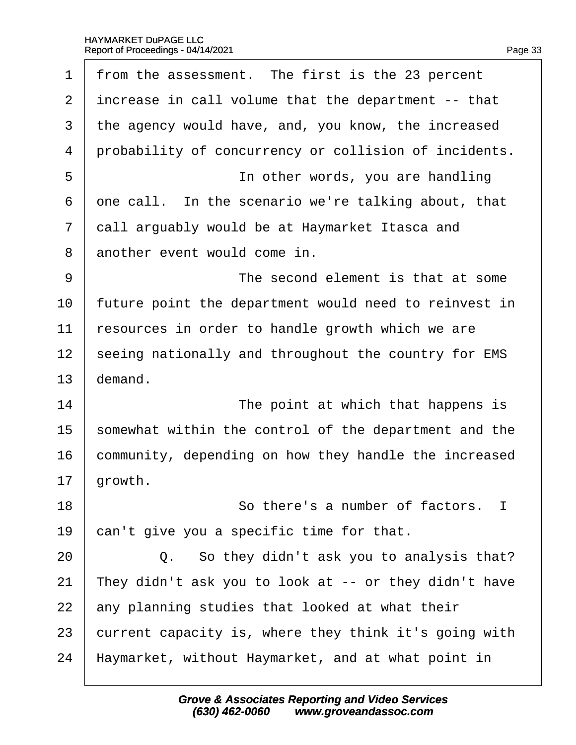1 from the assessment. The first is the 23 percent
2 increase in call volume that the department -- that
3 the agency would have, and, you know, the increased
4 probability of concurrency or collision of incidents.
5 In other words, you are handling
6 one call. In the scenario we're talking about, that
7 call arguably would be at Haymarket Itasca and
8 another event would come in.
9 The second element is that at some
10 future point the department would need to reinvest in
11 resources in order to handle growth which we are
12 seeing nationally and throughout the country for EMS
13 demand.
14 The point at which that happens is
15 somewhat within the control of the department and the
16 community, depending on how they handle the increased
17 growth.
18 So there's a number of factors. I
19 can't give you a specific time for that.
20 Q. So they didn't ask you to analysis that?
21 They didn't ask you to look at -- or they didn't have
22 any planning studies that looked at what their
23 current capacity is, where they think it's going with
24 Haymarket, without Haymarket, and at what point in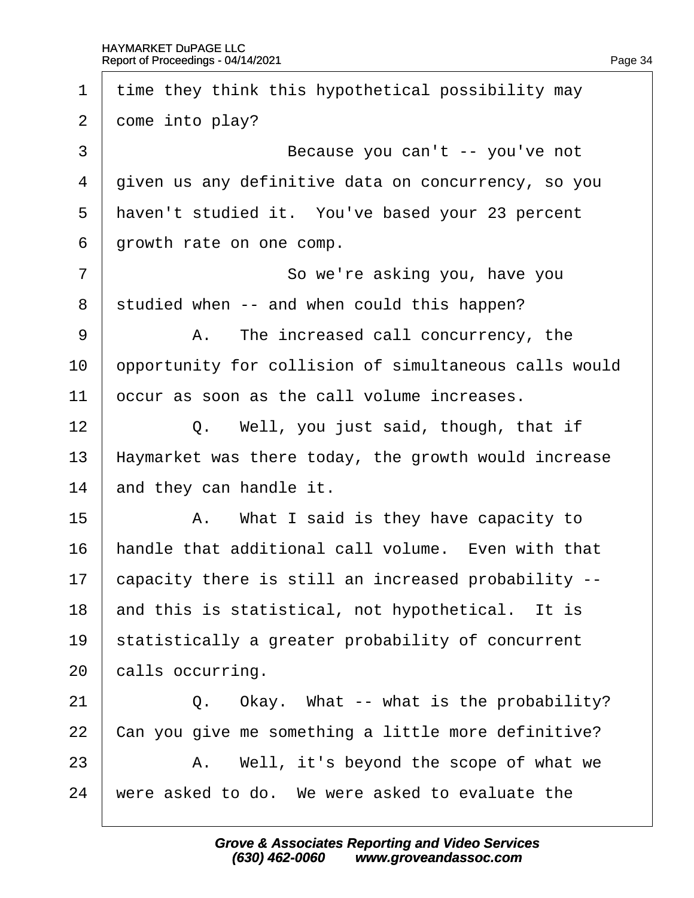1 time they think this hypothetical possibility may
2 come into play?
3 Because you can't -- you've not
4 given us any definitive data on concurrency, so you
5 haven't studied it. You've based your 23 percent
6 growth rate on one comp.
7 So we're asking you, have you
8 studied when -- and when could this happen?
9 A. The increased call concurrency, the
10 opportunity for collision of simultaneous calls would
11 occur as soon as the call volume increases.
12 Q. Well, you just said, though, that if
13 Haymarket was there today, the growth would increase
14 and they can handle it.
15 A. What I said is they have capacity to
16 handle that additional call volume. Even with that
17 capacity there is still an increased probability --
18 and this is statistical, not hypothetical. It is
19 statistically a greater probability of concurrent
20 calls occurring.
21 Q. Okay. What -- what is the probability?
22 Can you give me something a little more definitive?
23 A. Well, it's beyond the scope of what we
24 were asked to do. We were asked to evaluate the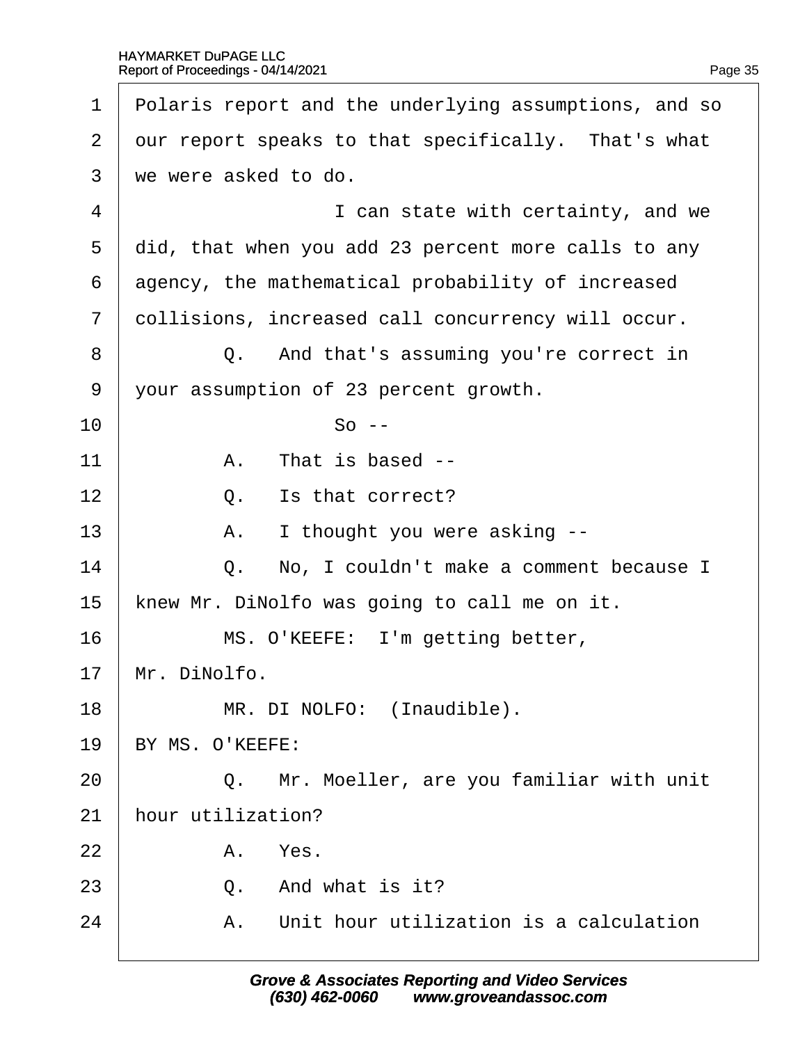1 Polaris report and the underlying assumptions, and so
2 our report speaks to that specifically. That's what
3 we were asked to do.
4 I can state with certainty, and we
5 did, that when you add 23 percent more calls to any
6 agency, the mathematical probability of increased
7 collisions, increased call concurrency will occur.
8 Q. And that's assuming you're correct in
9 your assumption of 23 percent growth.
10 So --
11 A. That is based --
12 Q. Is that correct?
13 A. I thought you were asking --
14 Q. No, I couldn't make a comment because I
15 knew Mr. DiNolfo was going to call me on it.
16 MS. O'KEEFE: I'm getting better,
17 Mr. DiNolfo.
18 MR. DI NOLFO: (Inaudible).
19 BY MS. O'KEEFE:
20 Q. Mr. Moeller, are you familiar with unit
21 hour utilization?
22 A. Yes.
23 Q. And what is it?
24 A. Unit hour utilization is a calculation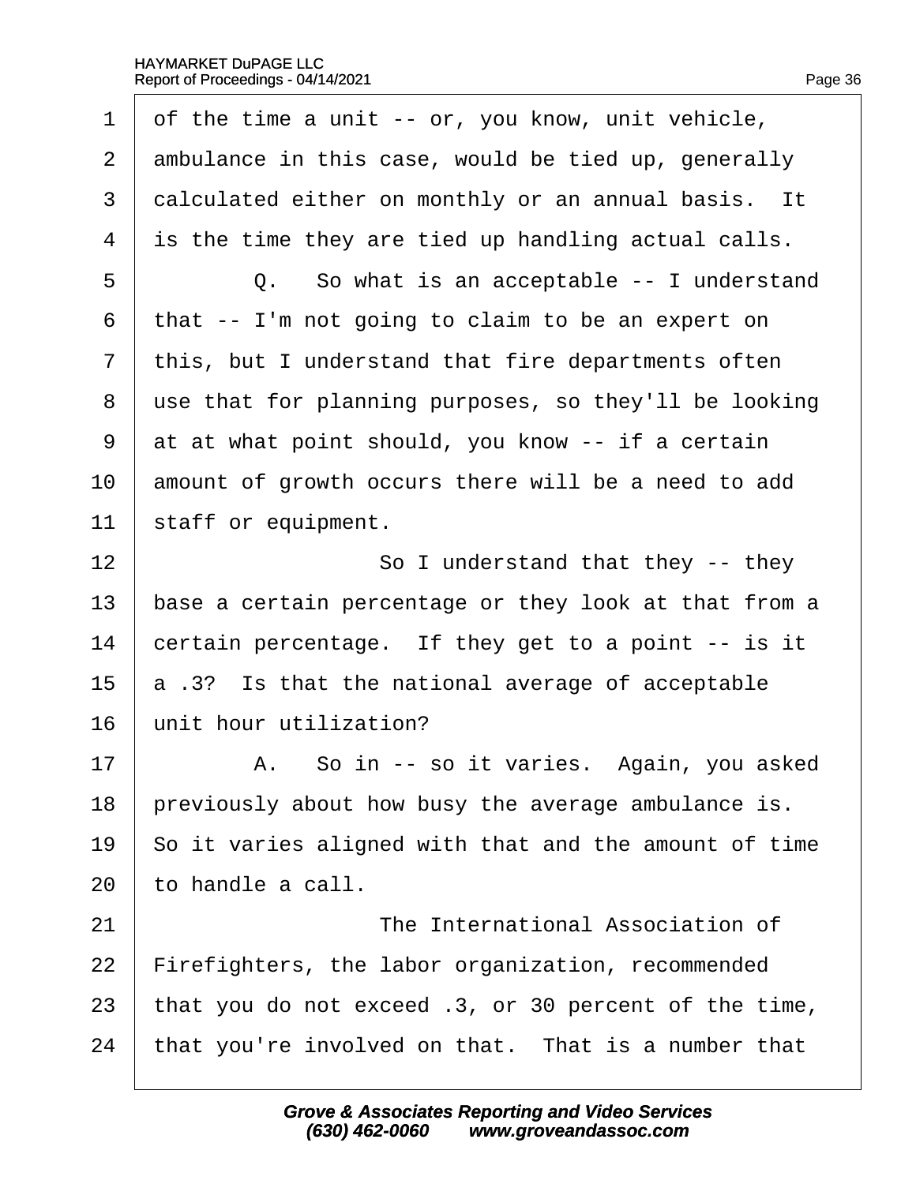1 of the time a unit -- or, you know, unit vehicle,
2 ambulance in this case, would be tied up, generally
3 calculated either on monthly or an annual basis. It
4 is the time they are tied up handling actual calls.

5 Q. So what is an acceptable -- I understand
6 that -- I'm not going to claim to be an expert on
7 this, but I understand that fire departments often
8 use that for planning purposes, so they'll be looking
9 at at what point should, you know -- if a certain
10 amount of growth occurs there will be a need to add
11 staff or equipment.

12 So I understand that they -- they
13 base a certain percentage or they look at that from a
14 certain percentage. If they get to a point -- is it
15 a .3? Is that the national average of acceptable
16 unit hour utilization?

17 A. So in -- so it varies. Again, you asked
18 previously about how busy the average ambulance is.
19 So it varies aligned with that and the amount of time
20 to handle a call.

21 The International Association of
22 Firefighters, the labor organization, recommended
23 that you do not exceed .3, or 30 percent of the time,
24 that you're involved on that. That is a number that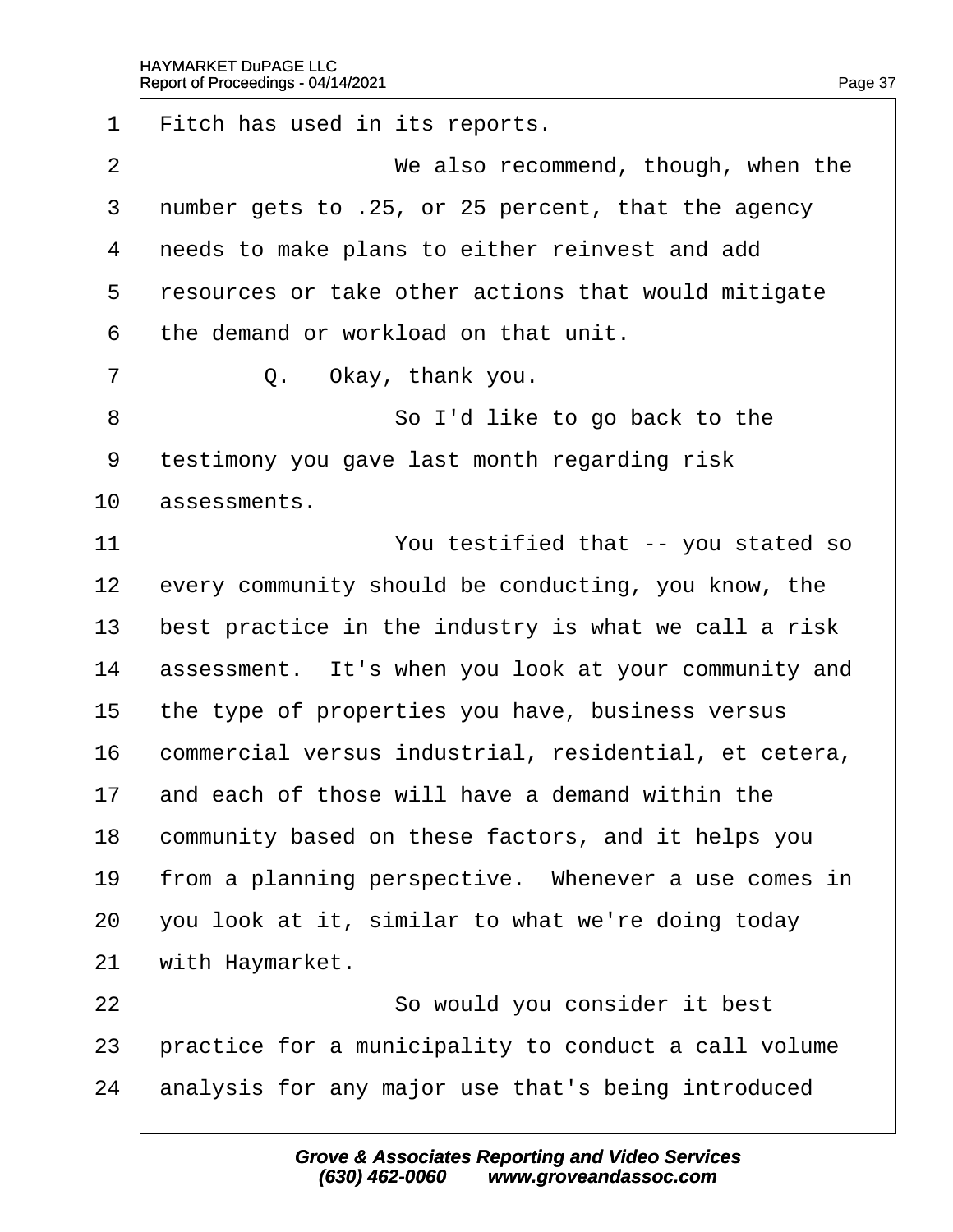Fitch has used in its reports.

We also recommend, though, when the number gets to .25, or 25 percent, that the agency needs to make plans to either reinvest and add resources or take other actions that would mitigate the demand or workload on that unit.

Q. Okay, thank you.

So I'd like to go back to the testimony you gave last month regarding risk assessments.

You testified that -- you stated so every community should be conducting, you know, the best practice in the industry is what we call a risk assessment. It's when you look at your community and the type of properties you have, business versus commercial versus industrial, residential, et cetera, and each of those will have a demand within the community based on these factors, and it helps you from a planning perspective. Whenever a use comes in you look at it, similar to what we're doing today with Haymarket.

So would you consider it best practice for a municipality to conduct a call volume analysis for any major use that's being introduced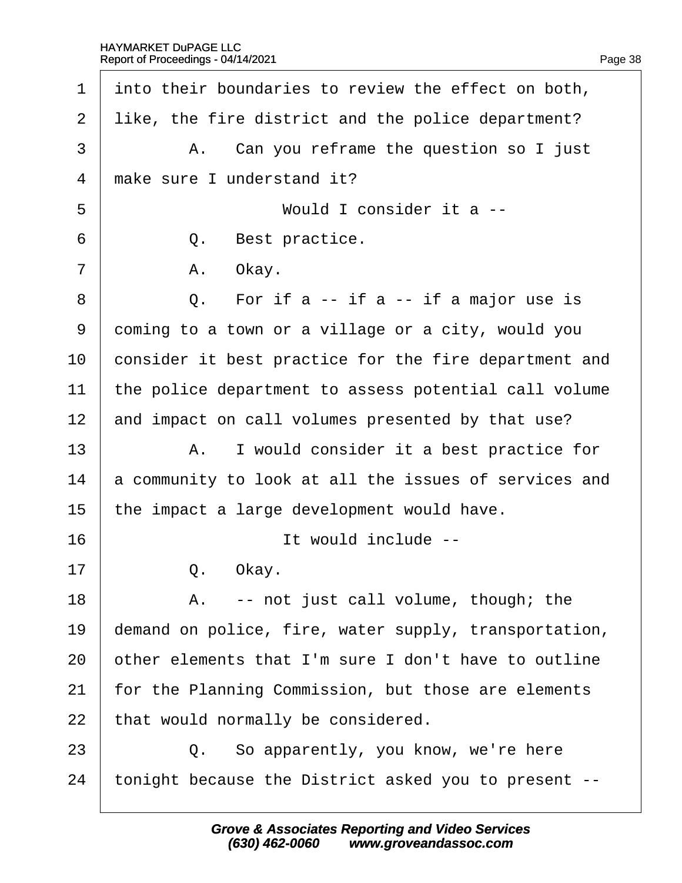1 into their boundaries to review the effect on both,
2 like, the fire district and the police department?
3 A. Can you reframe the question so I just
4 make sure I understand it?
5 Would I consider it a --
6 Q. Best practice.
7 A. Okay.
8 Q. For if a -- if a -- if a major use is
9 coming to a town or a village or a city, would you
10 consider it best practice for the fire department and
11 the police department to assess potential call volume
12 and impact on call volumes presented by that use?
13 A. I would consider it a best practice for
14 a community to look at all the issues of services and
15 the impact a large development would have.
16 It would include --
17 Q. Okay.
18 A. -- not just call volume, though; the
19 demand on police, fire, water supply, transportation,
20 other elements that I'm sure I don't have to outline
21 for the Planning Commission, but those are elements
22 that would normally be considered.
23 Q. So apparently, you know, we're here
24 tonight because the District asked you to present --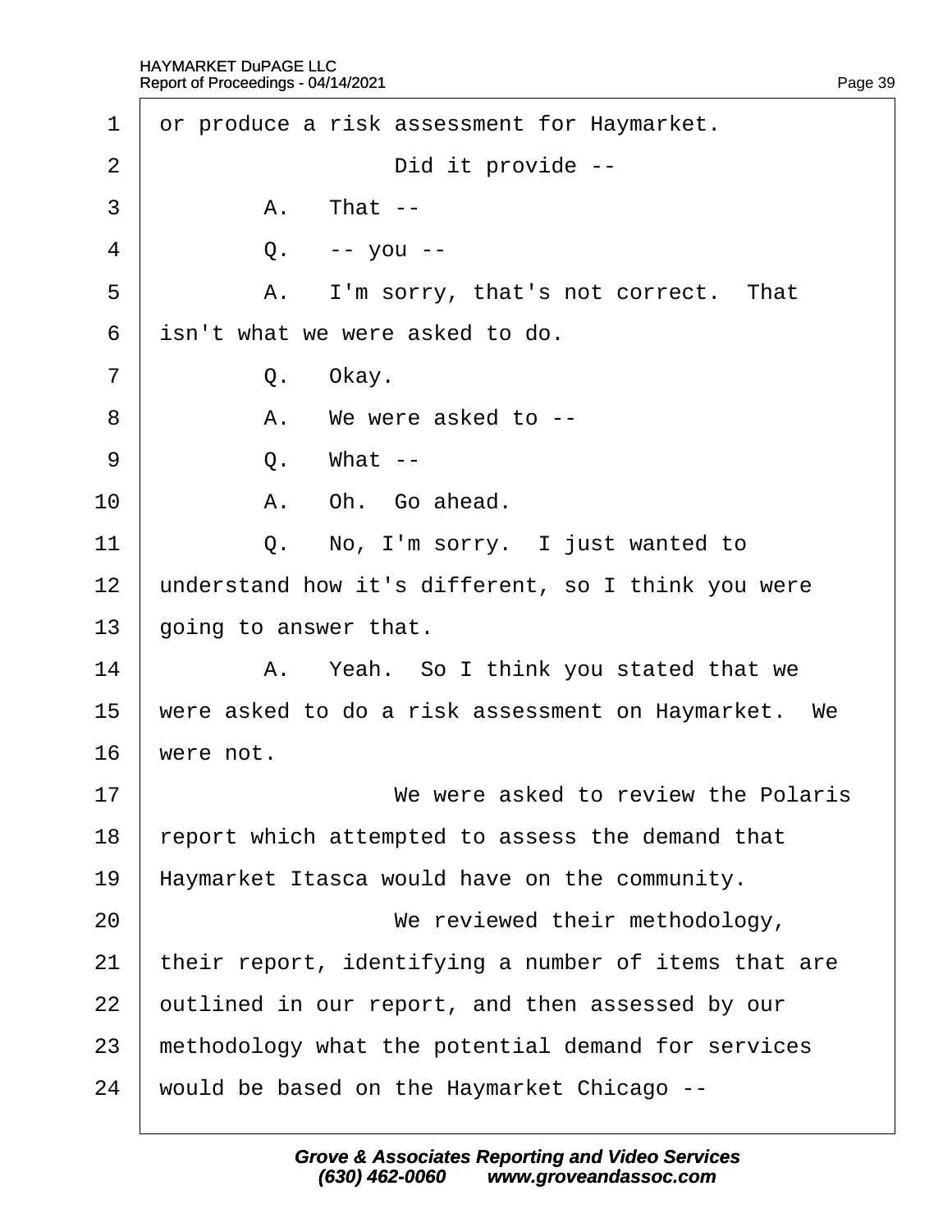1 or produce a risk assessment for Haymarket.

2 Did it provide --

3 A. That --

4 Q. -- you --

5 A. I'm sorry, that's not correct. That

6 isn't what we were asked to do.

7 Q. Okay.

8 A. We were asked to --

9 Q. What --

10 A. Oh. Go ahead.

11 Q. No, I'm sorry. I just wanted to

12 understand how it's different, so I think you were

13 going to answer that.

14 A. Yeah. So I think you stated that we

15 were asked to do a risk assessment on Haymarket. We

16 were not.

17 We were asked to review the Polaris

18 report which attempted to assess the demand that

19 Haymarket Itasca would have on the community.

20 We reviewed their methodology,

21 their report, identifying a number of items that are

22 outlined in our report, and then assessed by our

23 methodology what the potential demand for services

24 would be based on the Haymarket Chicago --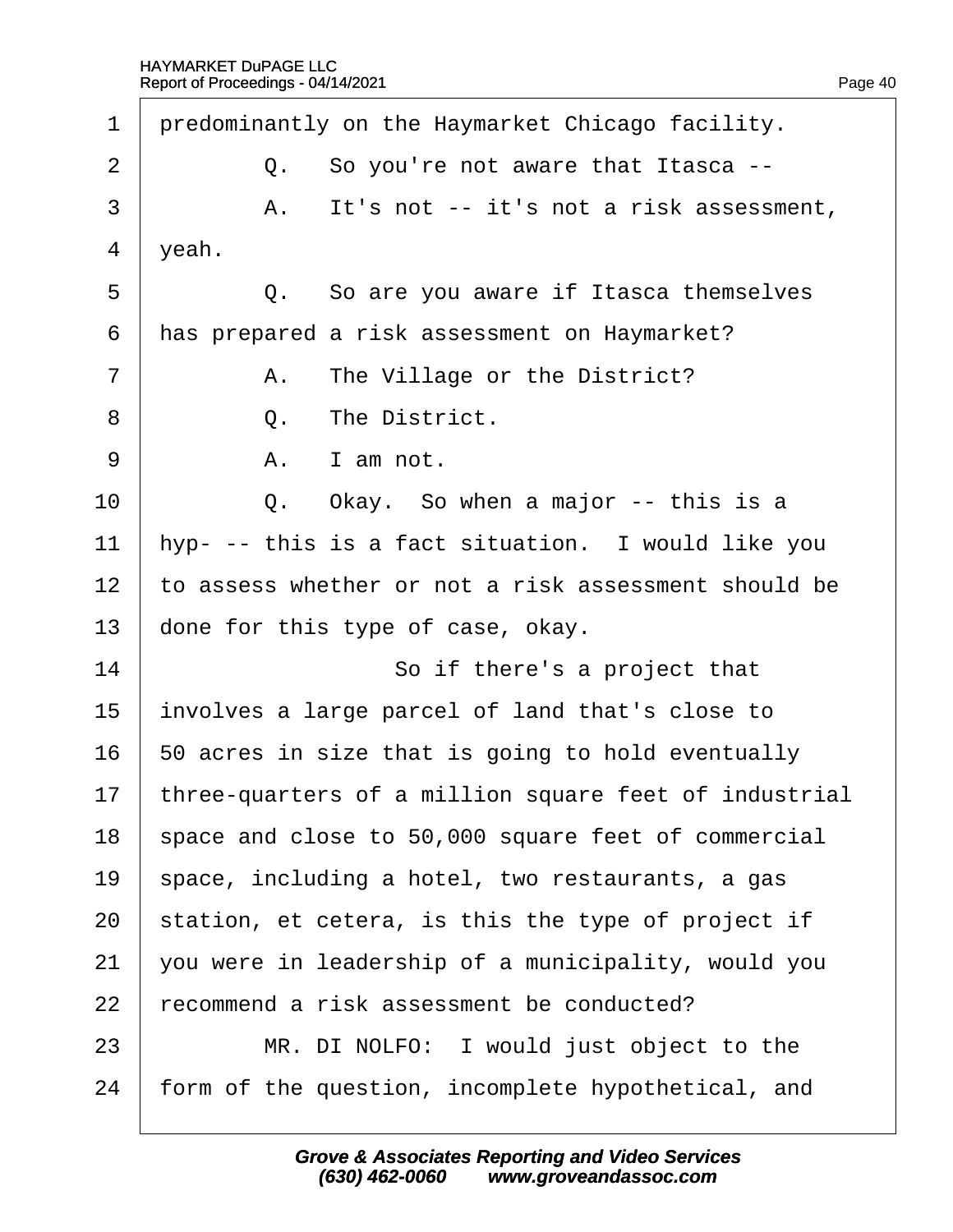1 predominantly on the Haymarket Chicago facility.

2 Q. So you're not aware that Itasca --

3 A. It's not -- it's not a risk assessment,

4 yeah.

5 Q. So are you aware if Itasca themselves

6 has prepared a risk assessment on Haymarket?

7 A. The Village or the District?

8 Q. The District.

9 A. I am not.

10 Q. Okay. So when a major -- this is a

11 hyp- -- this is a fact situation. I would like you

12 to assess whether or not a risk assessment should be

13 done for this type of case, okay.

14 So if there's a project that

15 involves a large parcel of land that's close to

16 50 acres in size that is going to hold eventually

17 three-quarters of a million square feet of industrial

18 space and close to 50,000 square feet of commercial

19 space, including a hotel, two restaurants, a gas

20 station, et cetera, is this the type of project if

21 you were in leadership of a municipality, would you

22 recommend a risk assessment be conducted?

23 MR. DI NOLFO: I would just object to the

24 form of the question, incomplete hypothetical, and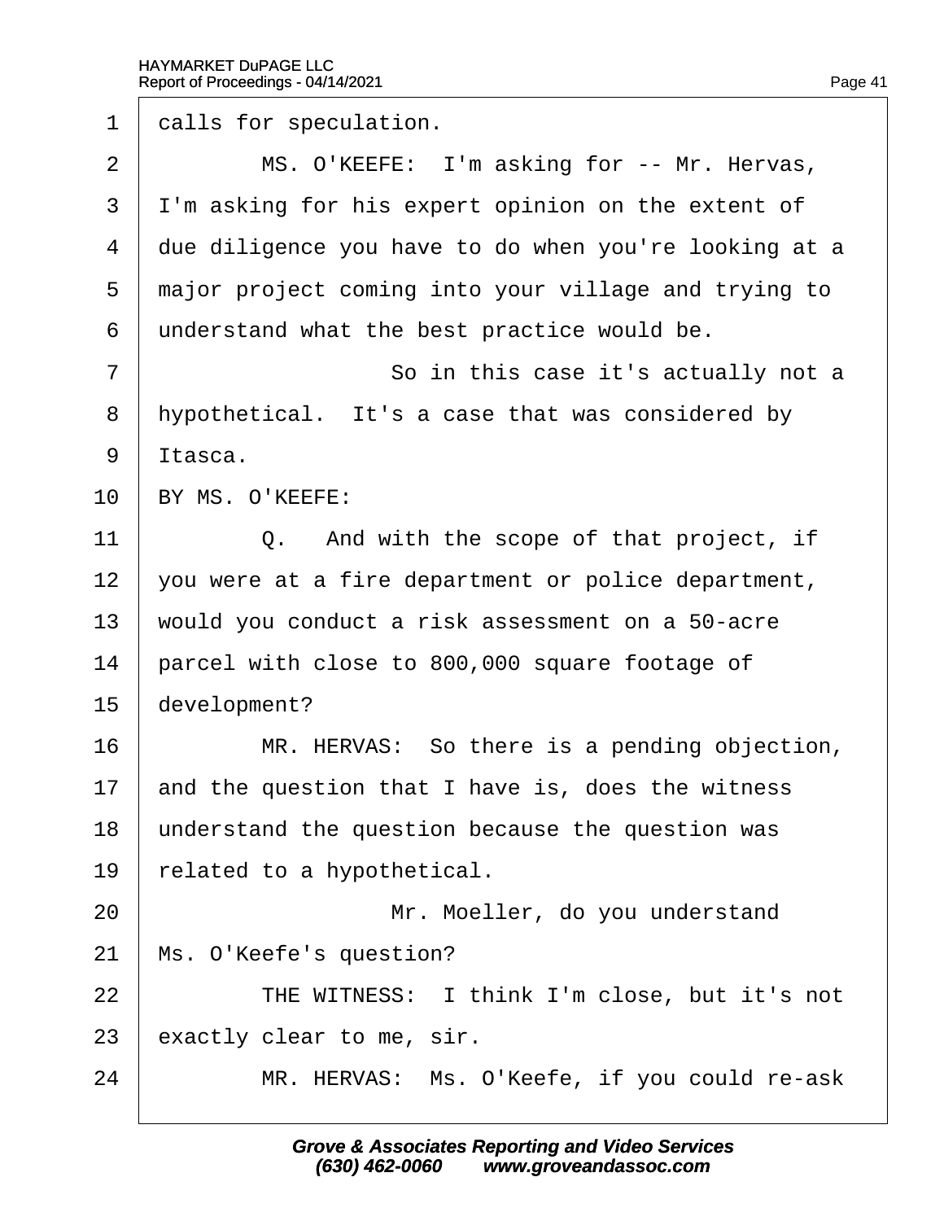1 calls for speculation.

2 MS. O'KEEFE: I'm asking for -- Mr. Hervas,

3 I'm asking for his expert opinion on the extent of

4 due diligence you have to do when you're looking at a

5 major project coming into your village and trying to

6 understand what the best practice would be.

7 So in this case it's actually not a

8 hypothetical. It's a case that was considered by

9 Itasca.

10 BY MS. O'KEEFE:

11 Q. And with the scope of that project, if

12 you were at a fire department or police department,

13 would you conduct a risk assessment on a 50-acre

14 parcel with close to 800,000 square footage of

15 development?

16 MR. HERVAS: So there is a pending objection,

17 and the question that I have is, does the witness

18 understand the question because the question was

19 related to a hypothetical.

20 Mr. Moeller, do you understand

21 Ms. O'Keefe's question?

22 THE WITNESS: I think I'm close, but it's not

23 exactly clear to me, sir.

24 MR. HERVAS: Ms. O'Keefe, if you could re-ask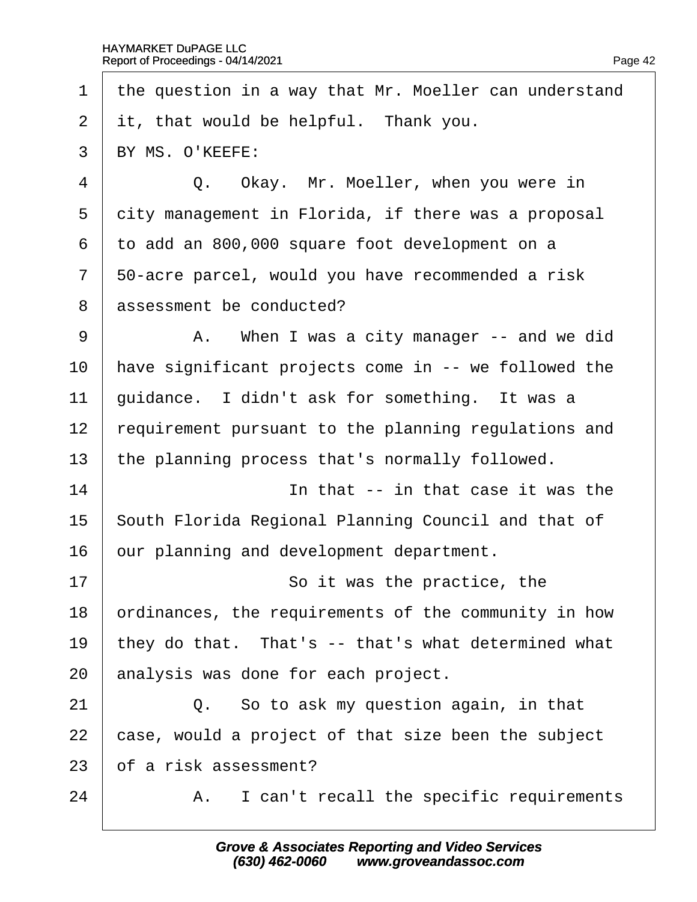1 the question in a way that Mr. Moeller can understand
2 it, that would be helpful. Thank you.
3 BY MS. O'KEEFE:
4 Q. Okay. Mr. Moeller, when you were in
5 city management in Florida, if there was a proposal
6 to add an 800,000 square foot development on a
7 50-acre parcel, would you have recommended a risk
8 assessment be conducted?
9 A. When I was a city manager -- and we did
10 have significant projects come in -- we followed the
11 guidance. I didn't ask for something. It was a
12 requirement pursuant to the planning regulations and
13 the planning process that's normally followed.
14 In that -- in that case it was the
15 South Florida Regional Planning Council and that of
16 our planning and development department.
17 So it was the practice, the
18 ordinances, the requirements of the community in how
19 they do that. That's -- that's what determined what
20 analysis was done for each project.
21 Q. So to ask my question again, in that
22 case, would a project of that size been the subject
23 of a risk assessment?
24 A. I can't recall the specific requirements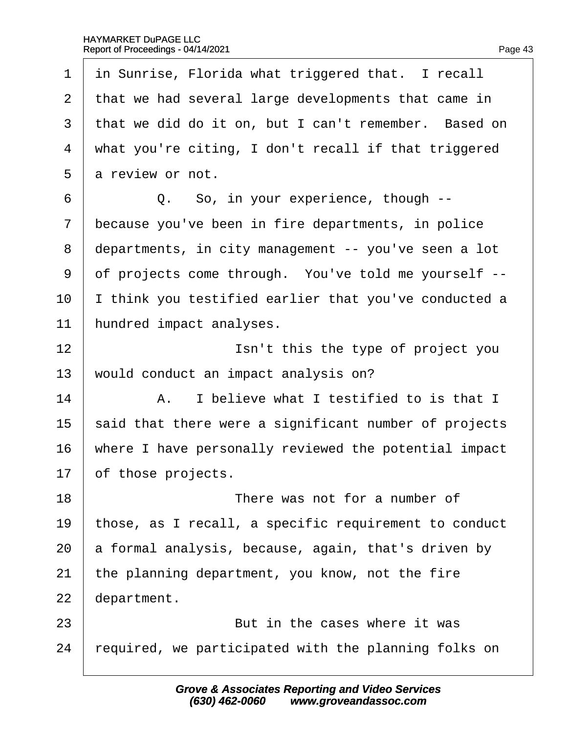1 in Sunrise, Florida what triggered that. I recall
2 that we had several large developments that came in
3 that we did do it on, but I can't remember. Based on
4 what you're citing, I don't recall if that triggered
5 a review or not.

6 Q. So, in your experience, though --
7 because you've been in fire departments, in police
8 departments, in city management -- you've seen a lot
9 of projects come through. You've told me yourself --
10 I think you testified earlier that you've conducted a
11 hundred impact analyses.

12 Isn't this the type of project you
13 would conduct an impact analysis on?

14 A. I believe what I testified to is that I
15 said that there were a significant number of projects
16 where I have personally reviewed the potential impact
17 of those projects.

18 There was not for a number of
19 those, as I recall, a specific requirement to conduct
20 a formal analysis, because, again, that's driven by
21 the planning department, you know, not the fire
22 department.

23 But in the cases where it was
24 required, we participated with the planning folks on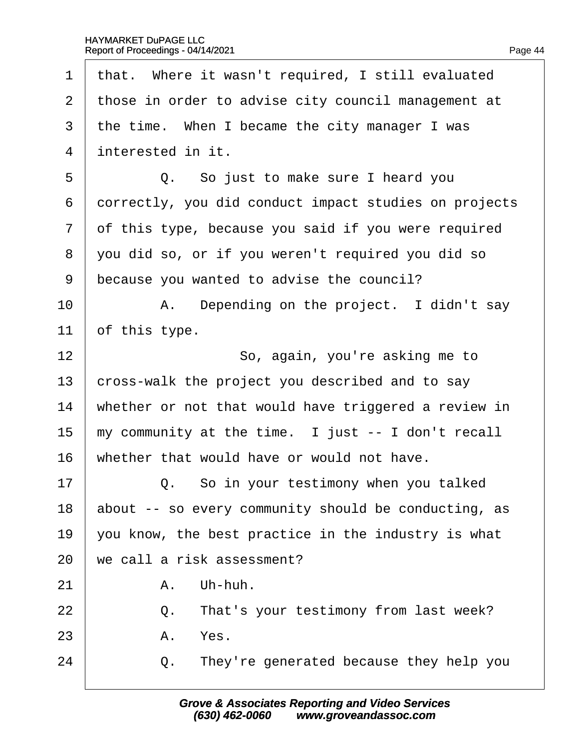1 that. Where it wasn't required, I still evaluated
2 those in order to advise city council management at
3 the time. When I became the city manager I was
4 interested in it.

5 Q. So just to make sure I heard you
6 correctly, you did conduct impact studies on projects
7 of this type, because you said if you were required
8 you did so, or if you weren't required you did so
9 because you wanted to advise the council?

10 A. Depending on the project. I didn't say
11 of this type.

12 So, again, you're asking me to
13 cross-walk the project you described and to say
14 whether or not that would have triggered a review in
15 my community at the time. I just -- I don't recall
16 whether that would have or would not have.

17 Q. So in your testimony when you talked
18 about -- so every community should be conducting, as
19 you know, the best practice in the industry is what
20 we call a risk assessment?

21 A. Uh-huh.

22 Q. That's your testimony from last week?

23 A. Yes.

24 Q. They're generated because they help you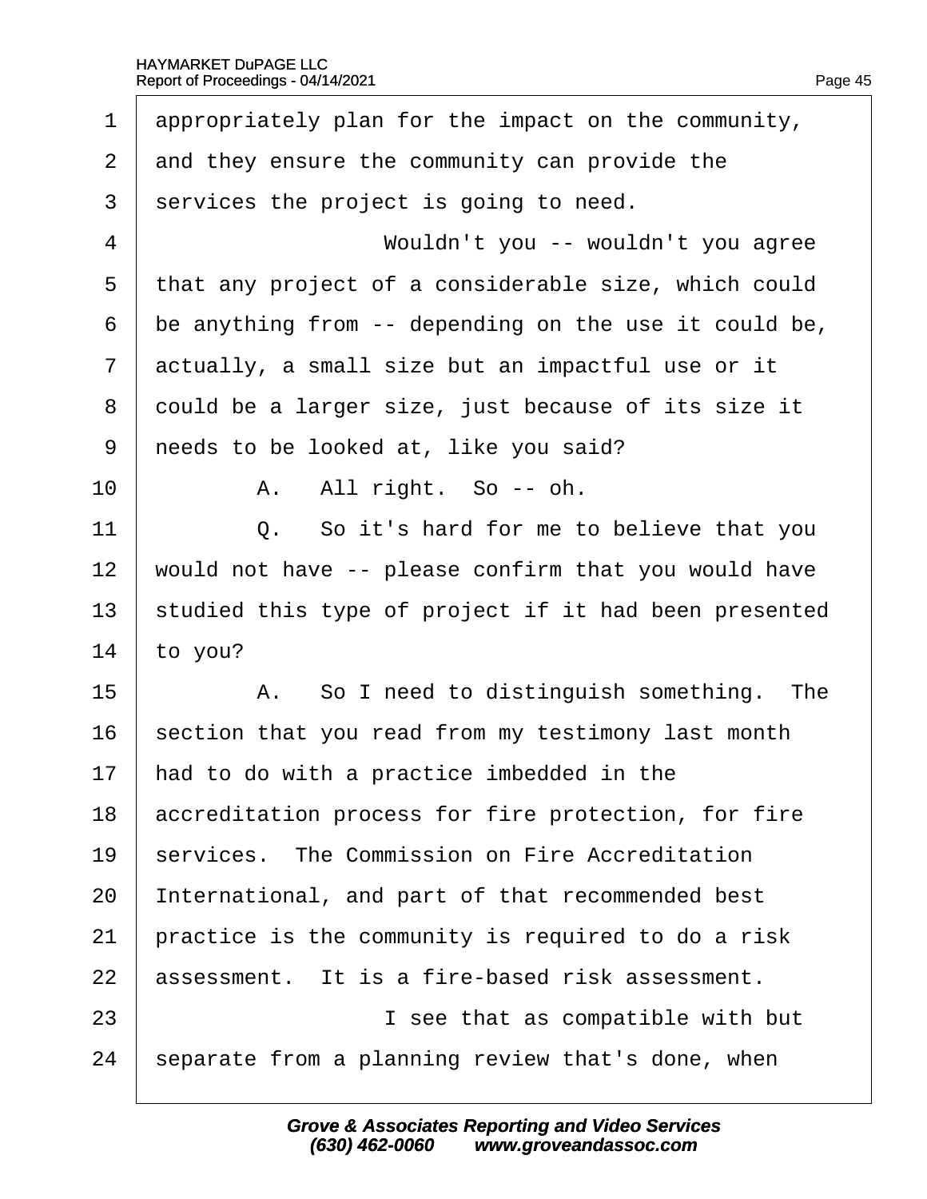1 appropriately plan for the impact on the community,
2 and they ensure the community can provide the
3 services the project is going to need.
4 Wouldn't you -- wouldn't you agree
5 that any project of a considerable size, which could
6 be anything from -- depending on the use it could be,
7 actually, a small size but an impactful use or it
8 could be a larger size, just because of its size it
9 needs to be looked at, like you said?
10 A. All right. So -- oh.
11 Q. So it's hard for me to believe that you
12 would not have -- please confirm that you would have
13 studied this type of project if it had been presented
14 to you?
15 A. So I need to distinguish something. The
16 section that you read from my testimony last month
17 had to do with a practice imbedded in the
18 accreditation process for fire protection, for fire
19 services. The Commission on Fire Accreditation
20 International, and part of that recommended best
21 practice is the community is required to do a risk
22 assessment. It is a fire-based risk assessment.
23 I see that as compatible with but
24 separate from a planning review that's done, when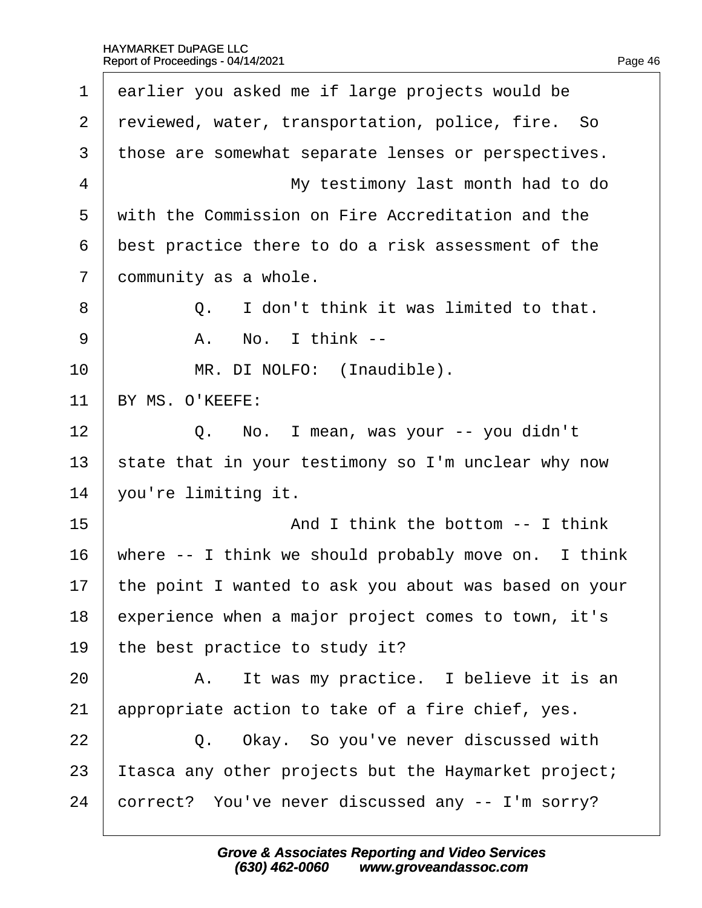1 earlier you asked me if large projects would be
2 reviewed, water, transportation, police, fire. So
3 those are somewhat separate lenses or perspectives.
4 My testimony last month had to do
5 with the Commission on Fire Accreditation and the
6 best practice there to do a risk assessment of the
7 community as a whole.
8 Q. I don't think it was limited to that.
9 A. No. I think --
10 MR. DI NOLFO: (Inaudible).
11 BY MS. O'KEEFE:
12 Q. No. I mean, was your -- you didn't
13 state that in your testimony so I'm unclear why now
14 you're limiting it.
15 And I think the bottom -- I think
16 where -- I think we should probably move on. I think
17 the point I wanted to ask you about was based on your
18 experience when a major project comes to town, it's
19 the best practice to study it?
20 A. It was my practice. I believe it is an
21 appropriate action to take of a fire chief, yes.
22 Q. Okay. So you've never discussed with
23 Itasca any other projects but the Haymarket project;
24 correct? You've never discussed any -- I'm sorry?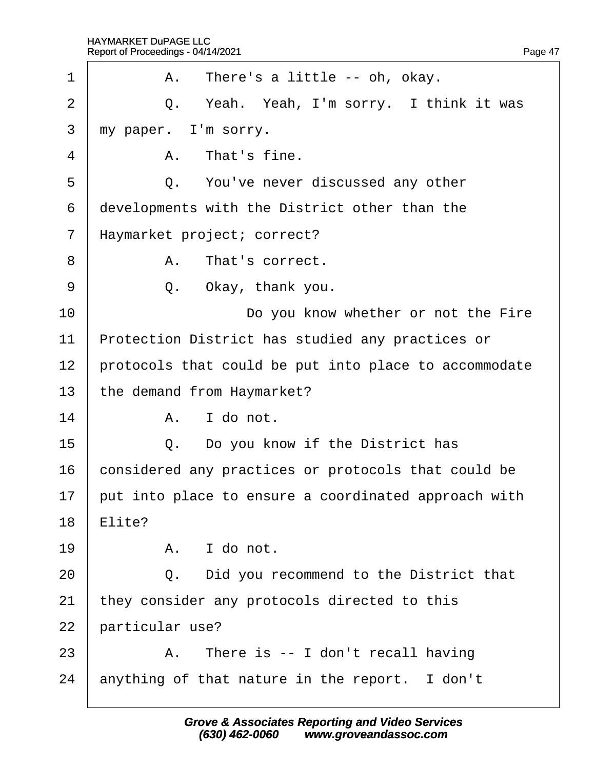1 A. There's a little -- oh, okay.

2 Q. Yeah. Yeah, I'm sorry. I think it was

3 my paper. I'm sorry.

4 A. That's fine.

5 Q. You've never discussed any other

6 developments with the District other than the

7 Haymarket project; correct?

8 A. That's correct.

9 Q. Okay, thank you.

10 Do you know whether or not the Fire

11 Protection District has studied any practices or

12 protocols that could be put into place to accommodate

13 the demand from Haymarket?

14 A. I do not.

15 Q. Do you know if the District has

16 considered any practices or protocols that could be

17 put into place to ensure a coordinated approach with

18 Elite?

19 A. I do not.

20 Q. Did you recommend to the District that

21 they consider any protocols directed to this

22 particular use?

23 A. There is -- I don't recall having

24 anything of that nature in the report. I don't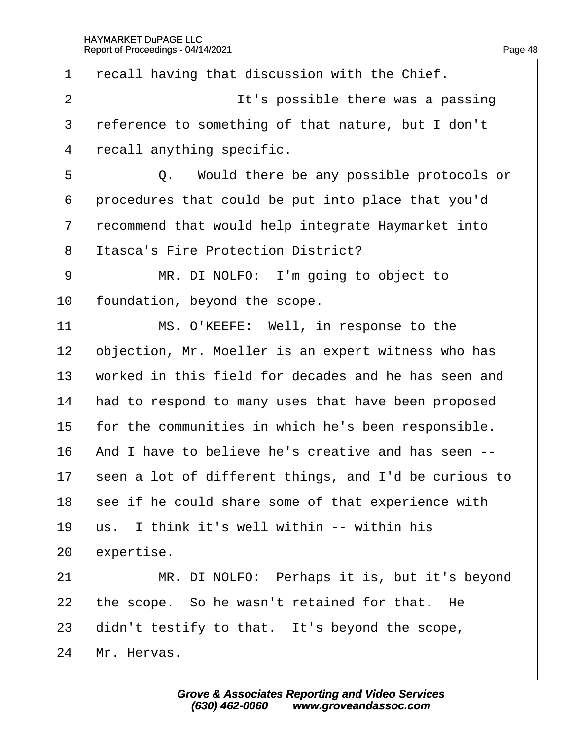recall having that discussion with the Chief.

It's possible there was a passing reference to something of that nature, but I don't recall anything specific.

Q. Would there be any possible protocols or procedures that could be put into place that you'd recommend that would help integrate Haymarket into Itasca's Fire Protection District?

MR. DI NOLFO: I'm going to object to foundation, beyond the scope.

MS. O'KEEFE: Well, in response to the objection, Mr. Moeller is an expert witness who has worked in this field for decades and he has seen and had to respond to many uses that have been proposed for the communities in which he's been responsible. And I have to believe he's creative and has seen -- seen a lot of different things, and I'd be curious to see if he could share some of that experience with us. I think it's well within -- within his expertise.

MR. DI NOLFO: Perhaps it is, but it's beyond the scope. So he wasn't retained for that. He didn't testify to that. It's beyond the scope, Mr. Hervas.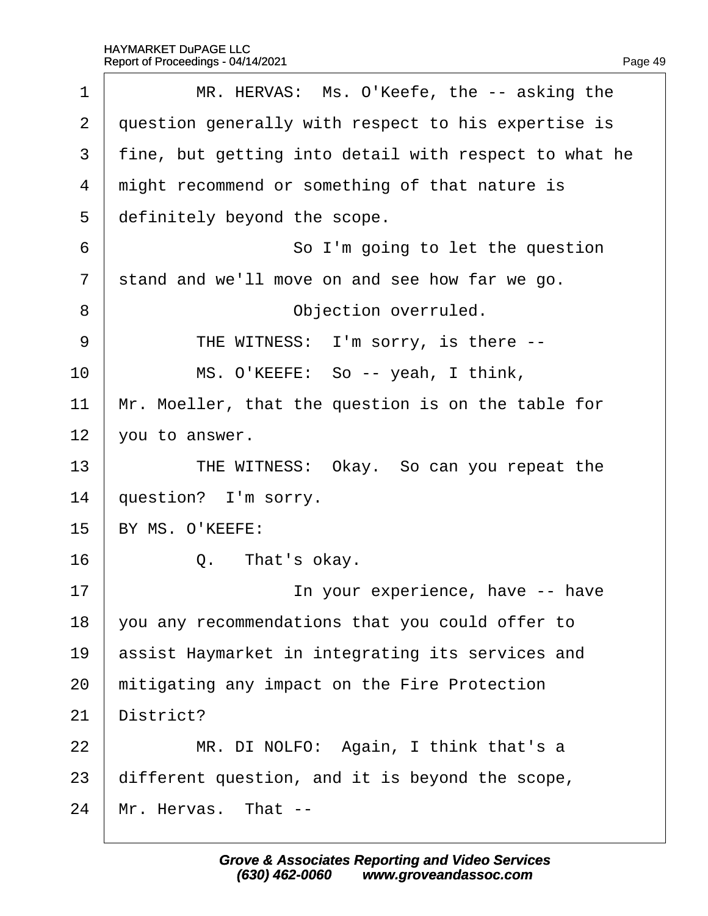MR. HERVAS: Ms. O'Keefe, the -- asking the question generally with respect to his expertise is fine, but getting into detail with respect to what he might recommend or something of that nature is definitely beyond the scope.

So I'm going to let the question stand and we'll move on and see how far we go.

Objection overruled.

THE WITNESS: I'm sorry, is there --

MS. O'KEEFE: So -- yeah, I think, Mr. Moeller, that the question is on the table for you to answer.

THE WITNESS: Okay. So can you repeat the question? I'm sorry.

BY MS. O'KEEFE:

Q. That's okay.

In your experience, have -- have you any recommendations that you could offer to assist Haymarket in integrating its services and mitigating any impact on the Fire Protection District?

MR. DI NOLFO: Again, I think that's a different question, and it is beyond the scope, Mr. Hervas. That --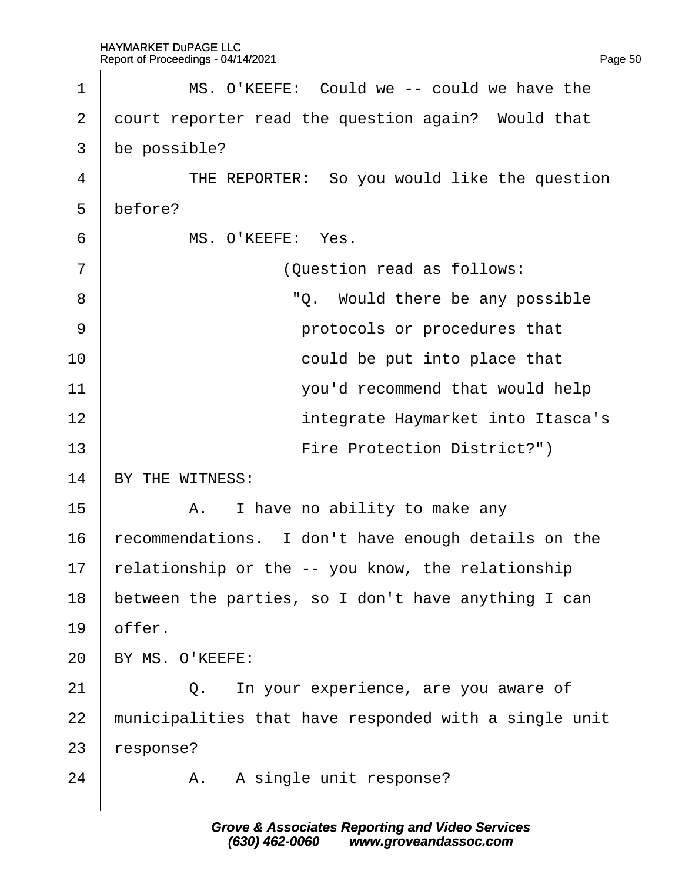MS. O'KEEFE: Could we -- could we have the court reporter read the question again? Would that be possible?

THE REPORTER: So you would like the question before?

MS. O'KEEFE: Yes.

(Question read as follows:

"Q. Would there be any possible protocols or procedures that could be put into place that you'd recommend that would help integrate Haymarket into Itasca's Fire Protection District?")

BY THE WITNESS:

A. I have no ability to make any recommendations. I don't have enough details on the relationship or the -- you know, the relationship between the parties, so I don't have anything I can offer.

BY MS. O'KEEFE:

Q. In your experience, are you aware of municipalities that have responded with a single unit response?

A. A single unit response?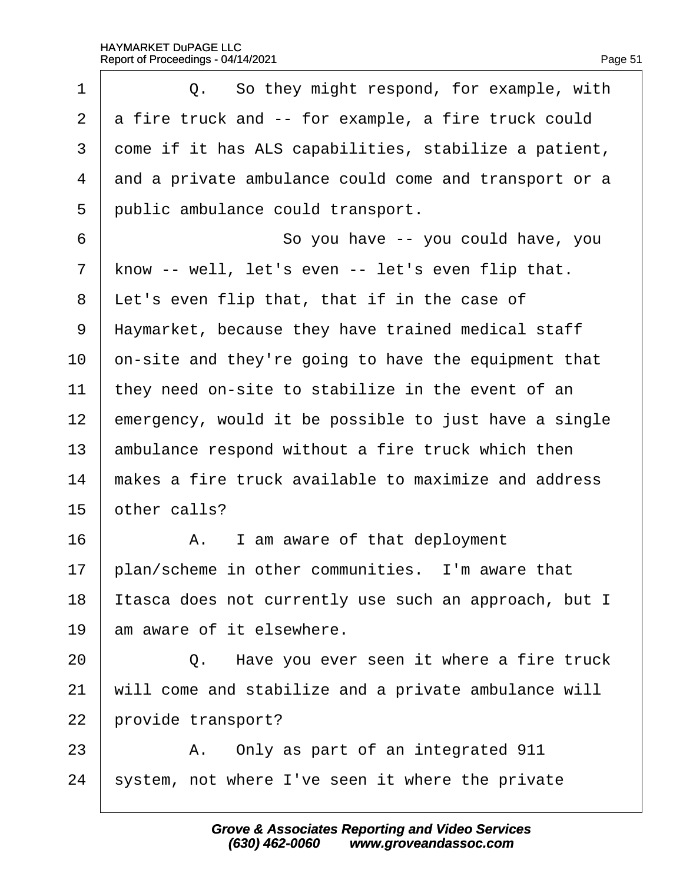Q. So they might respond, for example, with a fire truck and -- for example, a fire truck could come if it has ALS capabilities, stabilize a patient, and a private ambulance could come and transport or a public ambulance could transport.

So you have -- you could have, you know -- well, let's even -- let's even flip that. Let's even flip that, that if in the case of Haymarket, because they have trained medical staff on-site and they're going to have the equipment that they need on-site to stabilize in the event of an emergency, would it be possible to just have a single ambulance respond without a fire truck which then makes a fire truck available to maximize and address other calls?

A. I am aware of that deployment plan/scheme in other communities. I'm aware that Itasca does not currently use such an approach, but I am aware of it elsewhere.

Q. Have you ever seen it where a fire truck will come and stabilize and a private ambulance will provide transport?

A. Only as part of an integrated 911 system, not where I've seen it where the private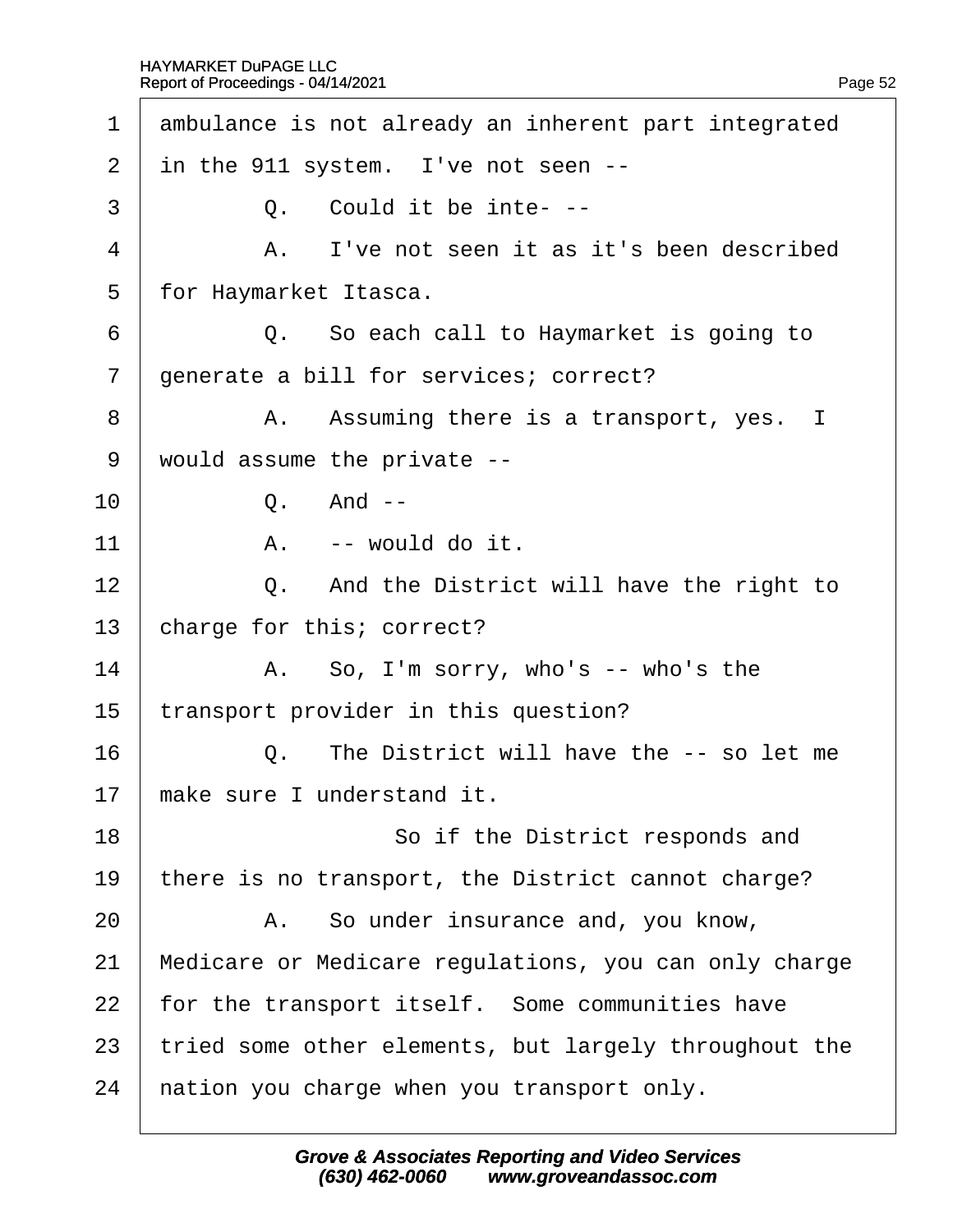1 ambulance is not already an inherent part integrated
2 in the 911 system. I've not seen --
3 Q. Could it be inte- --
4 A. I've not seen it as it's been described
5 for Haymarket Itasca.
6 Q. So each call to Haymarket is going to
7 generate a bill for services; correct?
8 A. Assuming there is a transport, yes. I
9 would assume the private --
10 Q. And --
11 A. -- would do it.
12 Q. And the District will have the right to
13 charge for this; correct?
14 A. So, I'm sorry, who's -- who's the
15 transport provider in this question?
16 Q. The District will have the -- so let me
17 make sure I understand it.
18 So if the District responds and
19 there is no transport, the District cannot charge?
20 A. So under insurance and, you know,
21 Medicare or Medicare regulations, you can only charge
22 for the transport itself. Some communities have
23 tried some other elements, but largely throughout the
24 nation you charge when you transport only.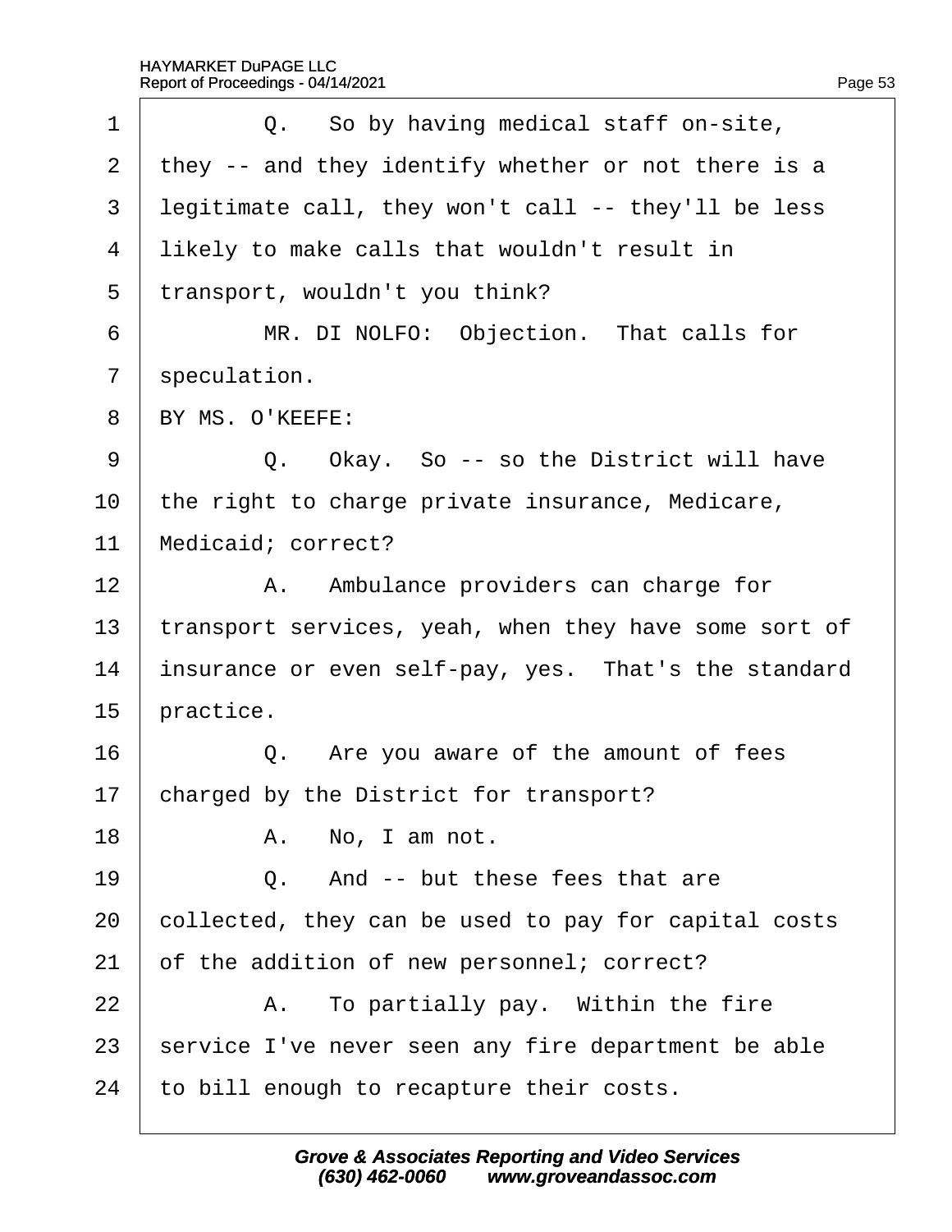1 Q. So by having medical staff on-site,
2 they -- and they identify whether or not there is a
3 legitimate call, they won't call -- they'll be less
4 likely to make calls that wouldn't result in
5 transport, wouldn't you think?
6 MR. DI NOLFO: Objection. That calls for
7 speculation.
8 BY MS. O'KEEFE:
9 Q. Okay. So -- so the District will have
10 the right to charge private insurance, Medicare,
11 Medicaid; correct?
12 A. Ambulance providers can charge for
13 transport services, yeah, when they have some sort of
14 insurance or even self-pay, yes. That's the standard
15 practice.
16 Q. Are you aware of the amount of fees
17 charged by the District for transport?
18 A. No, I am not.
19 Q. And -- but these fees that are
20 collected, they can be used to pay for capital costs
21 of the addition of new personnel; correct?
22 A. To partially pay. Within the fire
23 service I've never seen any fire department be able
24 to bill enough to recapture their costs.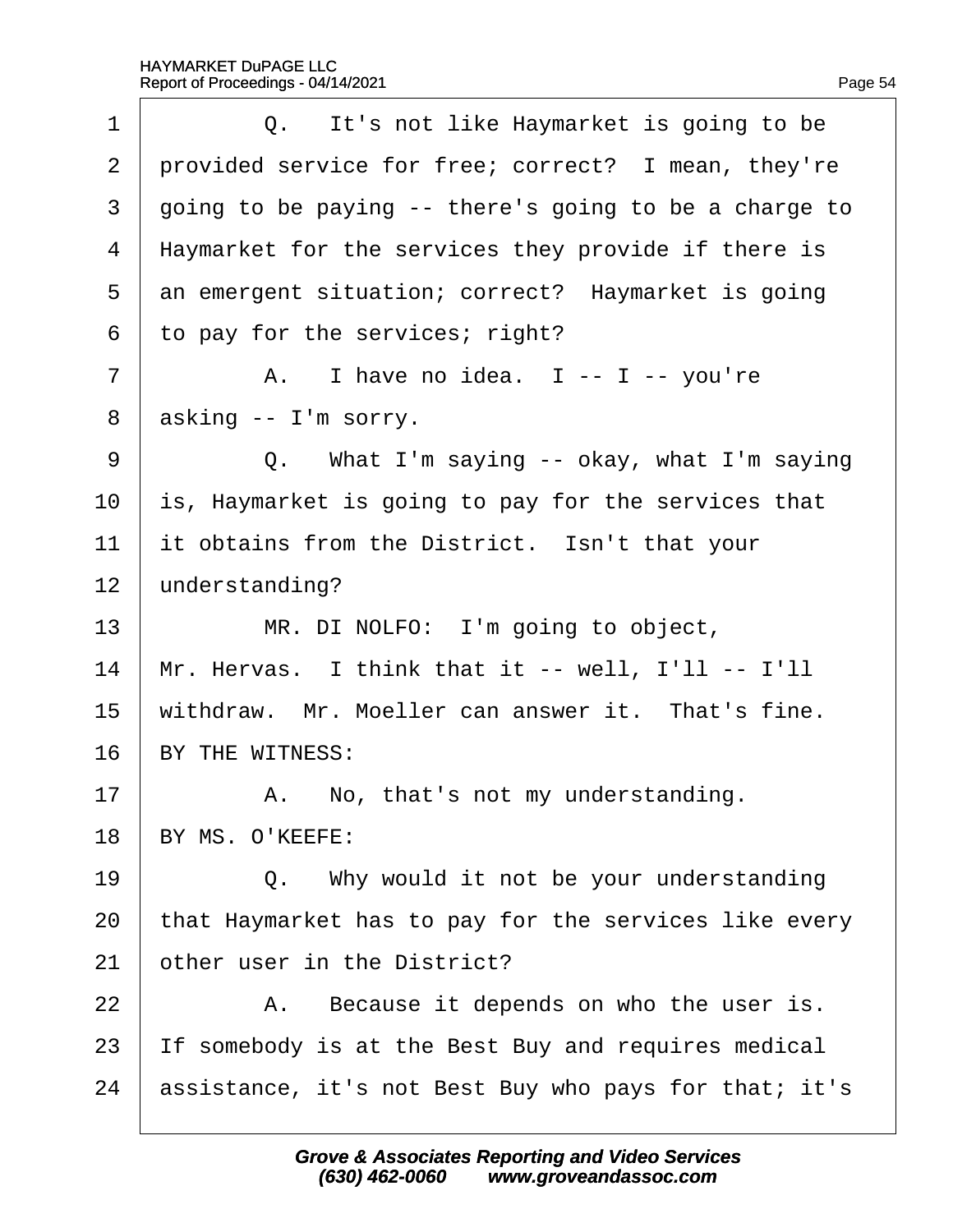1 Q. It's not like Haymarket is going to be
2 provided service for free; correct? I mean, they're
3 going to be paying -- there's going to be a charge to
4 Haymarket for the services they provide if there is
5 an emergent situation; correct? Haymarket is going
6 to pay for the services; right?
7 A. I have no idea. I -- I -- you're
8 asking -- I'm sorry.
9 Q. What I'm saying -- okay, what I'm saying
10 is, Haymarket is going to pay for the services that
11 it obtains from the District. Isn't that your
12 understanding?
13 MR. DI NOLFO: I'm going to object,
14 Mr. Hervas. I think that it -- well, I'll -- I'll
15 withdraw. Mr. Moeller can answer it. That's fine.
16 BY THE WITNESS:
17 A. No, that's not my understanding.
18 BY MS. O'KEEFE:
19 Q. Why would it not be your understanding
20 that Haymarket has to pay for the services like every
21 other user in the District?
22 A. Because it depends on who the user is.
23 If somebody is at the Best Buy and requires medical
24 assistance, it's not Best Buy who pays for that; it's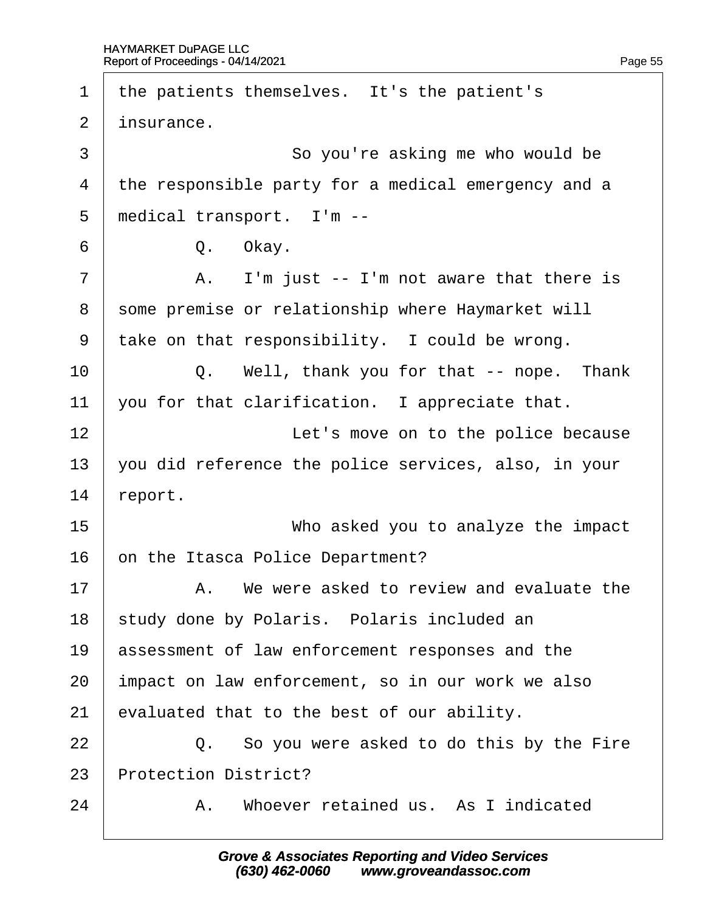1 the patients themselves. It's the patient's
2 insurance.
3 So you're asking me who would be
4 the responsible party for a medical emergency and a
5 medical transport. I'm --
6 Q. Okay.
7 A. I'm just -- I'm not aware that there is
8 some premise or relationship where Haymarket will
9 take on that responsibility. I could be wrong.
10 Q. Well, thank you for that -- nope. Thank
11 you for that clarification. I appreciate that.
12 Let's move on to the police because
13 you did reference the police services, also, in your
14 report.
15 Who asked you to analyze the impact
16 on the Itasca Police Department?
17 A. We were asked to review and evaluate the
18 study done by Polaris. Polaris included an
19 assessment of law enforcement responses and the
20 impact on law enforcement, so in our work we also
21 evaluated that to the best of our ability.
22 Q. So you were asked to do this by the Fire
23 Protection District?
24 A. Whoever retained us. As I indicated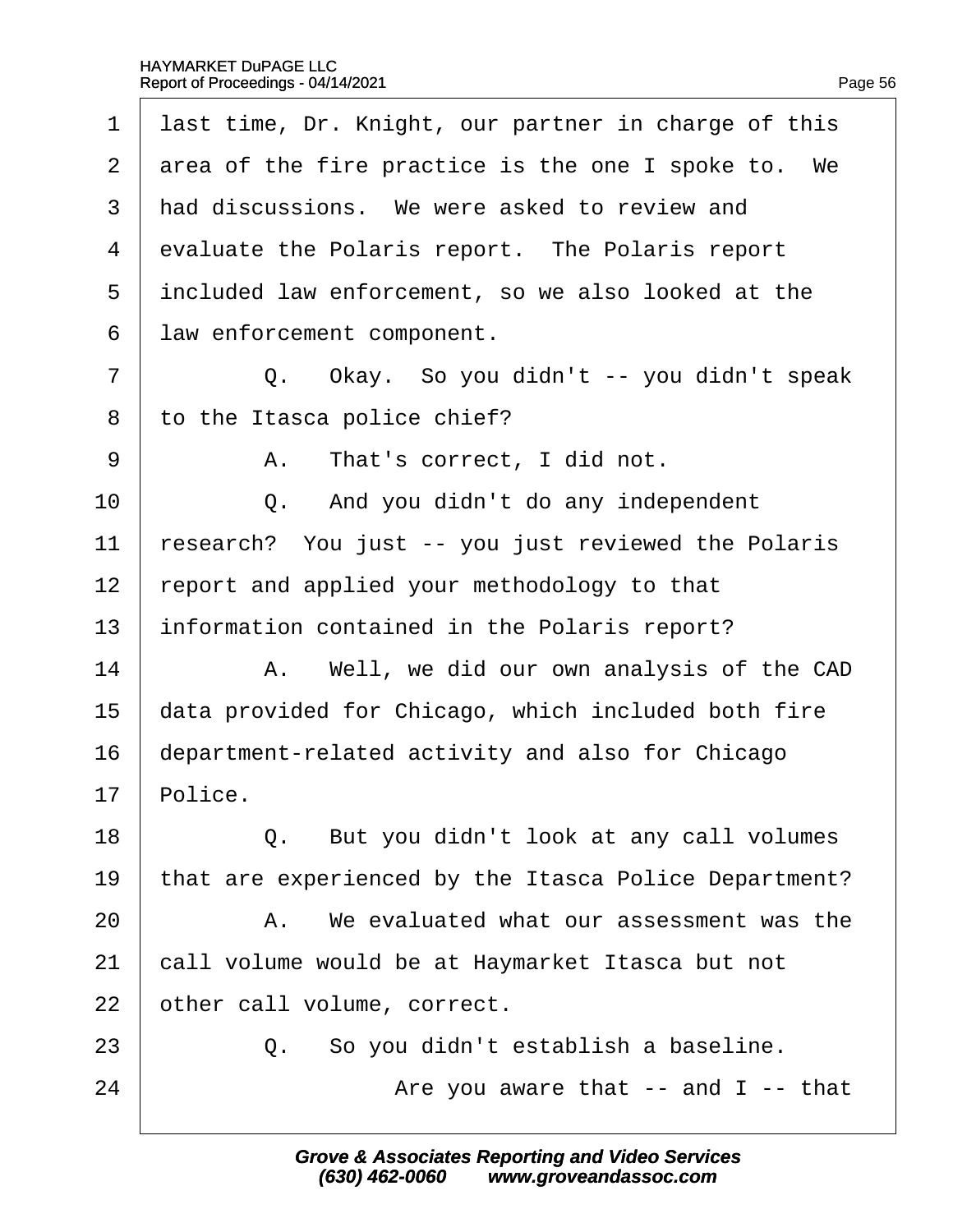1 last time, Dr. Knight, our partner in charge of this
2 area of the fire practice is the one I spoke to. We
3 had discussions. We were asked to review and
4 evaluate the Polaris report. The Polaris report
5 included law enforcement, so we also looked at the
6 law enforcement component.

7 Q. Okay. So you didn't -- you didn't speak
8 to the Itasca police chief?

9 A. That's correct, I did not.

10 Q. And you didn't do any independent
11 research? You just -- you just reviewed the Polaris
12 report and applied your methodology to that
13 information contained in the Polaris report?

14 A. Well, we did our own analysis of the CAD
15 data provided for Chicago, which included both fire
16 department-related activity and also for Chicago
17 Police.

18 Q. But you didn't look at any call volumes
19 that are experienced by the Itasca Police Department?

20 A. We evaluated what our assessment was the
21 call volume would be at Haymarket Itasca but not
22 other call volume, correct.

23 Q. So you didn't establish a baseline.

24 Are you aware that -- and I -- that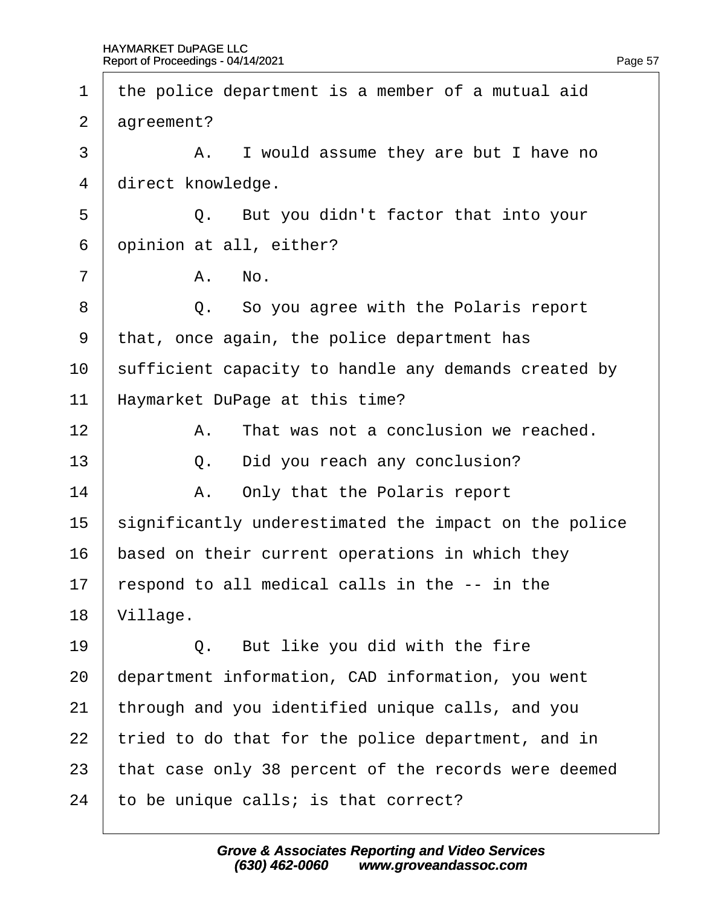1 the police department is a member of a mutual aid
2 agreement?
3 A. I would assume they are but I have no
4 direct knowledge.
5 Q. But you didn't factor that into your
6 opinion at all, either?
7 A. No.
8 Q. So you agree with the Polaris report
9 that, once again, the police department has
10 sufficient capacity to handle any demands created by
11 Haymarket DuPage at this time?
12 A. That was not a conclusion we reached.
13 Q. Did you reach any conclusion?
14 A. Only that the Polaris report
15 significantly underestimated the impact on the police
16 based on their current operations in which they
17 respond to all medical calls in the -- in the
18 Village.
19 Q. But like you did with the fire
20 department information, CAD information, you went
21 through and you identified unique calls, and you
22 tried to do that for the police department, and in
23 that case only 38 percent of the records were deemed
24 to be unique calls; is that correct?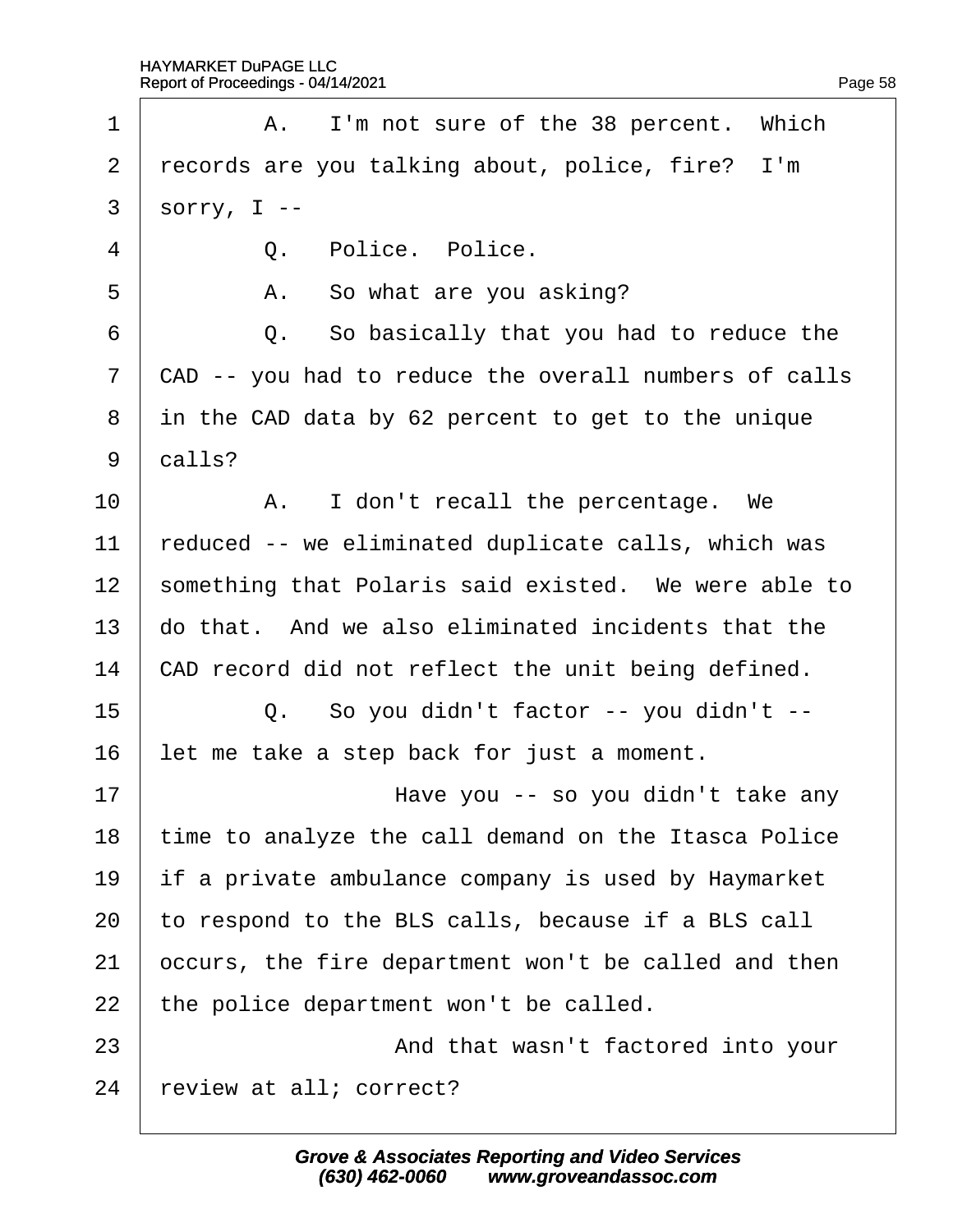1 A. I'm not sure of the 38 percent. Which
2 records are you talking about, police, fire? I'm
3 sorry, I --
4 Q. Police. Police.
5 A. So what are you asking?
6 Q. So basically that you had to reduce the
7 CAD -- you had to reduce the overall numbers of calls
8 in the CAD data by 62 percent to get to the unique
9 calls?
10 A. I don't recall the percentage. We
11 reduced -- we eliminated duplicate calls, which was
12 something that Polaris said existed. We were able to
13 do that. And we also eliminated incidents that the
14 CAD record did not reflect the unit being defined.
15 Q. So you didn't factor -- you didn't --
16 let me take a step back for just a moment.
17 Have you -- so you didn't take any
18 time to analyze the call demand on the Itasca Police
19 if a private ambulance company is used by Haymarket
20 to respond to the BLS calls, because if a BLS call
21 occurs, the fire department won't be called and then
22 the police department won't be called.
23 And that wasn't factored into your
24 review at all; correct?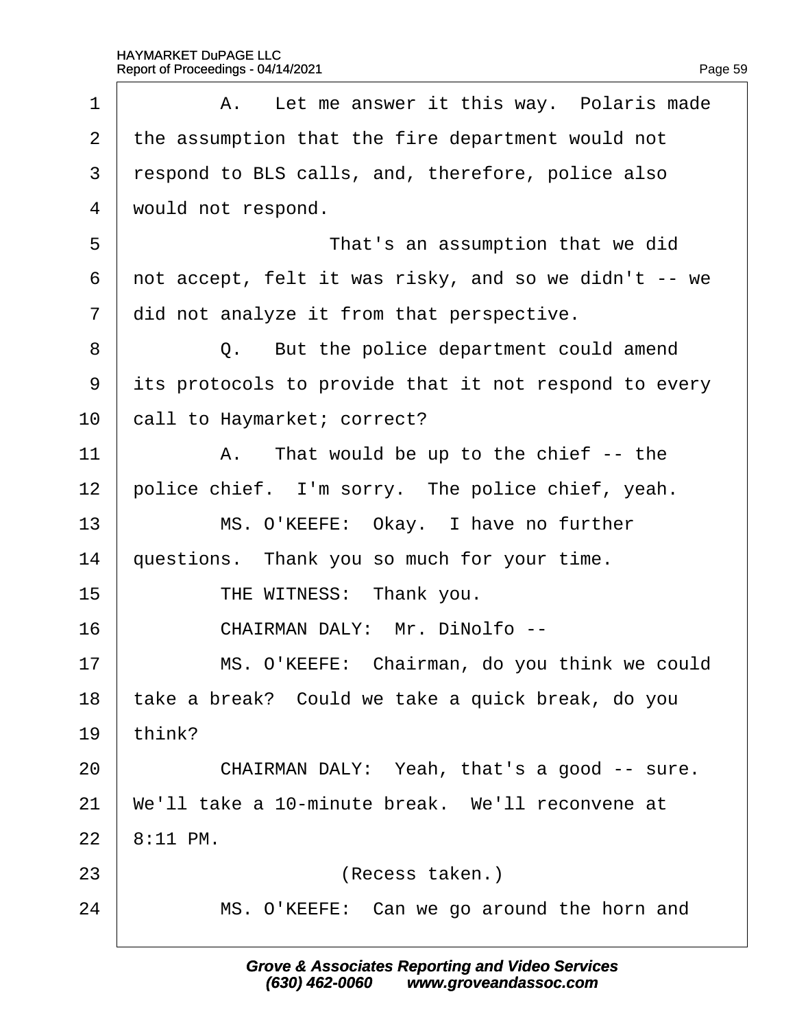1 A. Let me answer it this way. Polaris made
2 the assumption that the fire department would not
3 respond to BLS calls, and, therefore, police also
4 would not respond.
5 That's an assumption that we did
6 not accept, felt it was risky, and so we didn't -- we
7 did not analyze it from that perspective.
8 Q. But the police department could amend
9 its protocols to provide that it not respond to every
10 call to Haymarket; correct?
11 A. That would be up to the chief -- the
12 police chief. I'm sorry. The police chief, yeah.
13 MS. O'KEEFE: Okay. I have no further
14 questions. Thank you so much for your time.
15 THE WITNESS: Thank you.
16 CHAIRMAN DALY: Mr. DiNolfo --
17 MS. O'KEEFE: Chairman, do you think we could
18 take a break? Could we take a quick break, do you
19 think?
20 CHAIRMAN DALY: Yeah, that's a good -- sure.
21 We'll take a 10-minute break. We'll reconvene at
22 8:11 PM.
23 (Recess taken.)
24 MS. O'KEEFE: Can we go around the horn and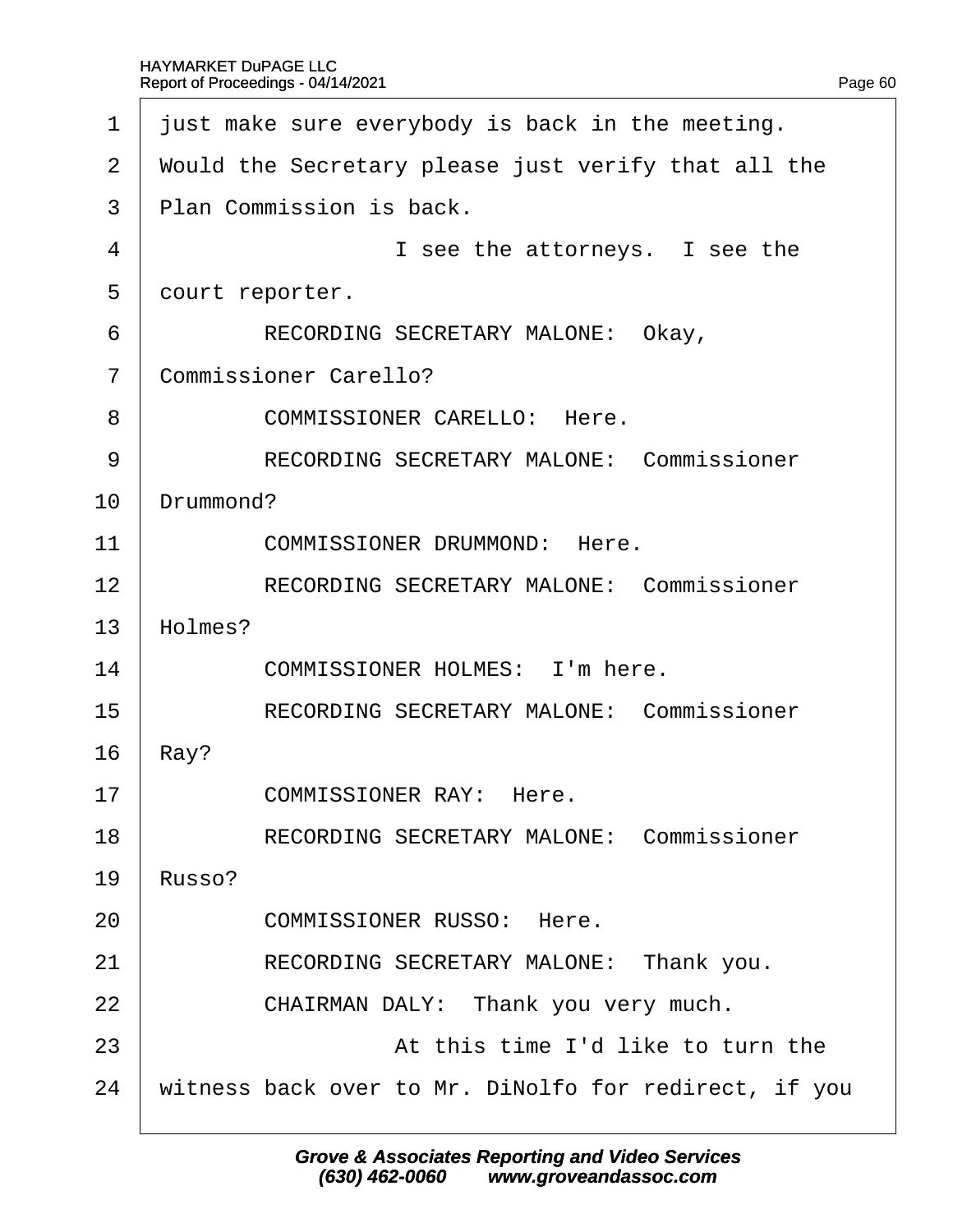1 just make sure everybody is back in the meeting.

2 Would the Secretary please just verify that all the

3 Plan Commission is back.

4 I see the attorneys. I see the

5 court reporter.

6 RECORDING SECRETARY MALONE: Okay,

7 Commissioner Carello?

8 COMMISSIONER CARELLO: Here.

9 RECORDING SECRETARY MALONE: Commissioner

10 Drummond?

11 COMMISSIONER DRUMMOND: Here.

12 RECORDING SECRETARY MALONE: Commissioner

13 Holmes?

14 COMMISSIONER HOLMES: I'm here.

15 RECORDING SECRETARY MALONE: Commissioner

16 Ray?

17 COMMISSIONER RAY: Here.

18 RECORDING SECRETARY MALONE: Commissioner

19 Russo?

20 COMMISSIONER RUSSO: Here.

21 RECORDING SECRETARY MALONE: Thank you.

22 CHAIRMAN DALY: Thank you very much.

23 At this time I'd like to turn the

24 witness back over to Mr. DiNolfo for redirect, if you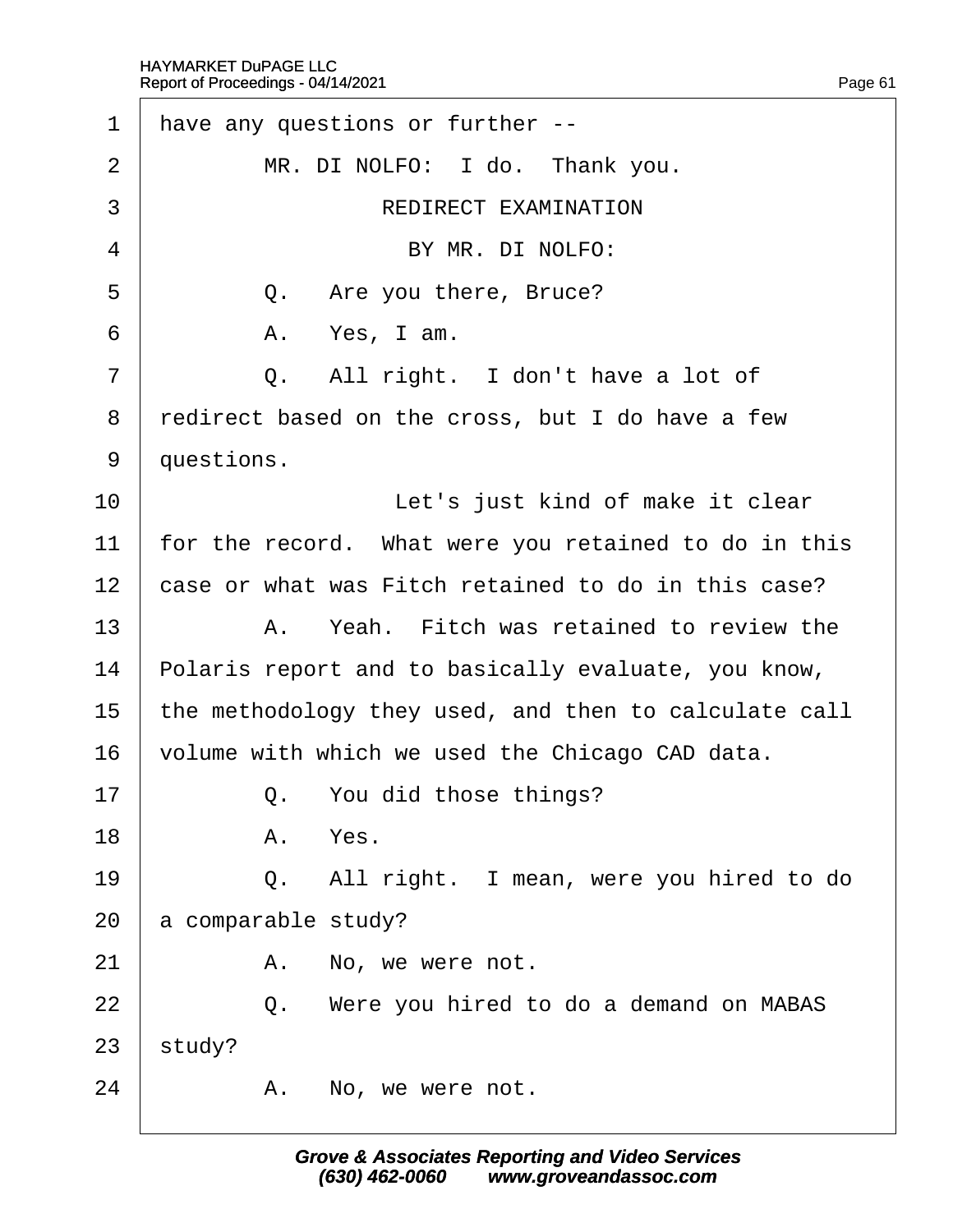have any questions or further --

MR. DI NOLFO: I do. Thank you.

REDIRECT EXAMINATION

BY MR. DI NOLFO:

Q. Are you there, Bruce?

A. Yes, I am.

Q. All right. I don't have a lot of redirect based on the cross, but I do have a few questions.

Let's just kind of make it clear for the record. What were you retained to do in this case or what was Fitch retained to do in this case?

A. Yeah. Fitch was retained to review the Polaris report and to basically evaluate, you know, the methodology they used, and then to calculate call volume with which we used the Chicago CAD data.

Q. You did those things?

A. Yes.

Q. All right. I mean, were you hired to do a comparable study?

A. No, we were not.

Q. Were you hired to do a demand on MABAS study?

A. No, we were not.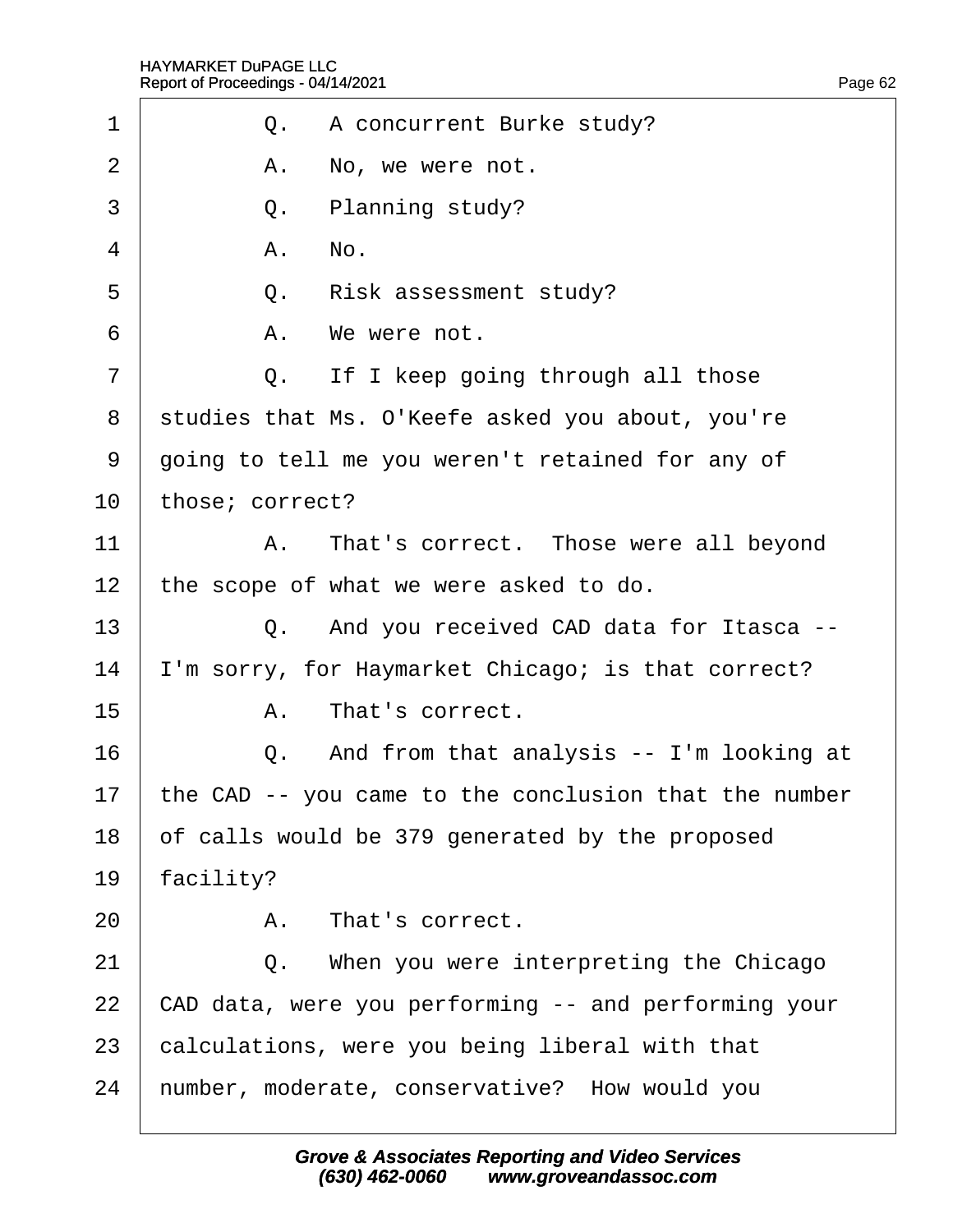1 Q. A concurrent Burke study?

2 A. No, we were not.

3 Q. Planning study?

4 A. No.

5 Q. Risk assessment study?

6 A. We were not.

7 Q. If I keep going through all those

8 studies that Ms. O'Keefe asked you about, you're

9 going to tell me you weren't retained for any of

10 those; correct?

11 A. That's correct. Those were all beyond

12 the scope of what we were asked to do.

13 Q. And you received CAD data for Itasca --

14 I'm sorry, for Haymarket Chicago; is that correct?

15 A. That's correct.

16 Q. And from that analysis -- I'm looking at

17 the CAD -- you came to the conclusion that the number

18 of calls would be 379 generated by the proposed

19 facility?

20 A. That's correct.

21 Q. When you were interpreting the Chicago

22 CAD data, were you performing -- and performing your

23 calculations, were you being liberal with that

24 number, moderate, conservative? How would you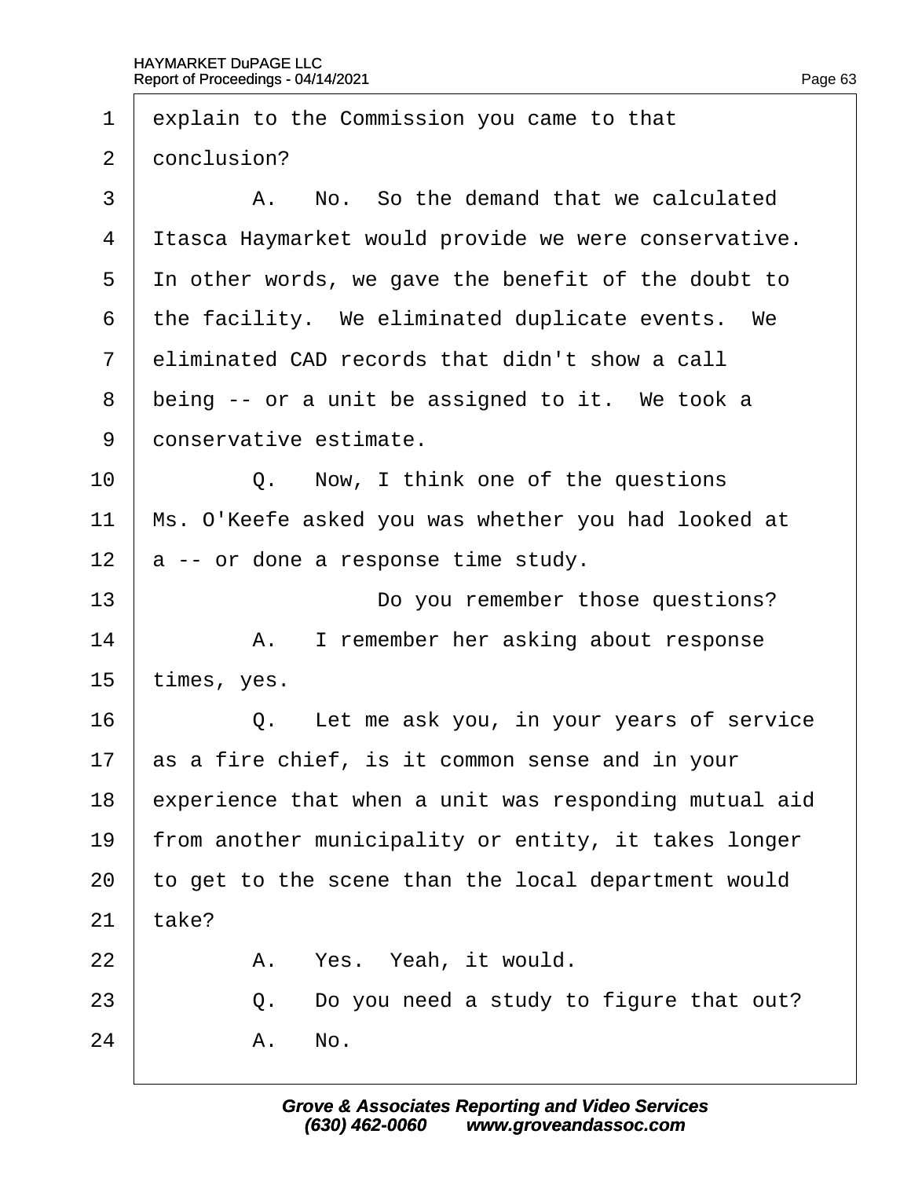1 explain to the Commission you came to that

2 conclusion?

3 A. No. So the demand that we calculated

4 Itasca Haymarket would provide we were conservative.

5 In other words, we gave the benefit of the doubt to

6 the facility. We eliminated duplicate events. We

7 eliminated CAD records that didn't show a call

8 being -- or a unit be assigned to it. We took a

9 conservative estimate.

10 Q. Now, I think one of the questions

11 Ms. O'Keefe asked you was whether you had looked at

12 a -- or done a response time study.

13 Do you remember those questions?

14 A. I remember her asking about response

15 times, yes.

16 Q. Let me ask you, in your years of service

17 as a fire chief, is it common sense and in your

18 experience that when a unit was responding mutual aid

19 from another municipality or entity, it takes longer

20 to get to the scene than the local department would

21 take?

22 A. Yes. Yeah, it would.

23 Q. Do you need a study to figure that out?

24 A. No.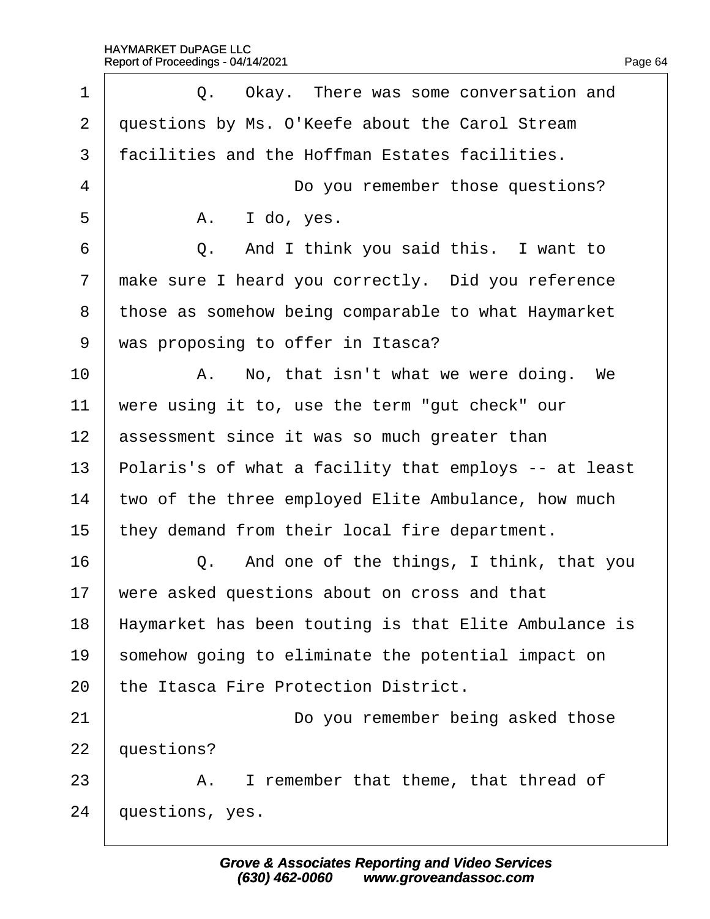1 Q. Okay. There was some conversation and
2 questions by Ms. O'Keefe about the Carol Stream
3 facilities and the Hoffman Estates facilities.
4 Do you remember those questions?
5 A. I do, yes.
6 Q. And I think you said this. I want to
7 make sure I heard you correctly. Did you reference
8 those as somehow being comparable to what Haymarket
9 was proposing to offer in Itasca?
10 A. No, that isn't what we were doing. We
11 were using it to, use the term "gut check" our
12 assessment since it was so much greater than
13 Polaris's of what a facility that employs -- at least
14 two of the three employed Elite Ambulance, how much
15 they demand from their local fire department.
16 Q. And one of the things, I think, that you
17 were asked questions about on cross and that
18 Haymarket has been touting is that Elite Ambulance is
19 somehow going to eliminate the potential impact on
20 the Itasca Fire Protection District.
21 Do you remember being asked those
22 questions?
23 A. I remember that theme, that thread of
24 questions, yes.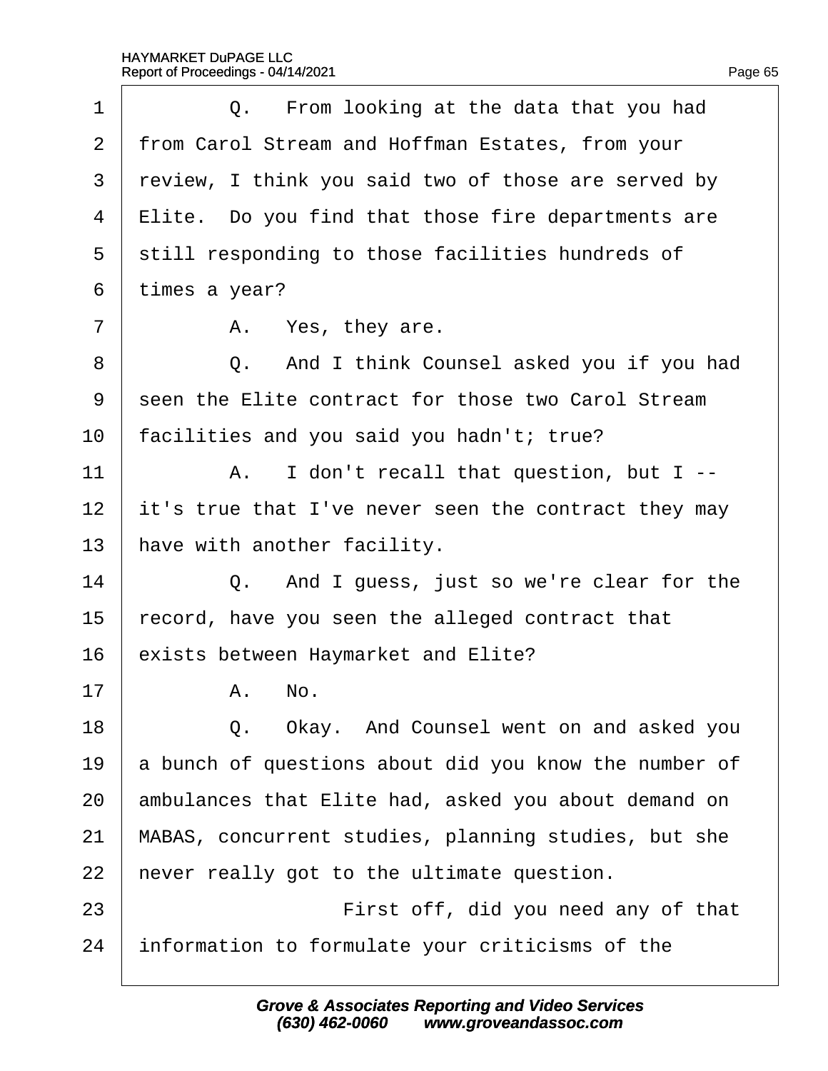1 Q. From looking at the data that you had
2 from Carol Stream and Hoffman Estates, from your
3 review, I think you said two of those are served by
4 Elite. Do you find that those fire departments are
5 still responding to those facilities hundreds of
6 times a year?
7 A. Yes, they are.
8 Q. And I think Counsel asked you if you had
9 seen the Elite contract for those two Carol Stream
10 facilities and you said you hadn't; true?
11 A. I don't recall that question, but I --
12 it's true that I've never seen the contract they may
13 have with another facility.
14 Q. And I guess, just so we're clear for the
15 record, have you seen the alleged contract that
16 exists between Haymarket and Elite?
17 A. No.
18 Q. Okay. And Counsel went on and asked you
19 a bunch of questions about did you know the number of
20 ambulances that Elite had, asked you about demand on
21 MABAS, concurrent studies, planning studies, but she
22 never really got to the ultimate question.
23 First off, did you need any of that
24 information to formulate your criticisms of the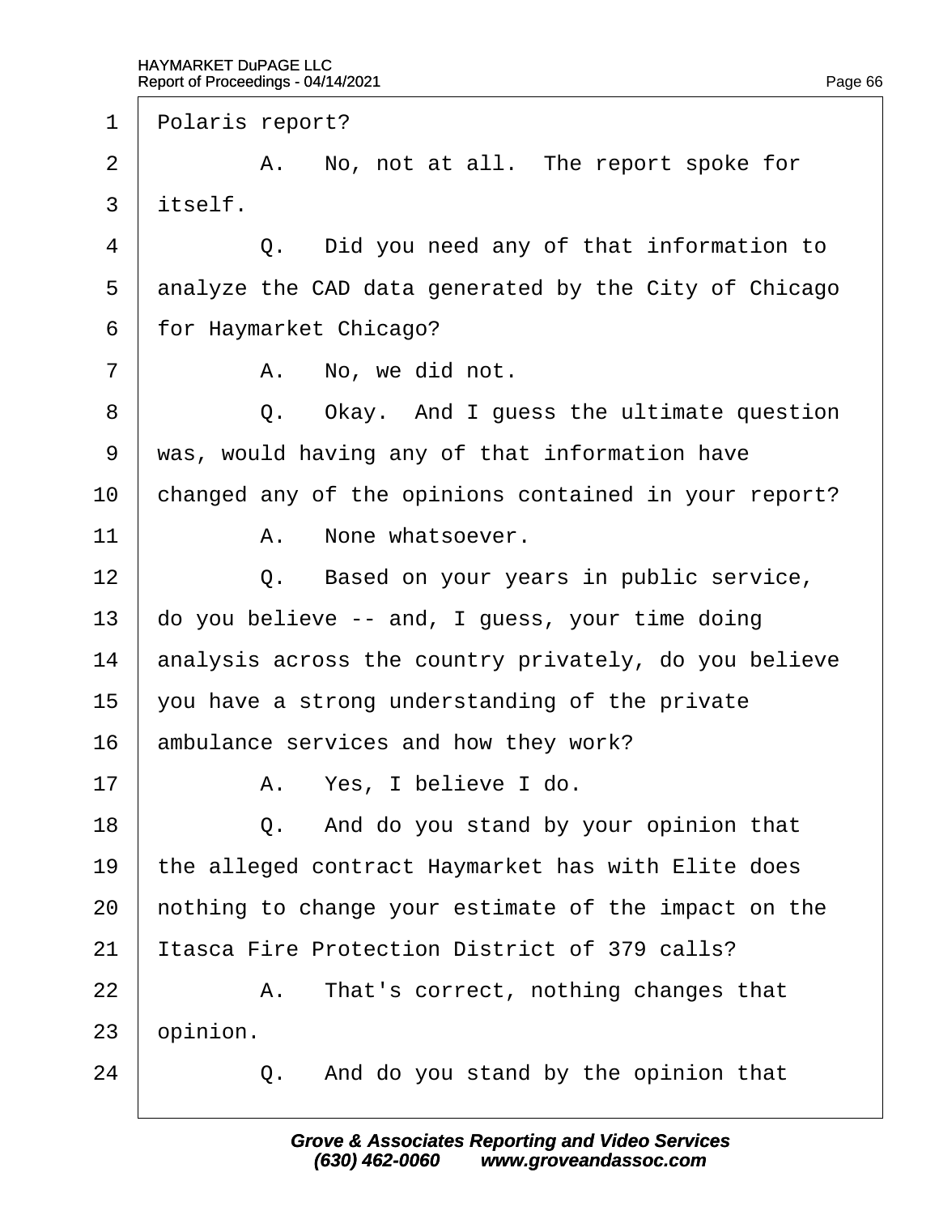1 Polaris report?

2 A. No, not at all. The report spoke for

3 itself.

4 Q. Did you need any of that information to

5 analyze the CAD data generated by the City of Chicago

6 for Haymarket Chicago?

7 A. No, we did not.

8 Q. Okay. And I guess the ultimate question

9 was, would having any of that information have

10 changed any of the opinions contained in your report?

11 A. None whatsoever.

12 Q. Based on your years in public service,

13 do you believe -- and, I guess, your time doing

14 analysis across the country privately, do you believe

15 you have a strong understanding of the private

16 ambulance services and how they work?

17 A. Yes, I believe I do.

18 Q. And do you stand by your opinion that

19 the alleged contract Haymarket has with Elite does

20 nothing to change your estimate of the impact on the

21 Itasca Fire Protection District of 379 calls?

22 A. That's correct, nothing changes that

23 opinion.

24 Q. And do you stand by the opinion that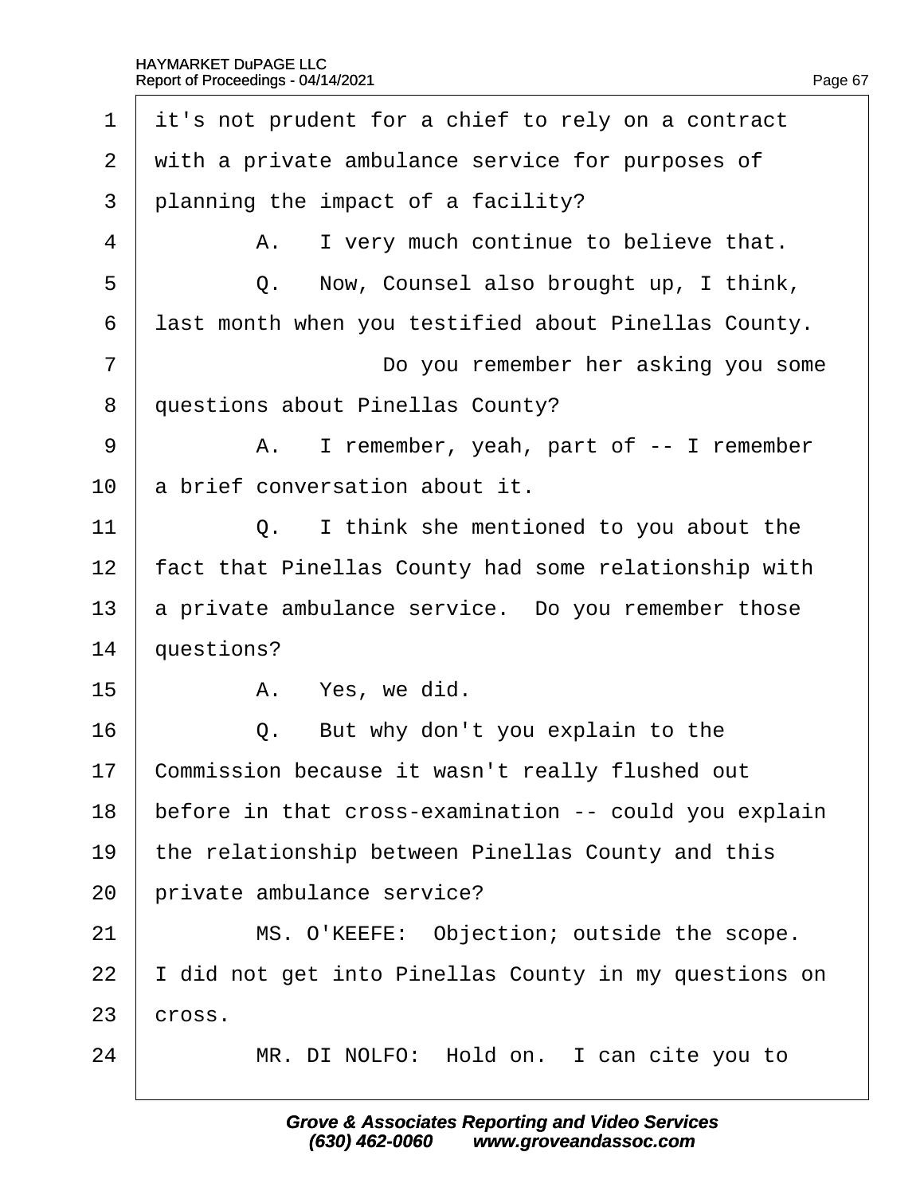1 it's not prudent for a chief to rely on a contract
2 with a private ambulance service for purposes of
3 planning the impact of a facility?
4 A. I very much continue to believe that.
5 Q. Now, Counsel also brought up, I think,
6 last month when you testified about Pinellas County.
7 Do you remember her asking you some
8 questions about Pinellas County?
9 A. I remember, yeah, part of -- I remember
10 a brief conversation about it.
11 Q. I think she mentioned to you about the
12 fact that Pinellas County had some relationship with
13 a private ambulance service. Do you remember those
14 questions?
15 A. Yes, we did.
16 Q. But why don't you explain to the
17 Commission because it wasn't really flushed out
18 before in that cross-examination -- could you explain
19 the relationship between Pinellas County and this
20 private ambulance service?
21 MS. O'KEEFE: Objection; outside the scope.
22 I did not get into Pinellas County in my questions on
23 cross.
24 MR. DI NOLFO: Hold on. I can cite you to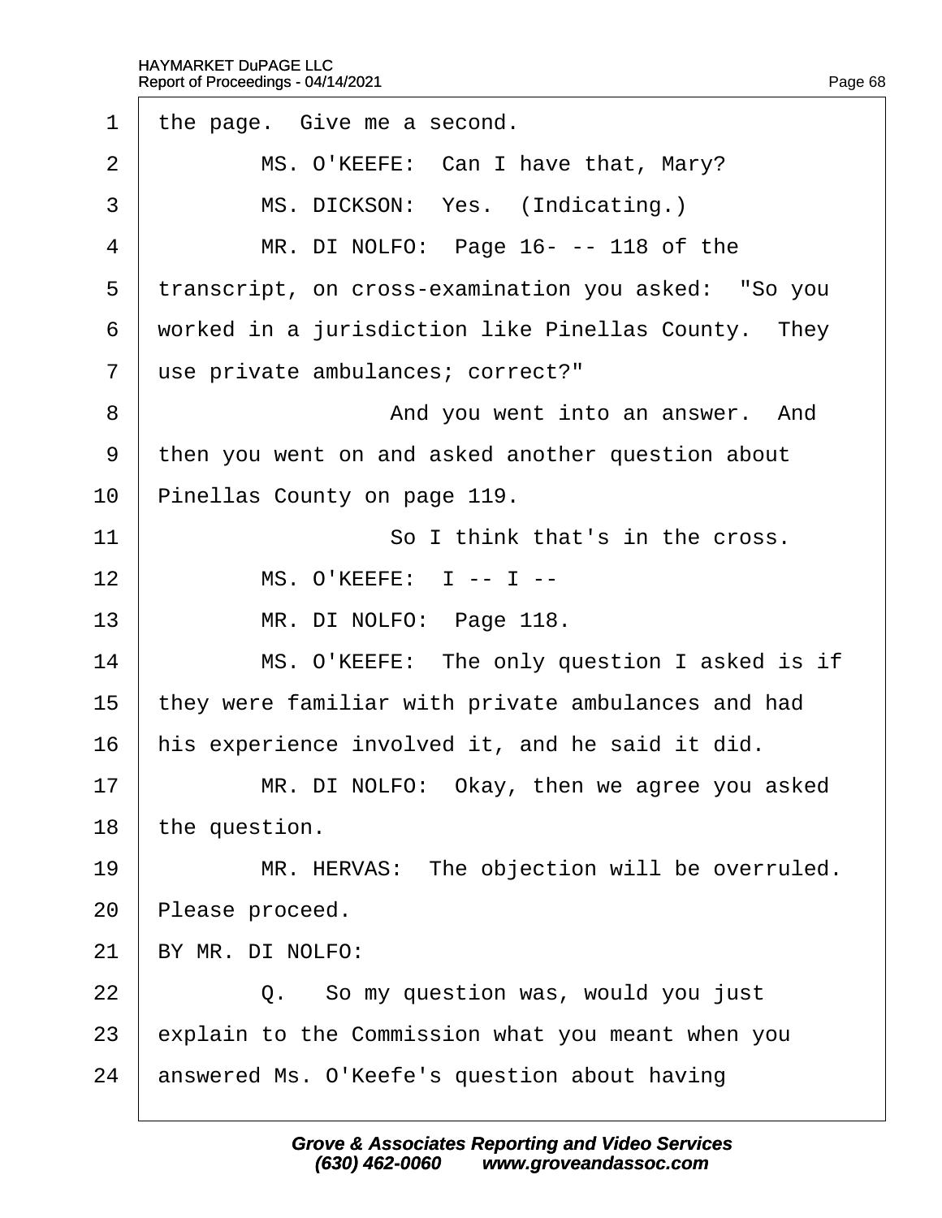1 the page. Give me a second.

2 MS. O'KEEFE: Can I have that, Mary?

3 MS. DICKSON: Yes. (Indicating.)

4 MR. DI NOLFO: Page 16- -- 118 of the

5 transcript, on cross-examination you asked: "So you

6 worked in a jurisdiction like Pinellas County. They

7 use private ambulances; correct?"

8 And you went into an answer. And

9 then you went on and asked another question about

10 Pinellas County on page 119.

11 So I think that's in the cross.

12 MS. O'KEEFE: I -- I --

13 MR. DI NOLFO: Page 118.

14 MS. O'KEEFE: The only question I asked is if

15 they were familiar with private ambulances and had

16 his experience involved it, and he said it did.

17 MR. DI NOLFO: Okay, then we agree you asked

18 the question.

19 MR. HERVAS: The objection will be overruled.

20 Please proceed.

21 BY MR. DI NOLFO:

22 Q. So my question was, would you just

23 explain to the Commission what you meant when you

24 answered Ms. O'Keefe's question about having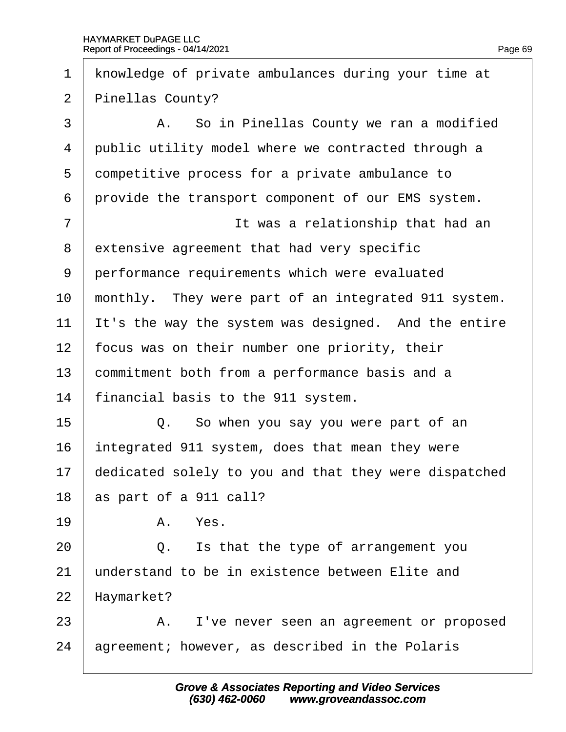1 knowledge of private ambulances during your time at
2 Pinellas County?
3 A. So in Pinellas County we ran a modified
4 public utility model where we contracted through a
5 competitive process for a private ambulance to
6 provide the transport component of our EMS system.
7 It was a relationship that had an
8 extensive agreement that had very specific
9 performance requirements which were evaluated
10 monthly. They were part of an integrated 911 system.
11 It's the way the system was designed. And the entire
12 focus was on their number one priority, their
13 commitment both from a performance basis and a
14 financial basis to the 911 system.
15 Q. So when you say you were part of an
16 integrated 911 system, does that mean they were
17 dedicated solely to you and that they were dispatched
18 as part of a 911 call?
19 A. Yes.
20 Q. Is that the type of arrangement you
21 understand to be in existence between Elite and
22 Haymarket?
23 A. I've never seen an agreement or proposed
24 agreement; however, as described in the Polaris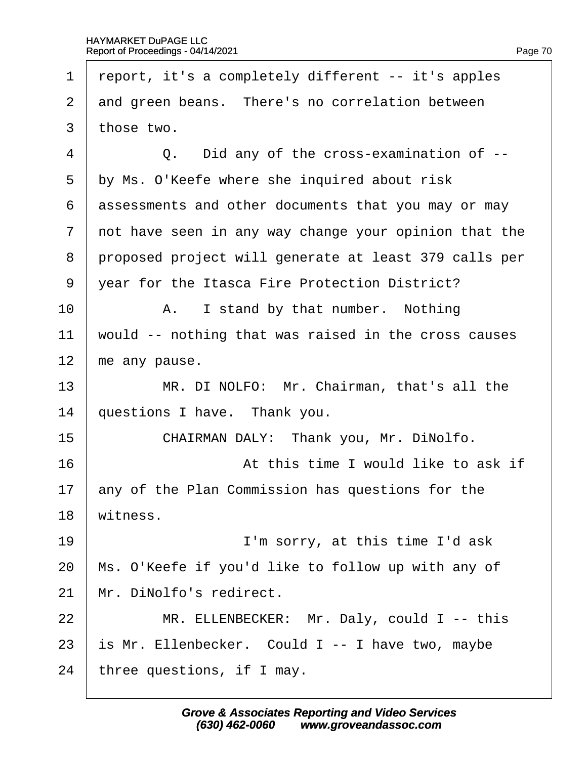1 report, it's a completely different -- it's apples
2 and green beans. There's no correlation between
3 those two.
4 Q. Did any of the cross-examination of --
5 by Ms. O'Keefe where she inquired about risk
6 assessments and other documents that you may or may
7 not have seen in any way change your opinion that the
8 proposed project will generate at least 379 calls per
9 year for the Itasca Fire Protection District?
10 A. I stand by that number. Nothing
11 would -- nothing that was raised in the cross causes
12 me any pause.
13 MR. DI NOLFO: Mr. Chairman, that's all the
14 questions I have. Thank you.
15 CHAIRMAN DALY: Thank you, Mr. DiNolfo.
16 At this time I would like to ask if
17 any of the Plan Commission has questions for the
18 witness.
19 I'm sorry, at this time I'd ask
20 Ms. O'Keefe if you'd like to follow up with any of
21 Mr. DiNolfo's redirect.
22 MR. ELLENBECKER: Mr. Daly, could I -- this
23 is Mr. Ellenbecker. Could I -- I have two, maybe
24 three questions, if I may.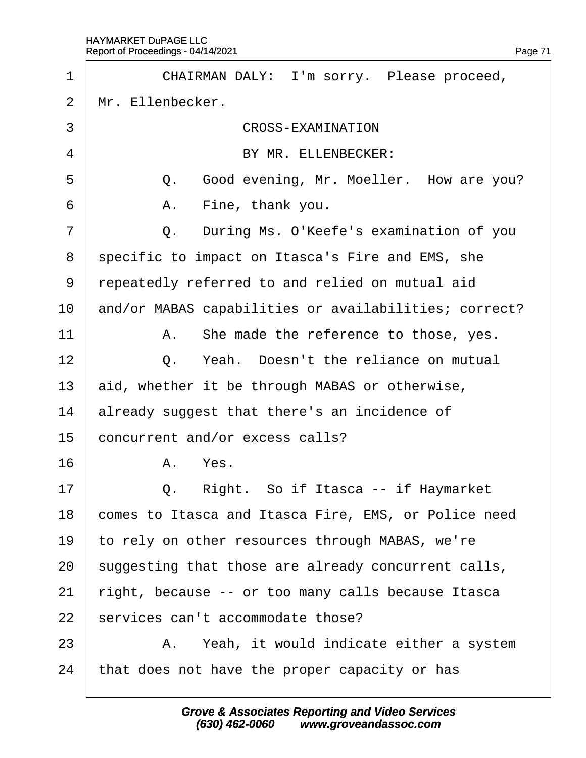CHAIRMAN DALY: I'm sorry. Please proceed, Mr. Ellenbecker.

CROSS-EXAMINATION

BY MR. ELLENBECKER:

Q. Good evening, Mr. Moeller. How are you?

A. Fine, thank you.

Q. During Ms. O'Keefe's examination of you specific to impact on Itasca's Fire and EMS, she repeatedly referred to and relied on mutual aid and/or MABAS capabilities or availabilities; correct?

A. She made the reference to those, yes.

Q. Yeah. Doesn't the reliance on mutual aid, whether it be through MABAS or otherwise, already suggest that there's an incidence of concurrent and/or excess calls?

A. Yes.

Q. Right. So if Itasca -- if Haymarket comes to Itasca and Itasca Fire, EMS, or Police need to rely on other resources through MABAS, we're suggesting that those are already concurrent calls, right, because -- or too many calls because Itasca services can't accommodate those?

A. Yeah, it would indicate either a system that does not have the proper capacity or has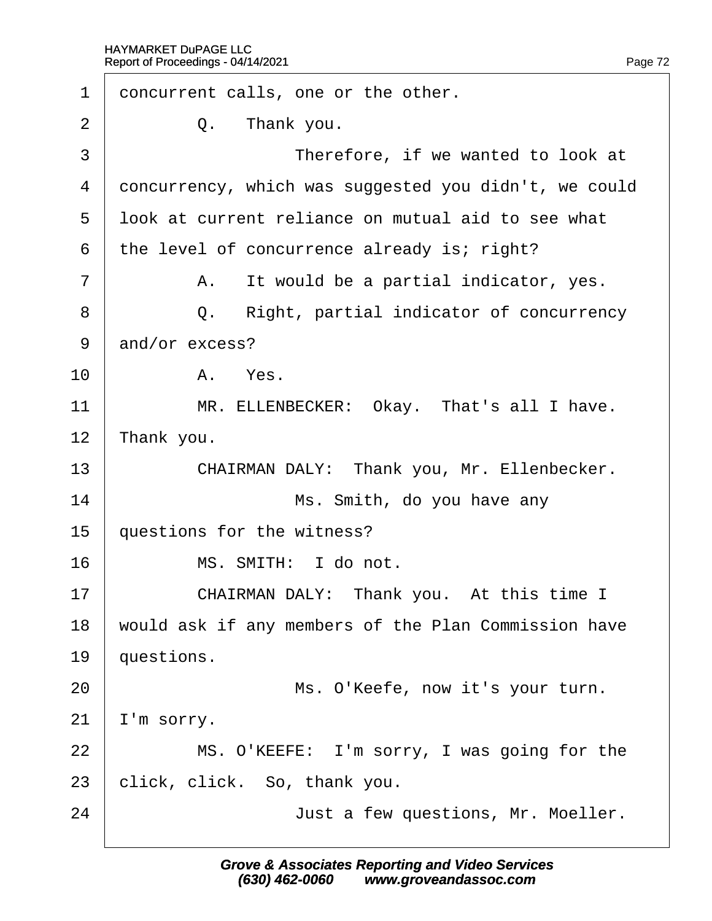concurrent calls, one or the other.

Q. Thank you.

Therefore, if we wanted to look at concurrency, which was suggested you didn't, we could look at current reliance on mutual aid to see what the level of concurrence already is; right?

A. It would be a partial indicator, yes.

Q. Right, partial indicator of concurrency and/or excess?

A. Yes.

MR. ELLENBECKER: Okay. That's all I have. Thank you.

CHAIRMAN DALY: Thank you, Mr. Ellenbecker.

Ms. Smith, do you have any questions for the witness?

MS. SMITH: I do not.

CHAIRMAN DALY: Thank you. At this time I would ask if any members of the Plan Commission have questions.

Ms. O'Keefe, now it's your turn. I'm sorry.

MS. O'KEEFE: I'm sorry, I was going for the click, click. So, thank you.

Just a few questions, Mr. Moeller.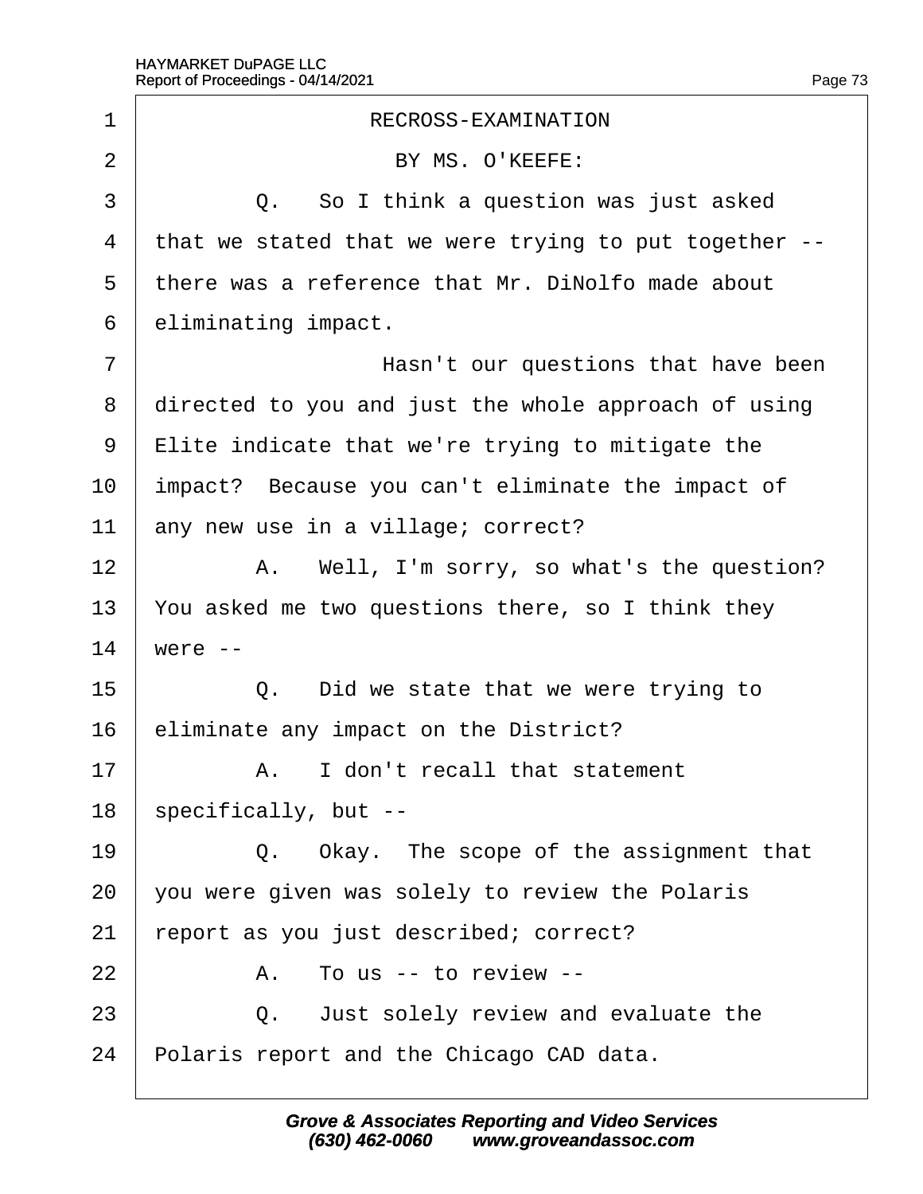RECROSS-EXAMINATION

BY MS. O'KEEFE:

Q. So I think a question was just asked that we stated that we were trying to put together -- there was a reference that Mr. DiNolfo made about eliminating impact.

Hasn't our questions that have been directed to you and just the whole approach of using Elite indicate that we're trying to mitigate the impact? Because you can't eliminate the impact of any new use in a village; correct?

A. Well, I'm sorry, so what's the question? You asked me two questions there, so I think they were --

Q. Did we state that we were trying to eliminate any impact on the District?

A. I don't recall that statement specifically, but --

Q. Okay. The scope of the assignment that you were given was solely to review the Polaris report as you just described; correct?

A. To us -- to review --

Q. Just solely review and evaluate the Polaris report and the Chicago CAD data.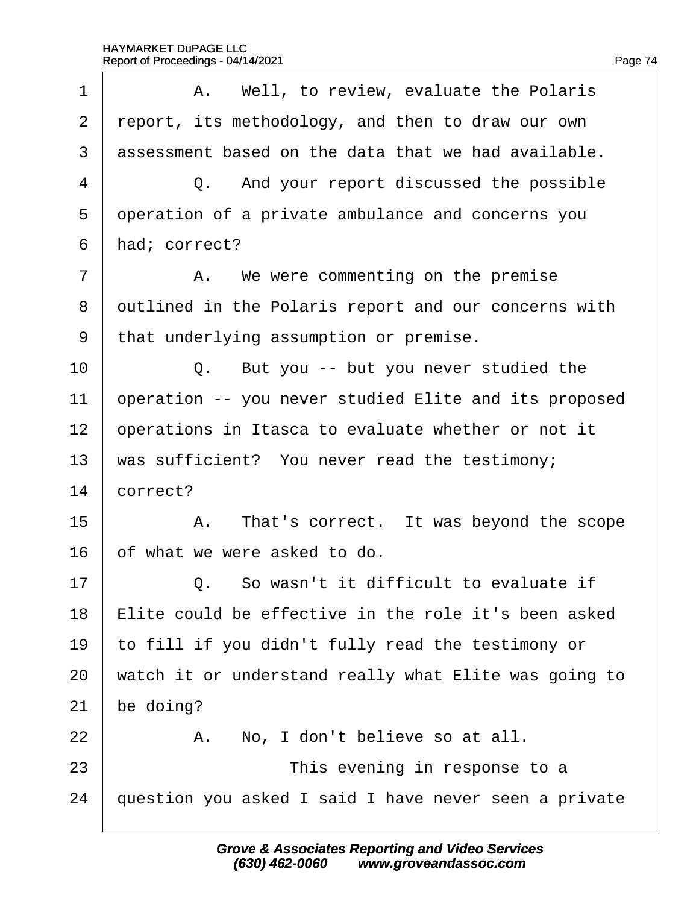1 A. Well, to review, evaluate the Polaris
2 report, its methodology, and then to draw our own
3 assessment based on the data that we had available.
4 Q. And your report discussed the possible
5 operation of a private ambulance and concerns you
6 had; correct?
7 A. We were commenting on the premise
8 outlined in the Polaris report and our concerns with
9 that underlying assumption or premise.
10 Q. But you -- but you never studied the
11 operation -- you never studied Elite and its proposed
12 operations in Itasca to evaluate whether or not it
13 was sufficient? You never read the testimony;
14 correct?
15 A. That's correct. It was beyond the scope
16 of what we were asked to do.
17 Q. So wasn't it difficult to evaluate if
18 Elite could be effective in the role it's been asked
19 to fill if you didn't fully read the testimony or
20 watch it or understand really what Elite was going to
21 be doing?
22 A. No, I don't believe so at all.
23 This evening in response to a
24 question you asked I said I have never seen a private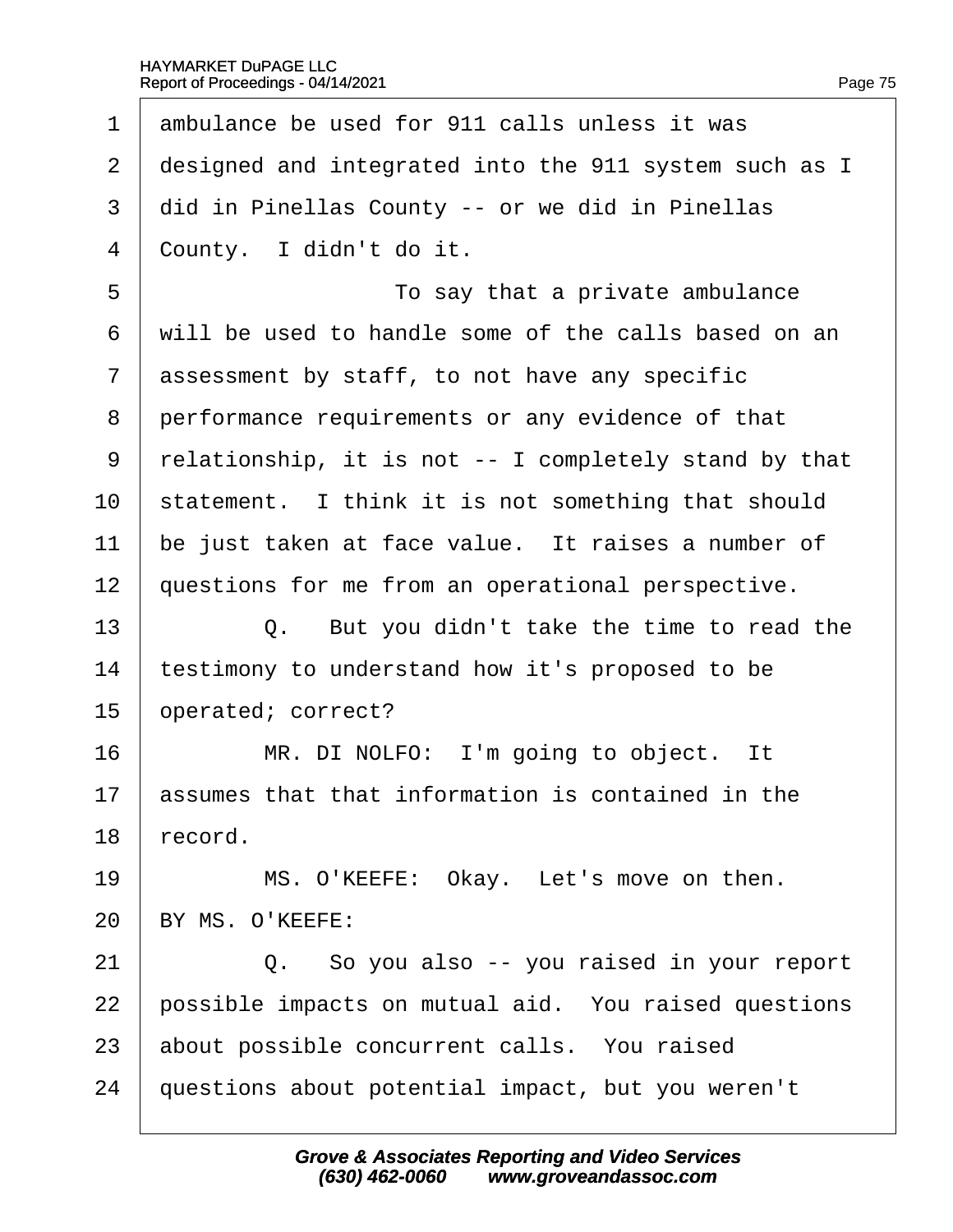1 ambulance be used for 911 calls unless it was
2 designed and integrated into the 911 system such as I
3 did in Pinellas County -- or we did in Pinellas
4 County. I didn't do it.
5 To say that a private ambulance
6 will be used to handle some of the calls based on an
7 assessment by staff, to not have any specific
8 performance requirements or any evidence of that
9 relationship, it is not -- I completely stand by that
10 statement. I think it is not something that should
11 be just taken at face value. It raises a number of
12 questions for me from an operational perspective.
13 Q. But you didn't take the time to read the
14 testimony to understand how it's proposed to be
15 operated; correct?
16 MR. DI NOLFO: I'm going to object. It
17 assumes that that information is contained in the
18 record.
19 MS. O'KEEFE: Okay. Let's move on then.
20 BY MS. O'KEEFE:
21 Q. So you also -- you raised in your report
22 possible impacts on mutual aid. You raised questions
23 about possible concurrent calls. You raised
24 questions about potential impact, but you weren't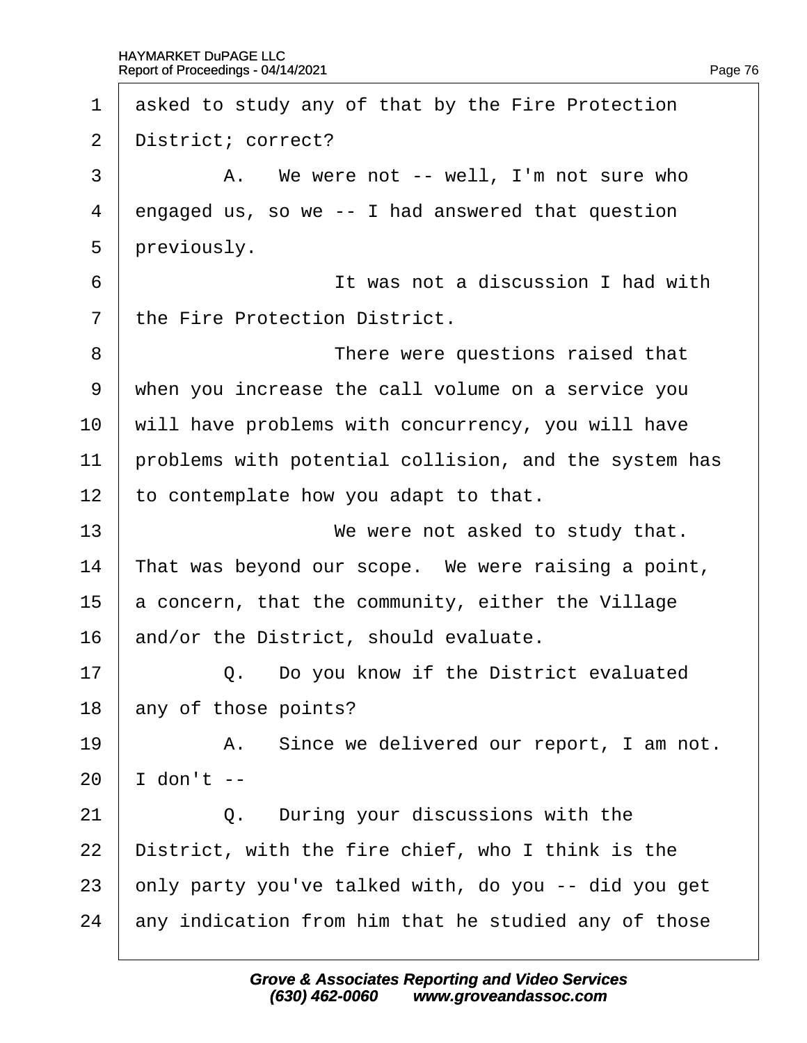1 asked to study any of that by the Fire Protection
2 District; correct?
3 A. We were not -- well, I'm not sure who
4 engaged us, so we -- I had answered that question
5 previously.
6 It was not a discussion I had with
7 the Fire Protection District.
8 There were questions raised that
9 when you increase the call volume on a service you
10 will have problems with concurrency, you will have
11 problems with potential collision, and the system has
12 to contemplate how you adapt to that.
13 We were not asked to study that.
14 That was beyond our scope. We were raising a point,
15 a concern, that the community, either the Village
16 and/or the District, should evaluate.
17 Q. Do you know if the District evaluated
18 any of those points?
19 A. Since we delivered our report, I am not.
20 I don't --
21 Q. During your discussions with the
22 District, with the fire chief, who I think is the
23 only party you've talked with, do you -- did you get
24 any indication from him that he studied any of those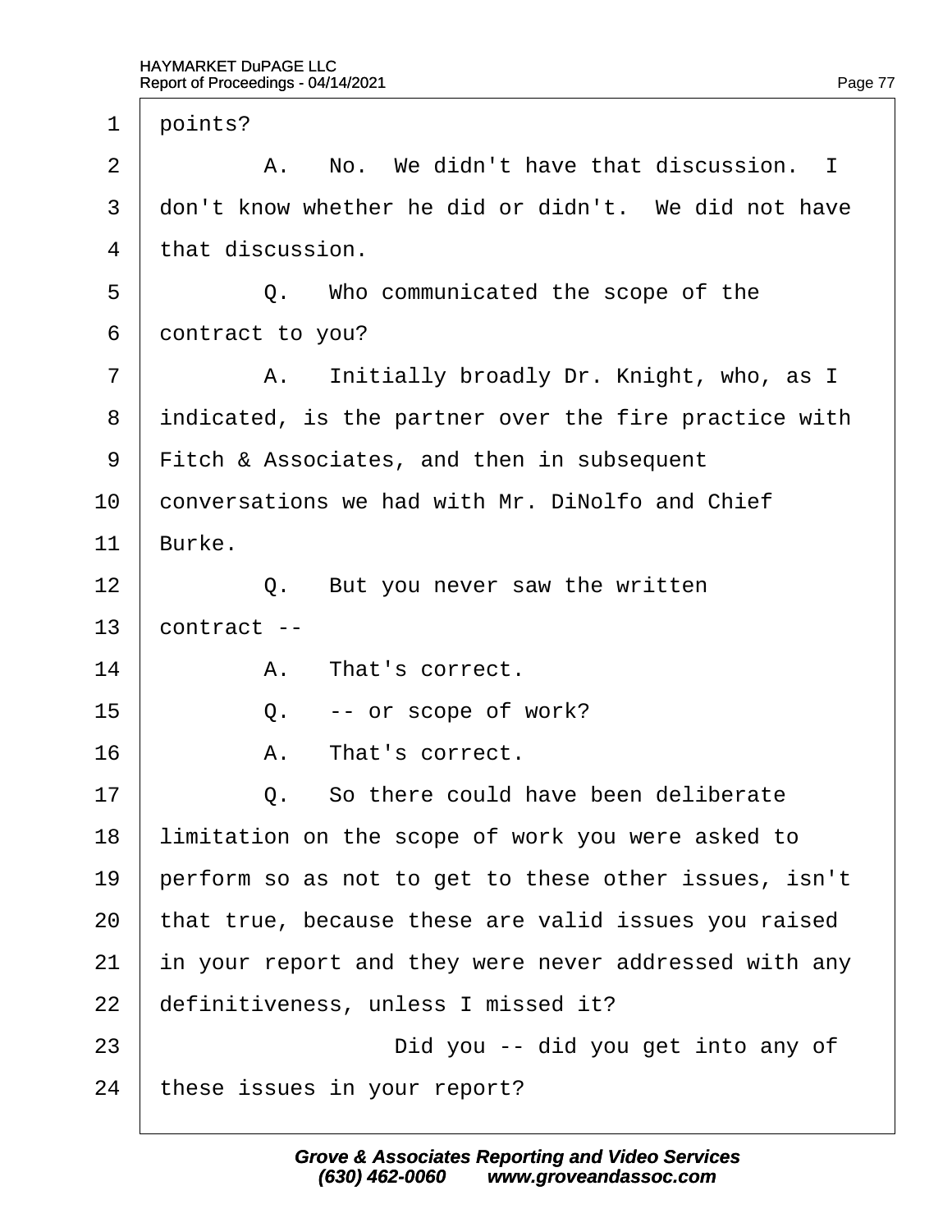1 points?

2 A. No. We didn't have that discussion. I

3 don't know whether he did or didn't. We did not have

4 that discussion.

5 Q. Who communicated the scope of the

6 contract to you?

7 A. Initially broadly Dr. Knight, who, as I

8 indicated, is the partner over the fire practice with

9 Fitch & Associates, and then in subsequent

10 conversations we had with Mr. DiNolfo and Chief

11 Burke.

12 Q. But you never saw the written

13 contract --

14 A. That's correct.

15 Q. -- or scope of work?

16 A. That's correct.

17 Q. So there could have been deliberate

18 limitation on the scope of work you were asked to

19 perform so as not to get to these other issues, isn't

20 that true, because these are valid issues you raised

21 in your report and they were never addressed with any

22 definitiveness, unless I missed it?

23 Did you -- did you get into any of

24 these issues in your report?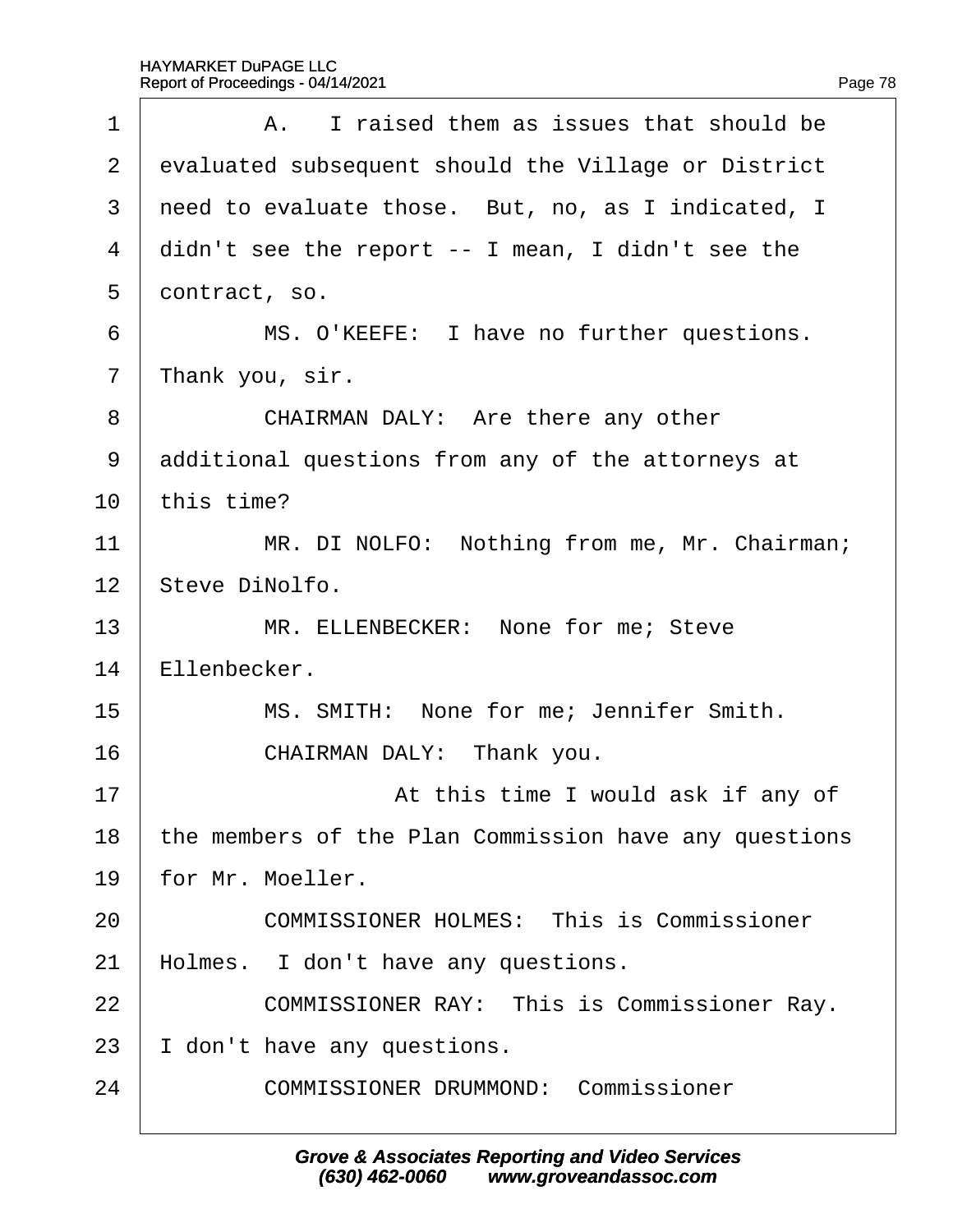A. I raised them as issues that should be evaluated subsequent should the Village or District need to evaluate those. But, no, as I indicated, I didn't see the report -- I mean, I didn't see the contract, so.

MS. O'KEEFE: I have no further questions. Thank you, sir.

CHAIRMAN DALY: Are there any other additional questions from any of the attorneys at this time?

MR. DI NOLFO: Nothing from me, Mr. Chairman; Steve DiNolfo.

MR. ELLENBECKER: None for me; Steve Ellenbecker.

MS. SMITH: None for me; Jennifer Smith.

CHAIRMAN DALY: Thank you.

At this time I would ask if any of the members of the Plan Commission have any questions for Mr. Moeller.

COMMISSIONER HOLMES: This is Commissioner Holmes. I don't have any questions.

COMMISSIONER RAY: This is Commissioner Ray. I don't have any questions.

COMMISSIONER DRUMMOND: Commissioner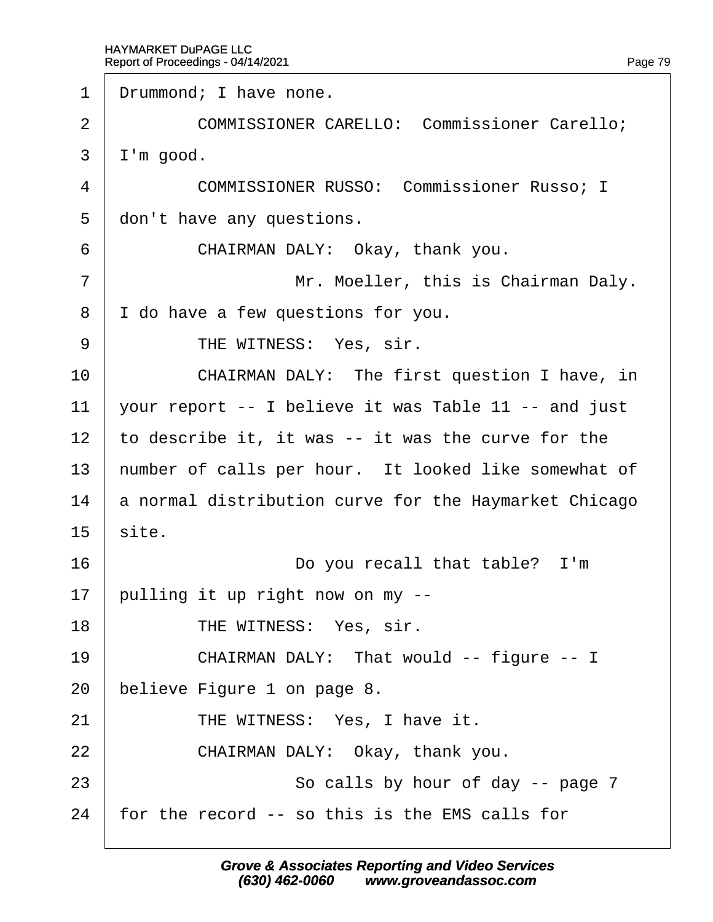1 Drummond; I have none.

2 COMMISSIONER CARELLO: Commissioner Carello;

3 I'm good.

4 COMMISSIONER RUSSO: Commissioner Russo; I

5 don't have any questions.

6 CHAIRMAN DALY: Okay, thank you.

7 Mr. Moeller, this is Chairman Daly.

8 I do have a few questions for you.

9 THE WITNESS: Yes, sir.

10 CHAIRMAN DALY: The first question I have, in

11 your report -- I believe it was Table 11 -- and just

12 to describe it, it was -- it was the curve for the

13 number of calls per hour. It looked like somewhat of

14 a normal distribution curve for the Haymarket Chicago

15 site.

16 Do you recall that table? I'm

17 pulling it up right now on my --

18 THE WITNESS: Yes, sir.

19 CHAIRMAN DALY: That would -- figure -- I

20 believe Figure 1 on page 8.

21 THE WITNESS: Yes, I have it.

22 CHAIRMAN DALY: Okay, thank you.

23 So calls by hour of day -- page 7

24 for the record -- so this is the EMS calls for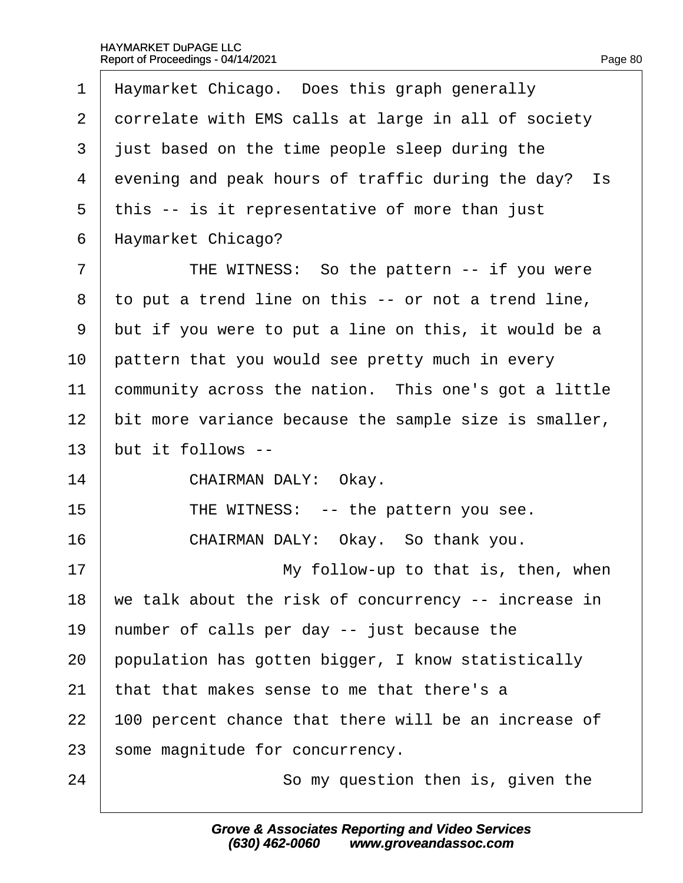Haymarket Chicago. Does this graph generally correlate with EMS calls at large in all of society just based on the time people sleep during the evening and peak hours of traffic during the day? Is this -- is it representative of more than just Haymarket Chicago?

THE WITNESS: So the pattern -- if you were to put a trend line on this -- or not a trend line, but if you were to put a line on this, it would be a pattern that you would see pretty much in every community across the nation. This one's got a little bit more variance because the sample size is smaller, but it follows --

CHAIRMAN DALY: Okay.

THE WITNESS: -- the pattern you see.

CHAIRMAN DALY: Okay. So thank you.

My follow-up to that is, then, when we talk about the risk of concurrency -- increase in number of calls per day -- just because the population has gotten bigger, I know statistically that that makes sense to me that there's a 100 percent chance that there will be an increase of some magnitude for concurrency.

So my question then is, given the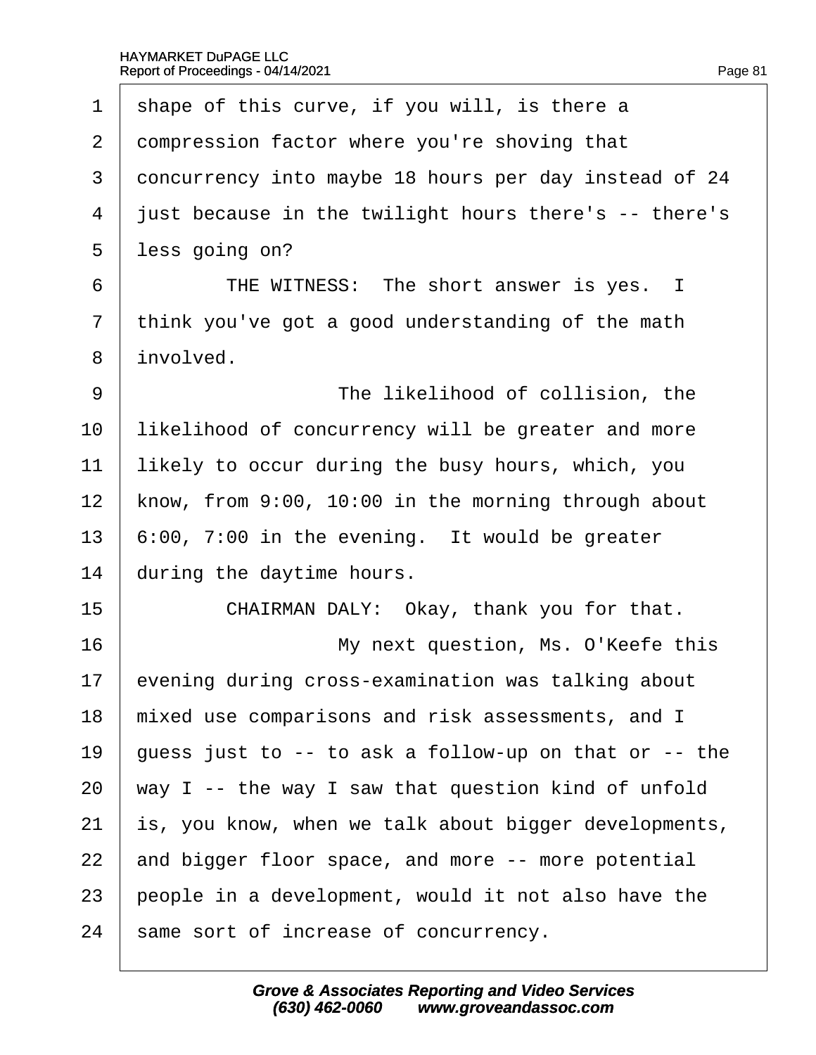1 shape of this curve, if you will, is there a
2 compression factor where you're shoving that
3 concurrency into maybe 18 hours per day instead of 24
4 just because in the twilight hours there's -- there's
5 less going on?
6 THE WITNESS: The short answer is yes. I
7 think you've got a good understanding of the math
8 involved.
9 The likelihood of collision, the
10 likelihood of concurrency will be greater and more
11 likely to occur during the busy hours, which, you
12 know, from 9:00, 10:00 in the morning through about
13 6:00, 7:00 in the evening. It would be greater
14 during the daytime hours.
15 CHAIRMAN DALY: Okay, thank you for that.
16 My next question, Ms. O'Keefe this
17 evening during cross-examination was talking about
18 mixed use comparisons and risk assessments, and I
19 guess just to -- to ask a follow-up on that or -- the
20 way I -- the way I saw that question kind of unfold
21 is, you know, when we talk about bigger developments,
22 and bigger floor space, and more -- more potential
23 people in a development, would it not also have the
24 same sort of increase of concurrency.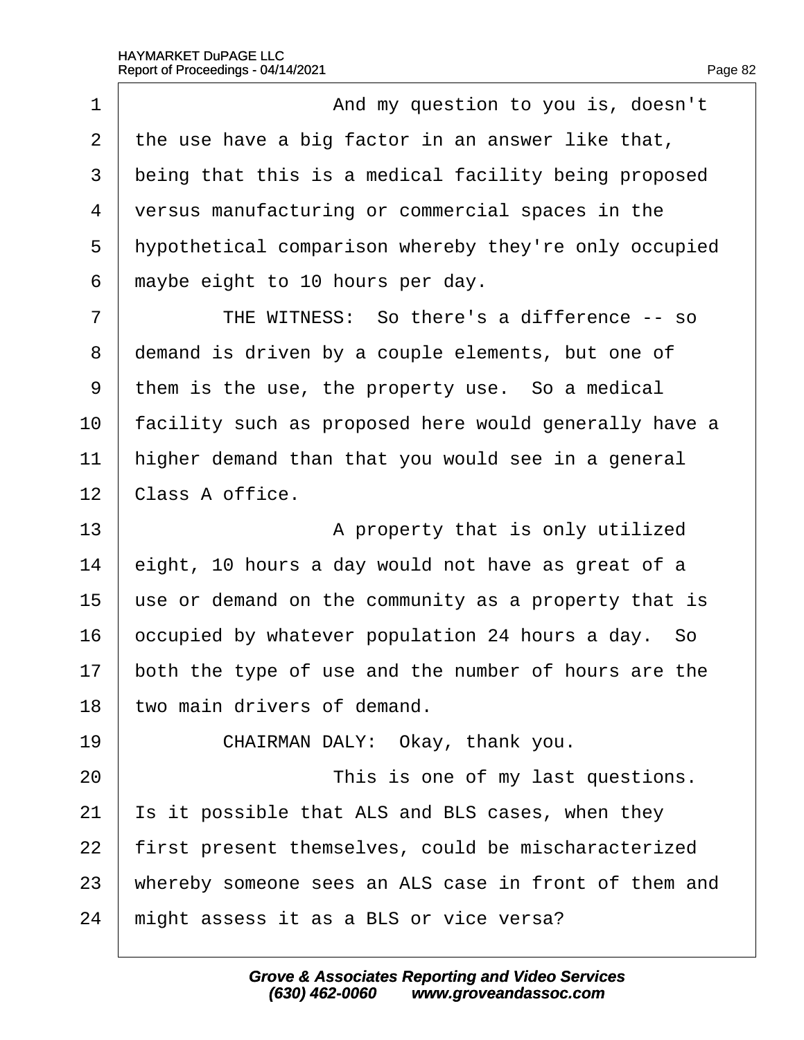1 And my question to you is, doesn't
2 the use have a big factor in an answer like that,
3 being that this is a medical facility being proposed
4 versus manufacturing or commercial spaces in the
5 hypothetical comparison whereby they're only occupied
6 maybe eight to 10 hours per day.
7 THE WITNESS: So there's a difference -- so
8 demand is driven by a couple elements, but one of
9 them is the use, the property use. So a medical
10 facility such as proposed here would generally have a
11 higher demand than that you would see in a general
12 Class A office.
13 A property that is only utilized
14 eight, 10 hours a day would not have as great of a
15 use or demand on the community as a property that is
16 occupied by whatever population 24 hours a day. So
17 both the type of use and the number of hours are the
18 two main drivers of demand.
19 CHAIRMAN DALY: Okay, thank you.
20 This is one of my last questions.
21 Is it possible that ALS and BLS cases, when they
22 first present themselves, could be mischaracterized
23 whereby someone sees an ALS case in front of them and
24 might assess it as a BLS or vice versa?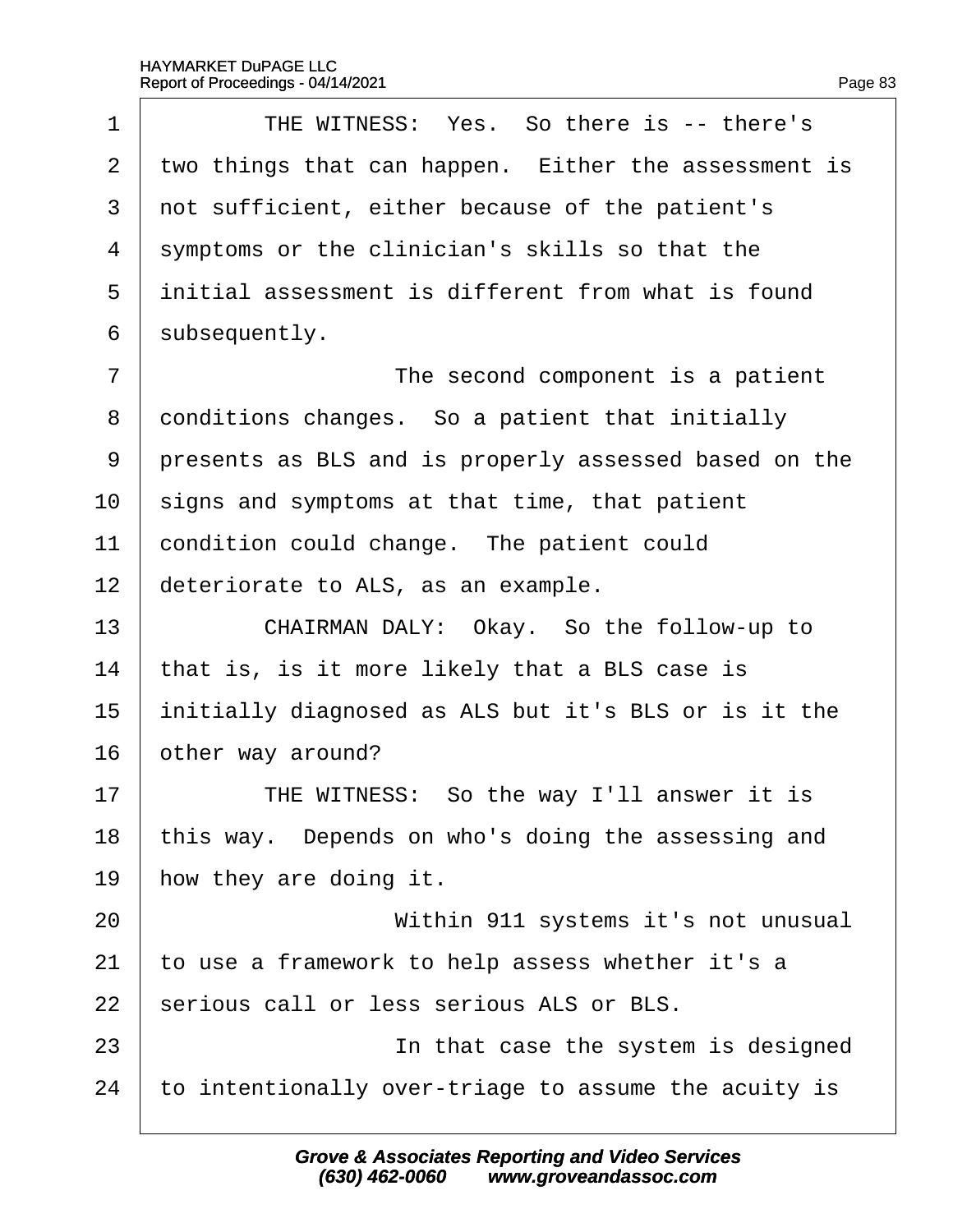THE WITNESS: Yes. So there is -- there's two things that can happen. Either the assessment is not sufficient, either because of the patient's symptoms or the clinician's skills so that the initial assessment is different from what is found subsequently.

The second component is a patient conditions changes. So a patient that initially presents as BLS and is properly assessed based on the signs and symptoms at that time, that patient condition could change. The patient could deteriorate to ALS, as an example.

CHAIRMAN DALY: Okay. So the follow-up to that is, is it more likely that a BLS case is initially diagnosed as ALS but it's BLS or is it the other way around?

THE WITNESS: So the way I'll answer it is this way. Depends on who's doing the assessing and how they are doing it.

Within 911 systems it's not unusual to use a framework to help assess whether it's a serious call or less serious ALS or BLS.

In that case the system is designed to intentionally over-triage to assume the acuity is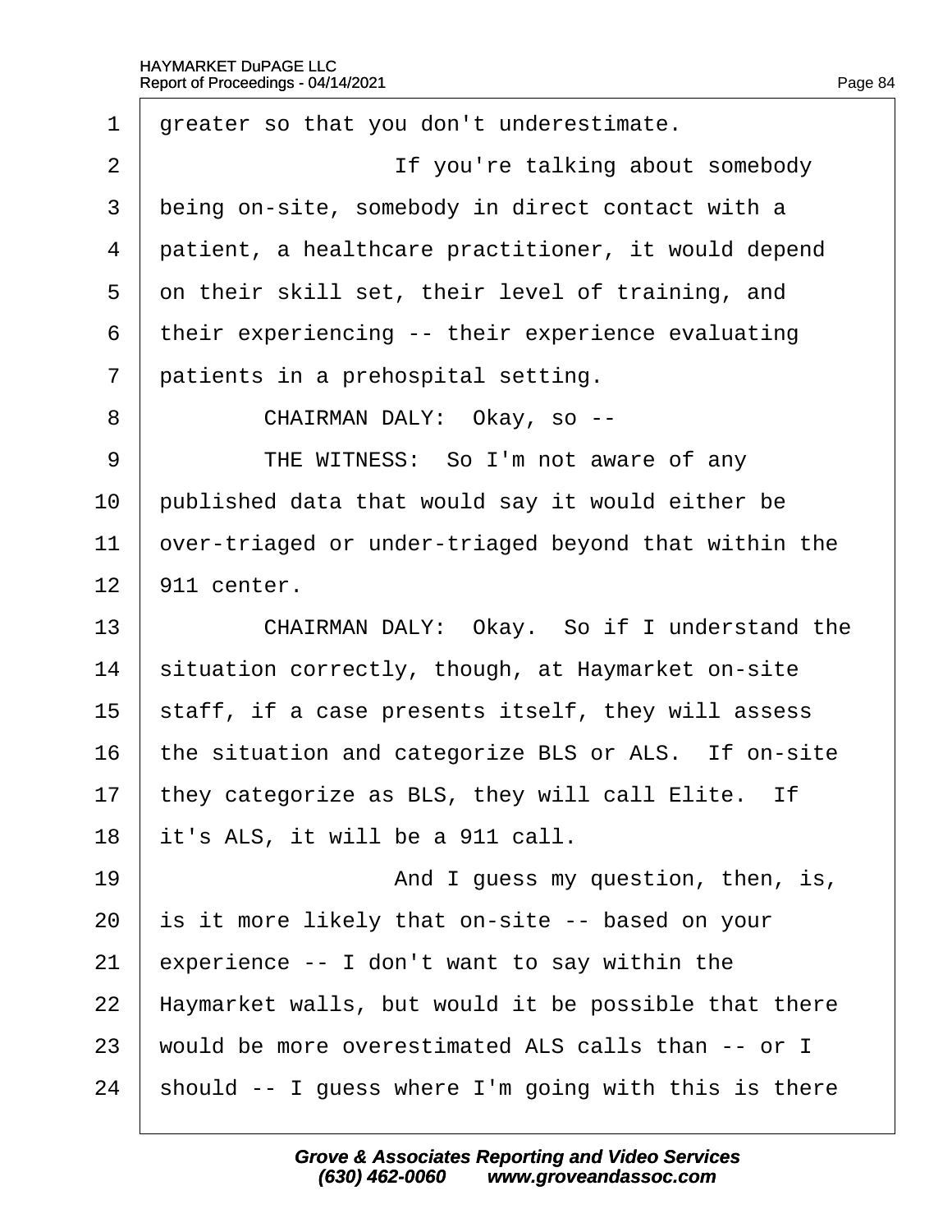1 greater so that you don't underestimate.

2 If you're talking about somebody

3 being on-site, somebody in direct contact with a

4 patient, a healthcare practitioner, it would depend

5 on their skill set, their level of training, and

6 their experiencing -- their experience evaluating

7 patients in a prehospital setting.

8 CHAIRMAN DALY: Okay, so --

9 THE WITNESS: So I'm not aware of any

10 published data that would say it would either be

11 over-triaged or under-triaged beyond that within the

12 911 center.

13 CHAIRMAN DALY: Okay. So if I understand the

14 situation correctly, though, at Haymarket on-site

15 staff, if a case presents itself, they will assess

16 the situation and categorize BLS or ALS. If on-site

17 they categorize as BLS, they will call Elite. If

18 it's ALS, it will be a 911 call.

19 And I guess my question, then, is,

20 is it more likely that on-site -- based on your

21 experience -- I don't want to say within the

22 Haymarket walls, but would it be possible that there

23 would be more overestimated ALS calls than -- or I

24 should -- I guess where I'm going with this is there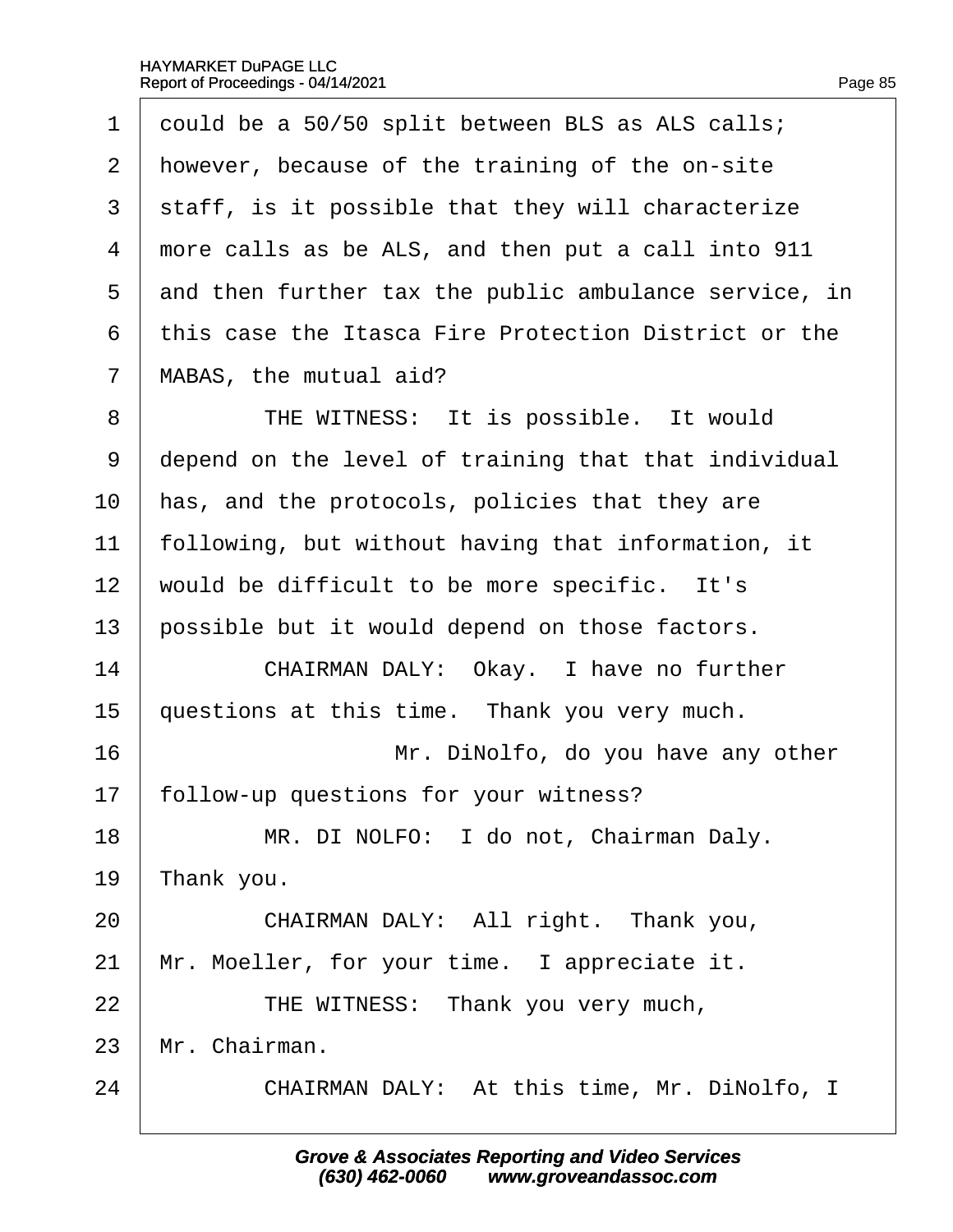1 could be a 50/50 split between BLS as ALS calls;
2 however, because of the training of the on-site
3 staff, is it possible that they will characterize
4 more calls as be ALS, and then put a call into 911
5 and then further tax the public ambulance service, in
6 this case the Itasca Fire Protection District or the
7 MABAS, the mutual aid?

8 THE WITNESS: It is possible. It would
9 depend on the level of training that that individual
10 has, and the protocols, policies that they are
11 following, but without having that information, it
12 would be difficult to be more specific. It's
13 possible but it would depend on those factors.

14 CHAIRMAN DALY: Okay. I have no further
15 questions at this time. Thank you very much.
16 Mr. DiNolfo, do you have any other
17 follow-up questions for your witness?

18 MR. DI NOLFO: I do not, Chairman Daly.
19 Thank you.

20 CHAIRMAN DALY: All right. Thank you,
21 Mr. Moeller, for your time. I appreciate it.

22 THE WITNESS: Thank you very much,
23 Mr. Chairman.

24 CHAIRMAN DALY: At this time, Mr. DiNolfo, I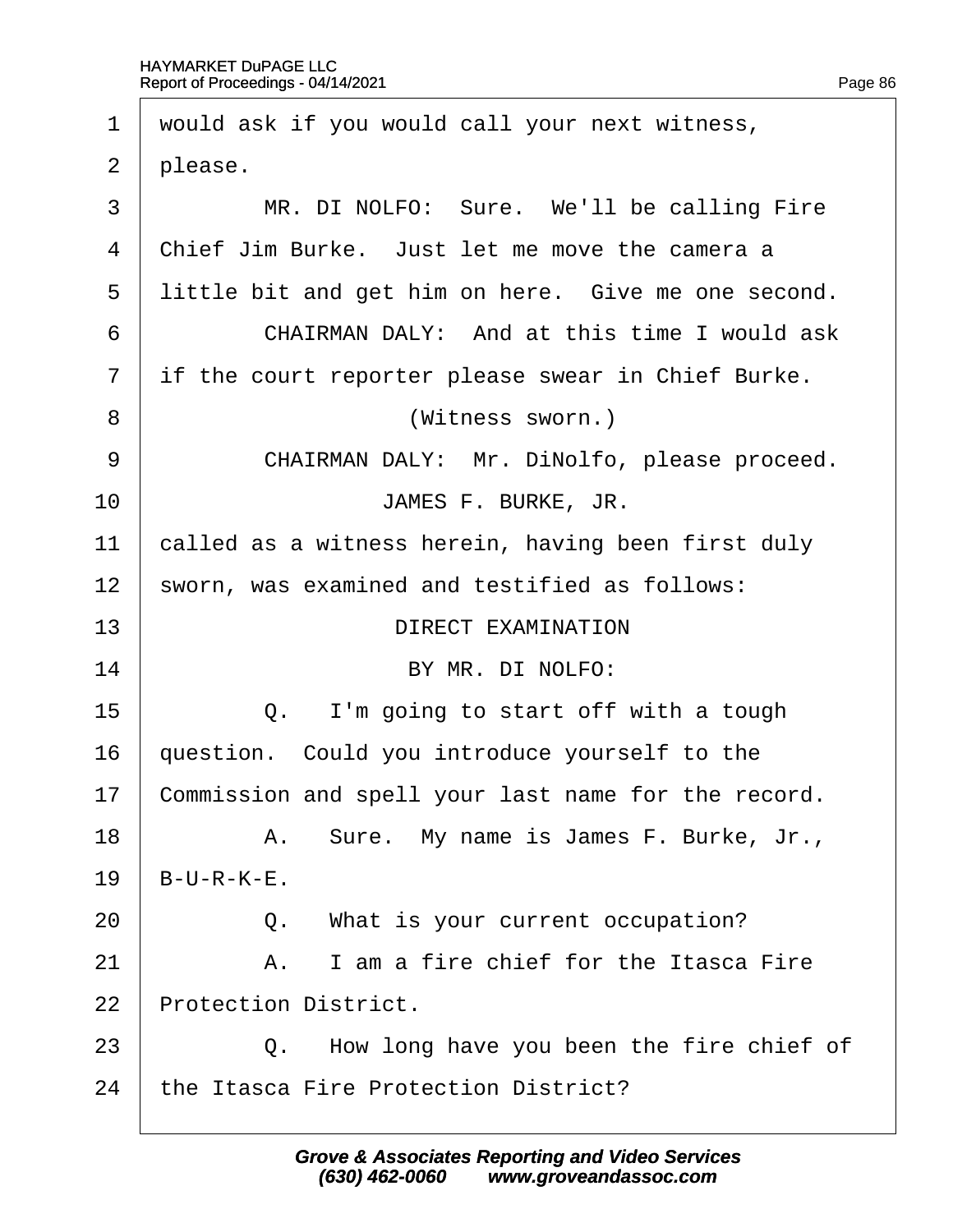1 would ask if you would call your next witness,

2 please.

3 MR. DI NOLFO: Sure. We'll be calling Fire

4 Chief Jim Burke. Just let me move the camera a

5 little bit and get him on here. Give me one second.

6 CHAIRMAN DALY: And at this time I would ask

7 if the court reporter please swear in Chief Burke.

8 (Witness sworn.)

9 CHAIRMAN DALY: Mr. DiNolfo, please proceed.

10 JAMES F. BURKE, JR.

11 called as a witness herein, having been first duly

12 sworn, was examined and testified as follows:

13 DIRECT EXAMINATION

14 BY MR. DI NOLFO:

15 Q. I'm going to start off with a tough

16 question. Could you introduce yourself to the

17 Commission and spell your last name for the record.

18 A. Sure. My name is James F. Burke, Jr.,

19 B-U-R-K-E.

20 Q. What is your current occupation?

21 A. I am a fire chief for the Itasca Fire

22 Protection District.

23 Q. How long have you been the fire chief of

24 the Itasca Fire Protection District?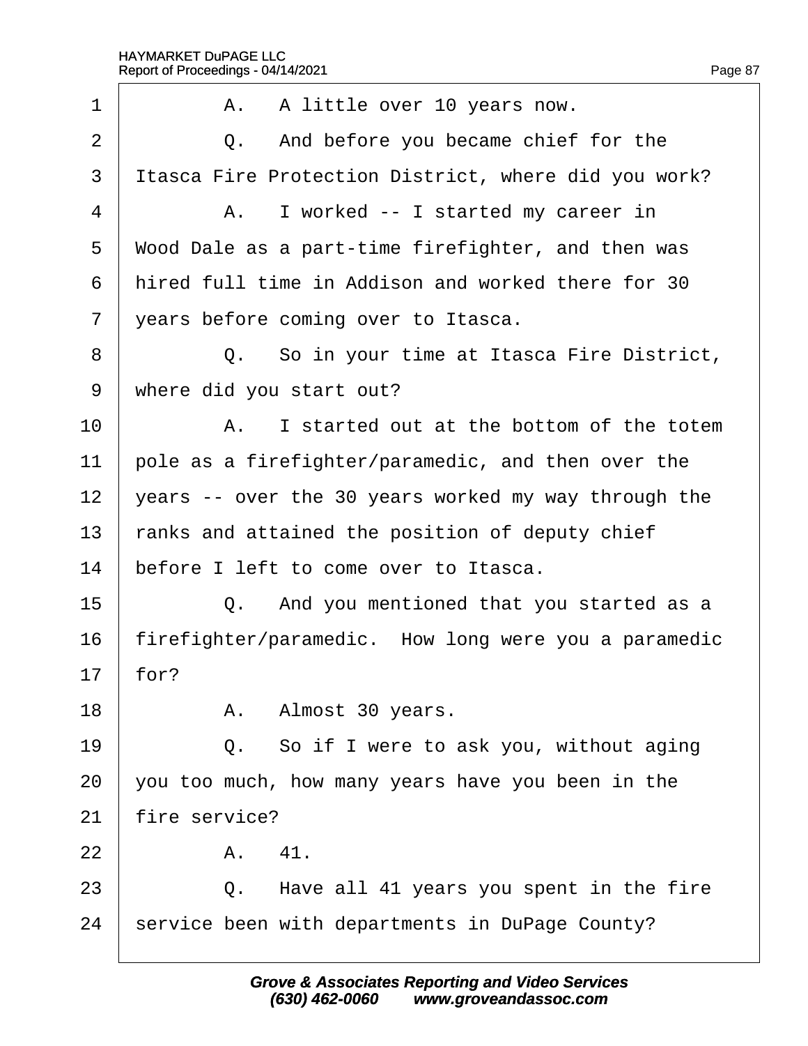1 A. A little over 10 years now.

2 Q. And before you became chief for the

3 Itasca Fire Protection District, where did you work?

4 A. I worked -- I started my career in

5 Wood Dale as a part-time firefighter, and then was

6 hired full time in Addison and worked there for 30

7 years before coming over to Itasca.

8 Q. So in your time at Itasca Fire District,

9 where did you start out?

10 A. I started out at the bottom of the totem

11 pole as a firefighter/paramedic, and then over the

12 years -- over the 30 years worked my way through the

13 ranks and attained the position of deputy chief

14 before I left to come over to Itasca.

15 Q. And you mentioned that you started as a

16 firefighter/paramedic. How long were you a paramedic

17 for?

18 A. Almost 30 years.

19 Q. So if I were to ask you, without aging

20 you too much, how many years have you been in the

21 fire service?

22 A. 41.

23 Q. Have all 41 years you spent in the fire

24 service been with departments in DuPage County?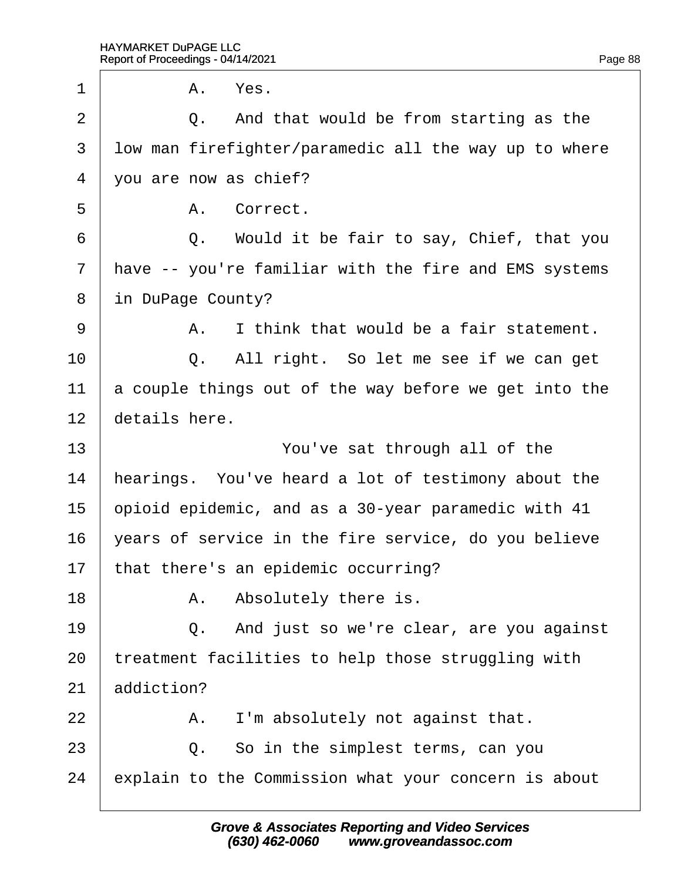1 A. Yes.

2 Q. And that would be from starting as the

3 low man firefighter/paramedic all the way up to where

4 you are now as chief?

5 A. Correct.

6 Q. Would it be fair to say, Chief, that you

7 have -- you're familiar with the fire and EMS systems

8 in DuPage County?

9 A. I think that would be a fair statement.

10 Q. All right. So let me see if we can get

11 a couple things out of the way before we get into the

12 details here.

13 You've sat through all of the

14 hearings. You've heard a lot of testimony about the

15 opioid epidemic, and as a 30-year paramedic with 41

16 years of service in the fire service, do you believe

17 that there's an epidemic occurring?

18 A. Absolutely there is.

19 Q. And just so we're clear, are you against

20 treatment facilities to help those struggling with

21 addiction?

22 A. I'm absolutely not against that.

23 Q. So in the simplest terms, can you

24 explain to the Commission what your concern is about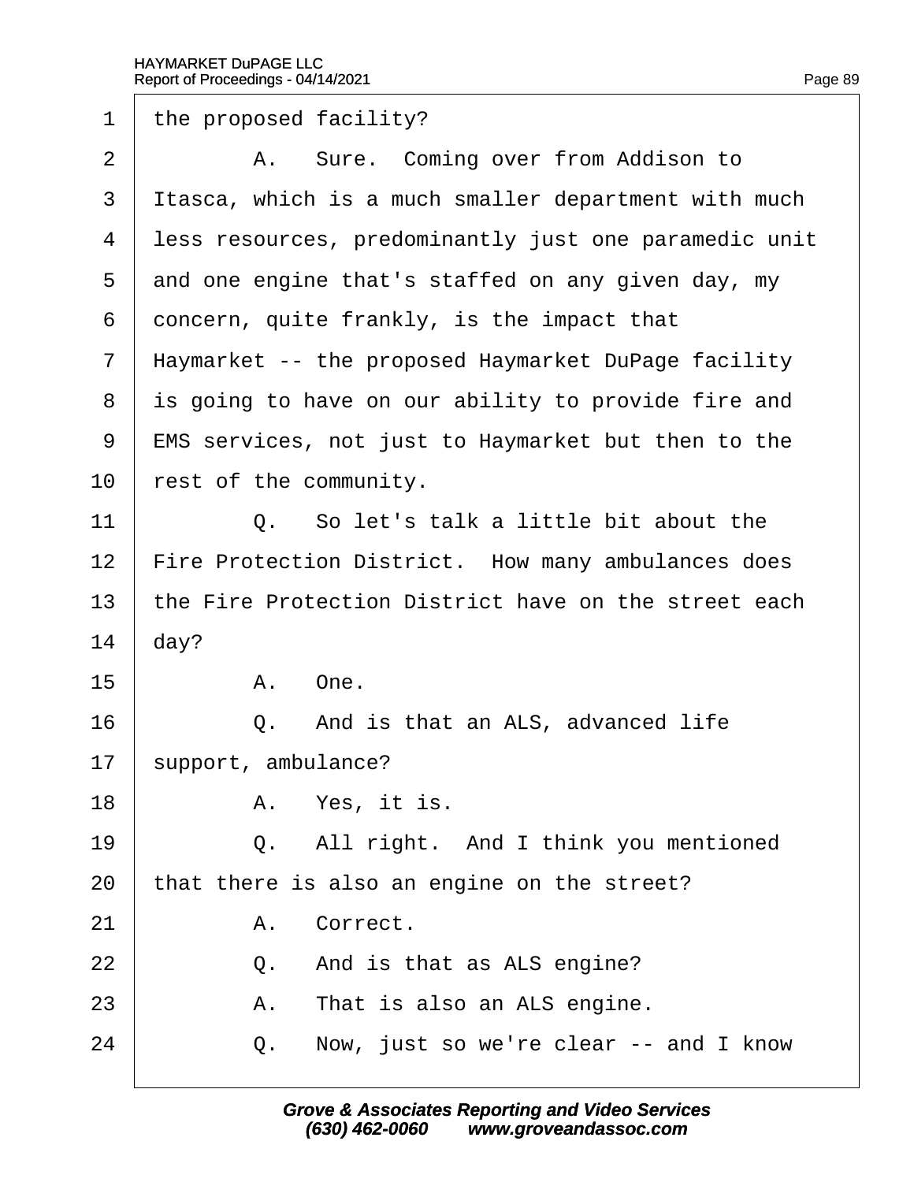1 the proposed facility?

2 A. Sure. Coming over from Addison to

3 Itasca, which is a much smaller department with much

4 less resources, predominantly just one paramedic unit

5 and one engine that's staffed on any given day, my

6 concern, quite frankly, is the impact that

7 Haymarket -- the proposed Haymarket DuPage facility

8 is going to have on our ability to provide fire and

9 EMS services, not just to Haymarket but then to the

10 rest of the community.

11 Q. So let's talk a little bit about the

12 Fire Protection District. How many ambulances does

13 the Fire Protection District have on the street each

14 day?

15 A. One.

16 Q. And is that an ALS, advanced life

17 support, ambulance?

18 A. Yes, it is.

19 Q. All right. And I think you mentioned

20 that there is also an engine on the street?

21 A. Correct.

22 Q. And is that as ALS engine?

23 A. That is also an ALS engine.

24 Q. Now, just so we're clear -- and I know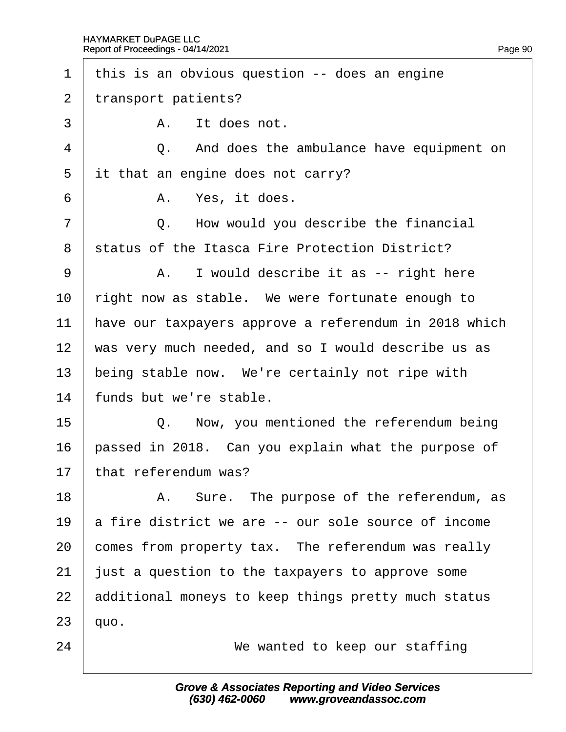1 this is an obvious question -- does an engine
2 transport patients?
3 A. It does not.
4 Q. And does the ambulance have equipment on
5 it that an engine does not carry?
6 A. Yes, it does.
7 Q. How would you describe the financial
8 status of the Itasca Fire Protection District?
9 A. I would describe it as -- right here
10 right now as stable. We were fortunate enough to
11 have our taxpayers approve a referendum in 2018 which
12 was very much needed, and so I would describe us as
13 being stable now. We're certainly not ripe with
14 funds but we're stable.
15 Q. Now, you mentioned the referendum being
16 passed in 2018. Can you explain what the purpose of
17 that referendum was?
18 A. Sure. The purpose of the referendum, as
19 a fire district we are -- our sole source of income
20 comes from property tax. The referendum was really
21 just a question to the taxpayers to approve some
22 additional moneys to keep things pretty much status
23 quo.
24 We wanted to keep our staffing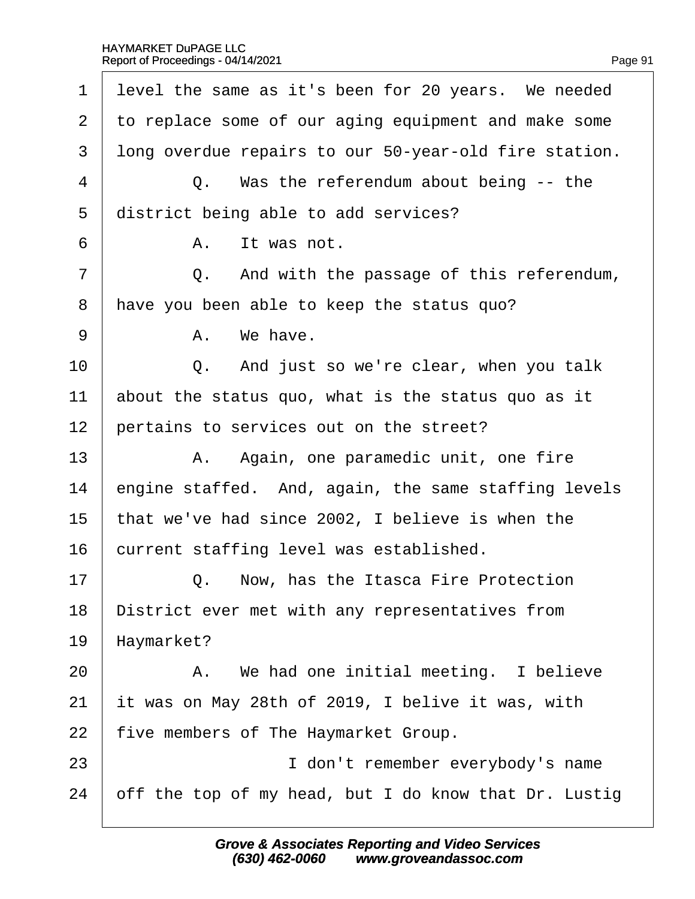level the same as it's been for 20 years. We needed to replace some of our aging equipment and make some long overdue repairs to our 50-year-old fire station.

Q. Was the referendum about being -- the district being able to add services?

A. It was not.

Q. And with the passage of this referendum, have you been able to keep the status quo?

A. We have.

Q. And just so we're clear, when you talk about the status quo, what is the status quo as it pertains to services out on the street?

A. Again, one paramedic unit, one fire engine staffed. And, again, the same staffing levels that we've had since 2002, I believe is when the current staffing level was established.

Q. Now, has the Itasca Fire Protection District ever met with any representatives from Haymarket?

A. We had one initial meeting. I believe it was on May 28th of 2019, I belive it was, with five members of The Haymarket Group.

I don't remember everybody's name off the top of my head, but I do know that Dr. Lustig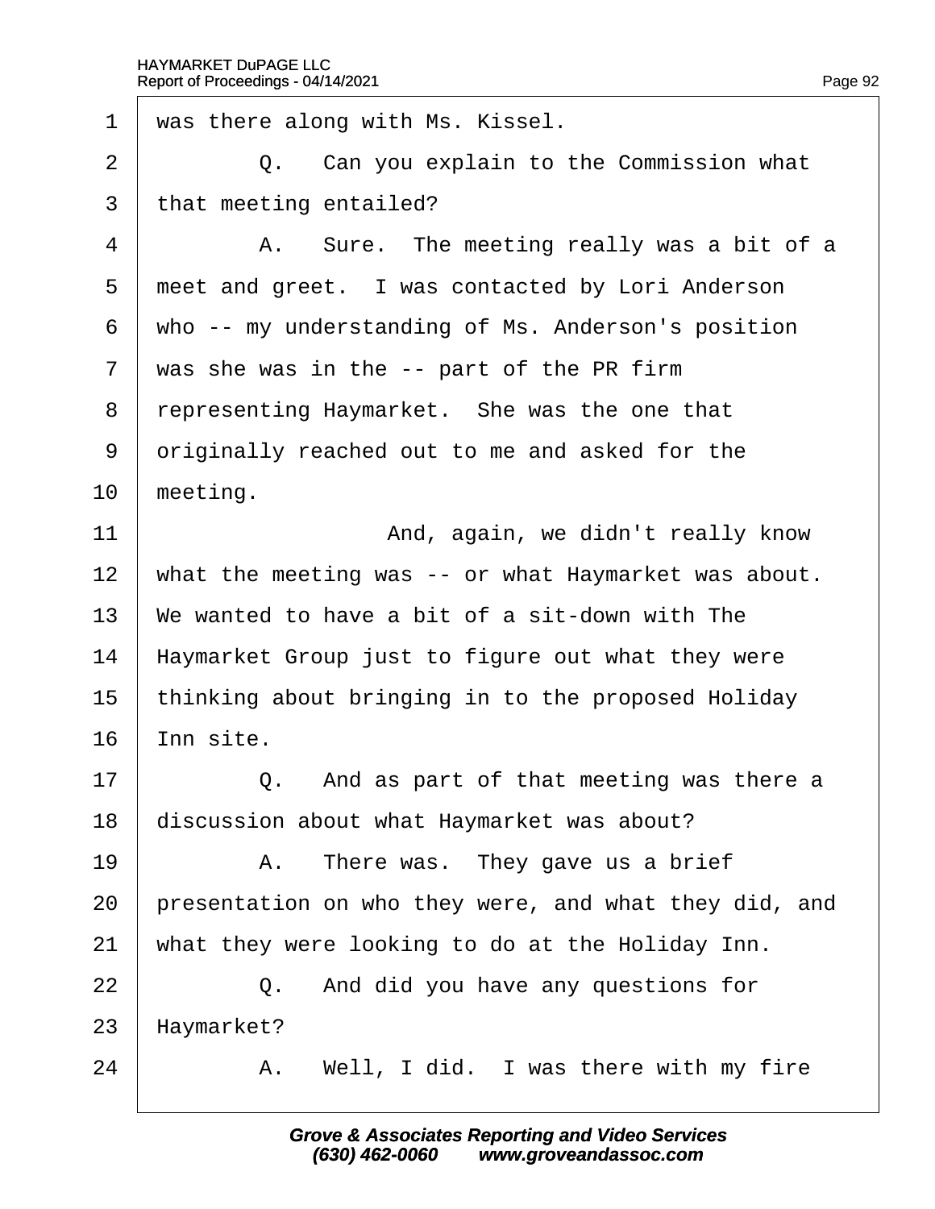1 was there along with Ms. Kissel.

2 Q. Can you explain to the Commission what

3 that meeting entailed?

4 A. Sure. The meeting really was a bit of a

5 meet and greet. I was contacted by Lori Anderson

6 who -- my understanding of Ms. Anderson's position

7 was she was in the -- part of the PR firm

8 representing Haymarket. She was the one that

9 originally reached out to me and asked for the

10 meeting.

11 And, again, we didn't really know

12 what the meeting was -- or what Haymarket was about.

13 We wanted to have a bit of a sit-down with The

14 Haymarket Group just to figure out what they were

15 thinking about bringing in to the proposed Holiday

16 Inn site.

17 Q. And as part of that meeting was there a

18 discussion about what Haymarket was about?

19 A. There was. They gave us a brief

20 presentation on who they were, and what they did, and

21 what they were looking to do at the Holiday Inn.

22 Q. And did you have any questions for

23 Haymarket?

24 A. Well, I did. I was there with my fire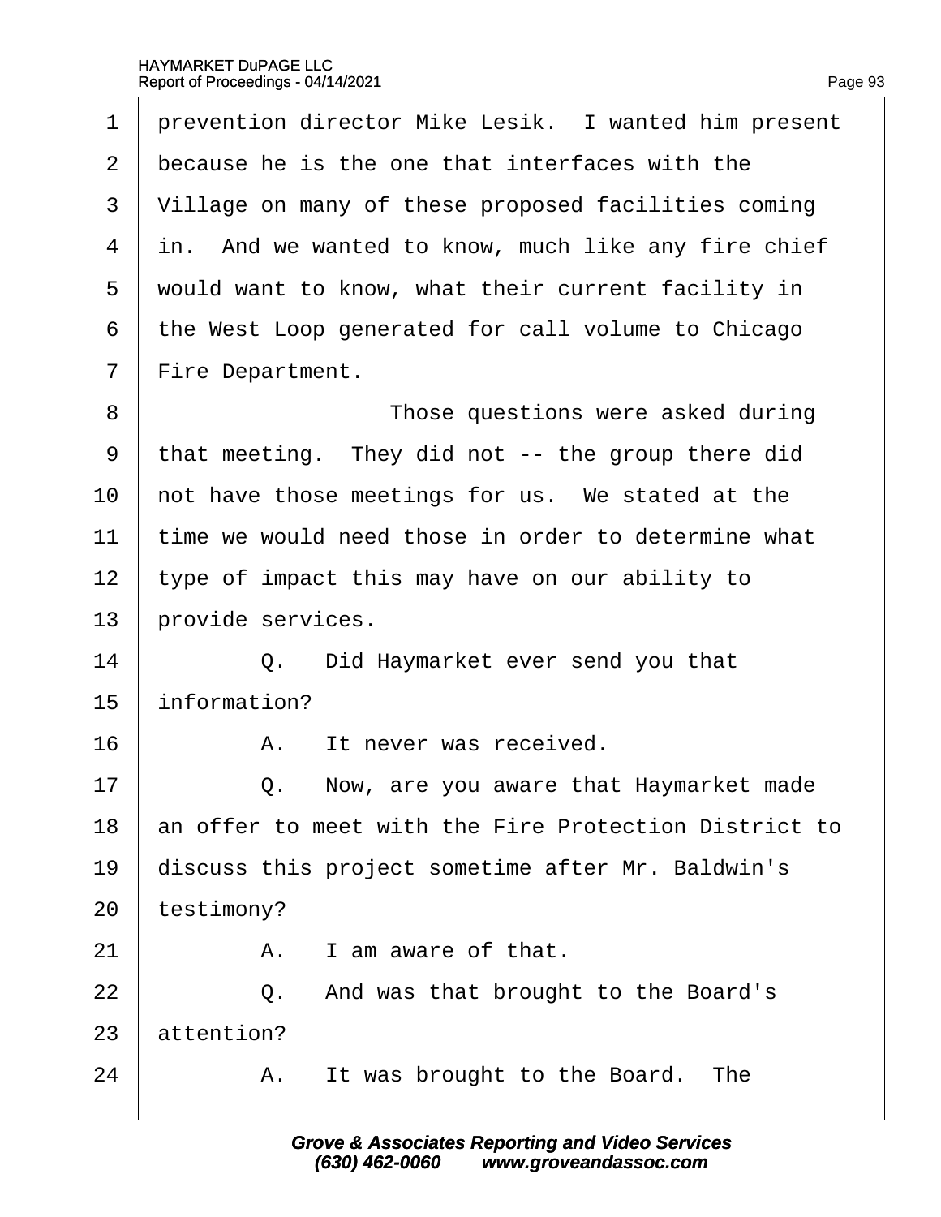1 prevention director Mike Lesik. I wanted him present
2 because he is the one that interfaces with the
3 Village on many of these proposed facilities coming
4 in. And we wanted to know, much like any fire chief
5 would want to know, what their current facility in
6 the West Loop generated for call volume to Chicago
7 Fire Department.

8 Those questions were asked during
9 that meeting. They did not -- the group there did
10 not have those meetings for us. We stated at the
11 time we would need those in order to determine what
12 type of impact this may have on our ability to
13 provide services.

14 Q. Did Haymarket ever send you that
15 information?

16 A. It never was received.

17 Q. Now, are you aware that Haymarket made
18 an offer to meet with the Fire Protection District to
19 discuss this project sometime after Mr. Baldwin's
20 testimony?

21 A. I am aware of that.

22 Q. And was that brought to the Board's
23 attention?

24 A. It was brought to the Board. The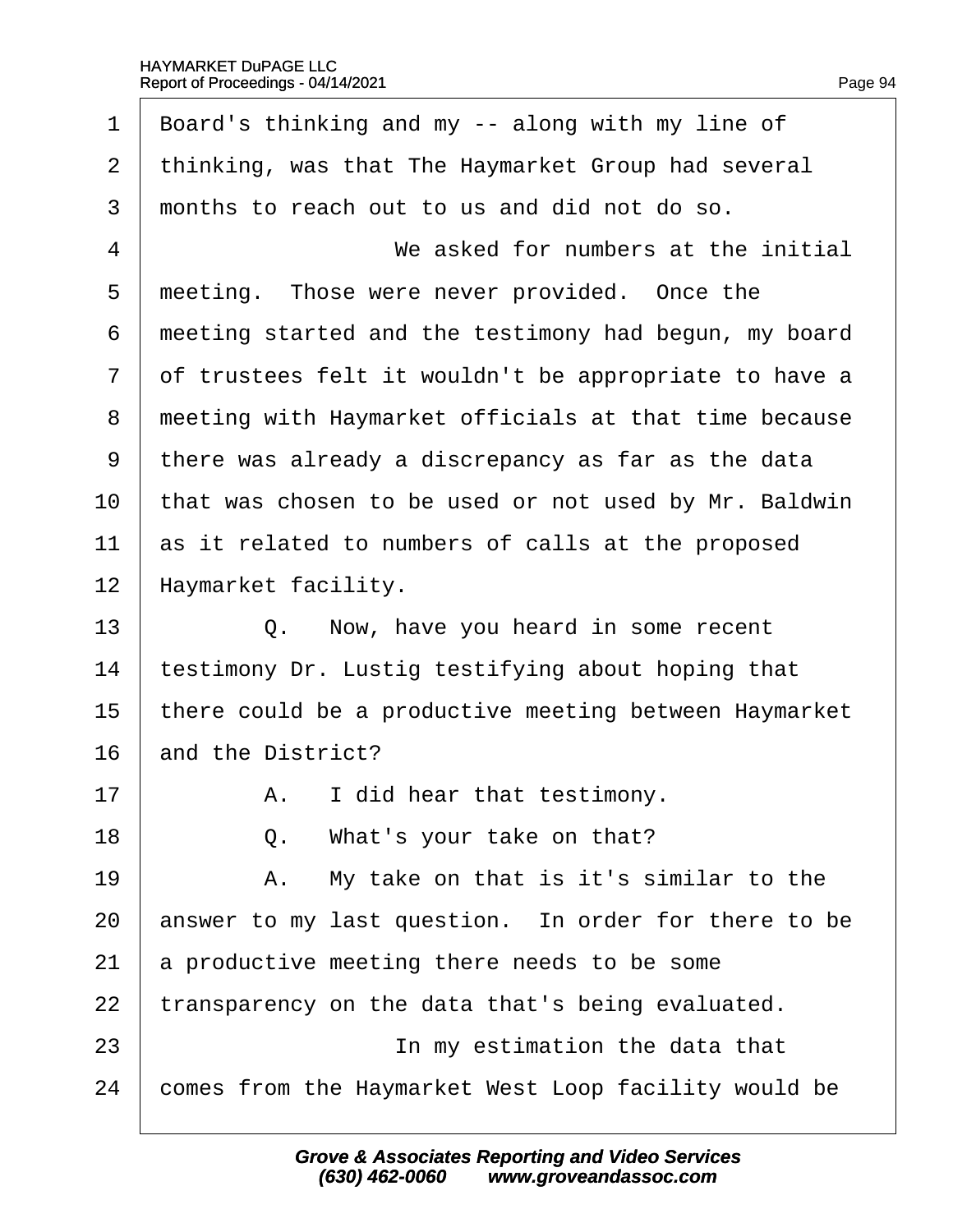Board's thinking and my -- along with my line of thinking, was that The Haymarket Group had several months to reach out to us and did not do so.

We asked for numbers at the initial meeting. Those were never provided. Once the meeting started and the testimony had begun, my board of trustees felt it wouldn't be appropriate to have a meeting with Haymarket officials at that time because there was already a discrepancy as far as the data that was chosen to be used or not used by Mr. Baldwin as it related to numbers of calls at the proposed Haymarket facility.

Q. Now, have you heard in some recent testimony Dr. Lustig testifying about hoping that there could be a productive meeting between Haymarket and the District?

A. I did hear that testimony.

Q. What's your take on that?

A. My take on that is it's similar to the answer to my last question. In order for there to be a productive meeting there needs to be some transparency on the data that's being evaluated.

In my estimation the data that comes from the Haymarket West Loop facility would be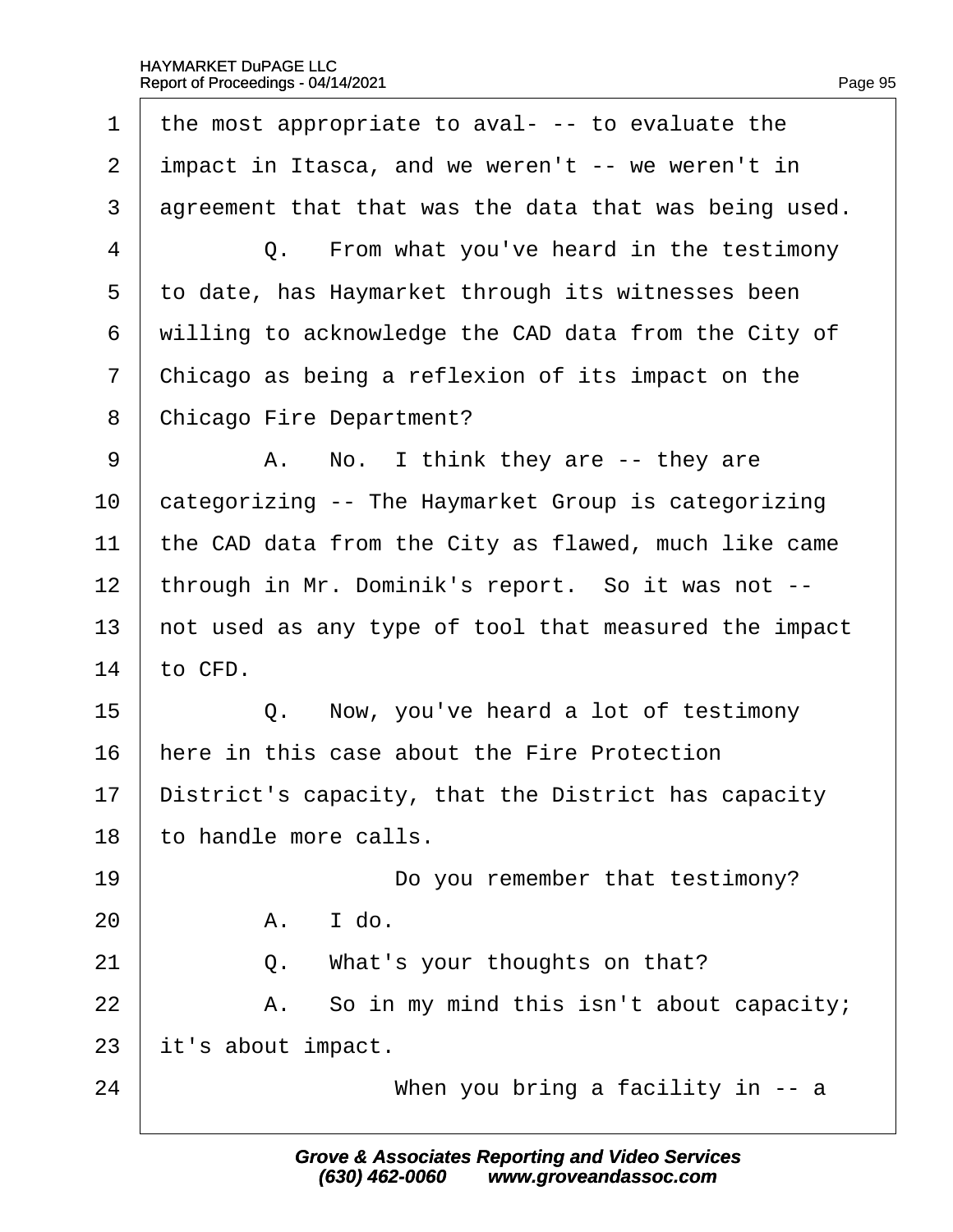1 the most appropriate to aval- -- to evaluate the
2 impact in Itasca, and we weren't -- we weren't in
3 agreement that that was the data that was being used.
4 Q. From what you've heard in the testimony
5 to date, has Haymarket through its witnesses been
6 willing to acknowledge the CAD data from the City of
7 Chicago as being a reflexion of its impact on the
8 Chicago Fire Department?
9 A. No. I think they are -- they are
10 categorizing -- The Haymarket Group is categorizing
11 the CAD data from the City as flawed, much like came
12 through in Mr. Dominik's report. So it was not --
13 not used as any type of tool that measured the impact
14 to CFD.
15 Q. Now, you've heard a lot of testimony
16 here in this case about the Fire Protection
17 District's capacity, that the District has capacity
18 to handle more calls.
19 Do you remember that testimony?
20 A. I do.
21 Q. What's your thoughts on that?
22 A. So in my mind this isn't about capacity;
23 it's about impact.
24 When you bring a facility in -- a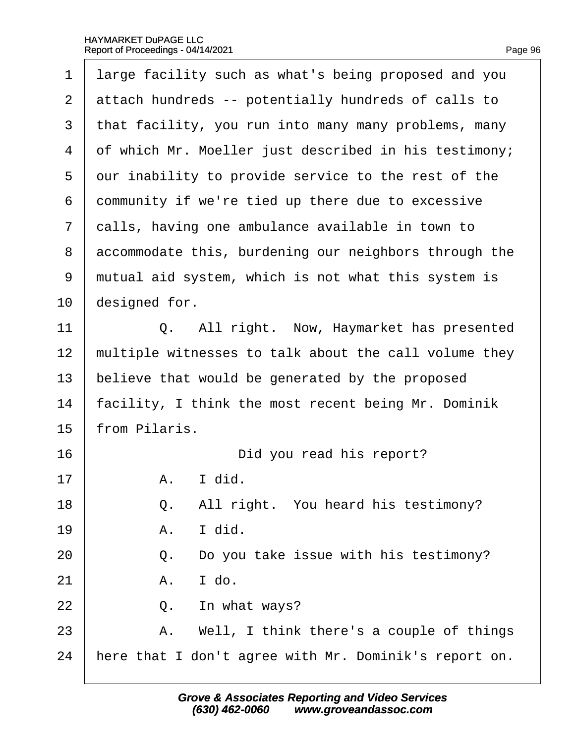large facility such as what's being proposed and you attach hundreds -- potentially hundreds of calls to that facility, you run into many many problems, many of which Mr. Moeller just described in his testimony; our inability to provide service to the rest of the community if we're tied up there due to excessive calls, having one ambulance available in town to accommodate this, burdening our neighbors through the mutual aid system, which is not what this system is designed for.

Q. All right. Now, Haymarket has presented multiple witnesses to talk about the call volume they believe that would be generated by the proposed facility, I think the most recent being Mr. Dominik from Pilaris.

Did you read his report?

A. I did.

Q. All right. You heard his testimony?

A. I did.

Q. Do you take issue with his testimony?

A. I do.

Q. In what ways?

A. Well, I think there's a couple of things here that I don't agree with Mr. Dominik's report on.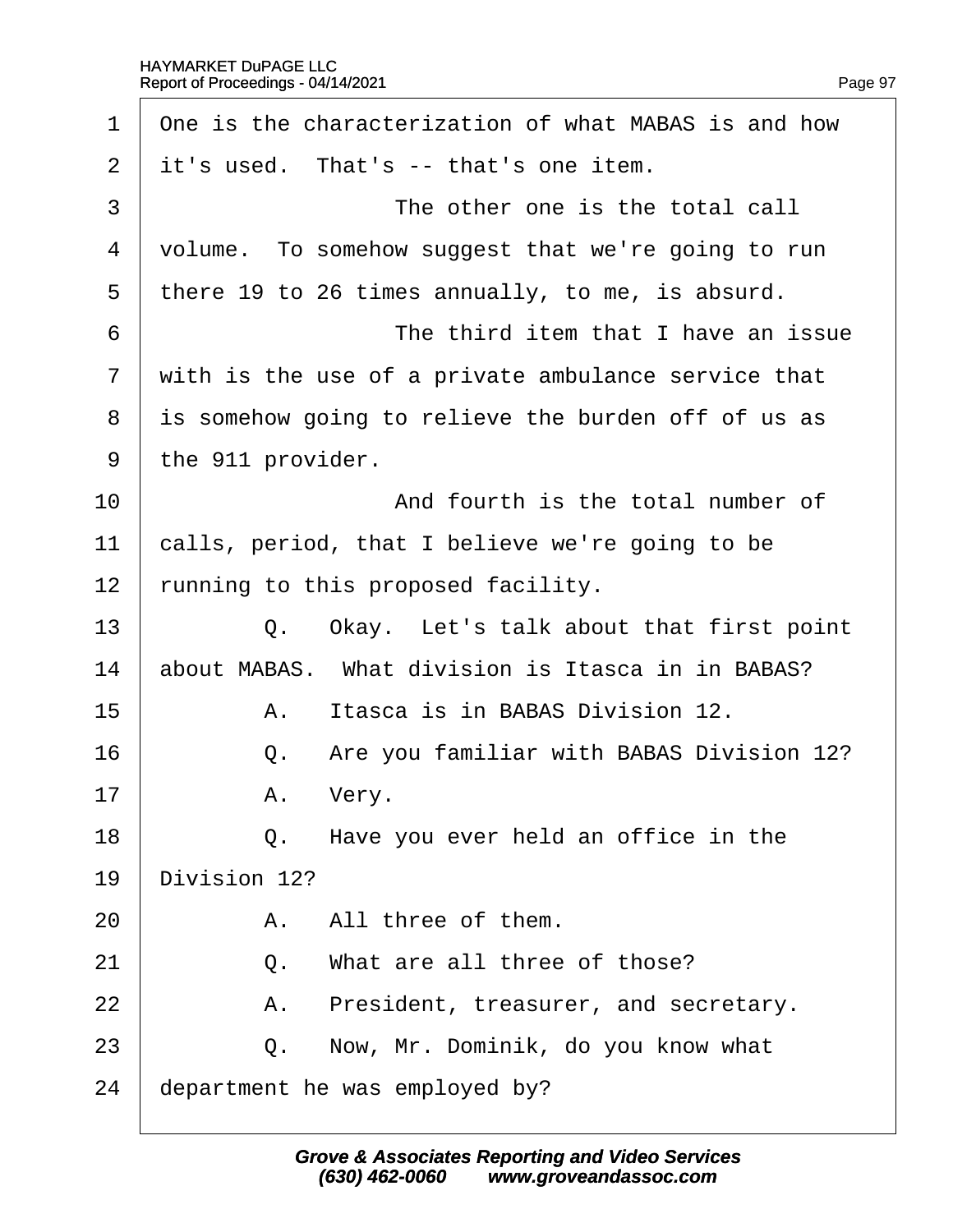1 One is the characterization of what MABAS is and how
2 it's used. That's -- that's one item.
3 The other one is the total call
4 volume. To somehow suggest that we're going to run
5 there 19 to 26 times annually, to me, is absurd.
6 The third item that I have an issue
7 with is the use of a private ambulance service that
8 is somehow going to relieve the burden off of us as
9 the 911 provider.
10 And fourth is the total number of
11 calls, period, that I believe we're going to be
12 running to this proposed facility.
13 Q. Okay. Let's talk about that first point
14 about MABAS. What division is Itasca in in BABAS?
15 A. Itasca is in BABAS Division 12.
16 Q. Are you familiar with BABAS Division 12?
17 A. Very.
18 Q. Have you ever held an office in the
19 Division 12?
20 A. All three of them.
21 Q. What are all three of those?
22 A. President, treasurer, and secretary.
23 Q. Now, Mr. Dominik, do you know what
24 department he was employed by?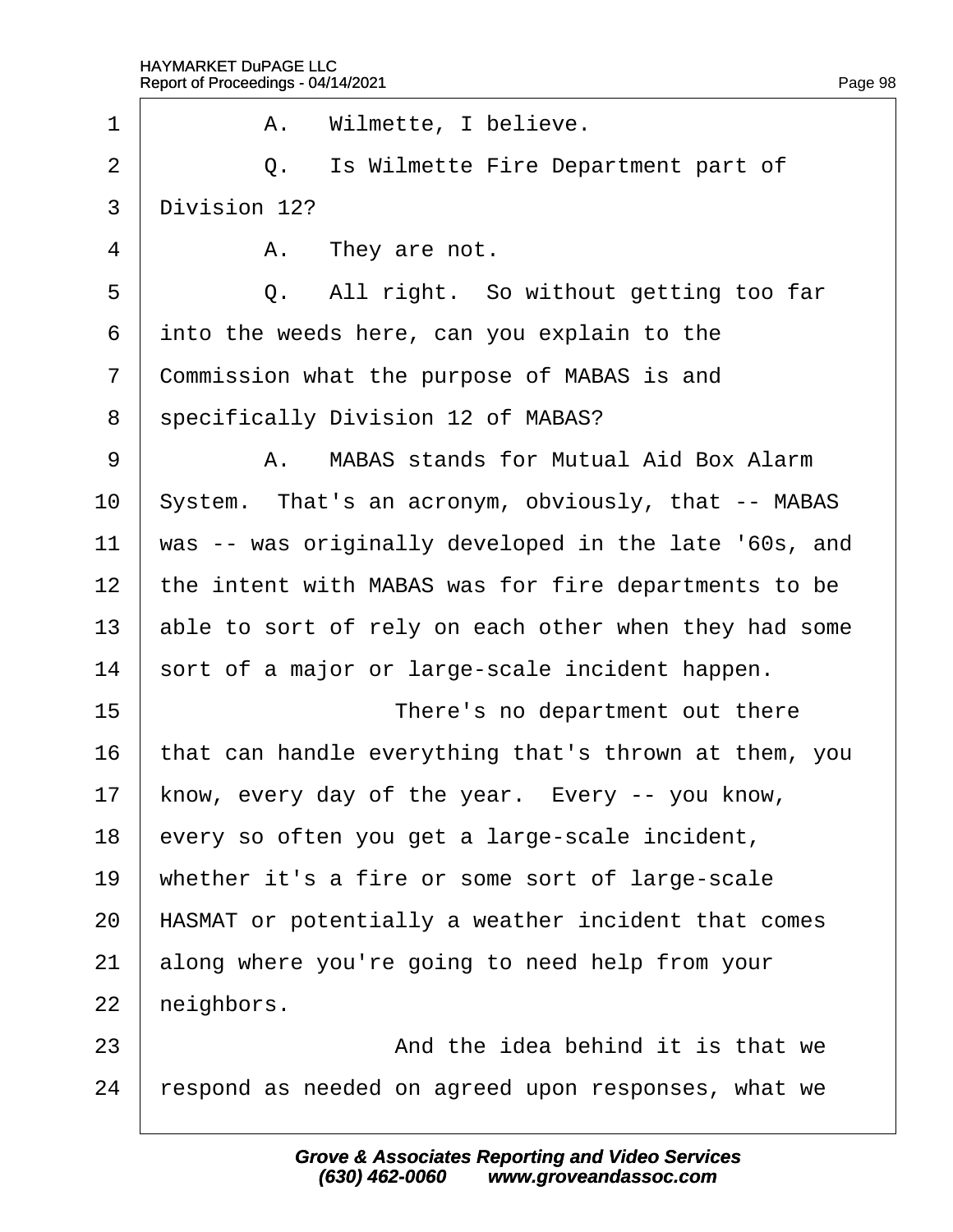1 A. Wilmette, I believe.

2 Q. Is Wilmette Fire Department part of

3 Division 12?

4 A. They are not.

5 Q. All right. So without getting too far

6 into the weeds here, can you explain to the

7 Commission what the purpose of MABAS is and

8 specifically Division 12 of MABAS?

9 A. MABAS stands for Mutual Aid Box Alarm

10 System. That's an acronym, obviously, that -- MABAS

11 was -- was originally developed in the late '60s, and

12 the intent with MABAS was for fire departments to be

13 able to sort of rely on each other when they had some

14 sort of a major or large-scale incident happen.

15 There's no department out there

16 that can handle everything that's thrown at them, you

17 know, every day of the year. Every -- you know,

18 every so often you get a large-scale incident,

19 whether it's a fire or some sort of large-scale

20 HASMAT or potentially a weather incident that comes

21 along where you're going to need help from your

22 neighbors.

23 And the idea behind it is that we

24 respond as needed on agreed upon responses, what we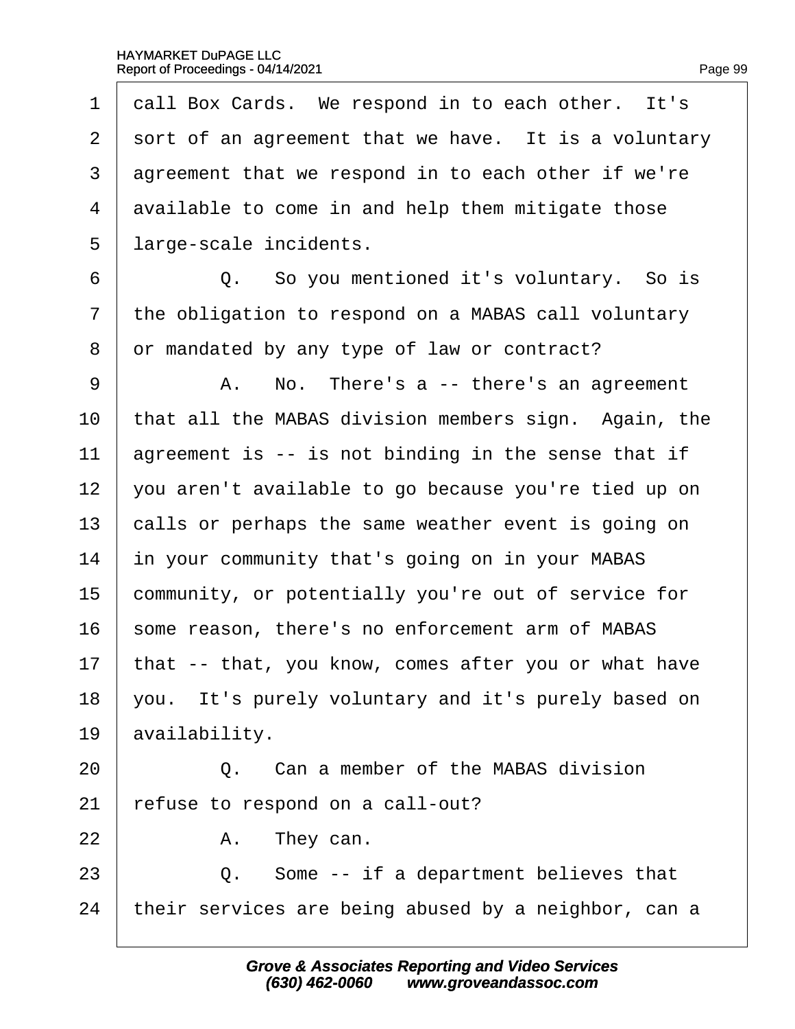call Box Cards. We respond in to each other. It's sort of an agreement that we have. It is a voluntary agreement that we respond in to each other if we're available to come in and help them mitigate those large-scale incidents.

Q. So you mentioned it's voluntary. So is the obligation to respond on a MABAS call voluntary or mandated by any type of law or contract?

A. No. There's a -- there's an agreement that all the MABAS division members sign. Again, the agreement is -- is not binding in the sense that if you aren't available to go because you're tied up on calls or perhaps the same weather event is going on in your community that's going on in your MABAS community, or potentially you're out of service for some reason, there's no enforcement arm of MABAS that -- that, you know, comes after you or what have you. It's purely voluntary and it's purely based on availability.

Q. Can a member of the MABAS division refuse to respond on a call-out?

A. They can.

Q. Some -- if a department believes that their services are being abused by a neighbor, can a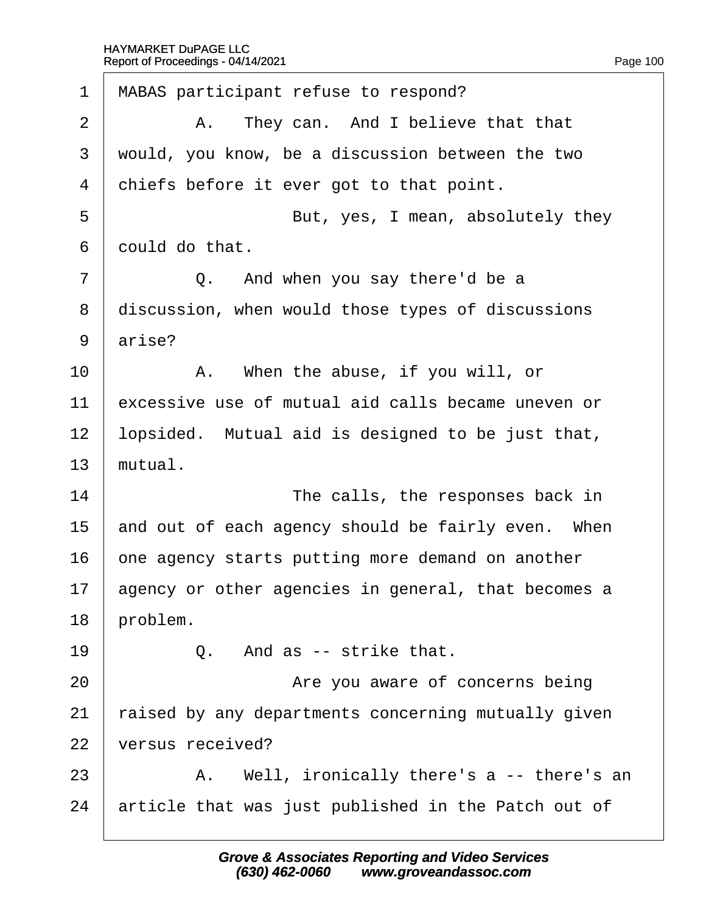1 MABAS participant refuse to respond?

2 A. They can. And I believe that that

3 would, you know, be a discussion between the two

4 chiefs before it ever got to that point.

5 But, yes, I mean, absolutely they

6 could do that.

7 Q. And when you say there'd be a

8 discussion, when would those types of discussions

9 arise?

10 A. When the abuse, if you will, or

11 excessive use of mutual aid calls became uneven or

12 lopsided. Mutual aid is designed to be just that,

13 mutual.

14 The calls, the responses back in

15 and out of each agency should be fairly even. When

16 one agency starts putting more demand on another

17 agency or other agencies in general, that becomes a

18 problem.

19 Q. And as -- strike that.

20 Are you aware of concerns being

21 raised by any departments concerning mutually given

22 versus received?

23 A. Well, ironically there's a -- there's an

24 article that was just published in the Patch out of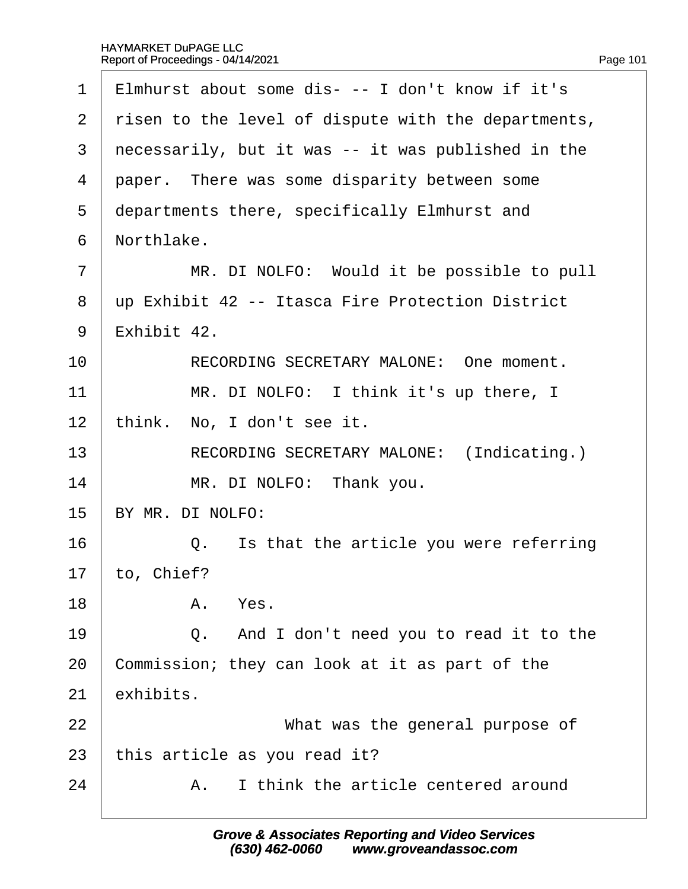1 Elmhurst about some dis- -- I don't know if it's
2 risen to the level of dispute with the departments,
3 necessarily, but it was -- it was published in the
4 paper. There was some disparity between some
5 departments there, specifically Elmhurst and
6 Northlake.
7 MR. DI NOLFO: Would it be possible to pull
8 up Exhibit 42 -- Itasca Fire Protection District
9 Exhibit 42.
10 RECORDING SECRETARY MALONE: One moment.
11 MR. DI NOLFO: I think it's up there, I
12 think. No, I don't see it.
13 RECORDING SECRETARY MALONE: (Indicating.)
14 MR. DI NOLFO: Thank you.
15 BY MR. DI NOLFO:
16 Q. Is that the article you were referring
17 to, Chief?
18 A. Yes.
19 Q. And I don't need you to read it to the
20 Commission; they can look at it as part of the
21 exhibits.
22 What was the general purpose of
23 this article as you read it?
24 A. I think the article centered around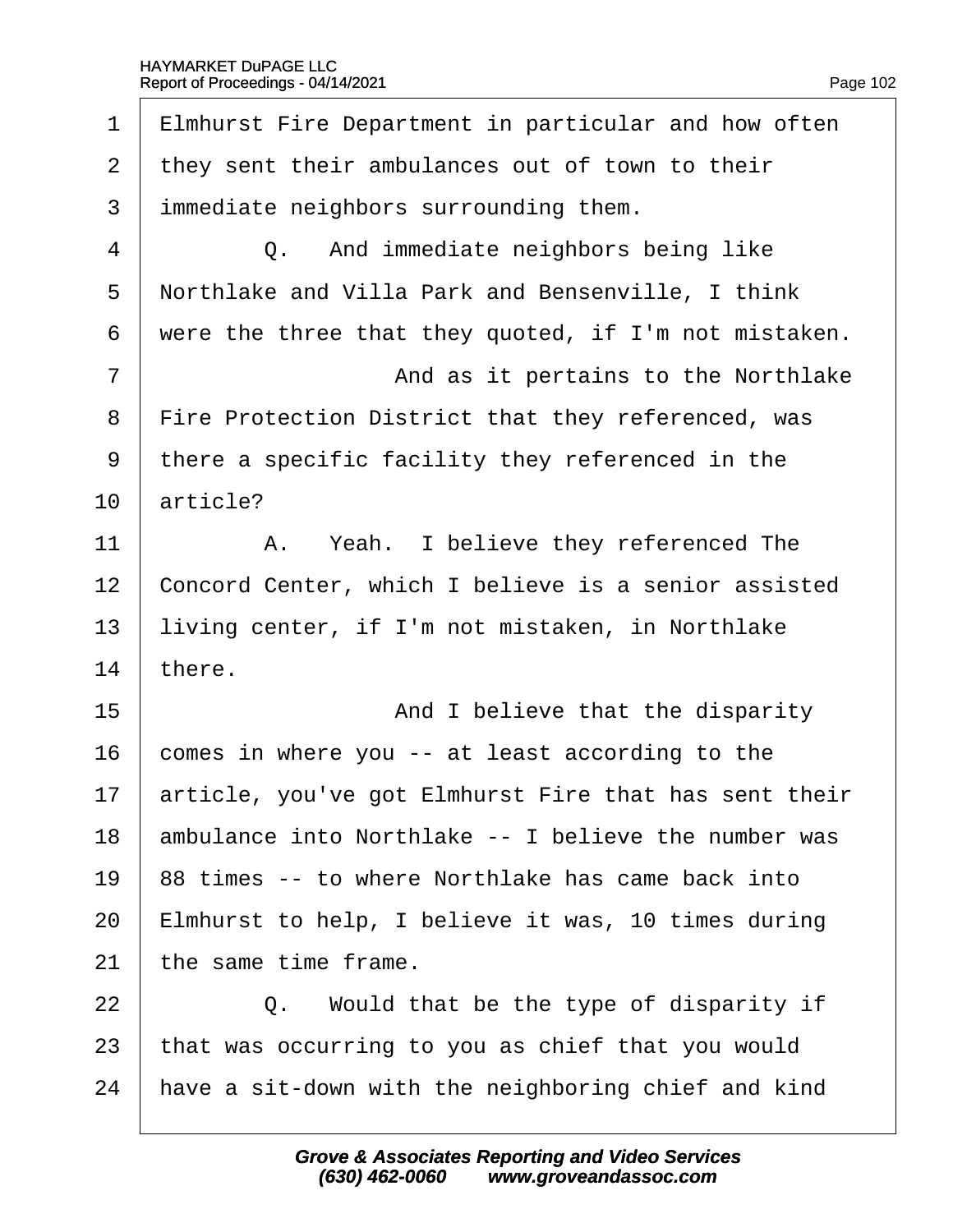1 Elmhurst Fire Department in particular and how often
2 they sent their ambulances out of town to their
3 immediate neighbors surrounding them.
4 Q. And immediate neighbors being like
5 Northlake and Villa Park and Bensenville, I think
6 were the three that they quoted, if I'm not mistaken.
7 And as it pertains to the Northlake
8 Fire Protection District that they referenced, was
9 there a specific facility they referenced in the
10 article?
11 A. Yeah. I believe they referenced The
12 Concord Center, which I believe is a senior assisted
13 living center, if I'm not mistaken, in Northlake
14 there.
15 And I believe that the disparity
16 comes in where you -- at least according to the
17 article, you've got Elmhurst Fire that has sent their
18 ambulance into Northlake -- I believe the number was
19 88 times -- to where Northlake has came back into
20 Elmhurst to help, I believe it was, 10 times during
21 the same time frame.
22 Q. Would that be the type of disparity if
23 that was occurring to you as chief that you would
24 have a sit-down with the neighboring chief and kind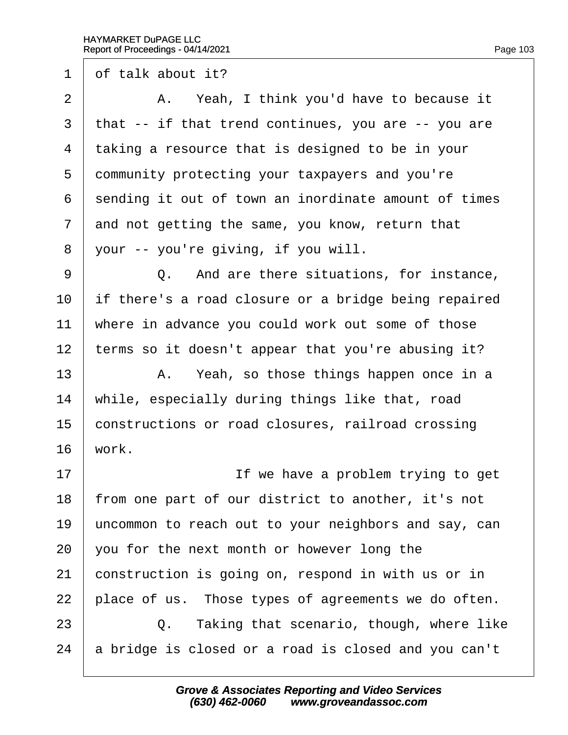1 of talk about it?

2 A. Yeah, I think you'd have to because it

3 that -- if that trend continues, you are -- you are

4 taking a resource that is designed to be in your

5 community protecting your taxpayers and you're

6 sending it out of town an inordinate amount of times

7 and not getting the same, you know, return that

8 your -- you're giving, if you will.

9 Q. And are there situations, for instance,

10 if there's a road closure or a bridge being repaired

11 where in advance you could work out some of those

12 terms so it doesn't appear that you're abusing it?

13 A. Yeah, so those things happen once in a

14 while, especially during things like that, road

15 constructions or road closures, railroad crossing

16 work.

17 If we have a problem trying to get

18 from one part of our district to another, it's not

19 uncommon to reach out to your neighbors and say, can

20 you for the next month or however long the

21 construction is going on, respond in with us or in

22 place of us. Those types of agreements we do often.

23 Q. Taking that scenario, though, where like

24 a bridge is closed or a road is closed and you can't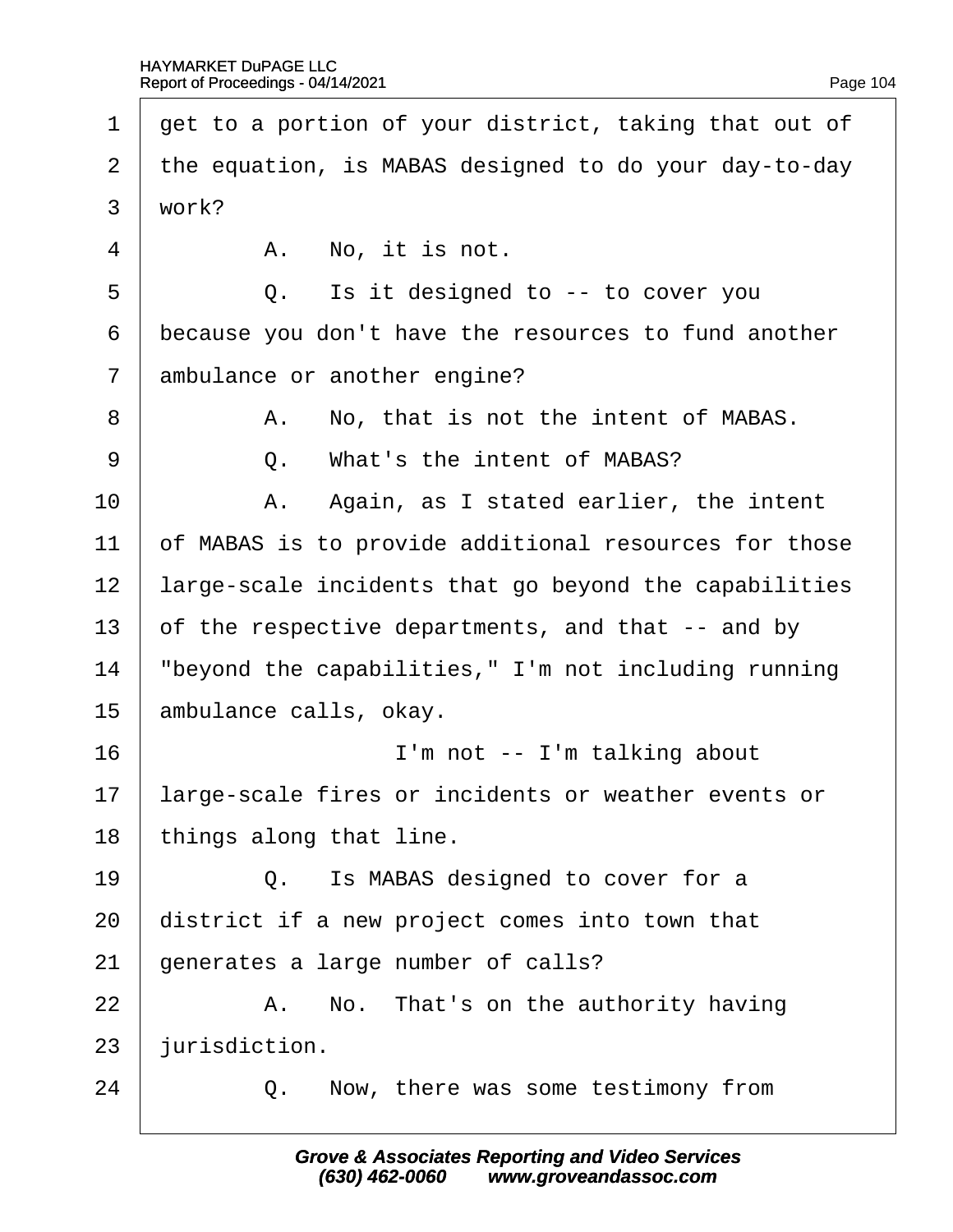1 get to a portion of your district, taking that out of
2 the equation, is MABAS designed to do your day-to-day
3 work?

4 A. No, it is not.

5 Q. Is it designed to -- to cover you
6 because you don't have the resources to fund another
7 ambulance or another engine?

8 A. No, that is not the intent of MABAS.

9 Q. What's the intent of MABAS?

10 A. Again, as I stated earlier, the intent
11 of MABAS is to provide additional resources for those
12 large-scale incidents that go beyond the capabilities
13 of the respective departments, and that -- and by
14 "beyond the capabilities," I'm not including running
15 ambulance calls, okay.

16 I'm not -- I'm talking about
17 large-scale fires or incidents or weather events or
18 things along that line.

19 Q. Is MABAS designed to cover for a
20 district if a new project comes into town that
21 generates a large number of calls?

22 A. No. That's on the authority having
23 jurisdiction.

24 Q. Now, there was some testimony from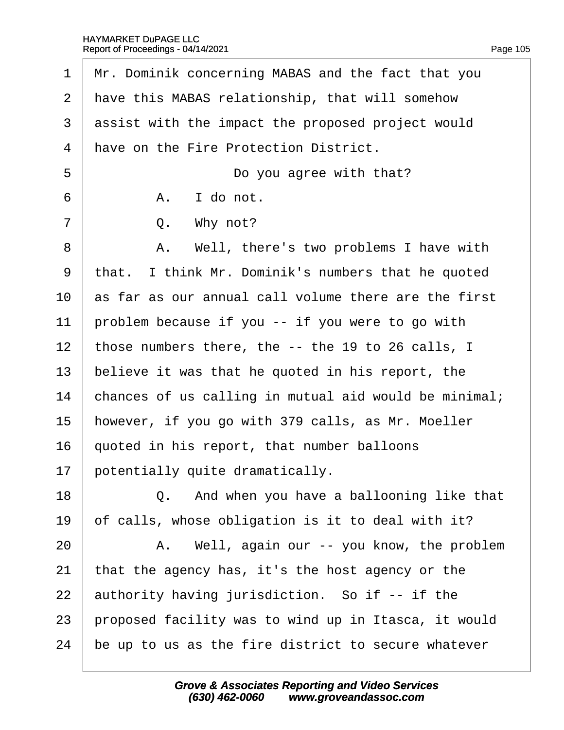Mr. Dominik concerning MABAS and the fact that you have this MABAS relationship, that will somehow assist with the impact the proposed project would have on the Fire Protection District.

Do you agree with that?

A. I do not.

Q. Why not?

A. Well, there's two problems I have with that. I think Mr. Dominik's numbers that he quoted as far as our annual call volume there are the first problem because if you -- if you were to go with those numbers there, the -- the 19 to 26 calls, I believe it was that he quoted in his report, the chances of us calling in mutual aid would be minimal; however, if you go with 379 calls, as Mr. Moeller quoted in his report, that number balloons potentially quite dramatically.

Q. And when you have a ballooning like that of calls, whose obligation is it to deal with it?

A. Well, again our -- you know, the problem that the agency has, it's the host agency or the authority having jurisdiction. So if -- if the proposed facility was to wind up in Itasca, it would be up to us as the fire district to secure whatever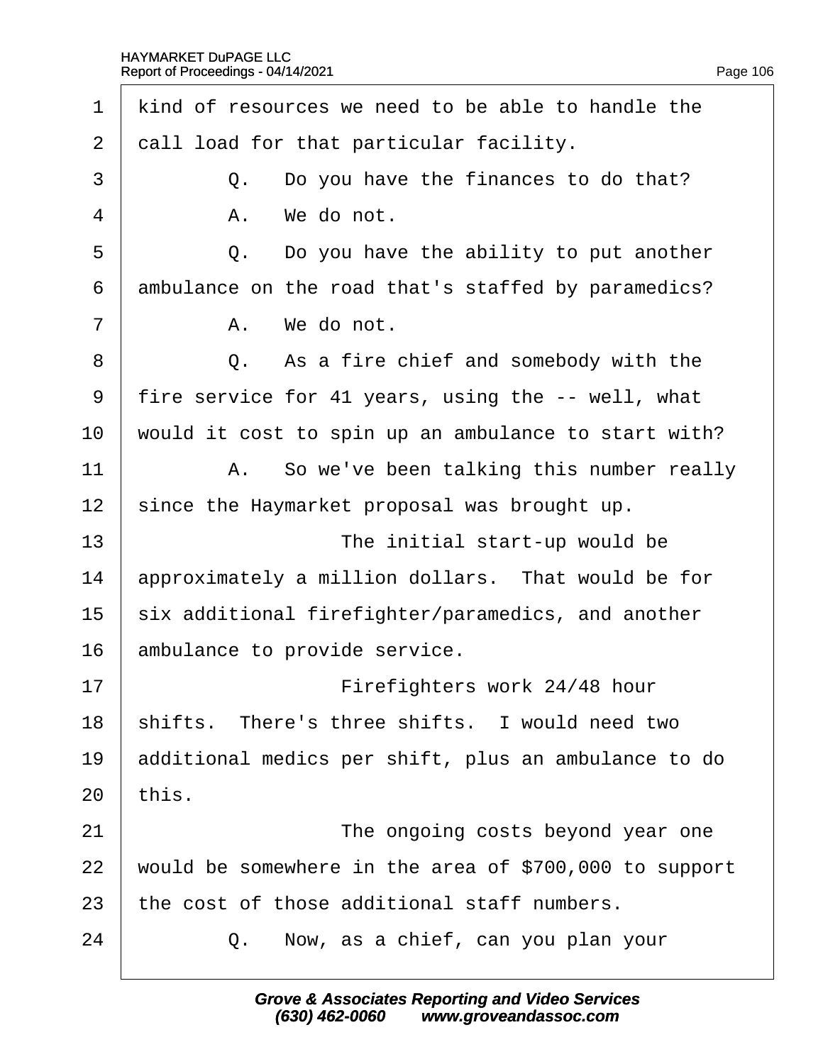1 kind of resources we need to be able to handle the
2 call load for that particular facility.
3 Q. Do you have the finances to do that?
4 A. We do not.
5 Q. Do you have the ability to put another
6 ambulance on the road that's staffed by paramedics?
7 A. We do not.
8 Q. As a fire chief and somebody with the
9 fire service for 41 years, using the -- well, what
10 would it cost to spin up an ambulance to start with?
11 A. So we've been talking this number really
12 since the Haymarket proposal was brought up.
13 The initial start-up would be
14 approximately a million dollars. That would be for
15 six additional firefighter/paramedics, and another
16 ambulance to provide service.
17 Firefighters work 24/48 hour
18 shifts. There's three shifts. I would need two
19 additional medics per shift, plus an ambulance to do
20 this.
21 The ongoing costs beyond year one
22 would be somewhere in the area of $700,000 to support
23 the cost of those additional staff numbers.
24 Q. Now, as a chief, can you plan your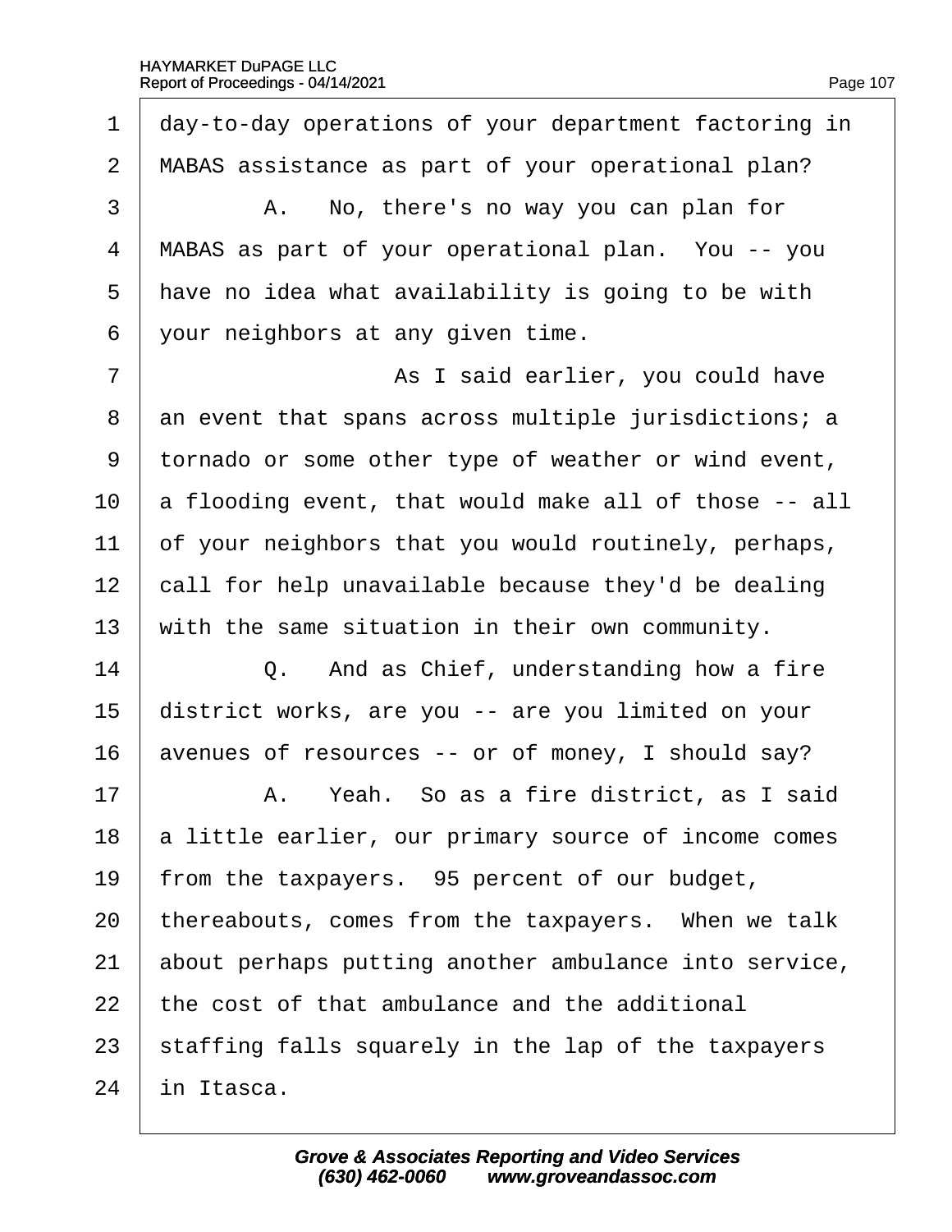1 day-to-day operations of your department factoring in
2 MABAS assistance as part of your operational plan?
3 A. No, there's no way you can plan for
4 MABAS as part of your operational plan. You -- you
5 have no idea what availability is going to be with
6 your neighbors at any given time.
7 As I said earlier, you could have
8 an event that spans across multiple jurisdictions; a
9 tornado or some other type of weather or wind event,
10 a flooding event, that would make all of those -- all
11 of your neighbors that you would routinely, perhaps,
12 call for help unavailable because they'd be dealing
13 with the same situation in their own community.
14 Q. And as Chief, understanding how a fire
15 district works, are you -- are you limited on your
16 avenues of resources -- or of money, I should say?
17 A. Yeah. So as a fire district, as I said
18 a little earlier, our primary source of income comes
19 from the taxpayers. 95 percent of our budget,
20 thereabouts, comes from the taxpayers. When we talk
21 about perhaps putting another ambulance into service,
22 the cost of that ambulance and the additional
23 staffing falls squarely in the lap of the taxpayers
24 in Itasca.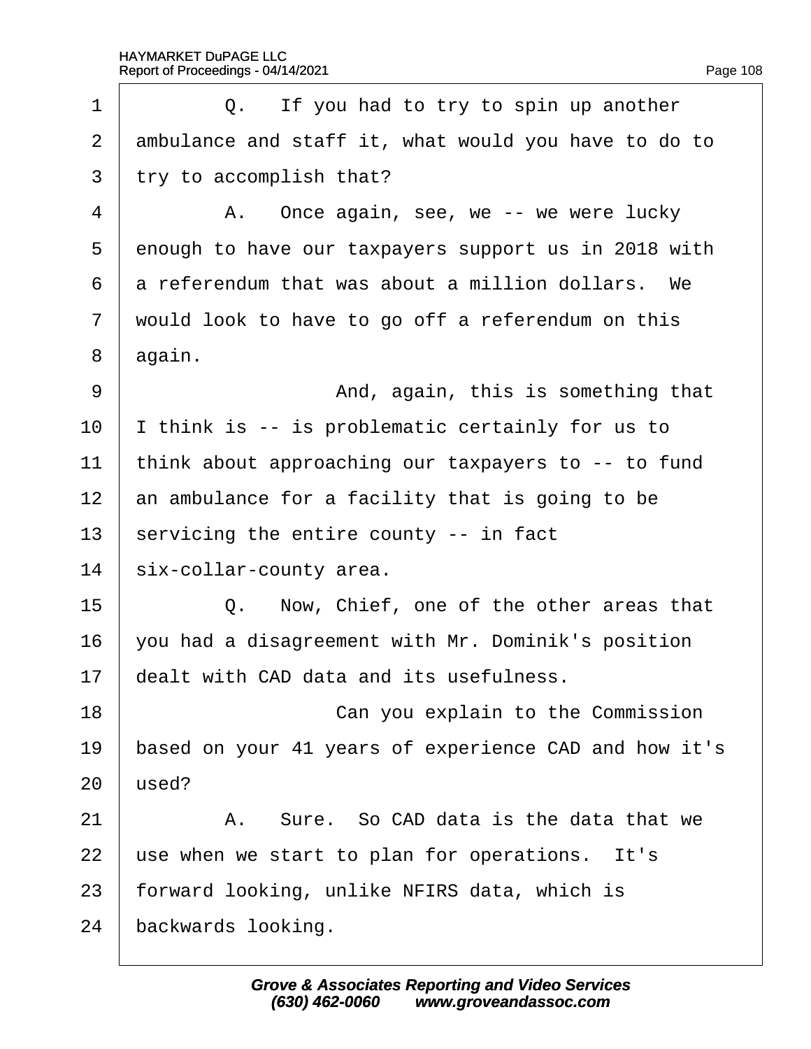1 Q. If you had to try to spin up another
2 ambulance and staff it, what would you have to do to
3 try to accomplish that?
4 A. Once again, see, we -- we were lucky
5 enough to have our taxpayers support us in 2018 with
6 a referendum that was about a million dollars. We
7 would look to have to go off a referendum on this
8 again.
9 And, again, this is something that
10 I think is -- is problematic certainly for us to
11 think about approaching our taxpayers to -- to fund
12 an ambulance for a facility that is going to be
13 servicing the entire county -- in fact
14 six-collar-county area.
15 Q. Now, Chief, one of the other areas that
16 you had a disagreement with Mr. Dominik's position
17 dealt with CAD data and its usefulness.
18 Can you explain to the Commission
19 based on your 41 years of experience CAD and how it's
20 used?
21 A. Sure. So CAD data is the data that we
22 use when we start to plan for operations. It's
23 forward looking, unlike NFIRS data, which is
24 backwards looking.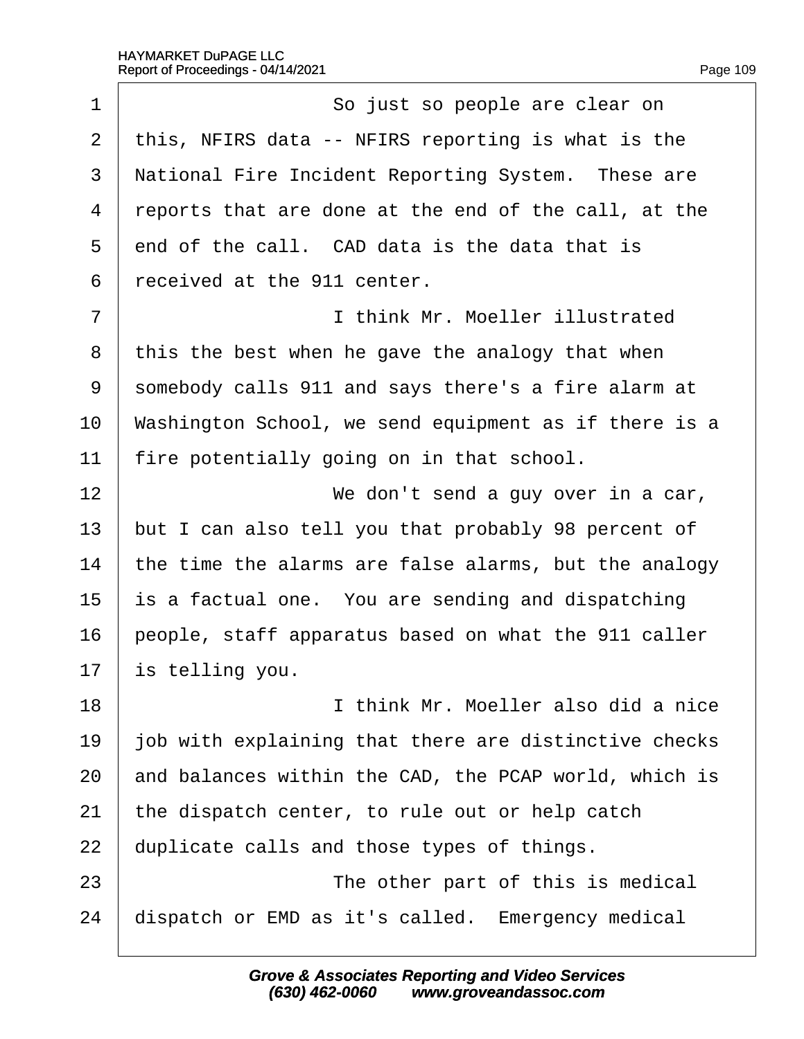So just so people are clear on this, NFIRS data -- NFIRS reporting is what is the National Fire Incident Reporting System. These are reports that are done at the end of the call, at the end of the call. CAD data is the data that is received at the 911 center.

I think Mr. Moeller illustrated this the best when he gave the analogy that when somebody calls 911 and says there's a fire alarm at Washington School, we send equipment as if there is a fire potentially going on in that school.

We don't send a guy over in a car, but I can also tell you that probably 98 percent of the time the alarms are false alarms, but the analogy is a factual one. You are sending and dispatching people, staff apparatus based on what the 911 caller is telling you.

I think Mr. Moeller also did a nice job with explaining that there are distinctive checks and balances within the CAD, the PCAP world, which is the dispatch center, to rule out or help catch duplicate calls and those types of things.

The other part of this is medical dispatch or EMD as it's called. Emergency medical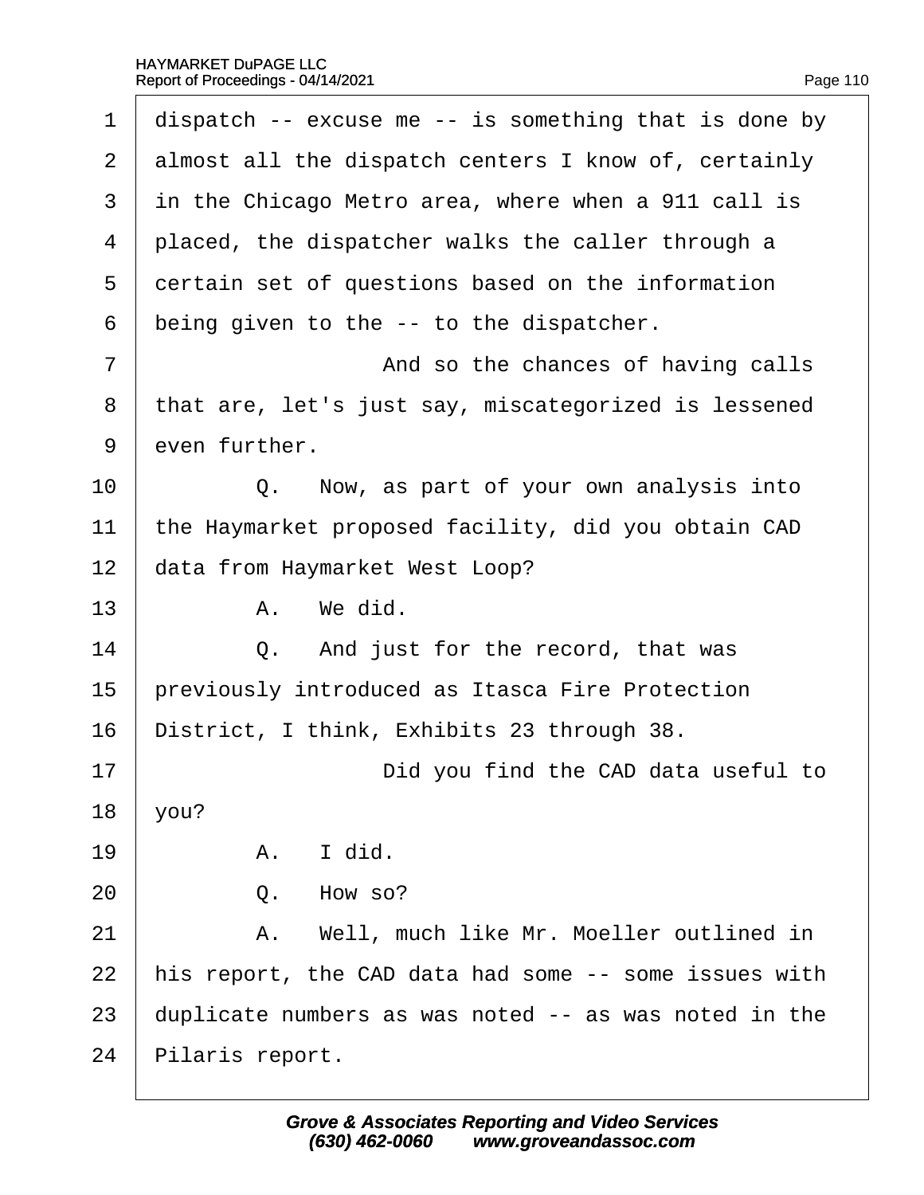1 dispatch -- excuse me -- is something that is done by
2 almost all the dispatch centers I know of, certainly
3 in the Chicago Metro area, where when a 911 call is
4 placed, the dispatcher walks the caller through a
5 certain set of questions based on the information
6 being given to the -- to the dispatcher.
7 And so the chances of having calls
8 that are, let's just say, miscategorized is lessened
9 even further.
10 Q. Now, as part of your own analysis into
11 the Haymarket proposed facility, did you obtain CAD
12 data from Haymarket West Loop?
13 A. We did.
14 Q. And just for the record, that was
15 previously introduced as Itasca Fire Protection
16 District, I think, Exhibits 23 through 38.
17 Did you find the CAD data useful to
18 you?
19 A. I did.
20 Q. How so?
21 A. Well, much like Mr. Moeller outlined in
22 his report, the CAD data had some -- some issues with
23 duplicate numbers as was noted -- as was noted in the
24 Pilaris report.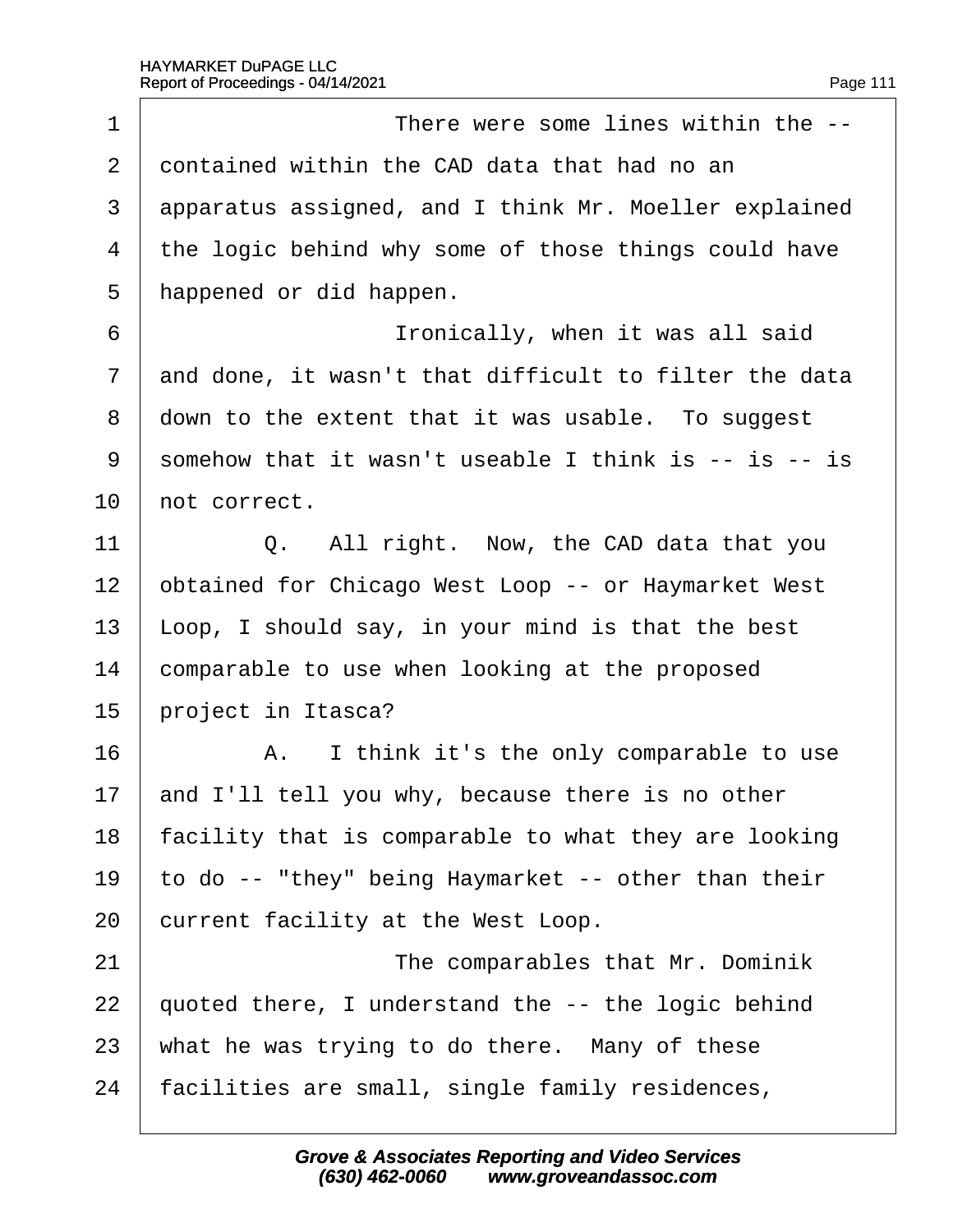There were some lines within the -- contained within the CAD data that had no an apparatus assigned, and I think Mr. Moeller explained the logic behind why some of those things could have happened or did happen.

Ironically, when it was all said and done, it wasn't that difficult to filter the data down to the extent that it was usable. To suggest somehow that it wasn't useable I think is -- is -- is not correct.

Q. All right. Now, the CAD data that you obtained for Chicago West Loop -- or Haymarket West Loop, I should say, in your mind is that the best comparable to use when looking at the proposed project in Itasca?

A. I think it's the only comparable to use and I'll tell you why, because there is no other facility that is comparable to what they are looking to do -- "they" being Haymarket -- other than their current facility at the West Loop.

The comparables that Mr. Dominik quoted there, I understand the -- the logic behind what he was trying to do there. Many of these facilities are small, single family residences,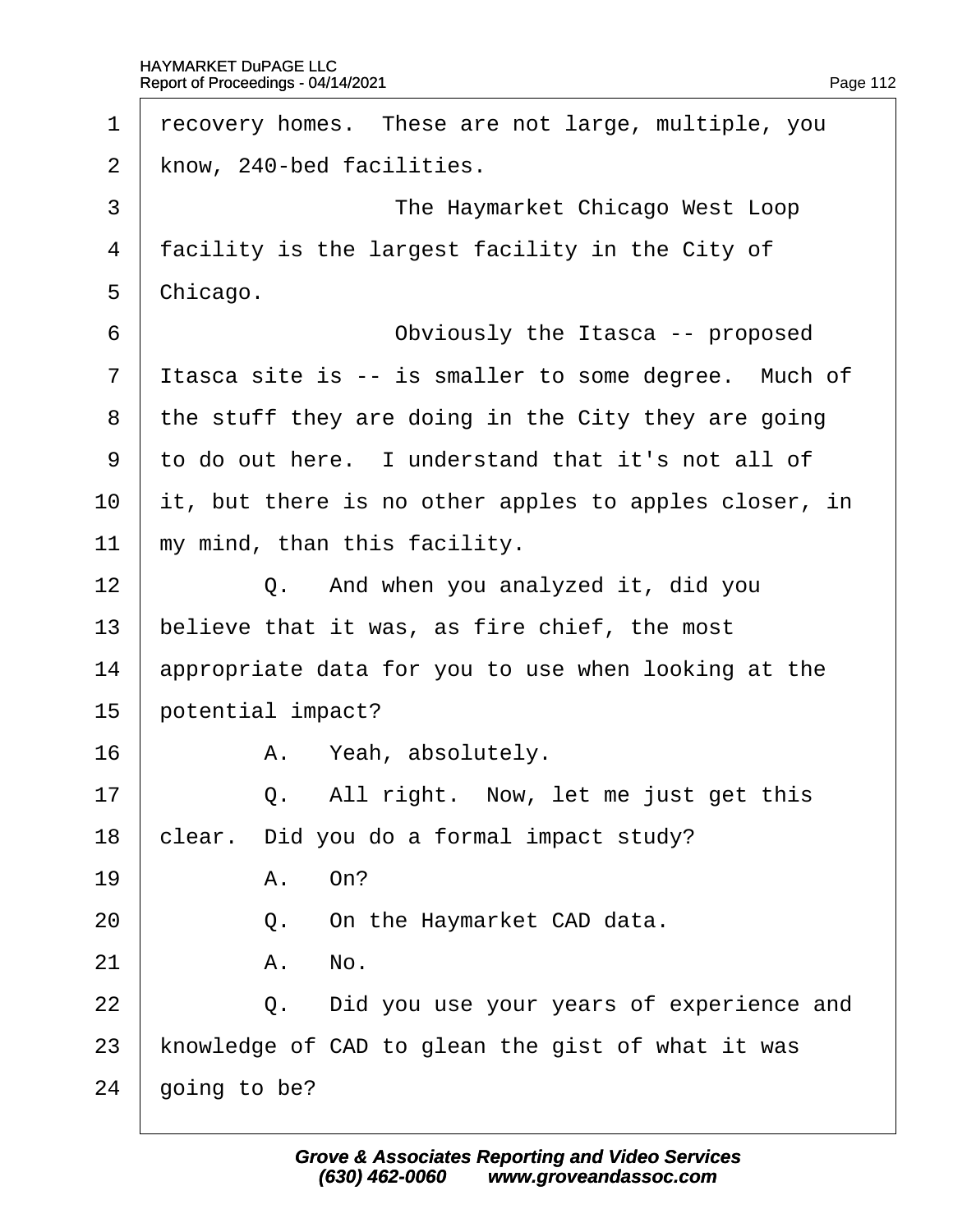1 recovery homes. These are not large, multiple, you
2 know, 240-bed facilities.
3 The Haymarket Chicago West Loop
4 facility is the largest facility in the City of
5 Chicago.
6 Obviously the Itasca -- proposed
7 Itasca site is -- is smaller to some degree. Much of
8 the stuff they are doing in the City they are going
9 to do out here. I understand that it's not all of
10 it, but there is no other apples to apples closer, in
11 my mind, than this facility.
12 Q. And when you analyzed it, did you
13 believe that it was, as fire chief, the most
14 appropriate data for you to use when looking at the
15 potential impact?
16 A. Yeah, absolutely.
17 Q. All right. Now, let me just get this
18 clear. Did you do a formal impact study?
19 A. On?
20 Q. On the Haymarket CAD data.
21 A. No.
22 Q. Did you use your years of experience and
23 knowledge of CAD to glean the gist of what it was
24 going to be?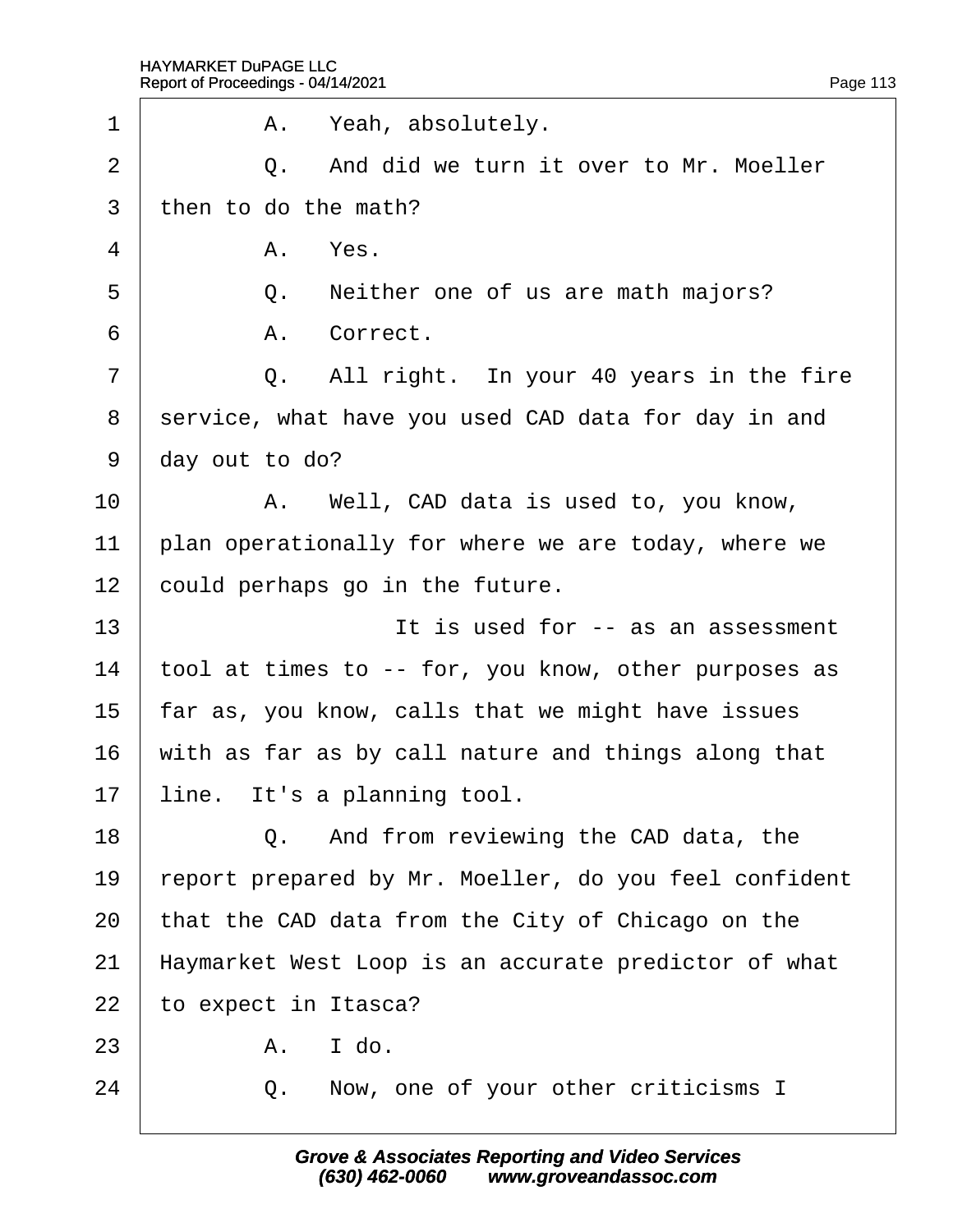1 A. Yeah, absolutely.

2 Q. And did we turn it over to Mr. Moeller

3 then to do the math?

4 A. Yes.

5 Q. Neither one of us are math majors?

6 A. Correct.

7 Q. All right. In your 40 years in the fire

8 service, what have you used CAD data for day in and

9 day out to do?

10 A. Well, CAD data is used to, you know,

11 plan operationally for where we are today, where we

12 could perhaps go in the future.

13 It is used for -- as an assessment

14 tool at times to -- for, you know, other purposes as

15 far as, you know, calls that we might have issues

16 with as far as by call nature and things along that

17 line. It's a planning tool.

18 Q. And from reviewing the CAD data, the

19 report prepared by Mr. Moeller, do you feel confident

20 that the CAD data from the City of Chicago on the

21 Haymarket West Loop is an accurate predictor of what

22 to expect in Itasca?

23 A. I do.

24 Q. Now, one of your other criticisms I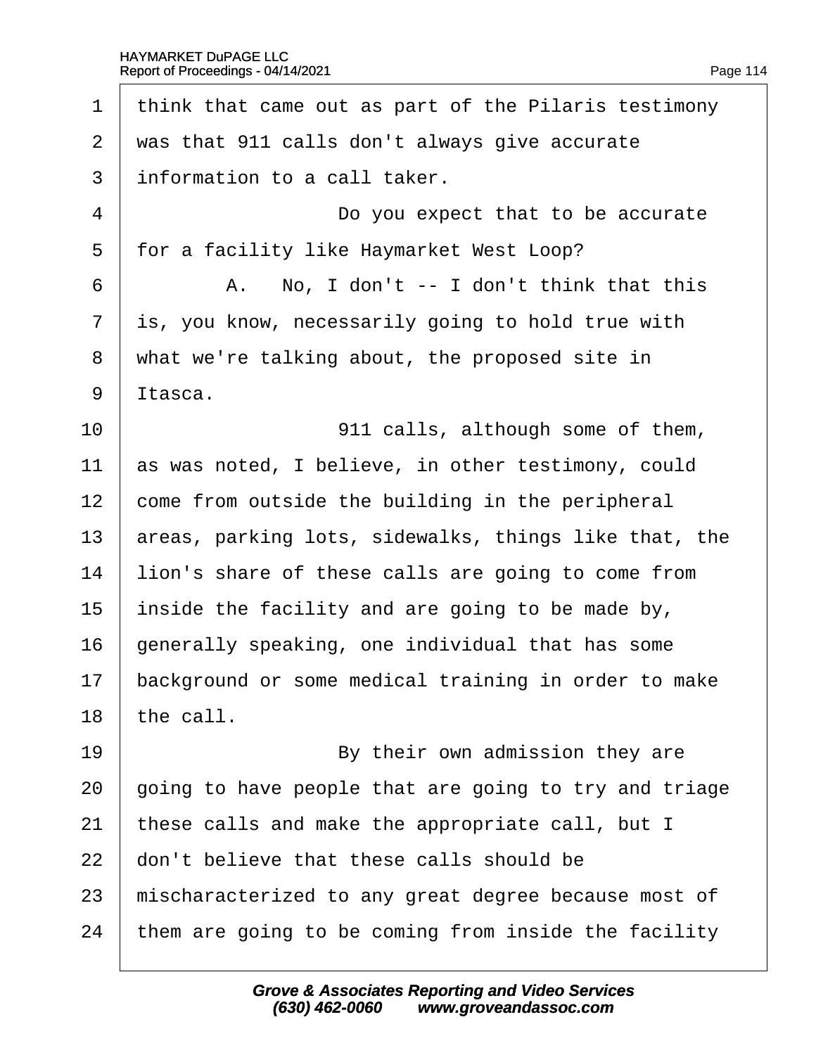think that came out as part of the Pilaris testimony was that 911 calls don't always give accurate information to a call taker.

Do you expect that to be accurate for a facility like Haymarket West Loop?

A. No, I don't -- I don't think that this is, you know, necessarily going to hold true with what we're talking about, the proposed site in Itasca.

911 calls, although some of them, as was noted, I believe, in other testimony, could come from outside the building in the peripheral areas, parking lots, sidewalks, things like that, the lion's share of these calls are going to come from inside the facility and are going to be made by, generally speaking, one individual that has some background or some medical training in order to make the call.

By their own admission they are going to have people that are going to try and triage these calls and make the appropriate call, but I don't believe that these calls should be mischaracterized to any great degree because most of them are going to be coming from inside the facility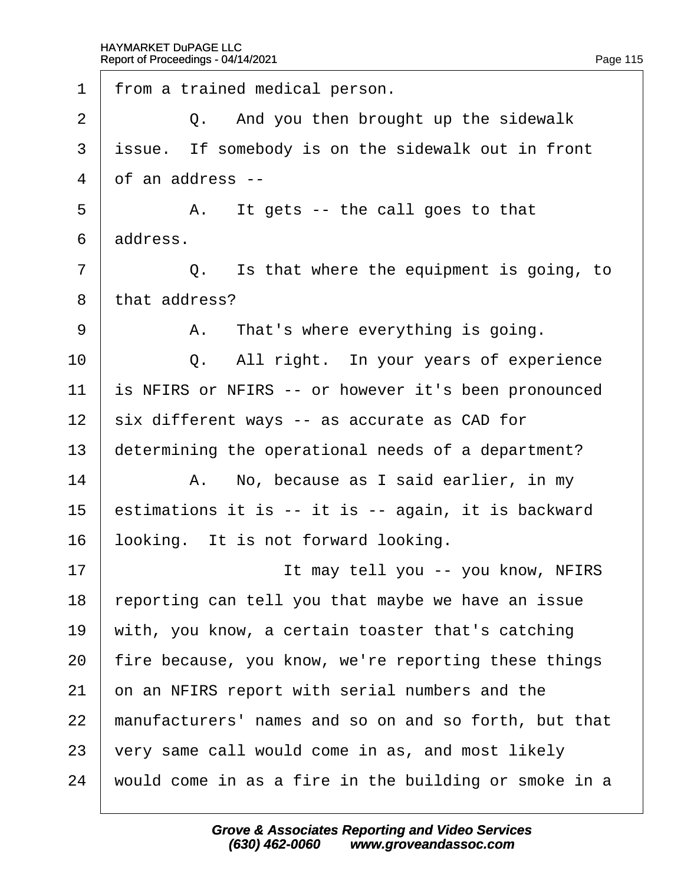1 from a trained medical person.

2 Q. And you then brought up the sidewalk

3 issue. If somebody is on the sidewalk out in front

4 of an address --

5 A. It gets -- the call goes to that

6 address.

7 Q. Is that where the equipment is going, to

8 that address?

9 A. That's where everything is going.

10 Q. All right. In your years of experience

11 is NFIRS or NFIRS -- or however it's been pronounced

12 six different ways -- as accurate as CAD for

13 determining the operational needs of a department?

14 A. No, because as I said earlier, in my

15 estimations it is -- it is -- again, it is backward

16 looking. It is not forward looking.

17 It may tell you -- you know, NFIRS

18 reporting can tell you that maybe we have an issue

19 with, you know, a certain toaster that's catching

20 fire because, you know, we're reporting these things

21 on an NFIRS report with serial numbers and the

22 manufacturers' names and so on and so forth, but that

23 very same call would come in as, and most likely

24 would come in as a fire in the building or smoke in a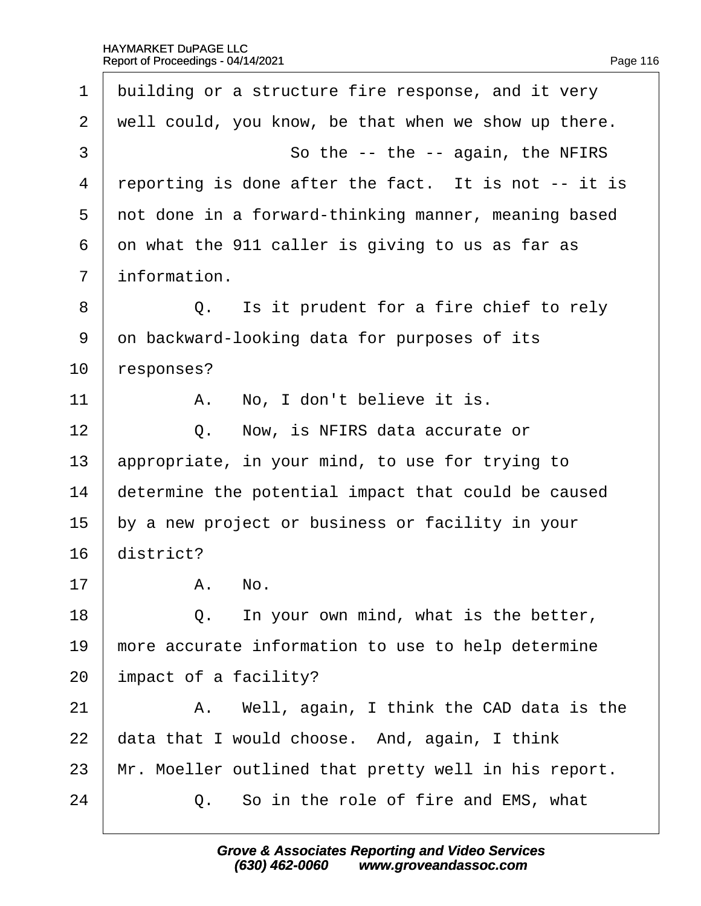building or a structure fire response, and it very well could, you know, be that when we show up there.

So the -- the -- again, the NFIRS reporting is done after the fact. It is not -- it is not done in a forward-thinking manner, meaning based on what the 911 caller is giving to us as far as information.

Q. Is it prudent for a fire chief to rely on backward-looking data for purposes of its responses?

A. No, I don't believe it is.

Q. Now, is NFIRS data accurate or appropriate, in your mind, to use for trying to determine the potential impact that could be caused by a new project or business or facility in your district?

A. No.

Q. In your own mind, what is the better, more accurate information to use to help determine impact of a facility?

A. Well, again, I think the CAD data is the data that I would choose. And, again, I think Mr. Moeller outlined that pretty well in his report.

Q. So in the role of fire and EMS, what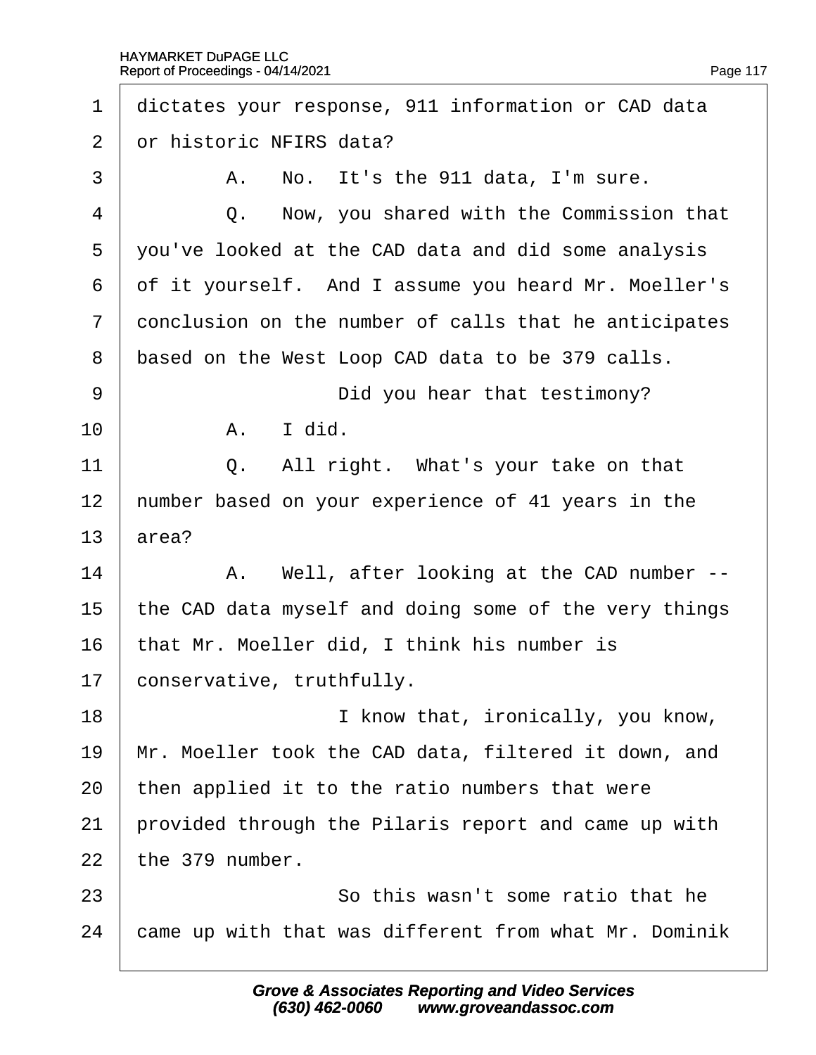1 dictates your response, 911 information or CAD data

2 or historic NFIRS data?

3 A. No. It's the 911 data, I'm sure.

4 Q. Now, you shared with the Commission that

5 you've looked at the CAD data and did some analysis

6 of it yourself. And I assume you heard Mr. Moeller's

7 conclusion on the number of calls that he anticipates

8 based on the West Loop CAD data to be 379 calls.

9 Did you hear that testimony?

10 A. I did.

11 Q. All right. What's your take on that

12 number based on your experience of 41 years in the

13 area?

14 A. Well, after looking at the CAD number --

15 the CAD data myself and doing some of the very things

16 that Mr. Moeller did, I think his number is

17 conservative, truthfully.

18 I know that, ironically, you know,

19 Mr. Moeller took the CAD data, filtered it down, and

20 then applied it to the ratio numbers that were

21 provided through the Pilaris report and came up with

22 the 379 number.

23 So this wasn't some ratio that he

24 came up with that was different from what Mr. Dominik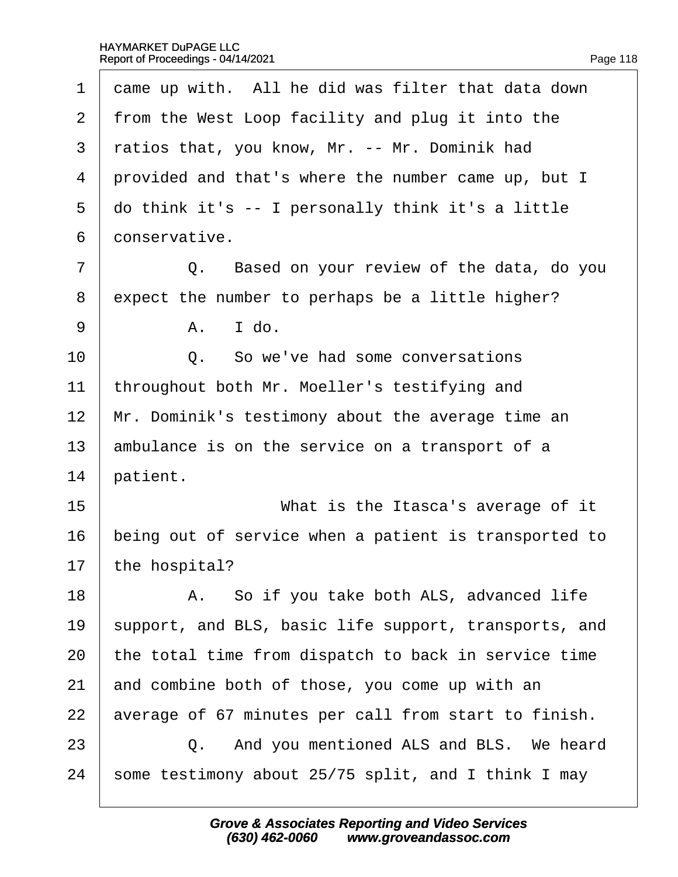1 came up with. All he did was filter that data down
2 from the West Loop facility and plug it into the
3 ratios that, you know, Mr. -- Mr. Dominik had
4 provided and that's where the number came up, but I
5 do think it's -- I personally think it's a little
6 conservative.

7 Q. Based on your review of the data, do you
8 expect the number to perhaps be a little higher?

9 A. I do.

10 Q. So we've had some conversations
11 throughout both Mr. Moeller's testifying and
12 Mr. Dominik's testimony about the average time an
13 ambulance is on the service on a transport of a
14 patient.

15 What is the Itasca's average of it
16 being out of service when a patient is transported to
17 the hospital?

18 A. So if you take both ALS, advanced life
19 support, and BLS, basic life support, transports, and
20 the total time from dispatch to back in service time
21 and combine both of those, you come up with an
22 average of 67 minutes per call from start to finish.

23 Q. And you mentioned ALS and BLS. We heard
24 some testimony about 25/75 split, and I think I may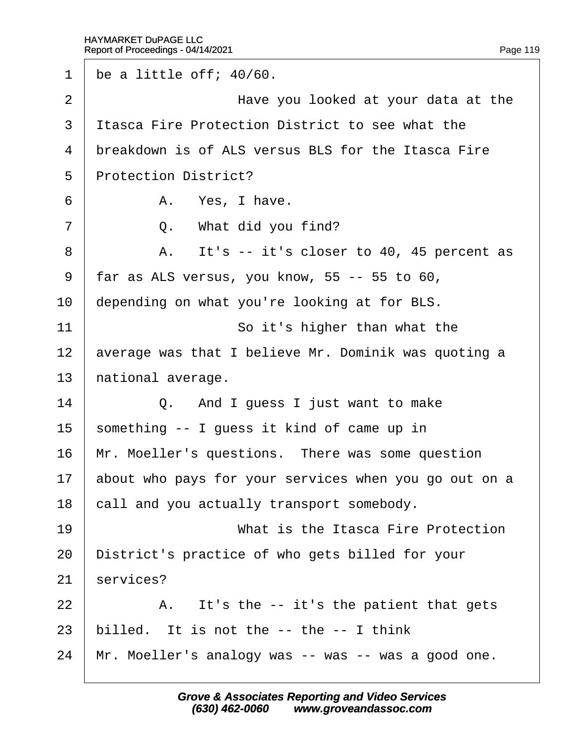1 be a little off; 40/60.

2 Have you looked at your data at the

3 Itasca Fire Protection District to see what the

4 breakdown is of ALS versus BLS for the Itasca Fire

5 Protection District?

6 A. Yes, I have.

7 Q. What did you find?

8 A. It's -- it's closer to 40, 45 percent as

9 far as ALS versus, you know, 55 -- 55 to 60,

10 depending on what you're looking at for BLS.

11 So it's higher than what the

12 average was that I believe Mr. Dominik was quoting a

13 national average.

14 Q. And I guess I just want to make

15 something -- I guess it kind of came up in

16 Mr. Moeller's questions. There was some question

17 about who pays for your services when you go out on a

18 call and you actually transport somebody.

19 What is the Itasca Fire Protection

20 District's practice of who gets billed for your

21 services?

22 A. It's the -- it's the patient that gets

23 billed. It is not the -- the -- I think

24 Mr. Moeller's analogy was -- was -- was a good one.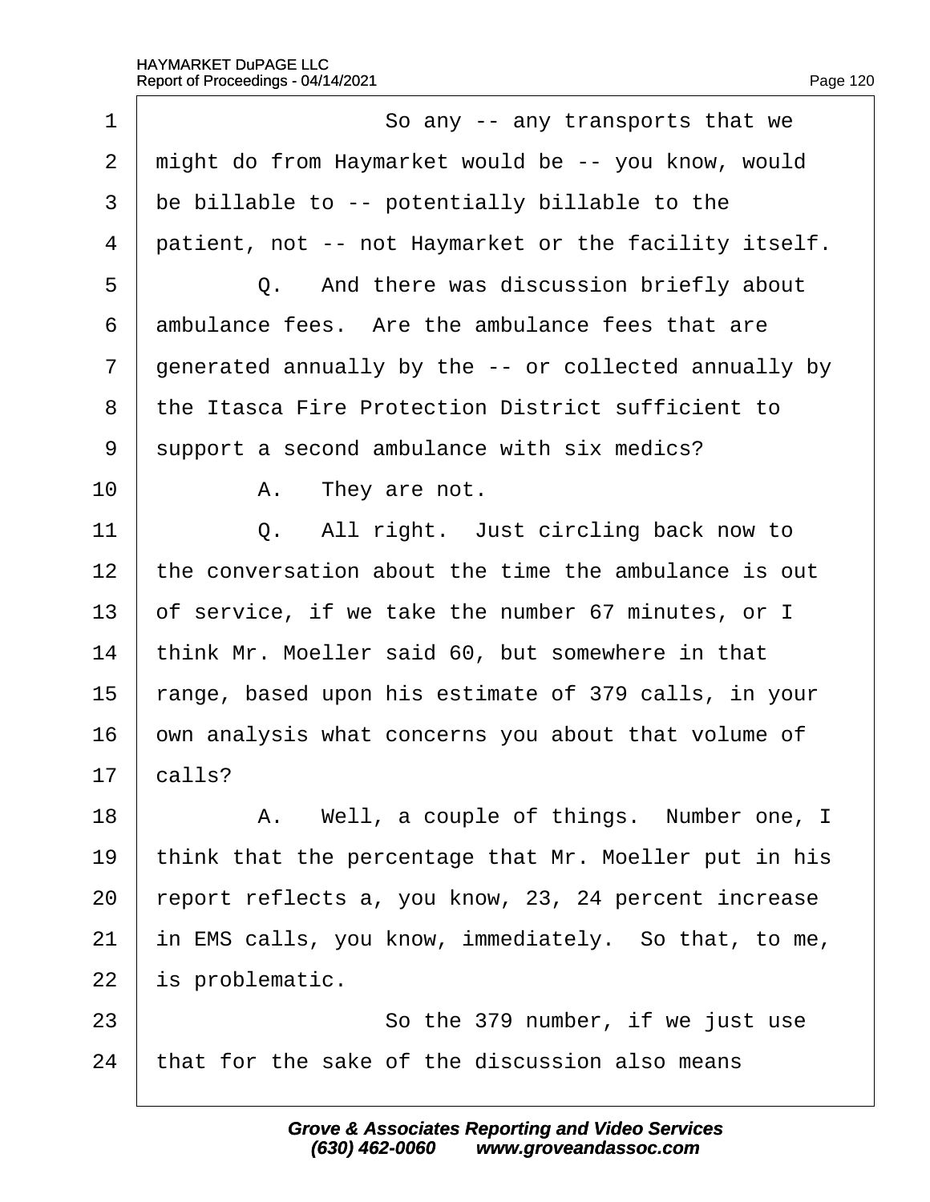1 So any -- any transports that we
2 might do from Haymarket would be -- you know, would
3 be billable to -- potentially billable to the
4 patient, not -- not Haymarket or the facility itself.
5 Q. And there was discussion briefly about
6 ambulance fees. Are the ambulance fees that are
7 generated annually by the -- or collected annually by
8 the Itasca Fire Protection District sufficient to
9 support a second ambulance with six medics?
10 A. They are not.
11 Q. All right. Just circling back now to
12 the conversation about the time the ambulance is out
13 of service, if we take the number 67 minutes, or I
14 think Mr. Moeller said 60, but somewhere in that
15 range, based upon his estimate of 379 calls, in your
16 own analysis what concerns you about that volume of
17 calls?
18 A. Well, a couple of things. Number one, I
19 think that the percentage that Mr. Moeller put in his
20 report reflects a, you know, 23, 24 percent increase
21 in EMS calls, you know, immediately. So that, to me,
22 is problematic.
23 So the 379 number, if we just use
24 that for the sake of the discussion also means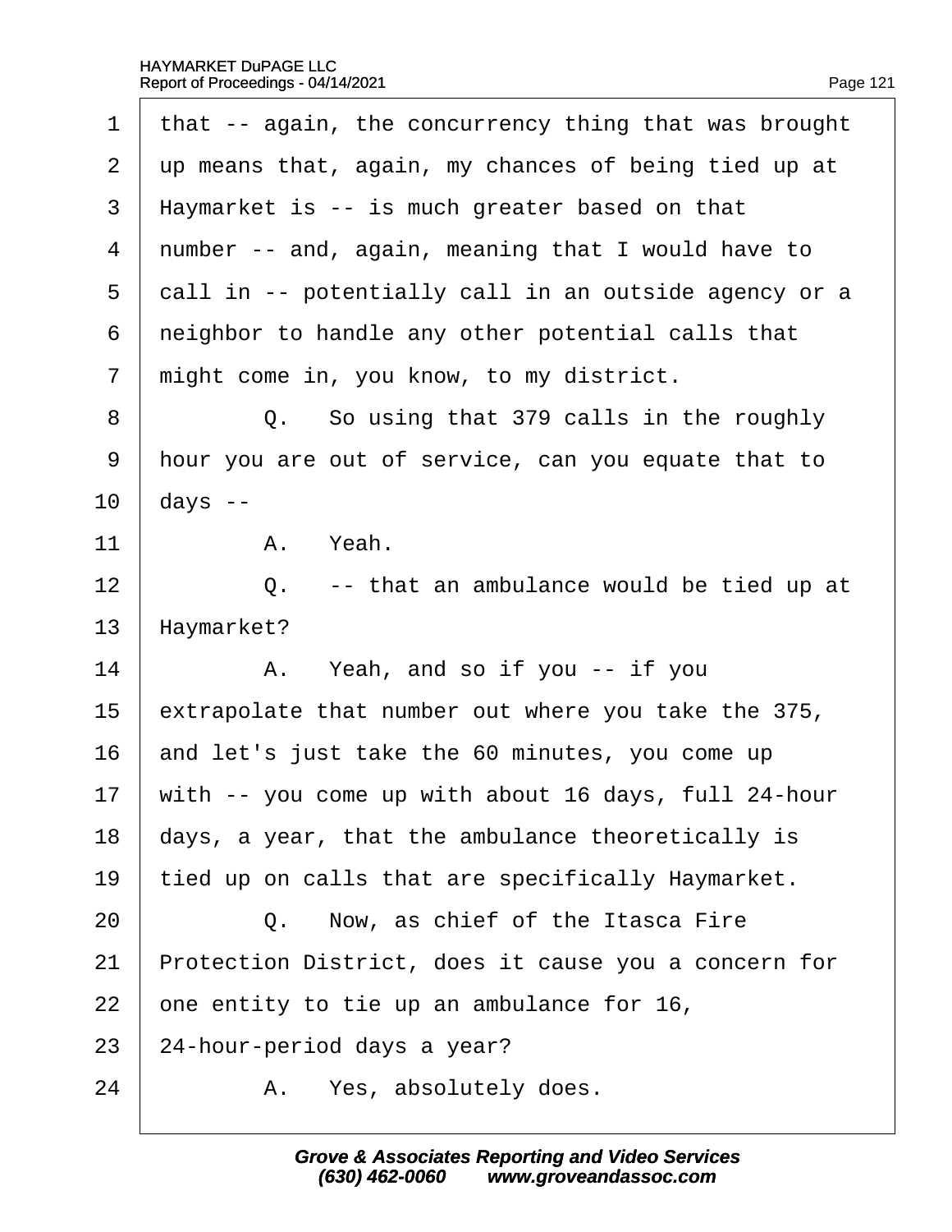1 that -- again, the concurrency thing that was brought
2 up means that, again, my chances of being tied up at
3 Haymarket is -- is much greater based on that
4 number -- and, again, meaning that I would have to
5 call in -- potentially call in an outside agency or a
6 neighbor to handle any other potential calls that
7 might come in, you know, to my district.
8 Q. So using that 379 calls in the roughly
9 hour you are out of service, can you equate that to
10 days --
11 A. Yeah.
12 Q. -- that an ambulance would be tied up at
13 Haymarket?
14 A. Yeah, and so if you -- if you
15 extrapolate that number out where you take the 375,
16 and let's just take the 60 minutes, you come up
17 with -- you come up with about 16 days, full 24-hour
18 days, a year, that the ambulance theoretically is
19 tied up on calls that are specifically Haymarket.
20 Q. Now, as chief of the Itasca Fire
21 Protection District, does it cause you a concern for
22 one entity to tie up an ambulance for 16,
23 24-hour-period days a year?
24 A. Yes, absolutely does.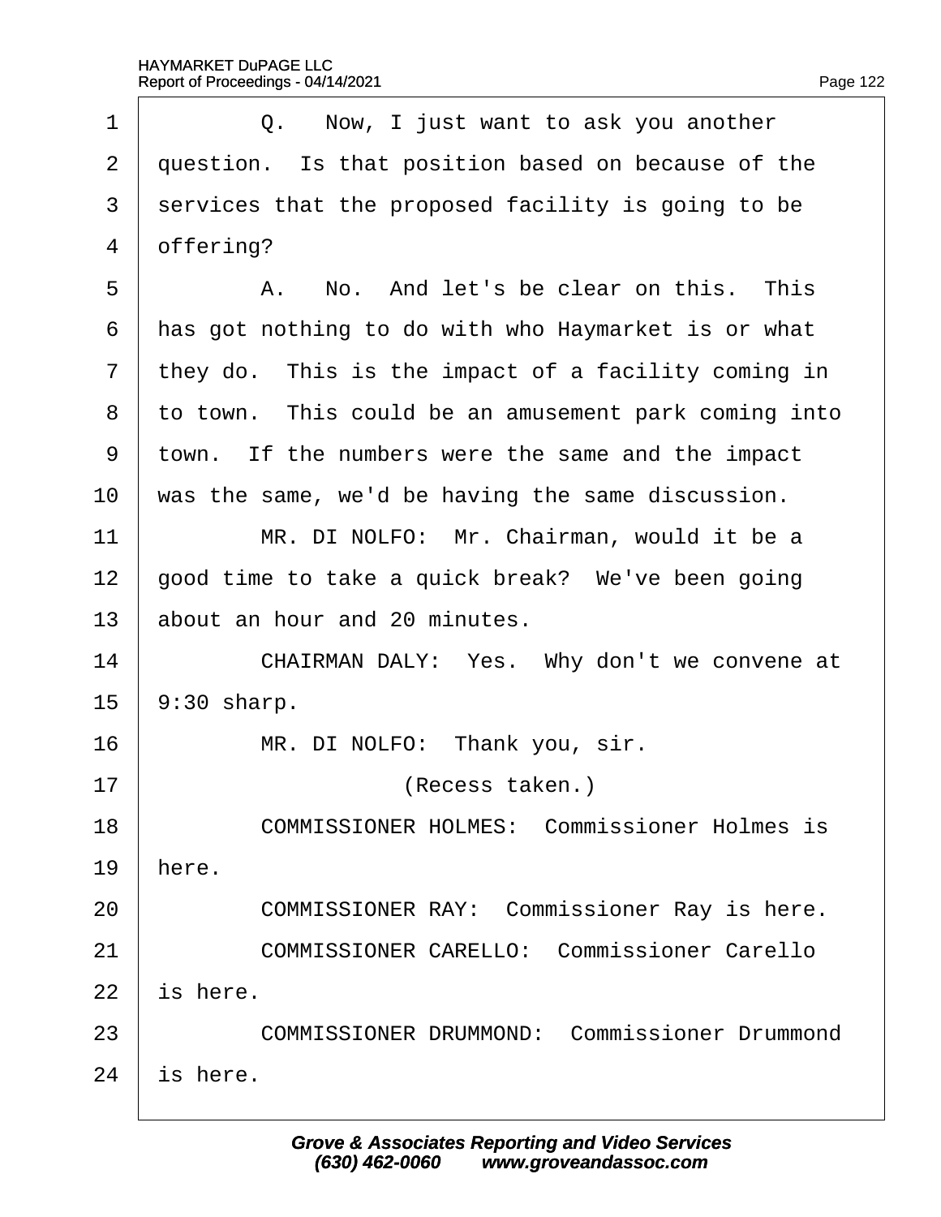1 Q. Now, I just want to ask you another
2 question. Is that position based on because of the
3 services that the proposed facility is going to be
4 offering?
5 A. No. And let's be clear on this. This
6 has got nothing to do with who Haymarket is or what
7 they do. This is the impact of a facility coming in
8 to town. This could be an amusement park coming into
9 town. If the numbers were the same and the impact
10 was the same, we'd be having the same discussion.
11 MR. DI NOLFO: Mr. Chairman, would it be a
12 good time to take a quick break? We've been going
13 about an hour and 20 minutes.
14 CHAIRMAN DALY: Yes. Why don't we convene at
15 9:30 sharp.
16 MR. DI NOLFO: Thank you, sir.
17 (Recess taken.)
18 COMMISSIONER HOLMES: Commissioner Holmes is
19 here.
20 COMMISSIONER RAY: Commissioner Ray is here.
21 COMMISSIONER CARELLO: Commissioner Carello
22 is here.
23 COMMISSIONER DRUMMOND: Commissioner Drummond
24 is here.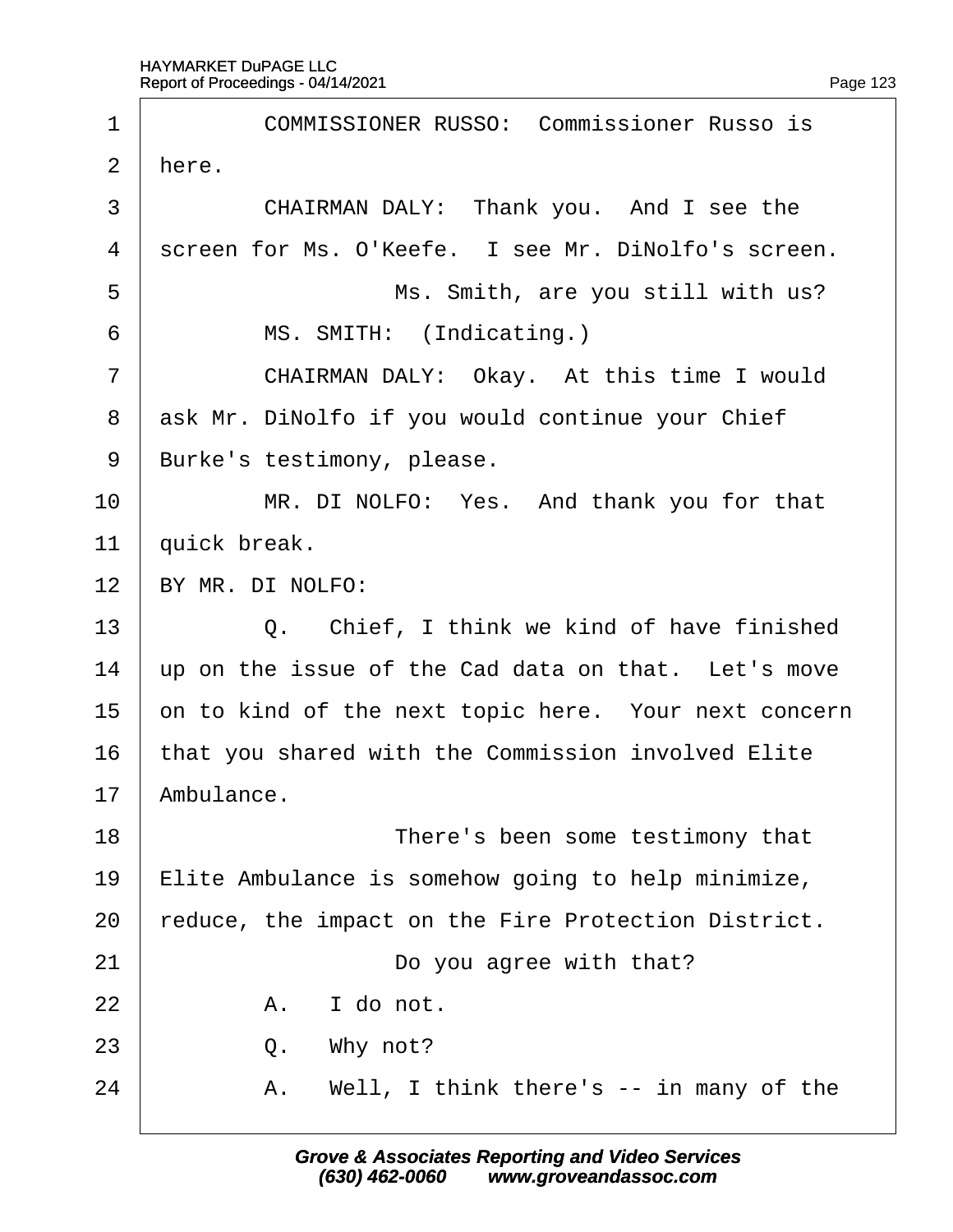1 COMMISSIONER RUSSO: Commissioner Russo is
2 here.
3 CHAIRMAN DALY: Thank you. And I see the
4 screen for Ms. O'Keefe. I see Mr. DiNolfo's screen.
5 Ms. Smith, are you still with us?
6 MS. SMITH: (Indicating.)
7 CHAIRMAN DALY: Okay. At this time I would
8 ask Mr. DiNolfo if you would continue your Chief
9 Burke's testimony, please.
10 MR. DI NOLFO: Yes. And thank you for that
11 quick break.
12 BY MR. DI NOLFO:
13 Q. Chief, I think we kind of have finished
14 up on the issue of the Cad data on that. Let's move
15 on to kind of the next topic here. Your next concern
16 that you shared with the Commission involved Elite
17 Ambulance.
18 There's been some testimony that
19 Elite Ambulance is somehow going to help minimize,
20 reduce, the impact on the Fire Protection District.
21 Do you agree with that?
22 A. I do not.
23 Q. Why not?
24 A. Well, I think there's -- in many of the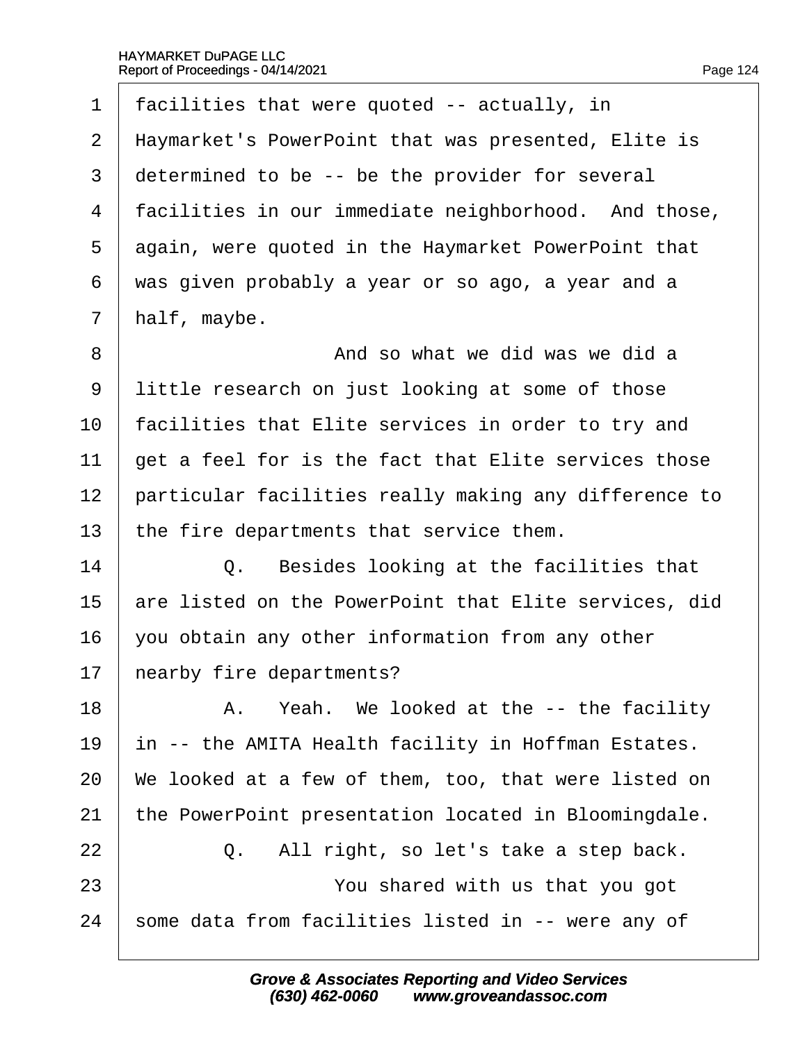1 facilities that were quoted -- actually, in
2 Haymarket's PowerPoint that was presented, Elite is
3 determined to be -- be the provider for several
4 facilities in our immediate neighborhood. And those,
5 again, were quoted in the Haymarket PowerPoint that
6 was given probably a year or so ago, a year and a
7 half, maybe.
8 And so what we did was we did a
9 little research on just looking at some of those
10 facilities that Elite services in order to try and
11 get a feel for is the fact that Elite services those
12 particular facilities really making any difference to
13 the fire departments that service them.
14 Q. Besides looking at the facilities that
15 are listed on the PowerPoint that Elite services, did
16 you obtain any other information from any other
17 nearby fire departments?
18 A. Yeah. We looked at the -- the facility
19 in -- the AMITA Health facility in Hoffman Estates.
20 We looked at a few of them, too, that were listed on
21 the PowerPoint presentation located in Bloomingdale.
22 Q. All right, so let's take a step back.
23 You shared with us that you got
24 some data from facilities listed in -- were any of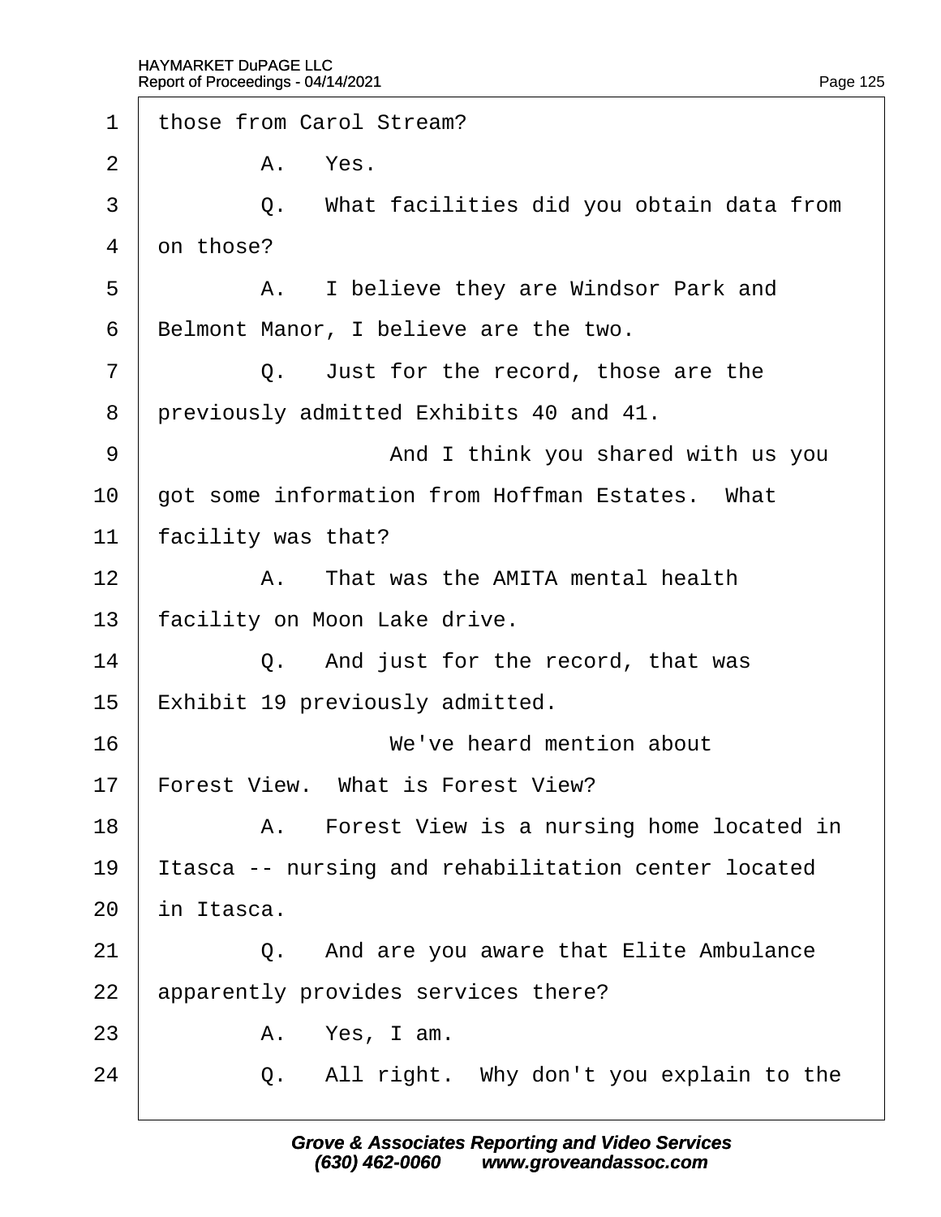1 those from Carol Stream?

2 A. Yes.

3 Q. What facilities did you obtain data from

4 on those?

5 A. I believe they are Windsor Park and

6 Belmont Manor, I believe are the two.

7 Q. Just for the record, those are the

8 previously admitted Exhibits 40 and 41.

9 And I think you shared with us you

10 got some information from Hoffman Estates. What

11 facility was that?

12 A. That was the AMITA mental health

13 facility on Moon Lake drive.

14 Q. And just for the record, that was

15 Exhibit 19 previously admitted.

16 We've heard mention about

17 Forest View. What is Forest View?

18 A. Forest View is a nursing home located in

19 Itasca -- nursing and rehabilitation center located

20 in Itasca.

21 Q. And are you aware that Elite Ambulance

22 apparently provides services there?

23 A. Yes, I am.

24 Q. All right. Why don't you explain to the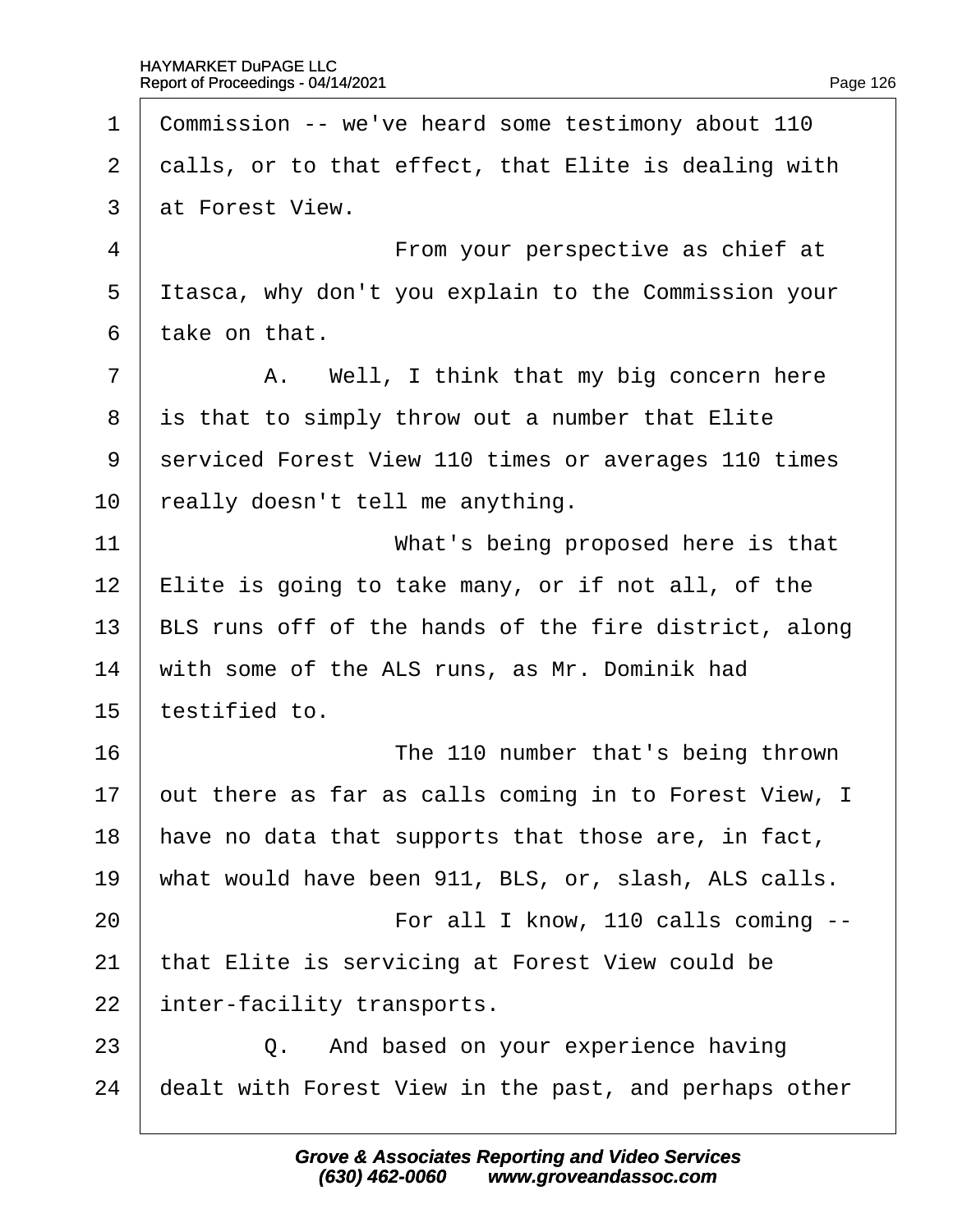Commission -- we've heard some testimony about 110 calls, or to that effect, that Elite is dealing with at Forest View.

From your perspective as chief at Itasca, why don't you explain to the Commission your take on that.

A. Well, I think that my big concern here is that to simply throw out a number that Elite serviced Forest View 110 times or averages 110 times really doesn't tell me anything.

What's being proposed here is that Elite is going to take many, or if not all, of the BLS runs off of the hands of the fire district, along with some of the ALS runs, as Mr. Dominik had testified to.

The 110 number that's being thrown out there as far as calls coming in to Forest View, I have no data that supports that those are, in fact, what would have been 911, BLS, or, slash, ALS calls.

For all I know, 110 calls coming -- that Elite is servicing at Forest View could be inter-facility transports.

Q. And based on your experience having dealt with Forest View in the past, and perhaps other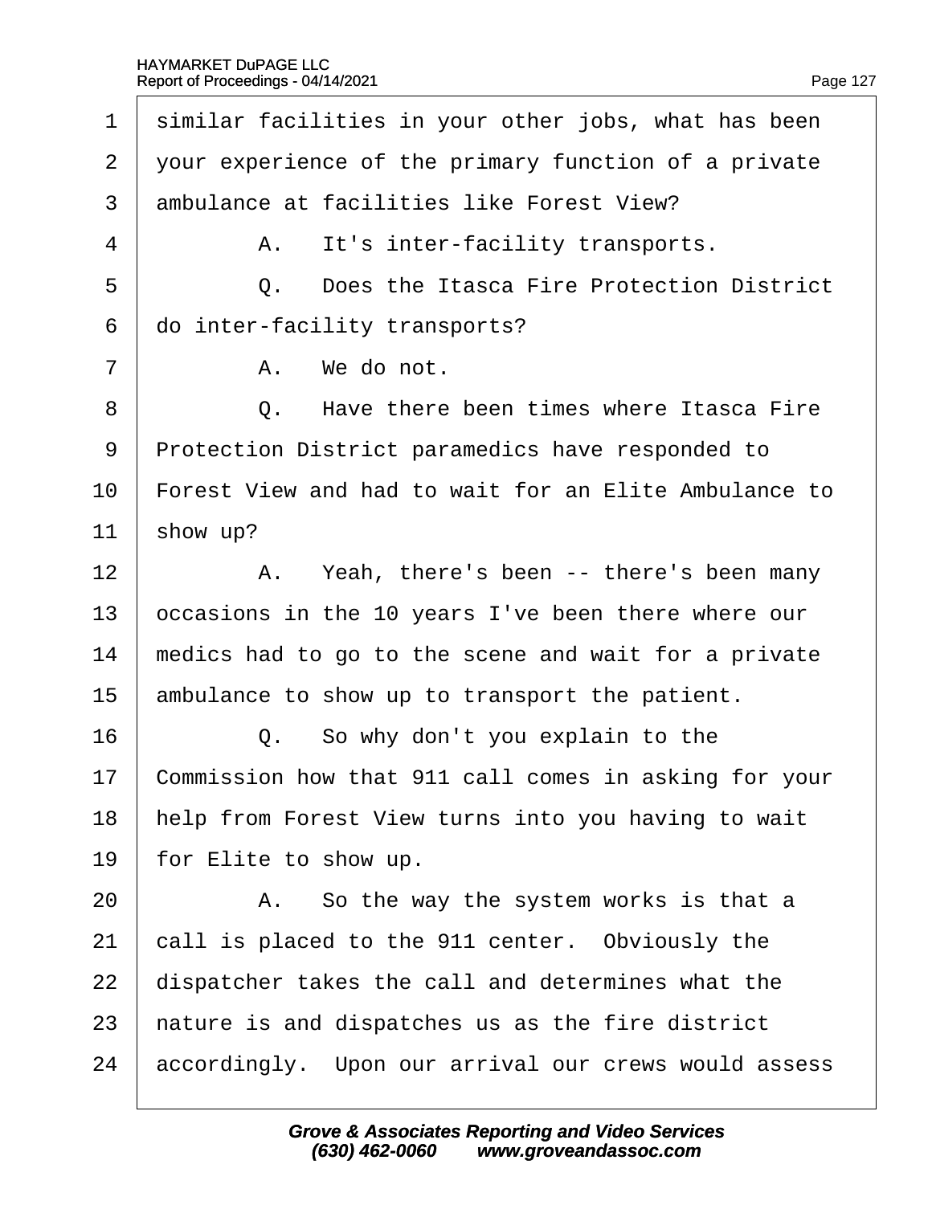similar facilities in your other jobs, what has been your experience of the primary function of a private ambulance at facilities like Forest View?

A. It's inter-facility transports.

Q. Does the Itasca Fire Protection District do inter-facility transports?

A. We do not.

Q. Have there been times where Itasca Fire Protection District paramedics have responded to Forest View and had to wait for an Elite Ambulance to show up?

A. Yeah, there's been -- there's been many occasions in the 10 years I've been there where our medics had to go to the scene and wait for a private ambulance to show up to transport the patient.

Q. So why don't you explain to the Commission how that 911 call comes in asking for your help from Forest View turns into you having to wait for Elite to show up.

A. So the way the system works is that a call is placed to the 911 center. Obviously the dispatcher takes the call and determines what the nature is and dispatches us as the fire district accordingly. Upon our arrival our crews would assess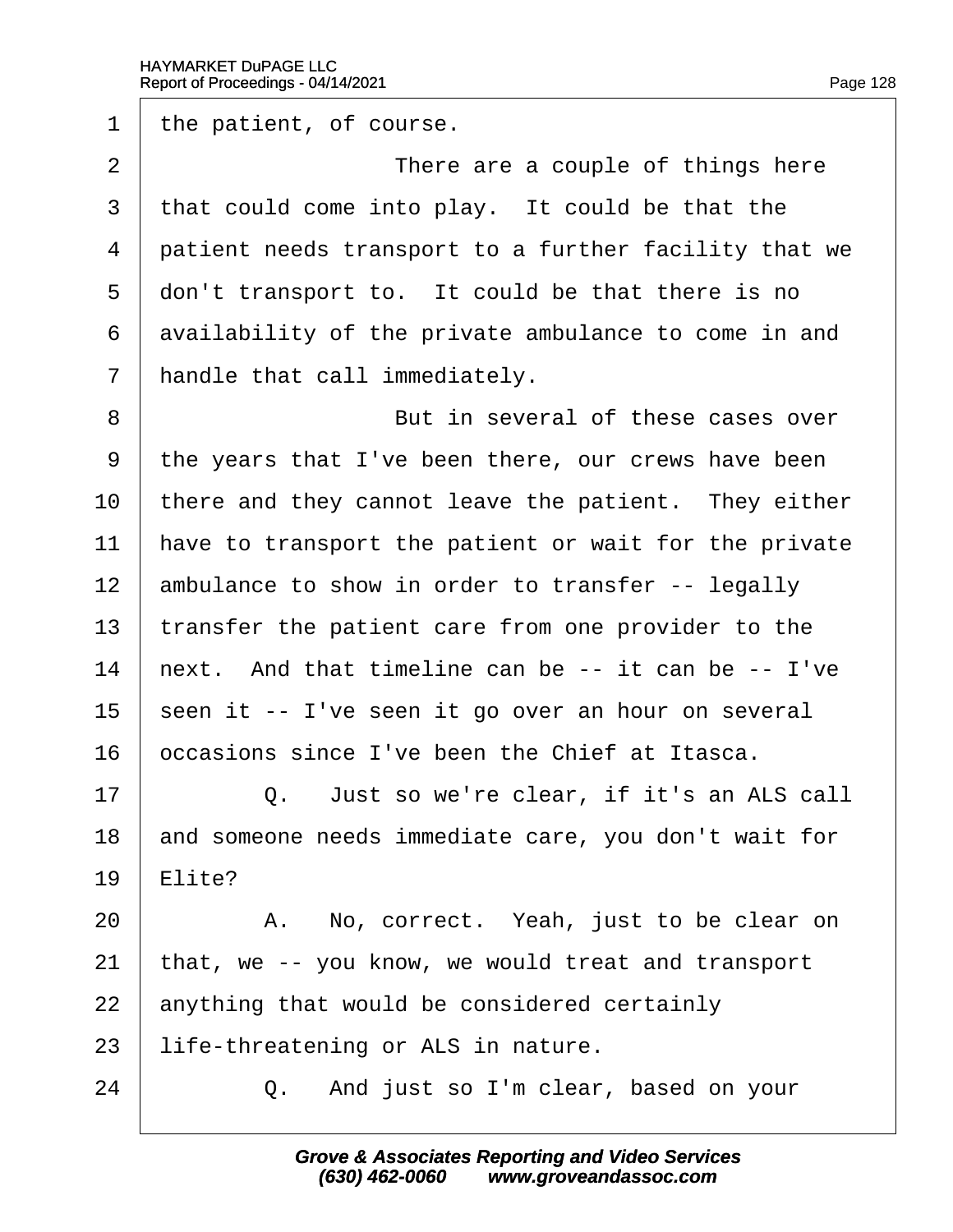1 the patient, of course.

2 There are a couple of things here

3 that could come into play. It could be that the

4 patient needs transport to a further facility that we

5 don't transport to. It could be that there is no

6 availability of the private ambulance to come in and

7 handle that call immediately.

8 But in several of these cases over

9 the years that I've been there, our crews have been

10 there and they cannot leave the patient. They either

11 have to transport the patient or wait for the private

12 ambulance to show in order to transfer -- legally

13 transfer the patient care from one provider to the

14 next. And that timeline can be -- it can be -- I've

15 seen it -- I've seen it go over an hour on several

16 occasions since I've been the Chief at Itasca.

17 Q. Just so we're clear, if it's an ALS call

18 and someone needs immediate care, you don't wait for

19 Elite?

20 A. No, correct. Yeah, just to be clear on

21 that, we -- you know, we would treat and transport

22 anything that would be considered certainly

23 life-threatening or ALS in nature.

24 Q. And just so I'm clear, based on your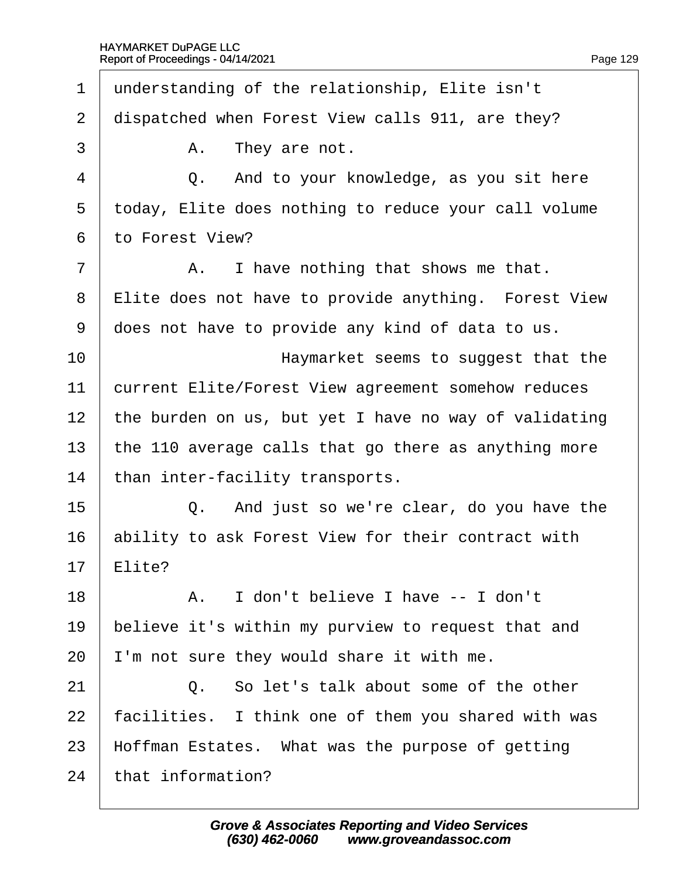1 understanding of the relationship, Elite isn't
2 dispatched when Forest View calls 911, are they?
3 A. They are not.
4 Q. And to your knowledge, as you sit here
5 today, Elite does nothing to reduce your call volume
6 to Forest View?
7 A. I have nothing that shows me that.
8 Elite does not have to provide anything. Forest View
9 does not have to provide any kind of data to us.
10 Haymarket seems to suggest that the
11 current Elite/Forest View agreement somehow reduces
12 the burden on us, but yet I have no way of validating
13 the 110 average calls that go there as anything more
14 than inter-facility transports.
15 Q. And just so we're clear, do you have the
16 ability to ask Forest View for their contract with
17 Elite?
18 A. I don't believe I have -- I don't
19 believe it's within my purview to request that and
20 I'm not sure they would share it with me.
21 Q. So let's talk about some of the other
22 facilities. I think one of them you shared with was
23 Hoffman Estates. What was the purpose of getting
24 that information?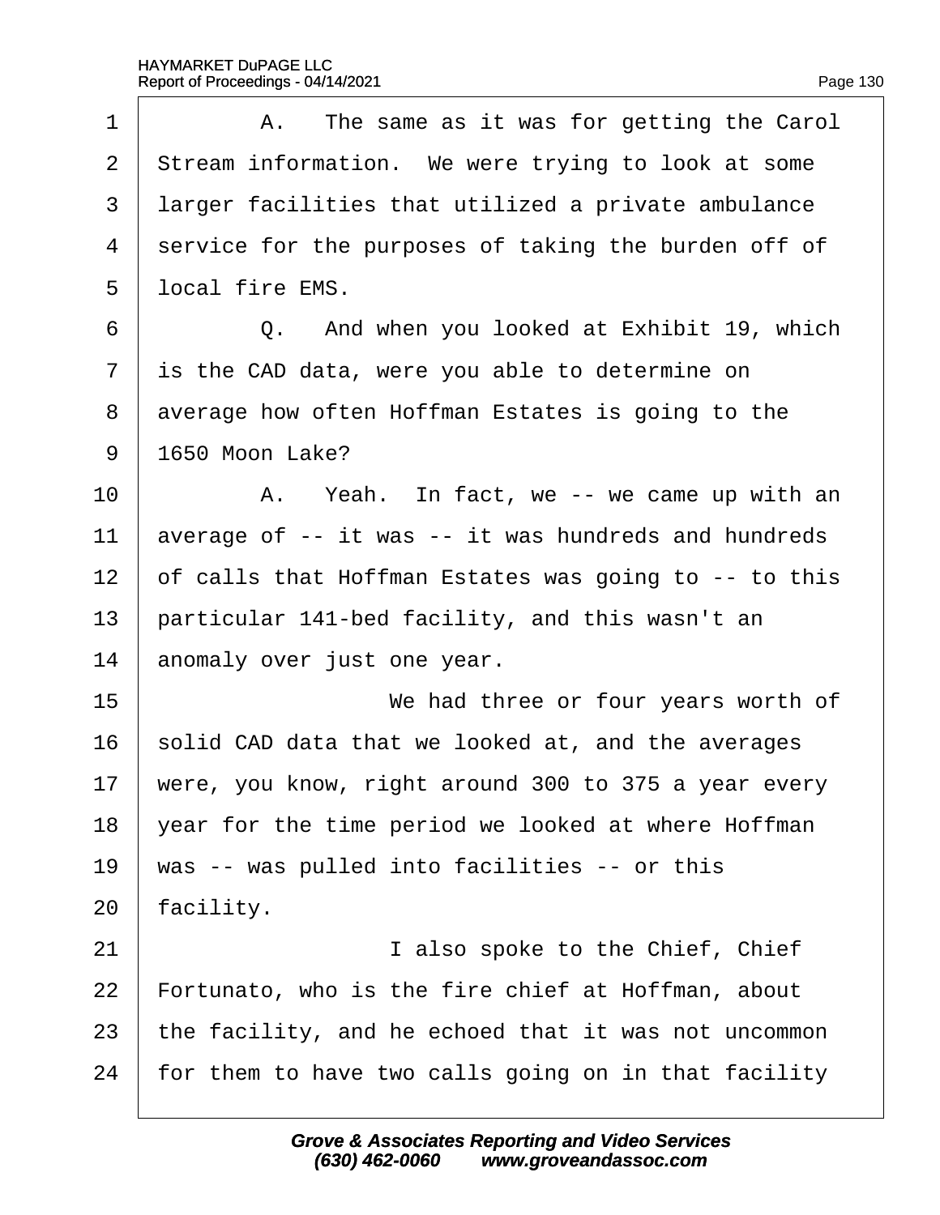A. The same as it was for getting the Carol Stream information. We were trying to look at some larger facilities that utilized a private ambulance service for the purposes of taking the burden off of local fire EMS.

Q. And when you looked at Exhibit 19, which is the CAD data, were you able to determine on average how often Hoffman Estates is going to the 1650 Moon Lake?

A. Yeah. In fact, we -- we came up with an average of -- it was -- it was hundreds and hundreds of calls that Hoffman Estates was going to -- to this particular 141-bed facility, and this wasn't an anomaly over just one year.

We had three or four years worth of solid CAD data that we looked at, and the averages were, you know, right around 300 to 375 a year every year for the time period we looked at where Hoffman was -- was pulled into facilities -- or this facility.

I also spoke to the Chief, Chief Fortunato, who is the fire chief at Hoffman, about the facility, and he echoed that it was not uncommon for them to have two calls going on in that facility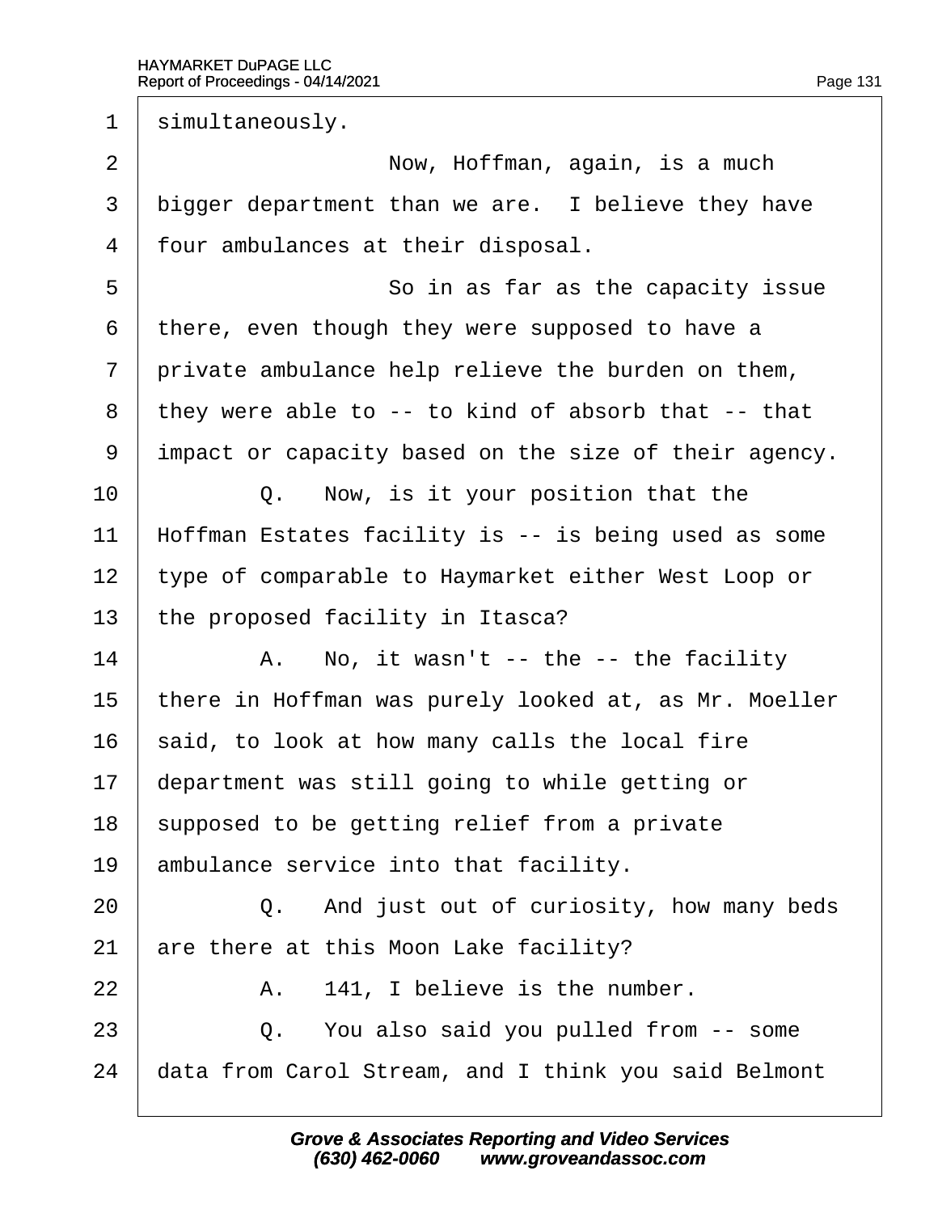1 simultaneously.

2 Now, Hoffman, again, is a much

3 bigger department than we are. I believe they have

4 four ambulances at their disposal.

5 So in as far as the capacity issue

6 there, even though they were supposed to have a

7 private ambulance help relieve the burden on them,

8 they were able to -- to kind of absorb that -- that

9 impact or capacity based on the size of their agency.

10 Q. Now, is it your position that the

11 Hoffman Estates facility is -- is being used as some

12 type of comparable to Haymarket either West Loop or

13 the proposed facility in Itasca?

14 A. No, it wasn't -- the -- the facility

15 there in Hoffman was purely looked at, as Mr. Moeller

16 said, to look at how many calls the local fire

17 department was still going to while getting or

18 supposed to be getting relief from a private

19 ambulance service into that facility.

20 Q. And just out of curiosity, how many beds

21 are there at this Moon Lake facility?

22 A. 141, I believe is the number.

23 Q. You also said you pulled from -- some

24 data from Carol Stream, and I think you said Belmont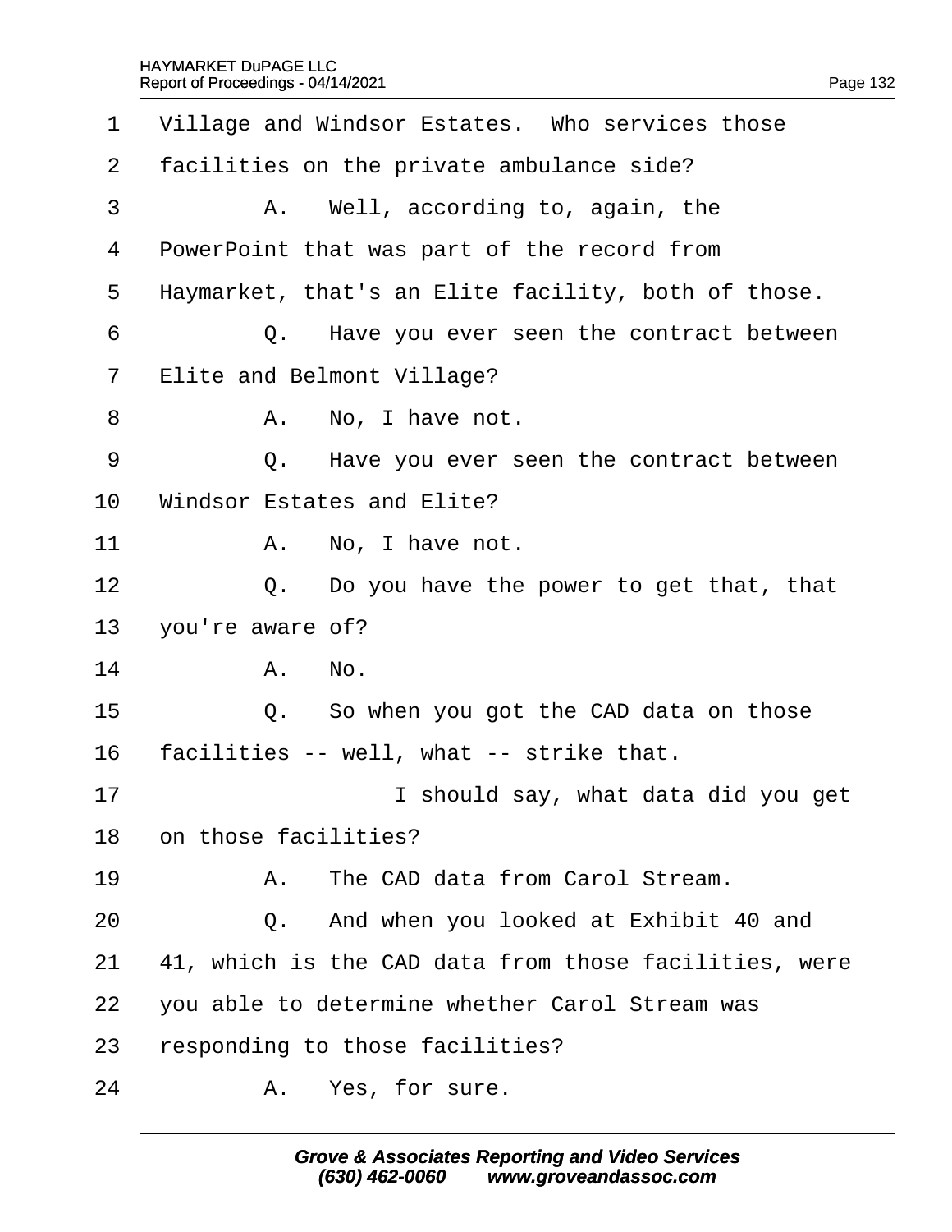1 Village and Windsor Estates. Who services those
2 facilities on the private ambulance side?
3 A. Well, according to, again, the
4 PowerPoint that was part of the record from
5 Haymarket, that's an Elite facility, both of those.
6 Q. Have you ever seen the contract between
7 Elite and Belmont Village?
8 A. No, I have not.
9 Q. Have you ever seen the contract between
10 Windsor Estates and Elite?
11 A. No, I have not.
12 Q. Do you have the power to get that, that
13 you're aware of?
14 A. No.
15 Q. So when you got the CAD data on those
16 facilities -- well, what -- strike that.
17 I should say, what data did you get
18 on those facilities?
19 A. The CAD data from Carol Stream.
20 Q. And when you looked at Exhibit 40 and
21 41, which is the CAD data from those facilities, were
22 you able to determine whether Carol Stream was
23 responding to those facilities?
24 A. Yes, for sure.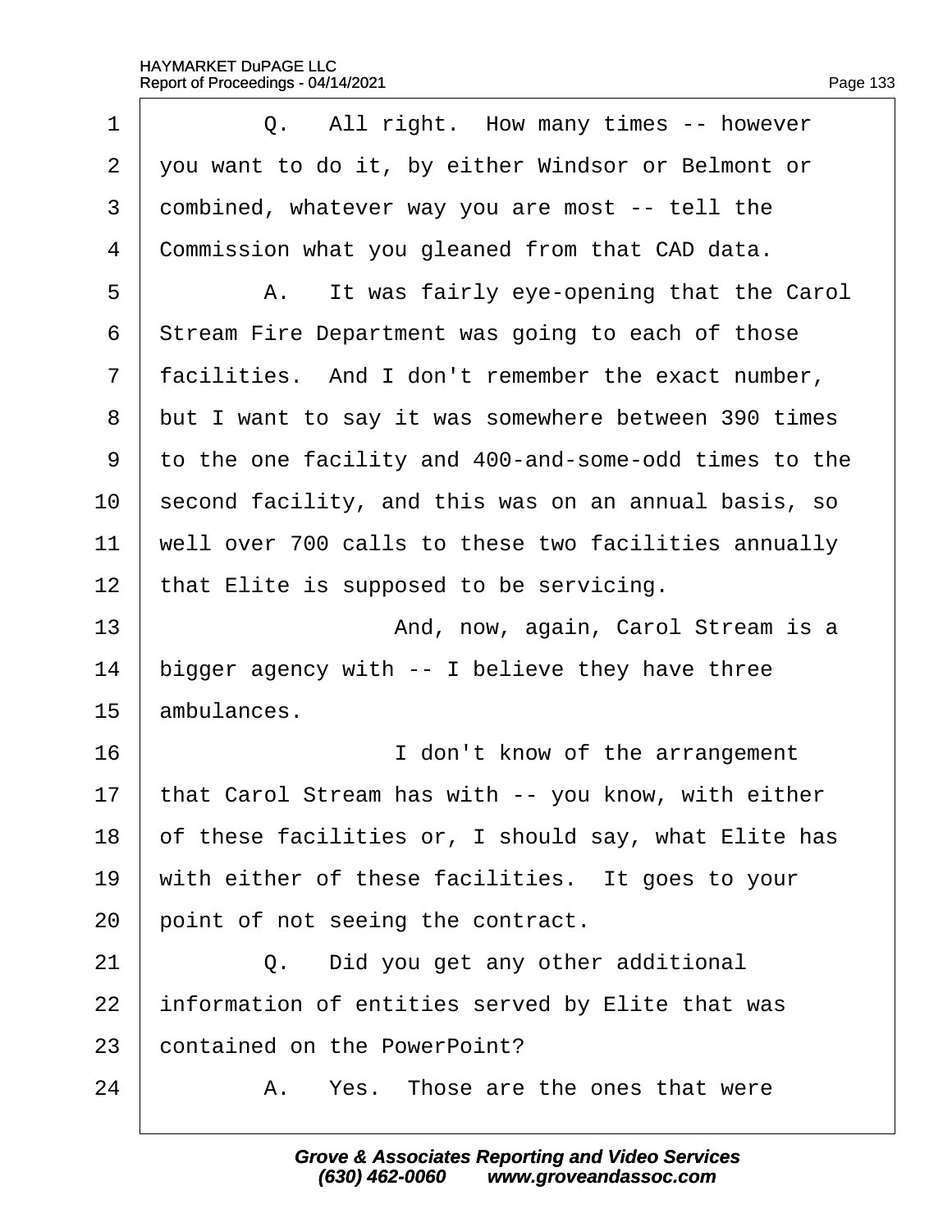1 Q. All right. How many times -- however
2 you want to do it, by either Windsor or Belmont or
3 combined, whatever way you are most -- tell the
4 Commission what you gleaned from that CAD data.
5 A. It was fairly eye-opening that the Carol
6 Stream Fire Department was going to each of those
7 facilities. And I don't remember the exact number,
8 but I want to say it was somewhere between 390 times
9 to the one facility and 400-and-some-odd times to the
10 second facility, and this was on an annual basis, so
11 well over 700 calls to these two facilities annually
12 that Elite is supposed to be servicing.
13 And, now, again, Carol Stream is a
14 bigger agency with -- I believe they have three
15 ambulances.
16 I don't know of the arrangement
17 that Carol Stream has with -- you know, with either
18 of these facilities or, I should say, what Elite has
19 with either of these facilities. It goes to your
20 point of not seeing the contract.
21 Q. Did you get any other additional
22 information of entities served by Elite that was
23 contained on the PowerPoint?
24 A. Yes. Those are the ones that were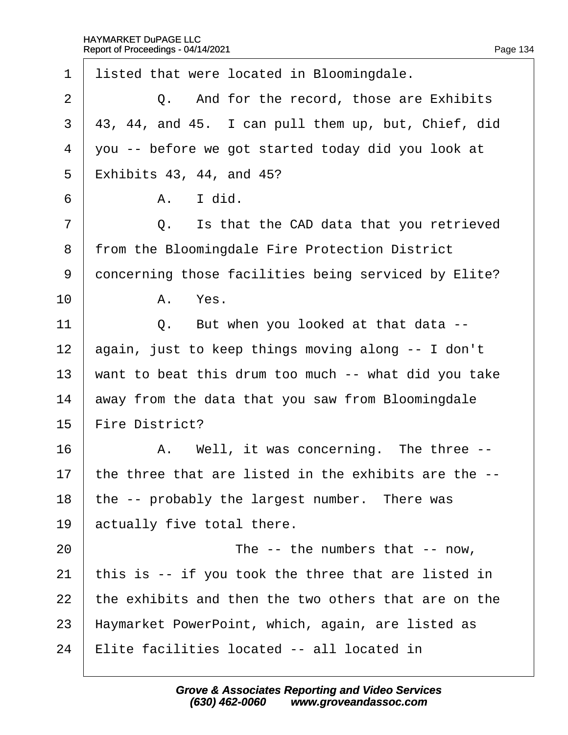1 listed that were located in Bloomingdale.

2 Q. And for the record, those are Exhibits

3 43, 44, and 45. I can pull them up, but, Chief, did

4 you -- before we got started today did you look at

5 Exhibits 43, 44, and 45?

6 A. I did.

7 Q. Is that the CAD data that you retrieved

8 from the Bloomingdale Fire Protection District

9 concerning those facilities being serviced by Elite?

10 A. Yes.

11 Q. But when you looked at that data --

12 again, just to keep things moving along -- I don't

13 want to beat this drum too much -- what did you take

14 away from the data that you saw from Bloomingdale

15 Fire District?

16 A. Well, it was concerning. The three --

17 the three that are listed in the exhibits are the --

18 the -- probably the largest number. There was

19 actually five total there.

20 The -- the numbers that -- now,

21 this is -- if you took the three that are listed in

22 the exhibits and then the two others that are on the

23 Haymarket PowerPoint, which, again, are listed as

24 Elite facilities located -- all located in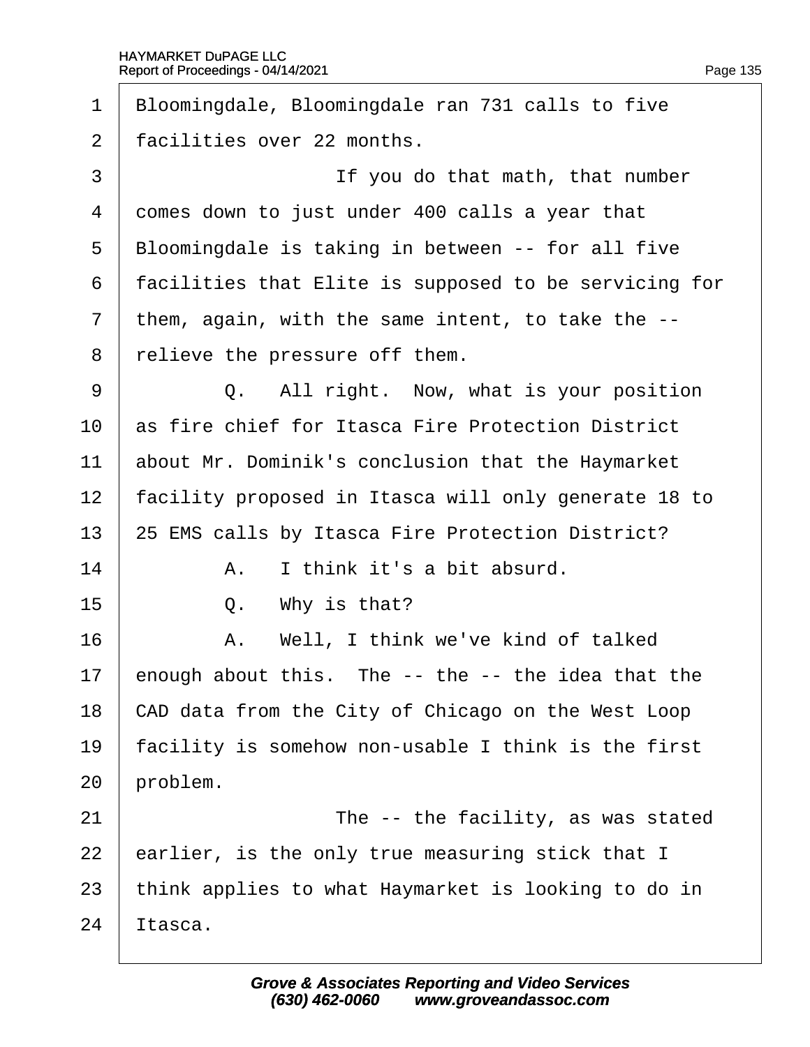Bloomingdale, Bloomingdale ran 731 calls to five facilities over 22 months.

If you do that math, that number comes down to just under 400 calls a year that Bloomingdale is taking in between -- for all five facilities that Elite is supposed to be servicing for them, again, with the same intent, to take the -- relieve the pressure off them.

Q. All right. Now, what is your position as fire chief for Itasca Fire Protection District about Mr. Dominik's conclusion that the Haymarket facility proposed in Itasca will only generate 18 to 25 EMS calls by Itasca Fire Protection District?

A. I think it's a bit absurd.

Q. Why is that?

A. Well, I think we've kind of talked enough about this. The -- the -- the idea that the CAD data from the City of Chicago on the West Loop facility is somehow non-usable I think is the first problem.

The -- the facility, as was stated earlier, is the only true measuring stick that I think applies to what Haymarket is looking to do in Itasca.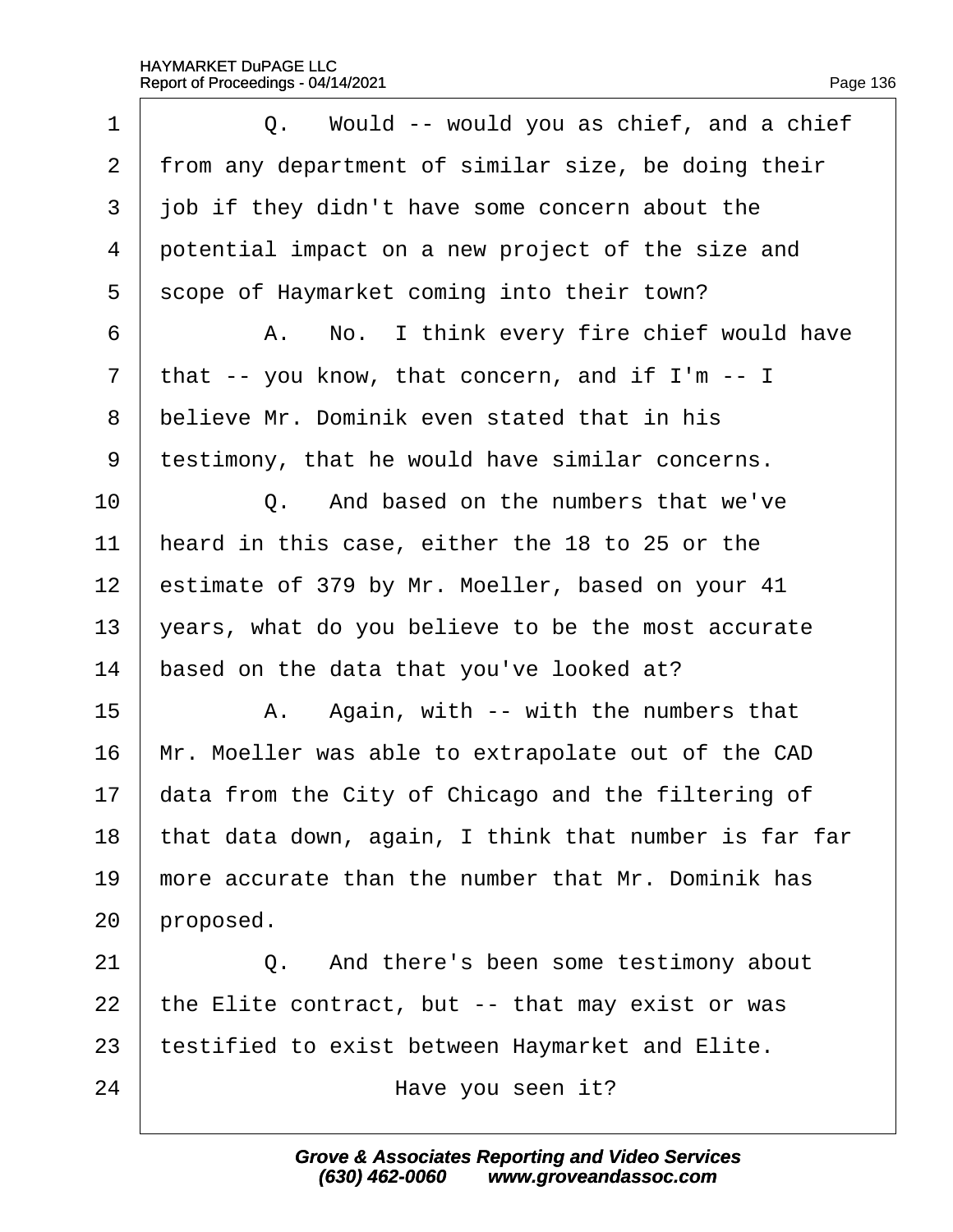1 Q. Would -- would you as chief, and a chief
2 from any department of similar size, be doing their
3 job if they didn't have some concern about the
4 potential impact on a new project of the size and
5 scope of Haymarket coming into their town?
6 A. No. I think every fire chief would have
7 that -- you know, that concern, and if I'm -- I
8 believe Mr. Dominik even stated that in his
9 testimony, that he would have similar concerns.
10 Q. And based on the numbers that we've
11 heard in this case, either the 18 to 25 or the
12 estimate of 379 by Mr. Moeller, based on your 41
13 years, what do you believe to be the most accurate
14 based on the data that you've looked at?
15 A. Again, with -- with the numbers that
16 Mr. Moeller was able to extrapolate out of the CAD
17 data from the City of Chicago and the filtering of
18 that data down, again, I think that number is far far
19 more accurate than the number that Mr. Dominik has
20 proposed.
21 Q. And there's been some testimony about
22 the Elite contract, but -- that may exist or was
23 testified to exist between Haymarket and Elite.
24 Have you seen it?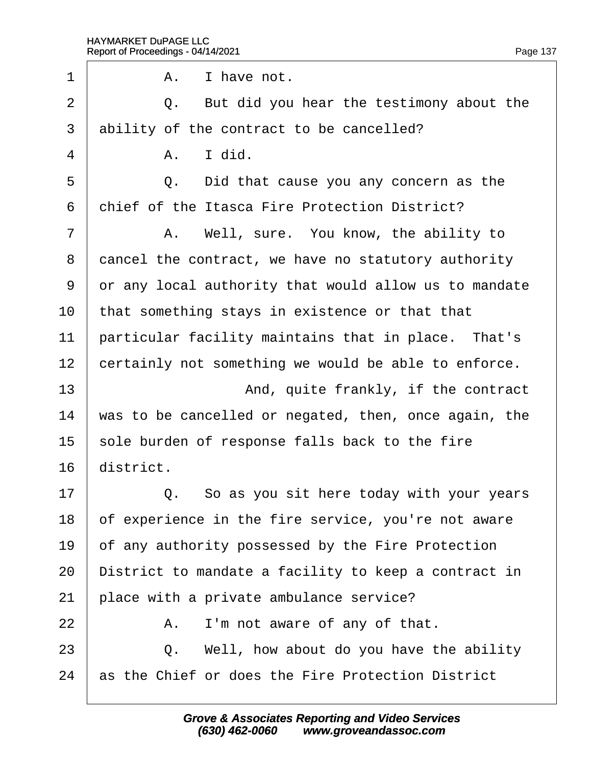1 A. I have not.

2 Q. But did you hear the testimony about the

3 ability of the contract to be cancelled?

4 A. I did.

5 Q. Did that cause you any concern as the

6 chief of the Itasca Fire Protection District?

7 A. Well, sure. You know, the ability to

8 cancel the contract, we have no statutory authority

9 or any local authority that would allow us to mandate

10 that something stays in existence or that that

11 particular facility maintains that in place. That's

12 certainly not something we would be able to enforce.

13 And, quite frankly, if the contract

14 was to be cancelled or negated, then, once again, the

15 sole burden of response falls back to the fire

16 district.

17 Q. So as you sit here today with your years

18 of experience in the fire service, you're not aware

19 of any authority possessed by the Fire Protection

20 District to mandate a facility to keep a contract in

21 place with a private ambulance service?

22 A. I'm not aware of any of that.

23 Q. Well, how about do you have the ability

24 as the Chief or does the Fire Protection District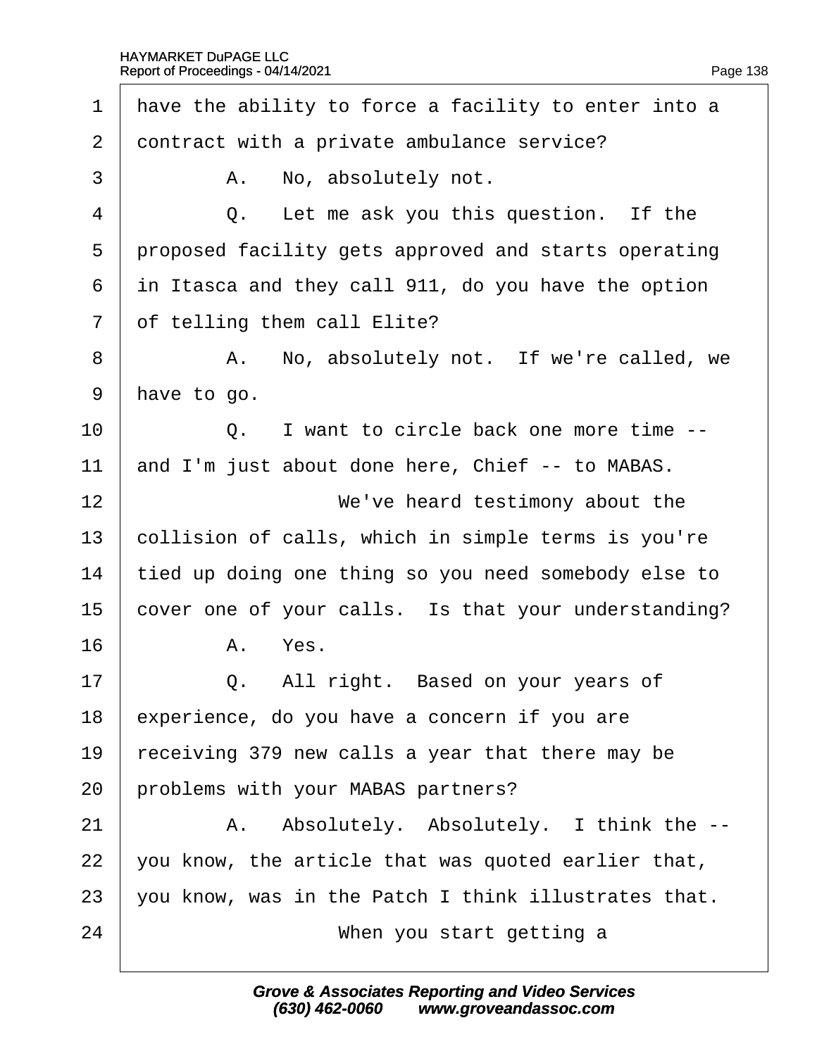1 have the ability to force a facility to enter into a
2 contract with a private ambulance service?

3 A. No, absolutely not.

4 Q. Let me ask you this question. If the
5 proposed facility gets approved and starts operating
6 in Itasca and they call 911, do you have the option
7 of telling them call Elite?

8 A. No, absolutely not. If we're called, we
9 have to go.

10 Q. I want to circle back one more time --
11 and I'm just about done here, Chief -- to MABAS.

12 We've heard testimony about the
13 collision of calls, which in simple terms is you're
14 tied up doing one thing so you need somebody else to
15 cover one of your calls. Is that your understanding?

16 A. Yes.

17 Q. All right. Based on your years of
18 experience, do you have a concern if you are
19 receiving 379 new calls a year that there may be
20 problems with your MABAS partners?

21 A. Absolutely. Absolutely. I think the --
22 you know, the article that was quoted earlier that,
23 you know, was in the Patch I think illustrates that.

24 When you start getting a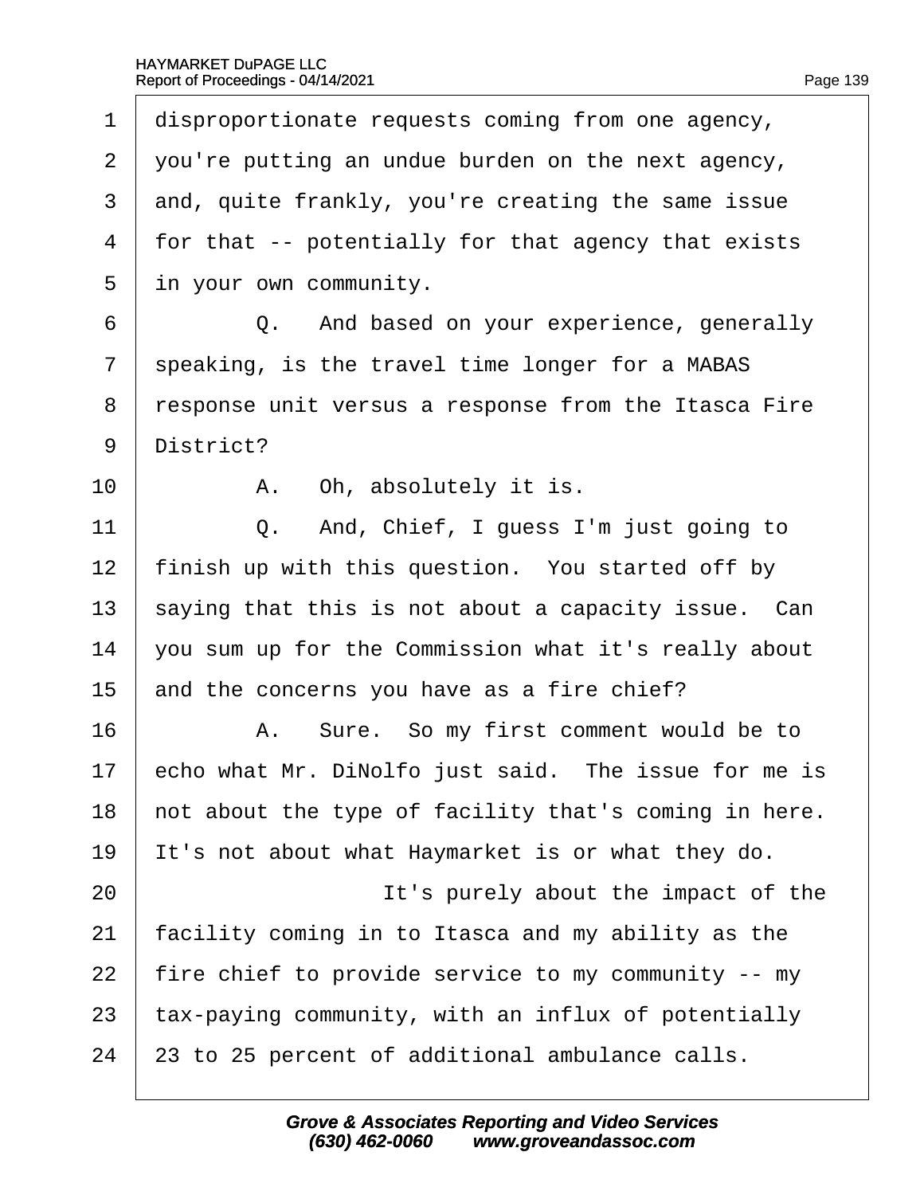disproportionate requests coming from one agency, you're putting an undue burden on the next agency, and, quite frankly, you're creating the same issue for that -- potentially for that agency that exists in your own community.

Q. And based on your experience, generally speaking, is the travel time longer for a MABAS response unit versus a response from the Itasca Fire District?

A. Oh, absolutely it is.

Q. And, Chief, I guess I'm just going to finish up with this question. You started off by saying that this is not about a capacity issue. Can you sum up for the Commission what it's really about and the concerns you have as a fire chief?

A. Sure. So my first comment would be to echo what Mr. DiNolfo just said. The issue for me is not about the type of facility that's coming in here. It's not about what Haymarket is or what they do.

It's purely about the impact of the facility coming in to Itasca and my ability as the fire chief to provide service to my community -- my tax-paying community, with an influx of potentially 23 to 25 percent of additional ambulance calls.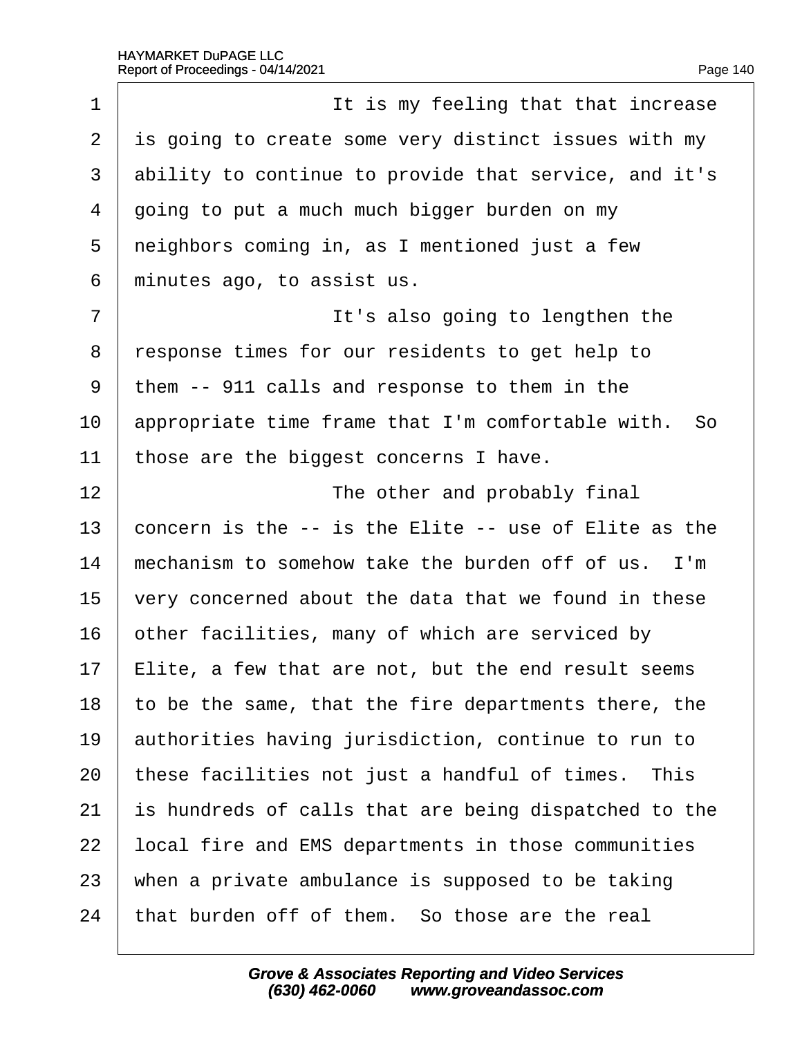It is my feeling that that increase is going to create some very distinct issues with my ability to continue to provide that service, and it's going to put a much much bigger burden on my neighbors coming in, as I mentioned just a few minutes ago, to assist us.

It's also going to lengthen the response times for our residents to get help to them -- 911 calls and response to them in the appropriate time frame that I'm comfortable with. So those are the biggest concerns I have.

The other and probably final concern is the -- is the Elite -- use of Elite as the mechanism to somehow take the burden off of us. I'm very concerned about the data that we found in these other facilities, many of which are serviced by Elite, a few that are not, but the end result seems to be the same, that the fire departments there, the authorities having jurisdiction, continue to run to these facilities not just a handful of times. This is hundreds of calls that are being dispatched to the local fire and EMS departments in those communities when a private ambulance is supposed to be taking that burden off of them. So those are the real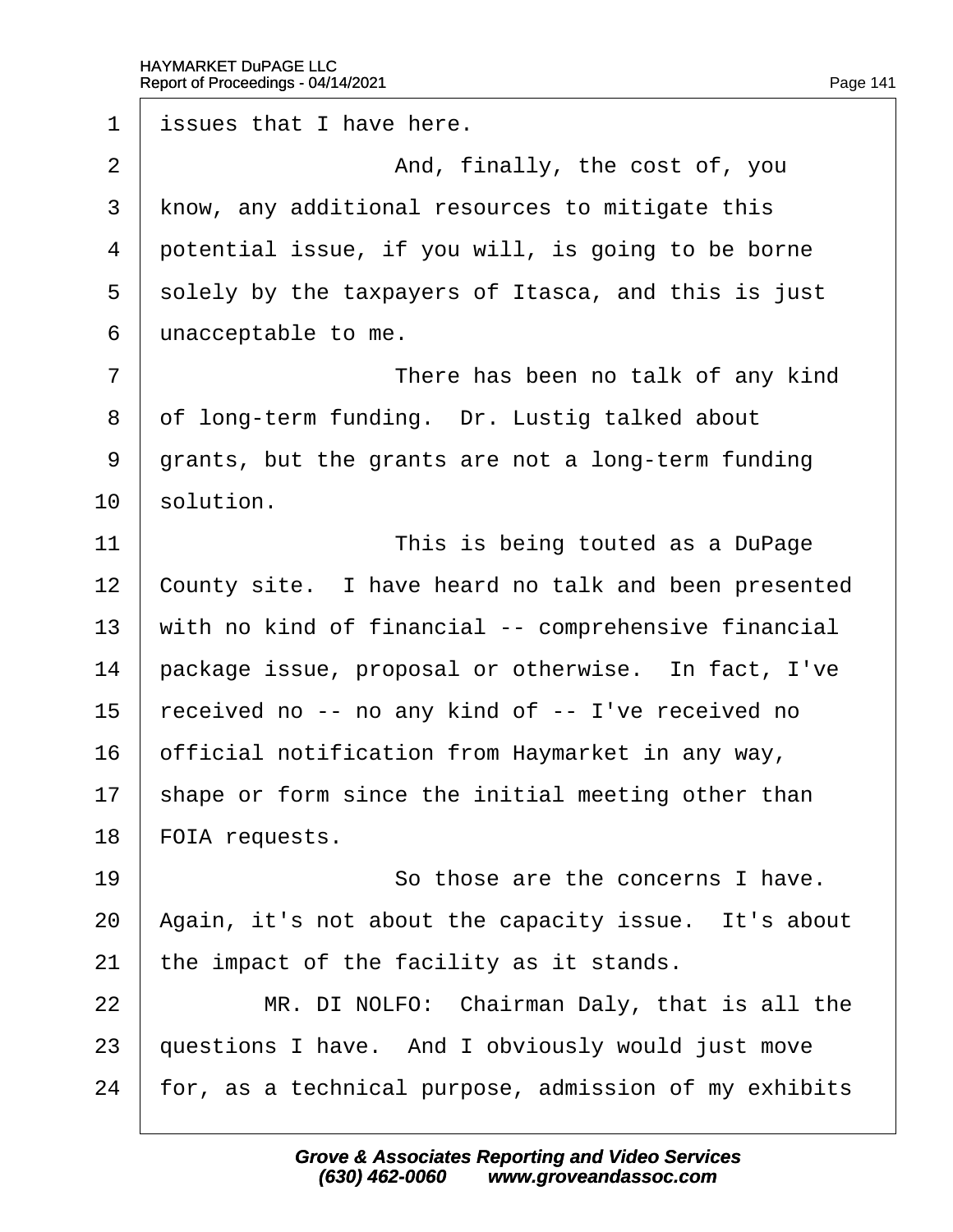1 issues that I have here.

2 And, finally, the cost of, you

3 know, any additional resources to mitigate this

4 potential issue, if you will, is going to be borne

5 solely by the taxpayers of Itasca, and this is just

6 unacceptable to me.

7 There has been no talk of any kind

8 of long-term funding. Dr. Lustig talked about

9 grants, but the grants are not a long-term funding

10 solution.

11 This is being touted as a DuPage

12 County site. I have heard no talk and been presented

13 with no kind of financial -- comprehensive financial

14 package issue, proposal or otherwise. In fact, I've

15 received no -- no any kind of -- I've received no

16 official notification from Haymarket in any way,

17 shape or form since the initial meeting other than

18 FOIA requests.

19 So those are the concerns I have.

20 Again, it's not about the capacity issue. It's about

21 the impact of the facility as it stands.

22 MR. DI NOLFO: Chairman Daly, that is all the

23 questions I have. And I obviously would just move

24 for, as a technical purpose, admission of my exhibits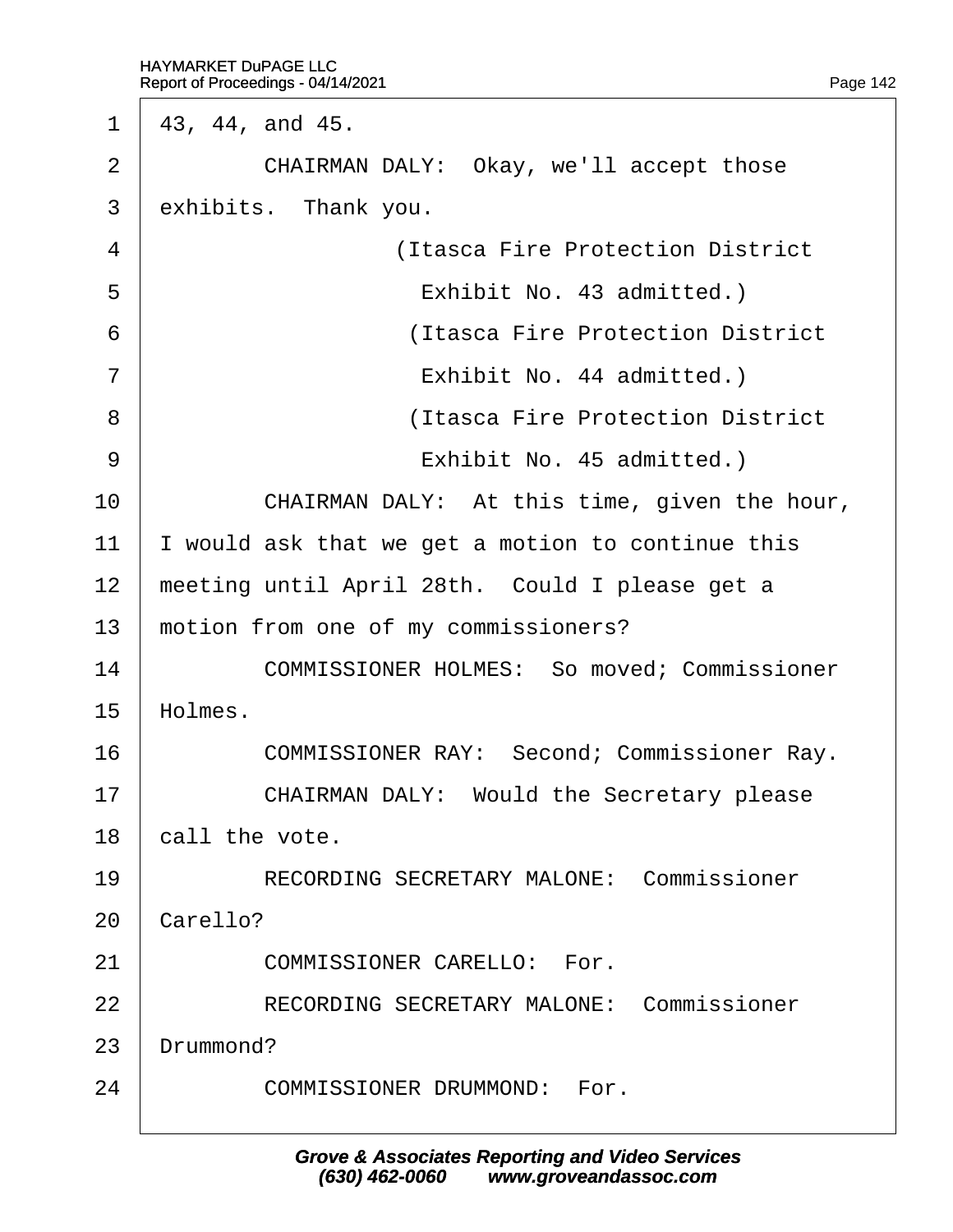43, 44, and 45.

CHAIRMAN DALY: Okay, we'll accept those exhibits. Thank you.

(Itasca Fire Protection District Exhibit No. 43 admitted.)

(Itasca Fire Protection District Exhibit No. 44 admitted.)

(Itasca Fire Protection District Exhibit No. 45 admitted.)

CHAIRMAN DALY: At this time, given the hour, I would ask that we get a motion to continue this meeting until April 28th. Could I please get a motion from one of my commissioners?

COMMISSIONER HOLMES: So moved; Commissioner Holmes.

COMMISSIONER RAY: Second; Commissioner Ray.

CHAIRMAN DALY: Would the Secretary please call the vote.

RECORDING SECRETARY MALONE: Commissioner Carello?

COMMISSIONER CARELLO: For.

RECORDING SECRETARY MALONE: Commissioner Drummond?

COMMISSIONER DRUMMOND: For.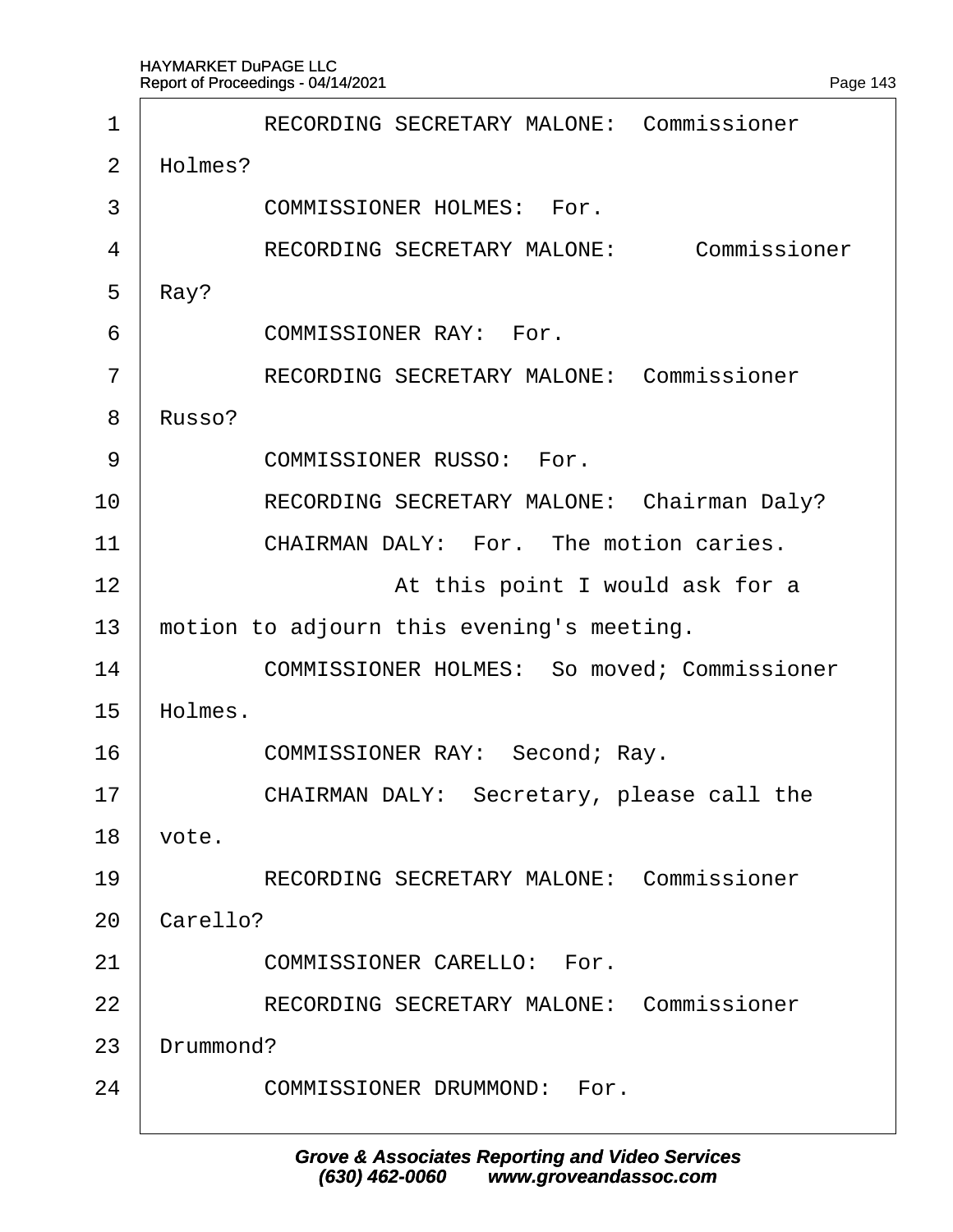1 RECORDING SECRETARY MALONE: Commissioner
2 Holmes?
3 COMMISSIONER HOLMES: For.
4 RECORDING SECRETARY MALONE: Commissioner
5 Ray?
6 COMMISSIONER RAY: For.
7 RECORDING SECRETARY MALONE: Commissioner
8 Russo?
9 COMMISSIONER RUSSO: For.
10 RECORDING SECRETARY MALONE: Chairman Daly?
11 CHAIRMAN DALY: For. The motion caries.
12 At this point I would ask for a
13 motion to adjourn this evening's meeting.
14 COMMISSIONER HOLMES: So moved; Commissioner
15 Holmes.
16 COMMISSIONER RAY: Second; Ray.
17 CHAIRMAN DALY: Secretary, please call the
18 vote.
19 RECORDING SECRETARY MALONE: Commissioner
20 Carello?
21 COMMISSIONER CARELLO: For.
22 RECORDING SECRETARY MALONE: Commissioner
23 Drummond?
24 COMMISSIONER DRUMMOND: For.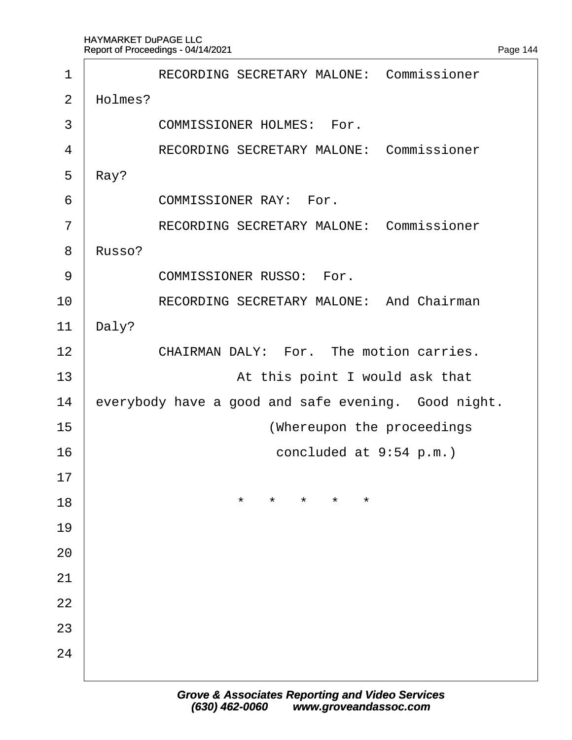RECORDING SECRETARY MALONE: Commissioner Holmes?

COMMISSIONER HOLMES: For.

RECORDING SECRETARY MALONE: Commissioner Ray?

COMMISSIONER RAY: For.

RECORDING SECRETARY MALONE: Commissioner Russo?

COMMISSIONER RUSSO: For.

RECORDING SECRETARY MALONE: And Chairman Daly?

CHAIRMAN DALY: For. The motion carries.

At this point I would ask that everybody have a good and safe evening. Good night.

(Whereupon the proceedings concluded at 9:54 p.m.)

\* \* \* \* \*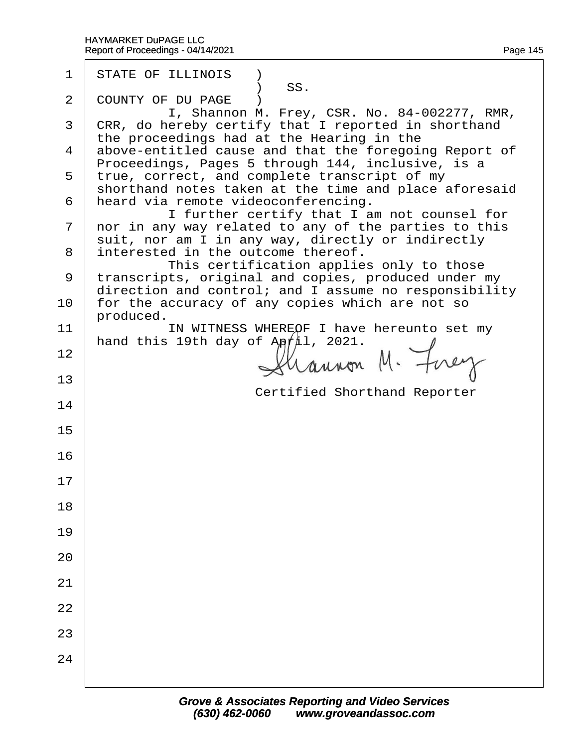STATE OF ILLINOIS )
) SS.
COUNTY OF DU PAGE )

I, Shannon M. Frey, CSR. No. 84-002277, RMR, CRR, do hereby certify that I reported in shorthand the proceedings had at the Hearing in the above-entitled cause and that the foregoing Report of Proceedings, Pages 5 through 144, inclusive, is a true, correct, and complete transcript of my shorthand notes taken at the time and place aforesaid heard via remote videoconferencing.

I further certify that I am not counsel for nor in any way related to any of the parties to this suit, nor am I in any way, directly or indirectly interested in the outcome thereof.

This certification applies only to those transcripts, original and copies, produced under my direction and control; and I assume no responsibility for the accuracy of any copies which are not so produced.

IN WITNESS WHEREOF I have hereunto set my hand this 19th day of April, 2021.

Shannon M. Frey

Certified Shorthand Reporter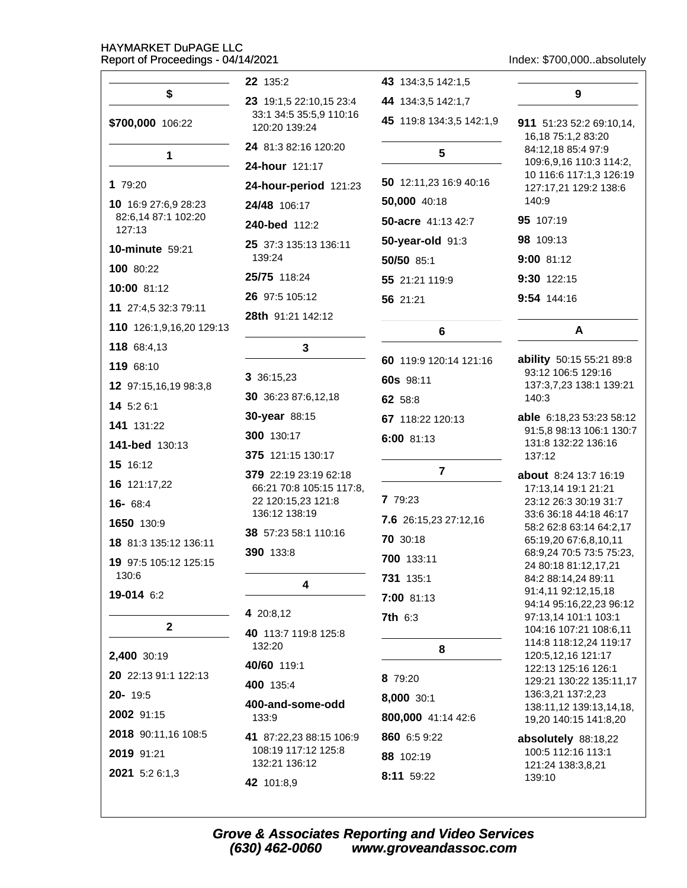## $

**$700,000** 106:22

## 1

**1** 79:20

**10** 16:9 27:6,9 28:23 82:6,14 87:1 102:20 127:13

**10-minute** 59:21

**100** 80:22

**10:00** 81:12

**11** 27:4,5 32:3 79:11

**110** 126:1,9,16,20 129:13

**118** 68:4,13

**119** 68:10

**12** 97:15,16,19 98:3,8

**14** 5:2 6:1

**141** 131:22

**141-bed** 130:13

**15** 16:12

**16** 121:17,22

**16-** 68:4

**1650** 130:9

**18** 81:3 135:12 136:11

**19** 97:5 105:12 125:15 130:6

**19-014** 6:2

## 2

**2,400** 30:19

**20** 22:13 91:1 122:13

**20-** 19:5

**2002** 91:15

**2018** 90:11,16 108:5

**2019** 91:21

**2021** 5:2 6:1,3

**22** 135:2

**23** 19:1,5 22:10,15 23:4 33:1 34:5 35:5,9 110:16 120:20 139:24

**24** 81:3 82:16 120:20

**24-hour** 121:17

**24-hour-period** 121:23

**24/48** 106:17

**240-bed** 112:2

**25** 37:3 135:13 136:11 139:24

**25/75** 118:24

**26** 97:5 105:12

**28th** 91:21 142:12

## 3

**3** 36:15,23

**30** 36:23 87:6,12,18

**30-year** 88:15

**300** 130:17

**375** 121:15 130:17

**379** 22:19 23:19 62:18 66:21 70:8 105:15 117:8, 22 120:15,23 121:8 136:12 138:19

**38** 57:23 58:1 110:16

**390** 133:8

## 4

**4** 20:8,12

**40** 113:7 119:8 125:8 132:20

**40/60** 119:1

**400** 135:4

**400-and-some-odd** 133:9

**41** 87:22,23 88:15 106:9 108:19 117:12 125:8 132:21 136:12

**42** 101:8,9

**43** 134:3,5 142:1,5

**44** 134:3,5 142:1,7

**45** 119:8 134:3,5 142:1,9

## 5

**50** 12:11,23 16:9 40:16

**50,000** 40:18

**50-acre** 41:13 42:7

**50-year-old** 91:3

**50/50** 85:1

**55** 21:21 119:9

**56** 21:21

## 6

**60** 119:9 120:14 121:16

**60s** 98:11

**62** 58:8

**67** 118:22 120:13

**6:00** 81:13

## 7

**7** 79:23

**7.6** 26:15,23 27:12,16

**70** 30:18

**700** 133:11

**731** 135:1

**7:00** 81:13

**7th** 6:3

## 8

**8** 79:20

**8,000** 30:1

**800,000** 41:14 42:6

**860** 6:5 9:22

**88** 102:19

**8:11** 59:22

## 9

**911** 51:23 52:2 69:10,14, 16,18 75:1,2 83:20 84:12,18 85:4 97:9 109:6,9,16 110:3 114:2, 10 116:6 117:1,3 126:19 127:17,21 129:2 138:6 140:9

**95** 107:19

**98** 109:13

**9:00** 81:12

**9:30** 122:15

**9:54** 144:16

## A

**ability** 50:15 55:21 89:8 93:12 106:5 129:16 137:3,7,23 138:1 139:21 140:3

**able** 6:18,23 53:23 58:12 91:5,8 98:13 106:1 130:7 131:8 132:22 136:16 137:12

**about** 8:24 13:7 16:19 17:13,14 19:1 21:21 23:12 26:3 30:19 31:7 33:6 36:18 44:18 46:17 58:2 62:8 63:14 64:2,17 65:19,20 67:6,8,10,11 68:9,24 70:5 73:5 75:23, 24 80:18 81:12,17,21 84:2 88:14,24 89:11 91:4,11 92:12,15,18 94:14 95:16,22,23 96:12 97:13,14 101:1 103:1 104:16 107:21 108:6,11 114:8 118:12,24 119:17 120:5,12,16 121:17 122:13 125:16 126:1 129:21 130:22 135:11,17 136:3,21 137:2,23 138:11,12 139:13,14,18, 19,20 140:15 141:8,20

**absolutely** 88:18,22 100:5 112:16 113:1 121:24 138:3,8,21 139:10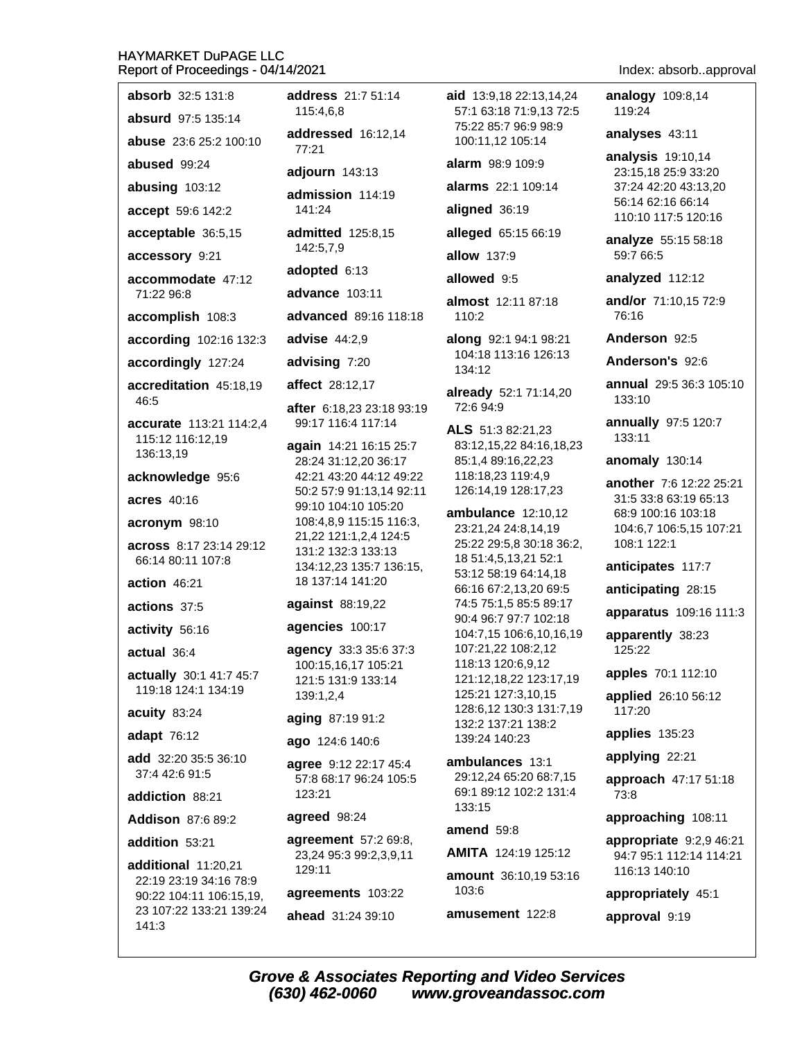**absorb** 32:5 131:8

**absurd** 97:5 135:14

**abuse** 23:6 25:2 100:10

**abused** 99:24

**abusing** 103:12

**accept** 59:6 142:2

**acceptable** 36:5,15

**accessory** 9:21

**accommodate** 47:12 71:22 96:8

**accomplish** 108:3

**according** 102:16 132:3

**accordingly** 127:24

**accreditation** 45:18,19 46:5

**accurate** 113:21 114:2,4 115:12 116:12,19 136:13,19

**acknowledge** 95:6

**acres** 40:16

**acronym** 98:10

**across** 8:17 23:14 29:12 66:14 80:11 107:8

**action** 46:21

**actions** 37:5

**activity** 56:16

**actual** 36:4

**actually** 30:1 41:7 45:7 119:18 124:1 134:19

**acuity** 83:24

**adapt** 76:12

**add** 32:20 35:5 36:10 37:4 42:6 91:5

**addiction** 88:21

**Addison** 87:6 89:2

**addition** 53:21

**additional** 11:20,21 22:19 23:19 34:16 78:9 90:22 104:11 106:15,19, 23 107:22 133:21 139:24 141:3

**address** 21:7 51:14 115:4,6,8

**addressed** 16:12,14 77:21

**adjourn** 143:13

**admission** 114:19 141:24

**admitted** 125:8,15 142:5,7,9

**adopted** 6:13

**advance** 103:11

**advanced** 89:16 118:18

**advise** 44:2,9

**advising** 7:20

**affect** 28:12,17

**after** 6:18,23 23:18 93:19 99:17 116:4 117:14

**again** 14:21 16:15 25:7 28:24 31:12,20 36:17 42:21 43:20 44:12 49:22 50:2 57:9 91:13,14 92:11 99:10 104:10 105:20 108:4,8,9 115:15 116:3, 21,22 121:1,2,4 124:5 131:2 132:3 133:13 134:12,23 135:7 136:15, 18 137:14 141:20

**against** 88:19,22

**agencies** 100:17

**agency** 33:3 35:6 37:3 100:15,16,17 105:21 121:5 131:9 133:14 139:1,2,4

**aging** 87:19 91:2

**ago** 124:6 140:6

**agree** 9:12 22:17 45:4 57:8 68:17 96:24 105:5 123:21

**agreed** 98:24

**agreement** 57:2 69:8, 23,24 95:3 99:2,3,9,11 129:11

**agreements** 103:22

**ahead** 31:24 39:10

**aid** 13:9,18 22:13,14,24 57:1 63:18 71:9,13 72:5 75:22 85:7 96:9 98:9 100:11,12 105:14

**alarm** 98:9 109:9

**alarms** 22:1 109:14

**aligned** 36:19

**alleged** 65:15 66:19

**allow** 137:9

**allowed** 9:5

**almost** 12:11 87:18 110:2

**along** 92:1 94:1 98:21 104:18 113:16 126:13 134:12

**already** 52:1 71:14,20 72:6 94:9

**ALS** 51:3 82:21,23 83:12,15,22 84:16,18,23 85:1,4 89:16,22,23 118:18,23 119:4,9 126:14,19 128:17,23

**ambulance** 12:10,12 23:21,24 24:8,14,19 25:22 29:5,8 30:18 36:2, 18 51:4,5,13,21 52:1 53:12 58:19 64:14,18 66:16 67:2,13,20 69:5 74:5 75:1,5 85:5 89:17 90:4 96:7 97:7 102:18 104:7,15 106:6,10,16,19 107:21,22 108:2,12 118:13 120:6,9,12 121:12,18,22 123:17,19 125:21 127:3,10,15 128:6,12 130:3 131:7,19 132:2 137:21 138:2 139:24 140:23

**ambulances** 13:1 29:12,24 65:20 68:7,15 69:1 89:12 102:2 131:4 133:15

**amend** 59:8

**AMITA** 124:19 125:12

**amount** 36:10,19 53:16 103:6

**amusement** 122:8

**analogy** 109:8,14 119:24

**analyses** 43:11

**analysis** 19:10,14 23:15,18 25:9 33:20 37:24 42:20 43:13,20 56:14 62:16 66:14 110:10 117:5 120:16

**analyze** 55:15 58:18 59:7 66:5

**analyzed** 112:12

**and/or** 71:10,15 72:9 76:16

**Anderson** 92:5

**Anderson's** 92:6

**annual** 29:5 36:3 105:10 133:10

**annually** 97:5 120:7 133:11

**anomaly** 130:14

**another** 7:6 12:22 25:21 31:5 33:8 63:19 65:13 68:9 100:16 103:18 104:6,7 106:5,15 107:21 108:1 122:1

**anticipates** 117:7

**anticipating** 28:15

**apparatus** 109:16 111:3

**apparently** 38:23 125:22

**apples** 70:1 112:10

**applied** 26:10 56:12 117:20

**applies** 135:23

**applying** 22:21

**approach** 47:17 51:18 73:8

**approaching** 108:11

**appropriate** 9:2,9 46:21 94:7 95:1 112:14 114:21 116:13 140:10

**appropriately** 45:1

**approval** 9:19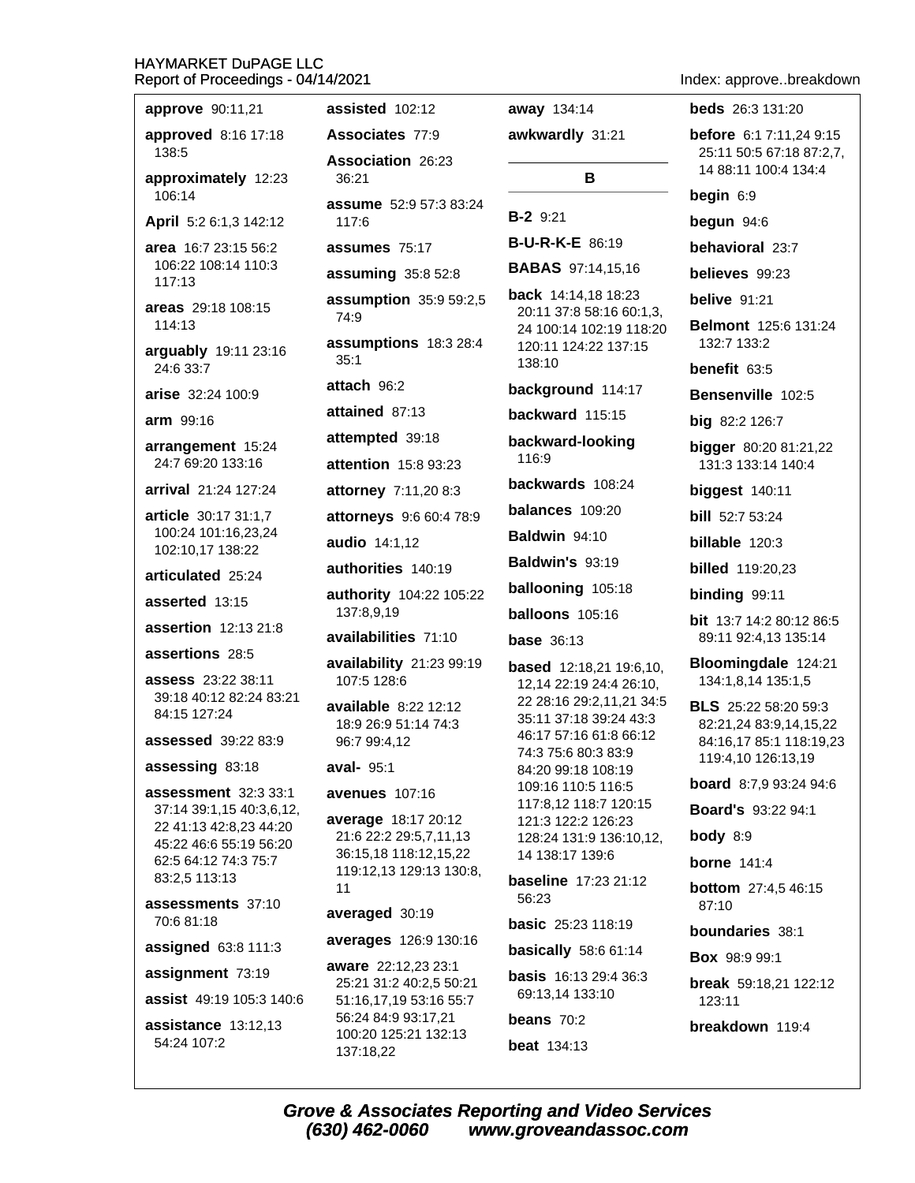**approve** 90:11,21

**approved** 8:16 17:18 138:5

**approximately** 12:23 106:14

**April** 5:2 6:1,3 142:12

**area** 16:7 23:15 56:2 106:22 108:14 110:3 117:13

**areas** 29:18 108:15 114:13

**arguably** 19:11 23:16 24:6 33:7

**arise** 32:24 100:9

**arm** 99:16

**arrangement** 15:24 24:7 69:20 133:16

**arrival** 21:24 127:24

**article** 30:17 31:1,7 100:24 101:16,23,24 102:10,17 138:22

**articulated** 25:24

**asserted** 13:15

**assertion** 12:13 21:8

**assertions** 28:5

**assess** 23:22 38:11 39:18 40:12 82:24 83:21 84:15 127:24

**assessed** 39:22 83:9

**assessing** 83:18

**assessment** 32:3 33:1 37:14 39:1,15 40:3,6,12, 22 41:13 42:8,23 44:20 45:22 46:6 55:19 56:20 62:5 64:12 74:3 75:7 83:2,5 113:13

**assessments** 37:10 70:6 81:18

**assigned** 63:8 111:3

**assignment** 73:19

**assist** 49:19 105:3 140:6

**assistance** 13:12,13 54:24 107:2

**assisted** 102:12

**Associates** 77:9

**Association** 26:23 36:21

**assume** 52:9 57:3 83:24 117:6

**assumes** 75:17

**assuming** 35:8 52:8

**assumption** 35:9 59:2,5 74:9

**assumptions** 18:3 28:4 35:1

**attach** 96:2

**attained** 87:13

**attempted** 39:18

**attention** 15:8 93:23

**attorney** 7:11,20 8:3

**attorneys** 9:6 60:4 78:9

**audio** 14:1,12

**authorities** 140:19

**authority** 104:22 105:22 137:8,9,19

**availabilities** 71:10

**availability** 21:23 99:19 107:5 128:6

**available** 8:22 12:12 18:9 26:9 51:14 74:3 96:7 99:4,12

**aval-** 95:1

**avenues** 107:16

**average** 18:17 20:12 21:6 22:2 29:5,7,11,13 36:15,18 118:12,15,22 119:12,13 129:13 130:8, 11

**averaged** 30:19

**averages** 126:9 130:16

**aware** 22:12,23 23:1 25:21 31:2 40:2,5 50:21 51:16,17,19 53:16 55:7 56:24 84:9 93:17,21 100:20 125:21 132:13 137:18,22

**away** 134:14

**awkwardly** 31:21

## B

**B-2** 9:21

**B-U-R-K-E** 86:19

**BABAS** 97:14,15,16

**back** 14:14,18 18:23 20:11 37:8 58:16 60:1,3, 24 100:14 102:19 118:20 120:11 124:22 137:15 138:10

**background** 114:17

**backward** 115:15

**backward-looking** 116:9

**backwards** 108:24

**balances** 109:20

**Baldwin** 94:10

**Baldwin's** 93:19

**ballooning** 105:18

**balloons** 105:16

**base** 36:13

**based** 12:18,21 19:6,10, 12,14 22:19 24:4 26:10, 22 28:16 29:2,11,21 34:5 35:11 37:18 39:24 43:3 46:17 57:16 61:8 66:12 74:3 75:6 80:3 83:9 84:20 99:18 108:19 109:16 110:5 116:5 117:8,12 118:7 120:15 121:3 122:2 126:23 128:24 131:9 136:10,12, 14 138:17 139:6

**baseline** 17:23 21:12 56:23

**basic** 25:23 118:19

**basically** 58:6 61:14

**basis** 16:13 29:4 36:3 69:13,14 133:10

**beans** 70:2

**beat** 134:13

**beds** 26:3 131:20

**before** 6:1 7:11,24 9:15 25:11 50:5 67:18 87:2,7, 14 88:11 100:4 134:4

**begin** 6:9

**begun** 94:6

**behavioral** 23:7

**believes** 99:23

**belive** 91:21

**Belmont** 125:6 131:24 132:7 133:2

**benefit** 63:5

**Bensenville** 102:5

**big** 82:2 126:7

**bigger** 80:20 81:21,22 131:3 133:14 140:4

**biggest** 140:11

**bill** 52:7 53:24

**billable** 120:3

**billed** 119:20,23

**binding** 99:11

**bit** 13:7 14:2 80:12 86:5 89:11 92:4,13 135:14

**Bloomingdale** 124:21 134:1,8,14 135:1,5

**BLS** 25:22 58:20 59:3 82:21,24 83:9,14,15,22 84:16,17 85:1 118:19,23 119:4,10 126:13,19

**board** 8:7,9 93:24 94:6

**Board's** 93:22 94:1

**body** 8:9

**borne** 141:4

**bottom** 27:4,5 46:15 87:10

**boundaries** 38:1

**Box** 98:9 99:1

**break** 59:18,21 122:12 123:11

**breakdown** 119:4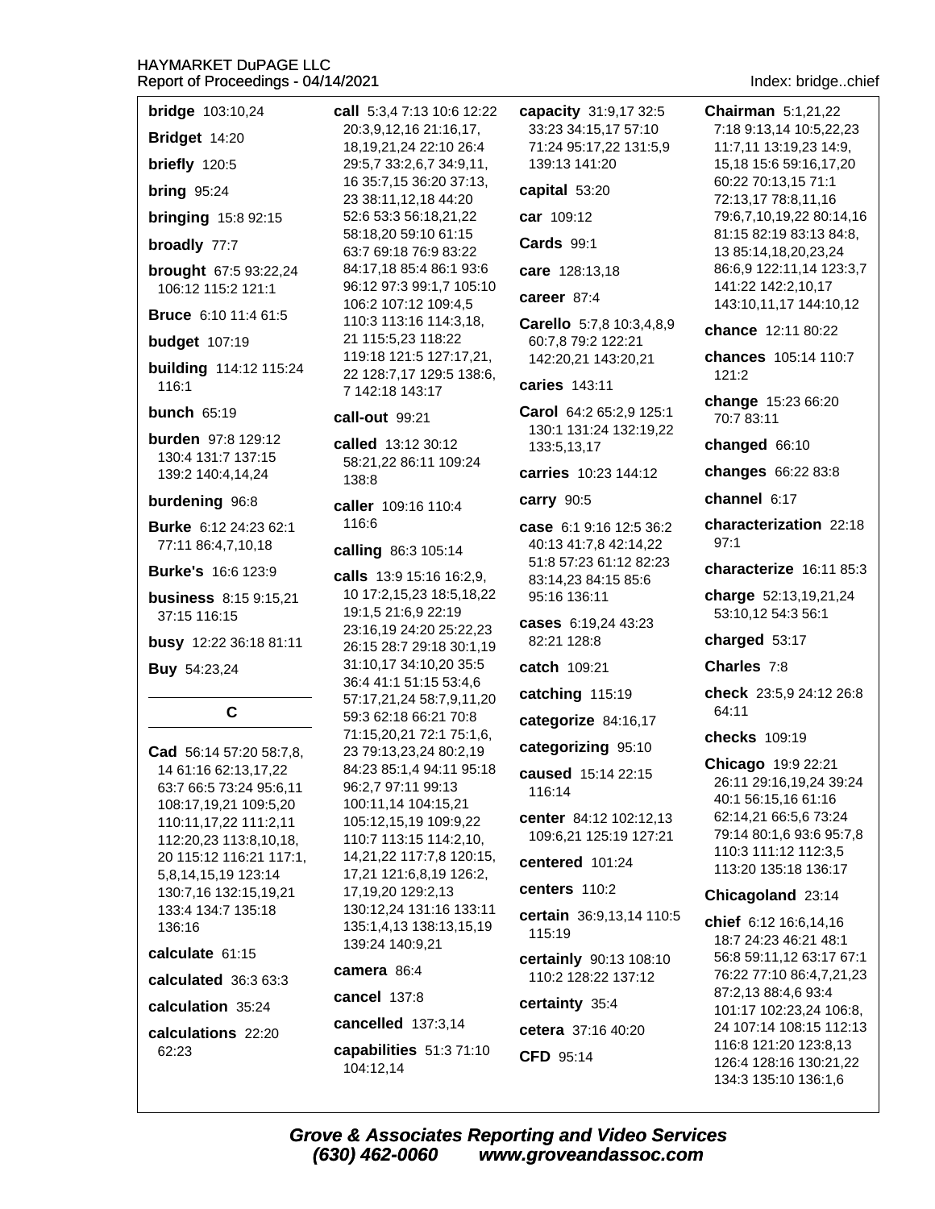**bridge** 103:10,24

**Bridget** 14:20

**briefly** 120:5

**bring** 95:24

**bringing** 15:8 92:15

**broadly** 77:7

**brought** 67:5 93:22,24 106:12 115:2 121:1

**Bruce** 6:10 11:4 61:5

**budget** 107:19

**building** 114:12 115:24 116:1

**bunch** 65:19

**burden** 97:8 129:12 130:4 131:7 137:15 139:2 140:4,14,24

**burdening** 96:8

**Burke** 6:12 24:23 62:1 77:11 86:4,7,10,18

**Burke's** 16:6 123:9

**business** 8:15 9:15,21 37:15 116:15

**busy** 12:22 36:18 81:11

**Buy** 54:23,24

## C

**Cad** 56:14 57:20 58:7,8, 14 61:16 62:13,17,22 63:7 66:5 73:24 95:6,11 108:17,19,21 109:5,20 110:11,17,22 111:2,11 112:20,23 113:8,10,18, 20 115:12 116:21 117:1, 5,8,14,15,19 123:14 130:7,16 132:15,19,21 133:4 134:7 135:18 136:16

**calculate** 61:15

**calculated** 36:3 63:3

**calculation** 35:24

**calculations** 22:20 62:23

**call** 5:3,4 7:13 10:6 12:22 20:3,9,12,16 21:16,17, 18,19,21,24 22:10 26:4 29:5,7 33:2,6,7 34:9,11, 16 35:7,15 36:20 37:13, 23 38:11,12,18 44:20 52:6 53:3 56:18,21,22 58:18,20 59:10 61:15 63:7 69:18 76:9 83:22 84:17,18 85:4 86:1 93:6 96:12 97:3 99:1,7 105:10 106:2 107:12 109:4,5 110:3 113:16 114:3,18, 21 115:5,23 118:22 119:18 121:5 127:17,21, 22 128:7,17 129:5 138:6, 7 142:18 143:17

**call-out** 99:21

**called** 13:12 30:12 58:21,22 86:11 109:24 138:8

**caller** 109:16 110:4 116:6

**calling** 86:3 105:14

**calls** 13:9 15:16 16:2,9, 10 17:2,15,23 18:5,18,22 19:1,5 21:6,9 22:19 23:16,19 24:20 25:22,23 26:15 28:7 29:18 30:1,19 31:10,17 34:10,20 35:5 36:4 41:1 51:15 53:4,6 57:17,21,24 58:7,9,11,20 59:3 62:18 66:21 70:8 71:15,20,21 72:1 75:1,6, 23 79:13,23,24 80:2,19 84:23 85:1,4 94:11 95:18 96:2,7 97:11 99:13 100:11,14 104:15,21 105:12,15,19 109:9,22 110:7 113:15 114:2,10, 14,21,22 117:7,8 120:15, 17,21 121:6,8,19 126:2, 17,19,20 129:2,13 130:12,24 131:16 133:11 135:1,4,13 138:13,15,19 139:24 140:9,21

**camera** 86:4

**cancel** 137:8

**cancelled** 137:3,14

**capabilities** 51:3 71:10 104:12,14

**capacity** 31:9,17 32:5 33:23 34:15,17 57:10 71:24 95:17,22 131:5,9 139:13 141:20

**capital** 53:20

**car** 109:12

**Cards** 99:1

**care** 128:13,18

**career** 87:4

**Carello** 5:7,8 10:3,4,8,9 60:7,8 79:2 122:21 142:20,21 143:20,21

**caries** 143:11

**Carol** 64:2 65:2,9 125:1 130:1 131:24 132:19,22 133:5,13,17

**carries** 10:23 144:12

**carry** 90:5

**case** 6:1 9:16 12:5 36:2 40:13 41:7,8 42:14,22 51:8 57:23 61:12 82:23 83:14,23 84:15 85:6 95:16 136:11

**cases** 6:19,24 43:23 82:21 128:8

**catch** 109:21

**catching** 115:19

**categorize** 84:16,17

**categorizing** 95:10

**caused** 15:14 22:15 116:14

**center** 84:12 102:12,13 109:6,21 125:19 127:21

**centered** 101:24

**centers** 110:2

**certain** 36:9,13,14 110:5 115:19

**certainly** 90:13 108:10 110:2 128:22 137:12

**certainty** 35:4

**cetera** 37:16 40:20

**CFD** 95:14

**Chairman** 5:1,21,22 7:18 9:13,14 10:5,22,23 11:7,11 13:19,23 14:9, 15,18 15:6 59:16,17,20 60:22 70:13,15 71:1 72:13,17 78:8,11,16 79:6,7,10,19,22 80:14,16 81:15 82:19 83:13 84:8, 13 85:14,18,20,23,24 86:6,9 122:11,14 123:3,7 141:22 142:2,10,17 143:10,11,17 144:10,12

**chance** 12:11 80:22

**chances** 105:14 110:7 121:2

**change** 15:23 66:20 70:7 83:11

**changed** 66:10

**changes** 66:22 83:8

**channel** 6:17

**characterization** 22:18 97:1

**characterize** 16:11 85:3

**charge** 52:13,19,21,24 53:10,12 54:3 56:1

**charged** 53:17

**Charles** 7:8

**check** 23:5,9 24:12 26:8 64:11

**checks** 109:19

**Chicago** 19:9 22:21 26:11 29:16,19,24 39:24 40:1 56:15,16 61:16 62:14,21 66:5,6 73:24 79:14 80:1,6 93:6 95:7,8 110:3 111:12 112:3,5 113:20 135:18 136:17

**Chicagoland** 23:14

**chief** 6:12 16:6,14,16 18:7 24:23 46:21 48:1 56:8 59:11,12 63:17 67:1 76:22 77:10 86:4,7,21,23 87:2,13 88:4,6 93:4 101:17 102:23,24 106:8, 24 107:14 108:15 112:13 116:8 121:20 123:8,13 126:4 128:16 130:21,22 134:3 135:10 136:1,6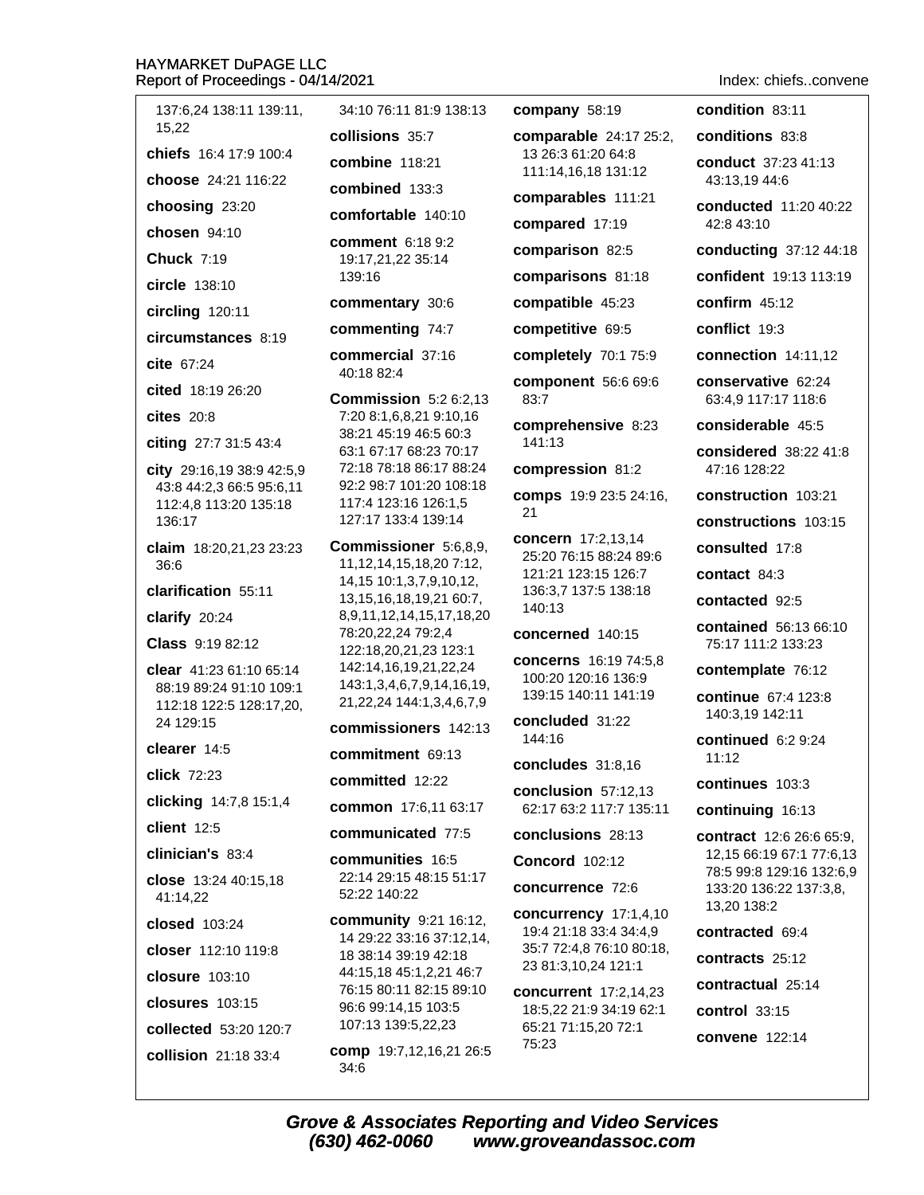137:6,24 138:11 139:11, 15,22

**chiefs** 16:4 17:9 100:4

**choose** 24:21 116:22

**choosing** 23:20

**chosen** 94:10

**Chuck** 7:19

**circle** 138:10

**circling** 120:11

**circumstances** 8:19

**cite** 67:24

**cited** 18:19 26:20

**cites** 20:8

**citing** 27:7 31:5 43:4

**city** 29:16,19 38:9 42:5,9 43:8 44:2,3 66:5 95:6,11 112:4,8 113:20 135:18 136:17

**claim** 18:20,21,23 23:23 36:6

**clarification** 55:11

**clarify** 20:24

**Class** 9:19 82:12

**clear** 41:23 61:10 65:14 88:19 89:24 91:10 109:1 112:18 122:5 128:17,20, 24 129:15

**clearer** 14:5

**click** 72:23

**clicking** 14:7,8 15:1,4

**client** 12:5

**clinician's** 83:4

**close** 13:24 40:15,18 41:14,22

**closed** 103:24

**closer** 112:10 119:8

**closure** 103:10

**closures** 103:15

**collected** 53:20 120:7

**collision** 21:18 33:4

34:10 76:11 81:9 138:13

**collisions** 35:7

**combine** 118:21

**combined** 133:3

**comfortable** 140:10

**comment** 6:18 9:2 19:17,21,22 35:14 139:16

**commentary** 30:6

**commenting** 74:7

**commercial** 37:16 40:18 82:4

**Commission** 5:2 6:2,13 7:20 8:1,6,8,21 9:10,16 38:21 45:19 46:5 60:3 63:1 67:17 68:23 70:17 72:18 78:18 86:17 88:24 92:2 98:7 101:20 108:18 117:4 123:16 126:1,5 127:17 133:4 139:14

**Commissioner** 5:6,8,9, 11,12,14,15,18,20 7:12, 14,15 10:1,3,7,9,10,12, 13,15,16,18,19,21 60:7, 8,9,11,12,14,15,17,18,20 78:20,22,24 79:2,4 122:18,20,21,23 123:1 142:14,16,19,21,22,24 143:1,3,4,6,7,9,14,16,19, 21,22,24 144:1,3,4,6,7,9

**commissioners** 142:13

**commitment** 69:13

**committed** 12:22

**common** 17:6,11 63:17

**communicated** 77:5

**communities** 16:5 22:14 29:15 48:15 51:17 52:22 140:22

**community** 9:21 16:12, 14 29:22 33:16 37:12,14, 18 38:14 39:19 42:18 44:15,18 45:1,2,21 46:7 76:15 80:11 82:15 89:10 96:6 99:14,15 103:5 107:13 139:5,22,23

**comp** 19:7,12,16,21 26:5 34:6

**company** 58:19

**comparable** 24:17 25:2, 13 26:3 61:20 64:8 111:14,16,18 131:12

**comparables** 111:21

**compared** 17:19

**comparison** 82:5

**comparisons** 81:18

**compatible** 45:23

**competitive** 69:5

**completely** 70:1 75:9

**component** 56:6 69:6 83:7

**comprehensive** 8:23 141:13

**compression** 81:2

**comps** 19:9 23:5 24:16, 21

**concern** 17:2,13,14 25:20 76:15 88:24 89:6 121:21 123:15 126:7 136:3,7 137:5 138:18 140:13

**concerned** 140:15

**concerns** 16:19 74:5,8 100:20 120:16 136:9 139:15 140:11 141:19

**concluded** 31:22 144:16

**concludes** 31:8,16

**conclusion** 57:12,13 62:17 63:2 117:7 135:11

**conclusions** 28:13

**Concord** 102:12

**concurrence** 72:6

**concurrency** 17:1,4,10 19:4 21:18 33:4 34:4,9 35:7 72:4,8 76:10 80:18, 23 81:3,10,24 121:1

**concurrent** 17:2,14,23 18:5,22 21:9 34:19 62:1 65:21 71:15,20 72:1 75:23

**condition** 83:11

**conditions** 83:8

**conduct** 37:23 41:13 43:13,19 44:6

**conducted** 11:20 40:22 42:8 43:10

**conducting** 37:12 44:18

**confident** 19:13 113:19

**confirm** 45:12

**conflict** 19:3

**connection** 14:11,12

**conservative** 62:24 63:4,9 117:17 118:6

**considerable** 45:5

**considered** 38:22 41:8 47:16 128:22

**construction** 103:21

**constructions** 103:15

**consulted** 17:8

**contact** 84:3

**contacted** 92:5

**contained** 56:13 66:10 75:17 111:2 133:23

**contemplate** 76:12

**continue** 67:4 123:8 140:3,19 142:11

**continued** 6:2 9:24 11:12

**continues** 103:3

**continuing** 16:13

**contract** 12:6 26:6 65:9, 12,15 66:19 67:1 77:6,13 78:5 99:8 129:16 132:6,9 133:20 136:22 137:3,8, 13,20 138:2

**contracted** 69:4

**contracts** 25:12

**contractual** 25:14

**control** 33:15

**convene** 122:14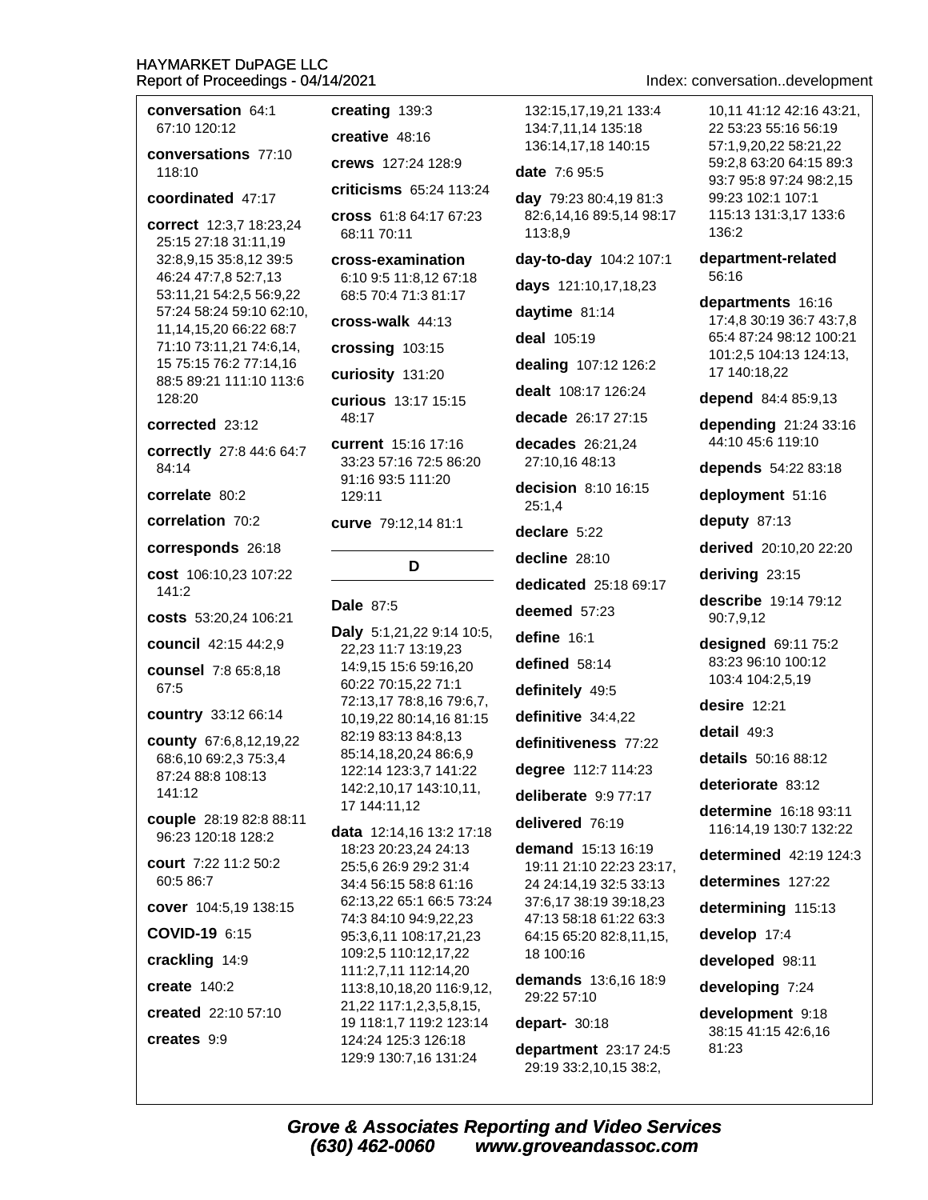**conversation** 64:1 67:10 120:12

**conversations** 77:10 118:10

**coordinated** 47:17

**correct** 12:3,7 18:23,24 25:15 27:18 31:11,19 32:8,9,15 35:8,12 39:5 46:24 47:7,8 52:7,13 53:11,21 54:2,5 56:9,22 57:24 58:24 59:10 62:10, 11,14,15,20 66:22 68:7 71:10 73:11,21 74:6,14, 15 75:15 76:2 77:14,16 88:5 89:21 111:10 113:6 128:20

**corrected** 23:12

**correctly** 27:8 44:6 64:7 84:14

**correlate** 80:2

**correlation** 70:2

**corresponds** 26:18

**cost** 106:10,23 107:22 141:2

**costs** 53:20,24 106:21

**council** 42:15 44:2,9

**counsel** 7:8 65:8,18 67:5

**country** 33:12 66:14

**county** 67:6,8,12,19,22 68:6,10 69:2,3 75:3,4 87:24 88:8 108:13 141:12

**couple** 28:19 82:8 88:11 96:23 120:18 128:2

**court** 7:22 11:2 50:2 60:5 86:7

**cover** 104:5,19 138:15

**COVID-19** 6:15

**crackling** 14:9

**create** 140:2

**created** 22:10 57:10

**creates** 9:9

**creating** 139:3

**creative** 48:16

**crews** 127:24 128:9

**criticisms** 65:24 113:24

**cross** 61:8 64:17 67:23 68:11 70:11

**cross-examination** 6:10 9:5 11:8,12 67:18 68:5 70:4 71:3 81:17

**cross-walk** 44:13

**crossing** 103:15

**curiosity** 131:20

**curious** 13:17 15:15 48:17

**current** 15:16 17:16 33:23 57:16 72:5 86:20 91:16 93:5 111:20 129:11

**curve** 79:12,14 81:1

## D

**Dale** 87:5

**Daly** 5:1,21,22 9:14 10:5, 22,23 11:7 13:19,23 14:9,15 15:6 59:16,20 60:22 70:15,22 71:1 72:13,17 78:8,16 79:6,7, 10,19,22 80:14,16 81:15 82:19 83:13 84:8,13 85:14,18,20,24 86:6,9 122:14 123:3,7 141:22 142:2,10,17 143:10,11, 17 144:11,12

**data** 12:14,16 13:2 17:18 18:23 20:23,24 24:13 25:5,6 26:9 29:2 31:4 34:4 56:15 58:8 61:16 62:13,22 65:1 66:5 73:24 74:3 84:10 94:9,22,23 95:3,6,11 108:17,21,23 109:2,5 110:12,17,22 111:2,7,11 112:14,20 113:8,10,18,20 116:9,12, 21,22 117:1,2,3,5,8,15, 19 118:1,7 119:2 123:14 124:24 125:3 126:18 129:9 130:7,16 131:24 132:15,17,19,21 133:4 134:7,11,14 135:18 136:14,17,18 140:15

**date** 7:6 95:5

**day** 79:23 80:4,19 81:3 82:6,14,16 89:5,14 98:17 113:8,9

**day-to-day** 104:2 107:1

**days** 121:10,17,18,23

**daytime** 81:14

**deal** 105:19

**dealing** 107:12 126:2

**dealt** 108:17 126:24

**decade** 26:17 27:15

**decades** 26:21,24 27:10,16 48:13

**decision** 8:10 16:15 25:1,4

**declare** 5:22

**decline** 28:10

**dedicated** 25:18 69:17

**deemed** 57:23

**define** 16:1

**defined** 58:14

**definitely** 49:5

**definitive** 34:4,22

**definitiveness** 77:22

**degree** 112:7 114:23

**deliberate** 9:9 77:17

**delivered** 76:19

**demand** 15:13 16:19 19:11 21:10 22:23 23:17, 24 24:14,19 32:5 33:13 37:6,17 38:19 39:18,23 47:13 58:18 61:22 63:3 64:15 65:20 82:8,11,15, 18 100:16

**demands** 13:6,16 18:9 29:22 57:10

**depart-** 30:18

**department** 23:17 24:5 29:19 33:2,10,15 38:2, 10,11 41:12 42:16 43:21, 22 53:23 55:16 56:19 57:1,9,20,22 58:21,22 59:2,8 63:20 64:15 89:3 93:7 95:8 97:24 98:2,15 99:23 102:1 107:1 115:13 131:3,17 133:6 136:2

**department-related** 56:16

**departments** 16:16 17:4,8 30:19 36:7 43:7,8 65:4 87:24 98:12 100:21 101:2,5 104:13 124:13, 17 140:18,22

**depend** 84:4 85:9,13

**depending** 21:24 33:16 44:10 45:6 119:10

**depends** 54:22 83:18

**deployment** 51:16

**deputy** 87:13

**derived** 20:10,20 22:20

**deriving** 23:15

**describe** 19:14 79:12 90:7,9,12

**designed** 69:11 75:2 83:23 96:10 100:12 103:4 104:2,5,19

**desire** 12:21

**detail** 49:3

**details** 50:16 88:12

**deteriorate** 83:12

**determine** 16:18 93:11 116:14,19 130:7 132:22

**determined** 42:19 124:3

**determines** 127:22

**determining** 115:13

**develop** 17:4

**developed** 98:11

**developing** 7:24

**development** 9:18 38:15 41:15 42:6,16 81:23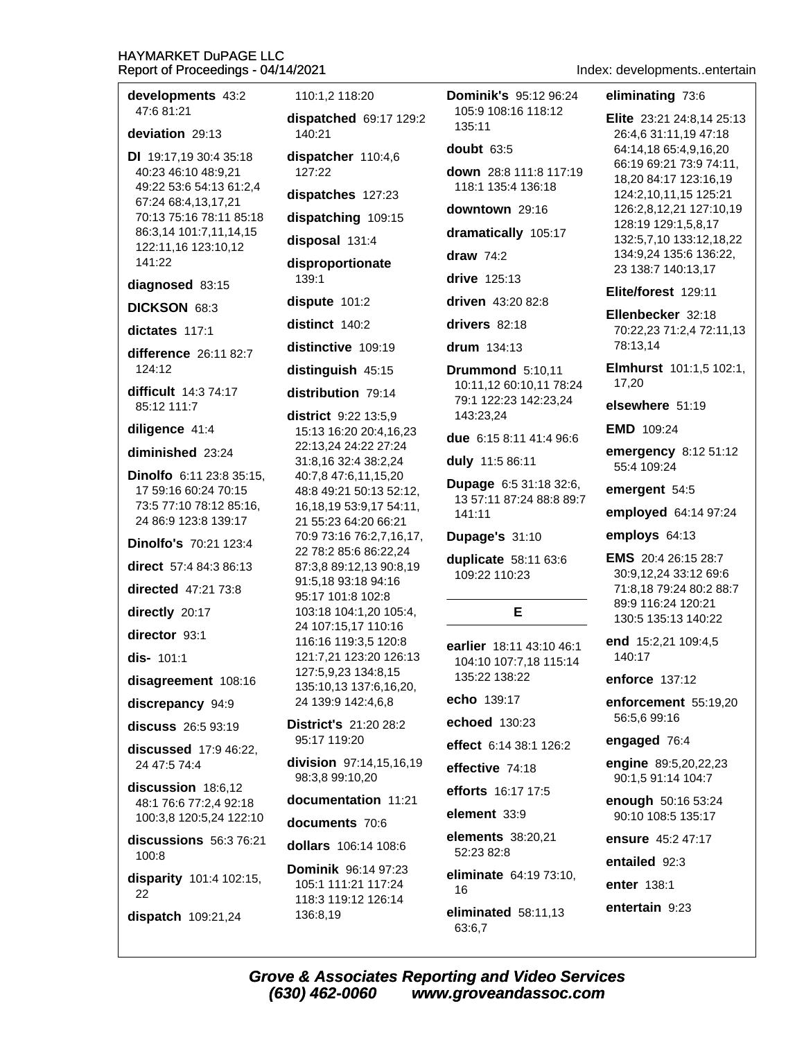**developments** 43:2 47:6 81:21

**deviation** 29:13

**DI** 19:17,19 30:4 35:18 40:23 46:10 48:9,21 49:22 53:6 54:13 61:2,4 67:24 68:4,13,17,21 70:13 75:16 78:11 85:18 86:3,14 101:7,11,14,15 122:11,16 123:10,12 141:22

**diagnosed** 83:15

**DICKSON** 68:3

**dictates** 117:1

**difference** 26:11 82:7 124:12

**difficult** 14:3 74:17 85:12 111:7

**diligence** 41:4

**diminished** 23:24

**Dinolfo** 6:11 23:8 35:15, 17 59:16 60:24 70:15 73:5 77:10 78:12 85:16, 24 86:9 123:8 139:17

**Dinolfo's** 70:21 123:4

**direct** 57:4 84:3 86:13

**directed** 47:21 73:8

**directly** 20:17

**director** 93:1

**dis-** 101:1

**disagreement** 108:16

**discrepancy** 94:9

**discuss** 26:5 93:19

**discussed** 17:9 46:22, 24 47:5 74:4

**discussion** 18:6,12 48:1 76:6 77:2,4 92:18 100:3,8 120:5,24 122:10

**discussions** 56:3 76:21 100:8

**disparity** 101:4 102:15, 22

**dispatch** 109:21,24 110:1,2 118:20

**dispatched** 69:17 129:2 140:21

**dispatcher** 110:4,6 127:22

**dispatches** 127:23

**dispatching** 109:15

**disposal** 131:4

**disproportionate** 139:1

**dispute** 101:2

**distinct** 140:2

**distinctive** 109:19

**distinguish** 45:15

**distribution** 79:14

**district** 9:22 13:5,9 15:13 16:20 20:4,16,23 22:13,24 24:22 27:24 31:8,16 32:4 38:2,24 40:7,8 47:6,11,15,20 48:8 49:21 50:13 52:12, 16,18,19 53:9,17 54:11, 21 55:23 64:20 66:21 70:9 73:16 76:2,7,16,17, 22 78:2 85:6 86:22,24 87:3,8 89:12,13 90:8,19 91:5,18 93:18 94:16 95:17 101:8 102:8 103:18 104:1,20 105:4, 24 107:15,17 110:16 116:16 119:3,5 120:8 121:7,21 123:20 126:13 127:5,9,23 134:8,15 135:10,13 137:6,16,20, 24 139:9 142:4,6,8

**District's** 21:20 28:2 95:17 119:20

**division** 97:14,15,16,19 98:3,8 99:10,20

**documentation** 11:21

**documents** 70:6

**dollars** 106:14 108:6

**Dominik** 96:14 97:23 105:1 111:21 117:24 118:3 119:12 126:14 136:8,19

**Dominik's** 95:12 96:24 105:9 108:16 118:12 135:11

**doubt** 63:5

**down** 28:8 111:8 117:19 118:1 135:4 136:18

**downtown** 29:16

**dramatically** 105:17

**draw** 74:2

**drive** 125:13

**driven** 43:20 82:8

**drivers** 82:18

**drum** 134:13

**Drummond** 5:10,11 10:11,12 60:10,11 78:24 79:1 122:23 142:23,24 143:23,24

**due** 6:15 8:11 41:4 96:6

**duly** 11:5 86:11

**Dupage** 6:5 31:18 32:6, 13 57:11 87:24 88:8 89:7 141:11

**Dupage's** 31:10

**duplicate** 58:11 63:6 109:22 110:23

## E

**earlier** 18:11 43:10 46:1 104:10 107:7,18 115:14 135:22 138:22

**echo** 139:17

**echoed** 130:23

**effect** 6:14 38:1 126:2

**effective** 74:18

**efforts** 16:17 17:5

**element** 33:9

**elements** 38:20,21 52:23 82:8

**eliminate** 64:19 73:10, 16

**eliminated** 58:11,13 63:6,7

**eliminating** 73:6

**Elite** 23:21 24:8,14 25:13 26:4,6 31:11,19 47:18 64:14,18 65:4,9,16,20 66:19 69:21 73:9 74:11, 18,20 84:17 123:16,19 124:2,10,11,15 125:21 126:2,8,12,21 127:10,19 128:19 129:1,5,8,17 132:5,7,10 133:12,18,22 134:9,24 135:6 136:22, 23 138:7 140:13,17

**Elite/forest** 129:11

**Ellenbecker** 32:18 70:22,23 71:2,4 72:11,13 78:13,14

**Elmhurst** 101:1,5 102:1, 17,20

**elsewhere** 51:19

**EMD** 109:24

**emergency** 8:12 51:12 55:4 109:24

**emergent** 54:5

**employed** 64:14 97:24

**employs** 64:13

**EMS** 20:4 26:15 28:7 30:9,12,24 33:12 69:6 71:8,18 79:24 80:2 88:7 89:9 116:24 120:21 130:5 135:13 140:22

**end** 15:2,21 109:4,5 140:17

**enforce** 137:12

**enforcement** 55:19,20 56:5,6 99:16

**engaged** 76:4

**engine** 89:5,20,22,23 90:1,5 91:14 104:7

**enough** 50:16 53:24 90:10 108:5 135:17

**ensure** 45:2 47:17

**entailed** 92:3

**enter** 138:1

**entertain** 9:23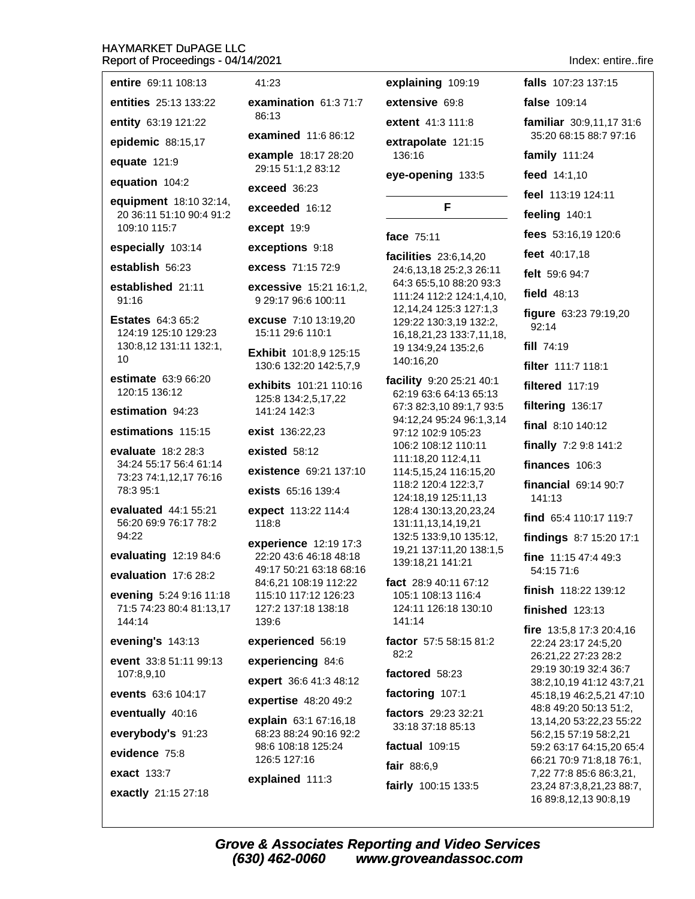**entire** 69:11 108:13

**entities** 25:13 133:22

**entity** 63:19 121:22

**epidemic** 88:15,17

**equate** 121:9

**equation** 104:2

**equipment** 18:10 32:14, 20 36:11 51:10 90:4 91:2 109:10 115:7

**especially** 103:14

**establish** 56:23

**established** 21:11 91:16

**Estates** 64:3 65:2 124:19 125:10 129:23 130:8,12 131:11 132:1, 10

**estimate** 63:9 66:20 120:15 136:12

**estimation** 94:23

**estimations** 115:15

**evaluate** 18:2 28:3 34:24 55:17 56:4 61:14 73:23 74:1,12,17 76:16 78:3 95:1

**evaluated** 44:1 55:21 56:20 69:9 76:17 78:2 94:22

**evaluating** 12:19 84:6

**evaluation** 17:6 28:2

**evening** 5:24 9:16 11:18 71:5 74:23 80:4 81:13,17 144:14

**evening's** 143:13

**event** 33:8 51:11 99:13 107:8,9,10

**events** 63:6 104:17

**eventually** 40:16

**everybody's** 91:23

**evidence** 75:8

**exact** 133:7

**exactly** 21:15 27:18

41:23

**examination** 61:3 71:7 86:13

**examined** 11:6 86:12

**example** 18:17 28:20 29:15 51:1,2 83:12

**exceed** 36:23

**exceeded** 16:12

**except** 19:9

**exceptions** 9:18

**excess** 71:15 72:9

**excessive** 15:21 16:1,2, 9 29:17 96:6 100:11

**excuse** 7:10 13:19,20 15:11 29:6 110:1

**Exhibit** 101:8,9 125:15 130:6 132:20 142:5,7,9

**exhibits** 101:21 110:16 125:8 134:2,5,17,22 141:24 142:3

**exist** 136:22,23

**existed** 58:12

**existence** 69:21 137:10

**exists** 65:16 139:4

**expect** 113:22 114:4 118:8

**experience** 12:19 17:3 22:20 43:6 46:18 48:18 49:17 50:21 63:18 68:16 84:6,21 108:19 112:22 115:10 117:12 126:23 127:2 137:18 138:18 139:6

**experienced** 56:19

**experiencing** 84:6

**expert** 36:6 41:3 48:12

**expertise** 48:20 49:2

**explain** 63:1 67:16,18 68:23 88:24 90:16 92:2 98:6 108:18 125:24 126:5 127:16

**explained** 111:3

**explaining** 109:19

**extensive** 69:8

**extent** 41:3 111:8

**extrapolate** 121:15 136:16

**eye-opening** 133:5

## F

**face** 75:11

**facilities** 23:6,14,20 24:6,13,18 25:2,3 26:11 64:3 65:5,10 88:20 93:3 111:24 112:2 124:1,4,10, 12,14,24 125:3 127:1,3 129:22 130:3,19 132:2, 16,18,21,23 133:7,11,18, 19 134:9,24 135:2,6 140:16,20

**facility** 9:20 25:21 40:1 62:19 63:6 64:13 65:13 67:3 82:3,10 89:1,7 93:5 94:12,24 95:24 96:1,3,14 97:12 102:9 105:23 106:2 108:12 110:11 111:18,20 112:4,11 114:5,15,24 116:15,20 118:2 120:4 122:3,7 124:18,19 125:11,13 128:4 130:13,20,23,24 131:11,13,14,19,21 132:5 133:9,10 135:12, 19,21 137:11,20 138:1,5 139:18,21 141:21

**fact** 28:9 40:11 67:12 105:1 108:13 116:4 124:11 126:18 130:10 141:14

**factor** 57:5 58:15 81:2 82:2

**factored** 58:23

**factoring** 107:1

**factors** 29:23 32:21 33:18 37:18 85:13

**factual** 109:15

**fair** 88:6,9

**fairly** 100:15 133:5

**falls** 107:23 137:15

**false** 109:14

**familiar** 30:9,11,17 31:6 35:20 68:15 88:7 97:16

**family** 111:24

**feed** 14:1,10

**feel** 113:19 124:11

**feeling** 140:1

**fees** 53:16,19 120:6

**feet** 40:17,18

**felt** 59:6 94:7

**field** 48:13

**figure** 63:23 79:19,20 92:14

**fill** 74:19

**filter** 111:7 118:1

**filtered** 117:19

**filtering** 136:17

**final** 8:10 140:12

**finally** 7:2 9:8 141:2

**finances** 106:3

**financial** 69:14 90:7 141:13

**find** 65:4 110:17 119:7

**findings** 8:7 15:20 17:1

**fine** 11:15 47:4 49:3 54:15 71:6

**finish** 118:22 139:12

**finished** 123:13

**fire** 13:5,8 17:3 20:4,16 22:24 23:17 24:5,20 26:21,22 27:23 28:2 29:19 30:19 32:4 36:7 38:2,10,19 41:12 43:7,21 45:18,19 46:2,5,21 47:10 48:8 49:20 50:13 51:2, 13,14,20 53:22,23 55:22 56:2,15 57:19 58:2,21 59:2 63:17 64:15,20 65:4 66:21 70:9 71:8,18 76:1, 7,22 77:8 85:6 86:3,21, 23,24 87:3,8,21,23 88:7, 16 89:8,12,13 90:8,19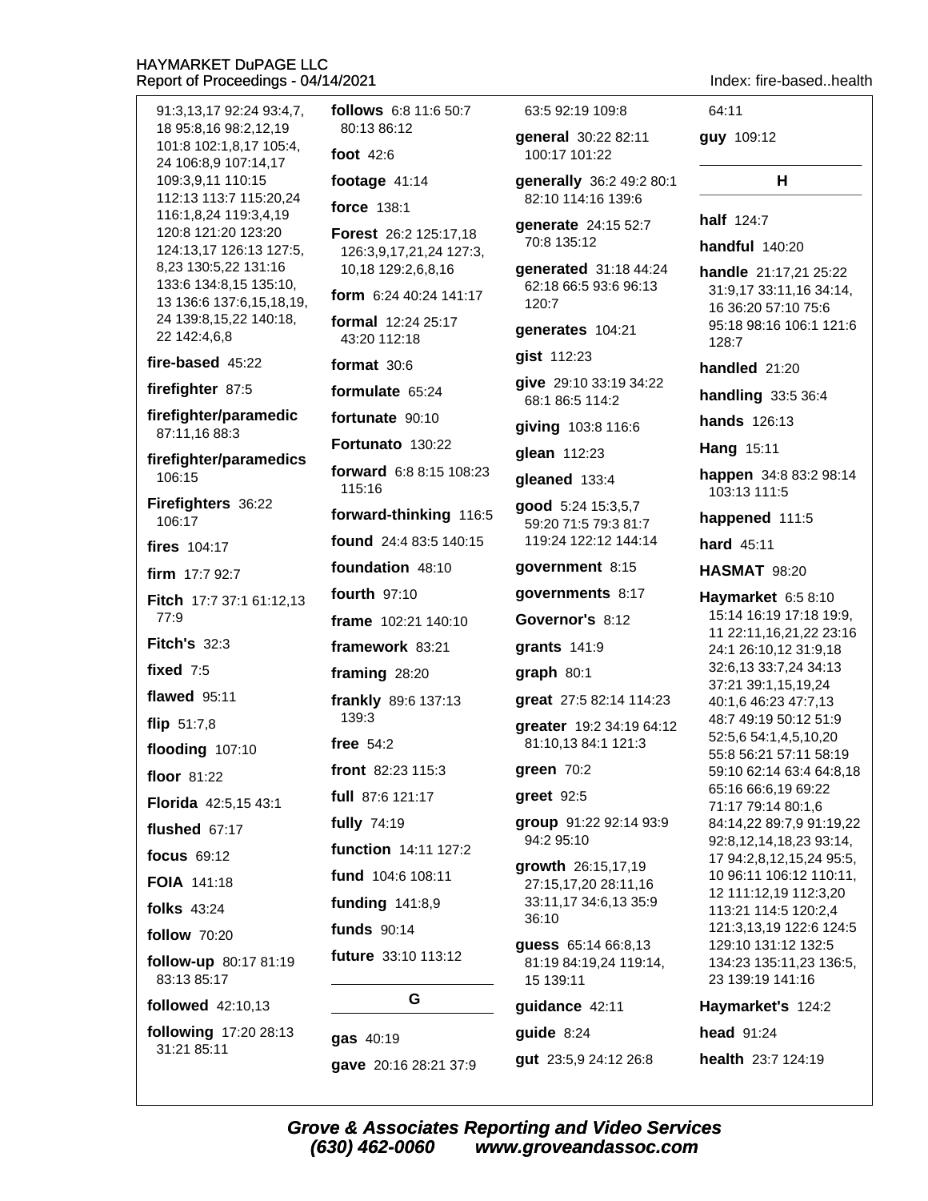91:3,13,17 92:24 93:4,7, 18 95:8,16 98:2,12,19 101:8 102:1,8,17 105:4, 24 106:8,9 107:14,17 109:3,9,11 110:15 112:13 113:7 115:20,24 116:1,8,24 119:3,4,19 120:8 121:20 123:20 124:13,17 126:13 127:5, 8,23 130:5,22 131:16 133:6 134:8,15 135:10, 13 136:6 137:6,15,18,19, 24 139:8,15,22 140:18, 22 142:4,6,8

**fire-based** 45:22

**firefighter** 87:5

**firefighter/paramedic** 87:11,16 88:3

**firefighter/paramedics** 106:15

**Firefighters** 36:22 106:17

**fires** 104:17

**firm** 17:7 92:7

**Fitch** 17:7 37:1 61:12,13 77:9

**Fitch's** 32:3

**fixed** 7:5

**flawed** 95:11

**flip** 51:7,8

**flooding** 107:10

**floor** 81:22

**Florida** 42:5,15 43:1

**flushed** 67:17

**focus** 69:12

**FOIA** 141:18

**folks** 43:24

**follow** 70:20

**follow-up** 80:17 81:19 83:13 85:17

**followed** 42:10,13

**following** 17:20 28:13 31:21 85:11

**follows** 6:8 11:6 50:7 80:13 86:12

**foot** 42:6

**footage** 41:14

**force** 138:1

**Forest** 26:2 125:17,18 126:3,9,17,21,24 127:3, 10,18 129:2,6,8,16

**form** 6:24 40:24 141:17

**formal** 12:24 25:17 43:20 112:18

**format** 30:6

**formulate** 65:24

**fortunate** 90:10

**Fortunato** 130:22

**forward** 6:8 8:15 108:23 115:16

**forward-thinking** 116:5

**found** 24:4 83:5 140:15

**foundation** 48:10

**fourth** 97:10

**frame** 102:21 140:10

**framework** 83:21

**framing** 28:20

**frankly** 89:6 137:13 139:3

**free** 54:2

**front** 82:23 115:3

**full** 87:6 121:17

**fully** 74:19

**function** 14:11 127:2

**fund** 104:6 108:11

**funding** 141:8,9

**funds** 90:14

**future** 33:10 113:12

## G

**gas** 40:19

**gave** 20:16 28:21 37:9 63:5 92:19 109:8

**general** 30:22 82:11 100:17 101:22

**generally** 36:2 49:2 80:1 82:10 114:16 139:6

**generate** 24:15 52:7 70:8 135:12

**generated** 31:18 44:24 62:18 66:5 93:6 96:13 120:7

**generates** 104:21

**gist** 112:23

**give** 29:10 33:19 34:22 68:1 86:5 114:2

**giving** 103:8 116:6

**glean** 112:23

**gleaned** 133:4

**good** 5:24 15:3,5,7 59:20 71:5 79:3 81:7 119:24 122:12 144:14

**government** 8:15

**governments** 8:17

**Governor's** 8:12

**grants** 141:9

**graph** 80:1

**great** 27:5 82:14 114:23

**greater** 19:2 34:19 64:12 81:10,13 84:1 121:3

**green** 70:2

**greet** 92:5

**group** 91:22 92:14 93:9 94:2 95:10

**growth** 26:15,17,19 27:15,17,20 28:11,16 33:11,17 34:6,13 35:9 36:10

**guess** 65:14 66:8,13 81:19 84:19,24 119:14, 15 139:11

**guidance** 42:11

**guide** 8:24

**gut** 23:5,9 24:12 26:8 64:11

**guy** 109:12

## H

**half** 124:7

**handful** 140:20

**handle** 21:17,21 25:22 31:9,17 33:11,16 34:14, 16 36:20 57:10 75:6 95:18 98:16 106:1 121:6 128:7

**handled** 21:20

**handling** 33:5 36:4

**hands** 126:13

**Hang** 15:11

**happen** 34:8 83:2 98:14 103:13 111:5

**happened** 111:5

**hard** 45:11

**HASMAT** 98:20

**Haymarket** 6:5 8:10 15:14 16:19 17:18 19:9, 11 22:11,16,21,22 23:16 24:1 26:10,12 31:9,18 32:6,13 33:7,24 34:13 37:21 39:1,15,19,24 40:1,6 46:23 47:7,13 48:7 49:19 50:12 51:9 52:5,6 54:1,4,5,10,20 55:8 56:21 57:11 58:19 59:10 62:14 63:4 64:8,18 65:16 66:6,19 69:22 71:17 79:14 80:1,6 84:14,22 89:7,9 91:19,22 92:8,12,14,18,23 93:14, 17 94:2,8,12,15,24 95:5, 10 96:11 106:12 110:11, 12 111:12,19 112:3,20 113:21 114:5 120:2,4 121:3,13,19 122:6 124:5 129:10 131:12 132:5 134:23 135:11,23 136:5, 23 139:19 141:16

**Haymarket's** 124:2

**head** 91:24

**health** 23:7 124:19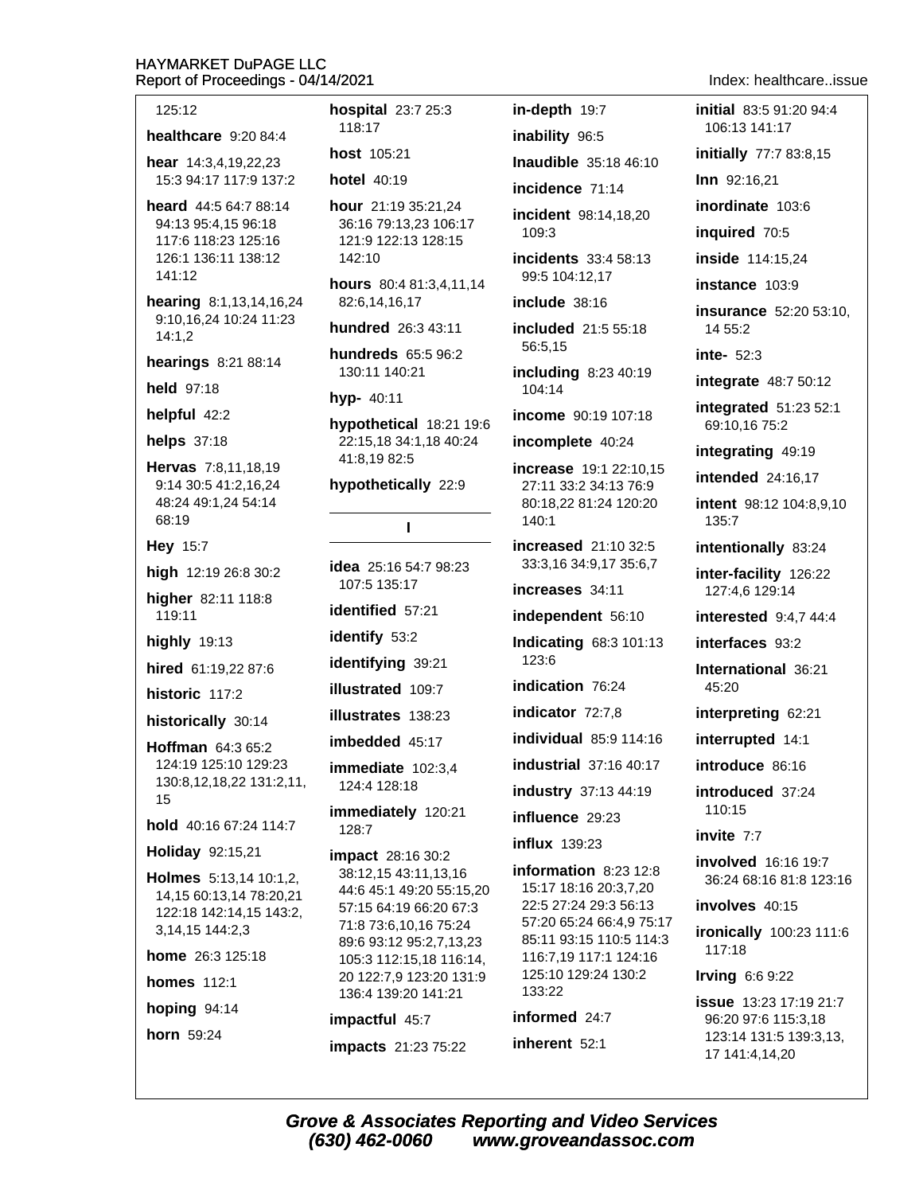125:12

**healthcare** 9:20 84:4

**hear** 14:3,4,19,22,23 15:3 94:17 117:9 137:2

**heard** 44:5 64:7 88:14 94:13 95:4,15 96:18 117:6 118:23 125:16 126:1 136:11 138:12 141:12

**hearing** 8:1,13,14,16,24 9:10,16,24 10:24 11:23 14:1,2

**hearings** 8:21 88:14

**held** 97:18

**helpful** 42:2

**helps** 37:18

**Hervas** 7:8,11,18,19 9:14 30:5 41:2,16,24 48:24 49:1,24 54:14 68:19

**Hey** 15:7

**high** 12:19 26:8 30:2

**higher** 82:11 118:8 119:11

**highly** 19:13

**hired** 61:19,22 87:6

**historic** 117:2

**historically** 30:14

**Hoffman** 64:3 65:2 124:19 125:10 129:23 130:8,12,18,22 131:2,11, 15

**hold** 40:16 67:24 114:7

**Holiday** 92:15,21

**Holmes** 5:13,14 10:1,2, 14,15 60:13,14 78:20,21 122:18 142:14,15 143:2, 3,14,15 144:2,3

**home** 26:3 125:18

**homes** 112:1

**hoping** 94:14

**horn** 59:24

**hospital** 23:7 25:3 118:17

**host** 105:21

**hotel** 40:19

**hour** 21:19 35:21,24 36:16 79:13,23 106:17 121:9 122:13 128:15 142:10

**hours** 80:4 81:3,4,11,14 82:6,14,16,17

**hundred** 26:3 43:11

**hundreds** 65:5 96:2 130:11 140:21

**hyp-** 40:11

**hypothetical** 18:21 19:6 22:15,18 34:1,18 40:24 41:8,19 82:5

**hypothetically** 22:9

## I

**idea** 25:16 54:7 98:23 107:5 135:17

**identified** 57:21

**identify** 53:2

**identifying** 39:21

**illustrated** 109:7

**illustrates** 138:23

**imbedded** 45:17

**immediate** 102:3,4 124:4 128:18

**immediately** 120:21 128:7

**impact** 28:16 30:2 38:12,15 43:11,13,16 44:6 45:1 49:20 55:15,20 57:15 64:19 66:20 67:3 71:8 73:6,10,16 75:24 89:6 93:12 95:2,7,13,23 105:3 112:15,18 116:14, 20 122:7,9 123:20 131:9 136:4 139:20 141:21

**impactful** 45:7

**impacts** 21:23 75:22

**in-depth** 19:7

**inability** 96:5

**Inaudible** 35:18 46:10

**incidence** 71:14

**incident** 98:14,18,20 109:3

**incidents** 33:4 58:13 99:5 104:12,17

**include** 38:16

**included** 21:5 55:18 56:5,15

**including** 8:23 40:19 104:14

**income** 90:19 107:18

**incomplete** 40:24

**increase** 19:1 22:10,15 27:11 33:2 34:13 76:9 80:18,22 81:24 120:20 140:1

**increased** 21:10 32:5 33:3,16 34:9,17 35:6,7

**increases** 34:11

**independent** 56:10

**Indicating** 68:3 101:13 123:6

**indication** 76:24

**indicator** 72:7,8

**individual** 85:9 114:16

**industrial** 37:16 40:17

**industry** 37:13 44:19

**influence** 29:23

**influx** 139:23

**information** 8:23 12:8 15:17 18:16 20:3,7,20 22:5 27:24 29:3 56:13 57:20 65:24 66:4,9 75:17 85:11 93:15 110:5 114:3 116:7,19 117:1 124:16 125:10 129:24 130:2 133:22

**informed** 24:7

**inherent** 52:1

**initial** 83:5 91:20 94:4 106:13 141:17

**initially** 77:7 83:8,15

**Inn** 92:16,21

**inordinate** 103:6

**inquired** 70:5

**inside** 114:15,24

**instance** 103:9

**insurance** 52:20 53:10, 14 55:2

**inte-** 52:3

**integrate** 48:7 50:12

**integrated** 51:23 52:1 69:10,16 75:2

**integrating** 49:19

**intended** 24:16,17

**intent** 98:12 104:8,9,10 135:7

**intentionally** 83:24

**inter-facility** 126:22 127:4,6 129:14

**interested** 9:4,7 44:4

**interfaces** 93:2

**International** 36:21 45:20

**interpreting** 62:21

**interrupted** 14:1

**introduce** 86:16

**introduced** 37:24 110:15

**invite** 7:7

**involved** 16:16 19:7 36:24 68:16 81:8 123:16

**involves** 40:15

**ironically** 100:23 111:6 117:18

**Irving** 6:6 9:22

**issue** 13:23 17:19 21:7 96:20 97:6 115:3,18 123:14 131:5 139:3,13, 17 141:4,14,20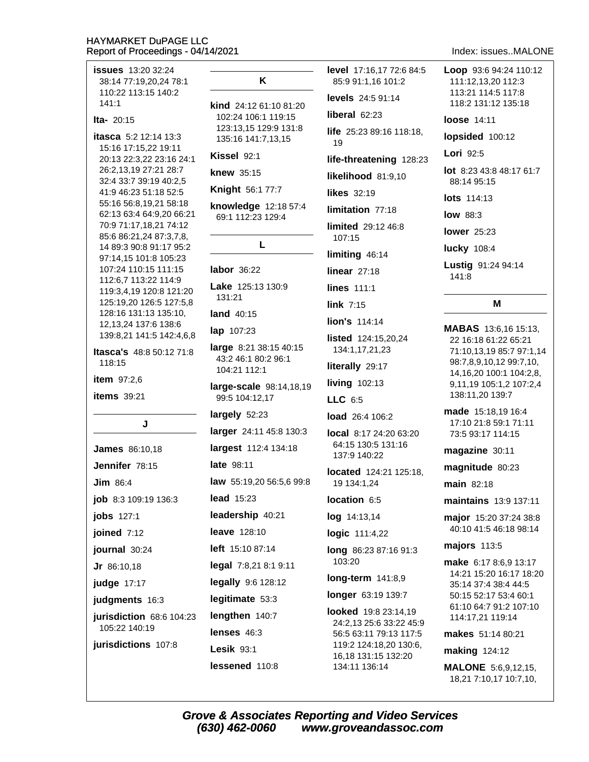**issues** 13:20 32:24 38:14 77:19,20,24 78:1 110:22 113:15 140:2 141:1

**Ita-** 20:15

**itasca** 5:2 12:14 13:3 15:16 17:15,22 19:11 20:13 22:3,22 23:16 24:1 26:2,13,19 27:21 28:7 32:4 33:7 39:19 40:2,5 41:9 46:23 51:18 52:5 55:16 56:8,19,21 58:18 62:13 63:4 64:9,20 66:21 70:9 71:17,18,21 74:12 85:6 86:21,24 87:3,7,8, 14 89:3 90:8 91:17 95:2 97:14,15 101:8 105:23 107:24 110:15 111:15 112:6,7 113:22 114:9 119:3,4,19 120:8 121:20 125:19,20 126:5 127:5,8 128:16 131:13 135:10, 12,13,24 137:6 138:6 139:8,21 141:5 142:4,6,8

**Itasca's** 48:8 50:12 71:8 118:15

**item** 97:2,6

**items** 39:21

## J

**James** 86:10,18

**Jennifer** 78:15

**Jim** 86:4

**job** 8:3 109:19 136:3

**jobs** 127:1

**joined** 7:12

**journal** 30:24

**Jr** 86:10,18

**judge** 17:17

**judgments** 16:3

**jurisdiction** 68:6 104:23 105:22 140:19

**jurisdictions** 107:8

## K

**kind** 24:12 61:10 81:20 102:24 106:1 119:15 123:13,15 129:9 131:8 135:16 141:7,13,15

**Kissel** 92:1

**knew** 35:15

**Knight** 56:1 77:7

**knowledge** 12:18 57:4 69:1 112:23 129:4

## L

**labor** 36:22

**Lake** 125:13 130:9 131:21

**land** 40:15

**lap** 107:23

**large** 8:21 38:15 40:15 43:2 46:1 80:2 96:1 104:21 112:1

**large-scale** 98:14,18,19 99:5 104:12,17

**largely** 52:23

**larger** 24:11 45:8 130:3

**largest** 112:4 134:18

**late** 98:11

**law** 55:19,20 56:5,6 99:8

**lead** 15:23

**leadership** 40:21

**leave** 128:10

**left** 15:10 87:14

**legal** 7:8,21 8:1 9:11

**legally** 9:6 128:12

**legitimate** 53:3

**lengthen** 140:7

**lenses** 46:3

**Lesik** 93:1

**lessened** 110:8

**level** 17:16,17 72:6 84:5 85:9 91:1,16 101:2

**levels** 24:5 91:14

**liberal** 62:23

**life** 25:23 89:16 118:18, 19

**life-threatening** 128:23

**likelihood** 81:9,10

**likes** 32:19

**limitation** 77:18

**limited** 29:12 46:8 107:15

**limiting** 46:14

**linear** 27:18

**lines** 111:1

**link** 7:15

**lion's** 114:14

**listed** 124:15,20,24 134:1,17,21,23

**literally** 29:17

**living** 102:13

**LLC** 6:5

**load** 26:4 106:2

**local** 8:17 24:20 63:20 64:15 130:5 131:16 137:9 140:22

**located** 124:21 125:18, 19 134:1,24

**location** 6:5

**log** 14:13,14

**logic** 111:4,22

**long** 86:23 87:16 91:3 103:20

**long-term** 141:8,9

**longer** 63:19 139:7

**looked** 19:8 23:14,19 24:2,13 25:6 33:22 45:9 56:5 63:11 79:13 117:5 119:2 124:18,20 130:6, 16,18 131:15 132:20 134:11 136:14

**Loop** 93:6 94:24 110:12 111:12,13,20 112:3 113:21 114:5 117:8 118:2 131:12 135:18

**loose** 14:11

**lopsided** 100:12

**Lori** 92:5

**lot** 8:23 43:8 48:17 61:7 88:14 95:15

**lots** 114:13

**low** 88:3

**lower** 25:23

**lucky** 108:4

**Lustig** 91:24 94:14 141:8

## M

**MABAS** 13:6,16 15:13, 22 16:18 61:22 65:21 71:10,13,19 85:7 97:1,14 98:7,8,9,10,12 99:7,10, 14,16,20 100:1 104:2,8, 9,11,19 105:1,2 107:2,4 138:11,20 139:7

**made** 15:18,19 16:4 17:10 21:8 59:1 71:11 73:5 93:17 114:15

**magazine** 30:11

**magnitude** 80:23

**main** 82:18

**maintains** 13:9 137:11

**major** 15:20 37:24 38:8 40:10 41:5 46:18 98:14

**majors** 113:5

**make** 6:17 8:6,9 13:17 14:21 15:20 16:17 18:20 35:14 37:4 38:4 44:5 50:15 52:17 53:4 60:1 61:10 64:7 91:2 107:10 114:17,21 119:14

**makes** 51:14 80:21

**making** 124:12

**MALONE** 5:6,9,12,15, 18,21 7:10,17 10:7,10,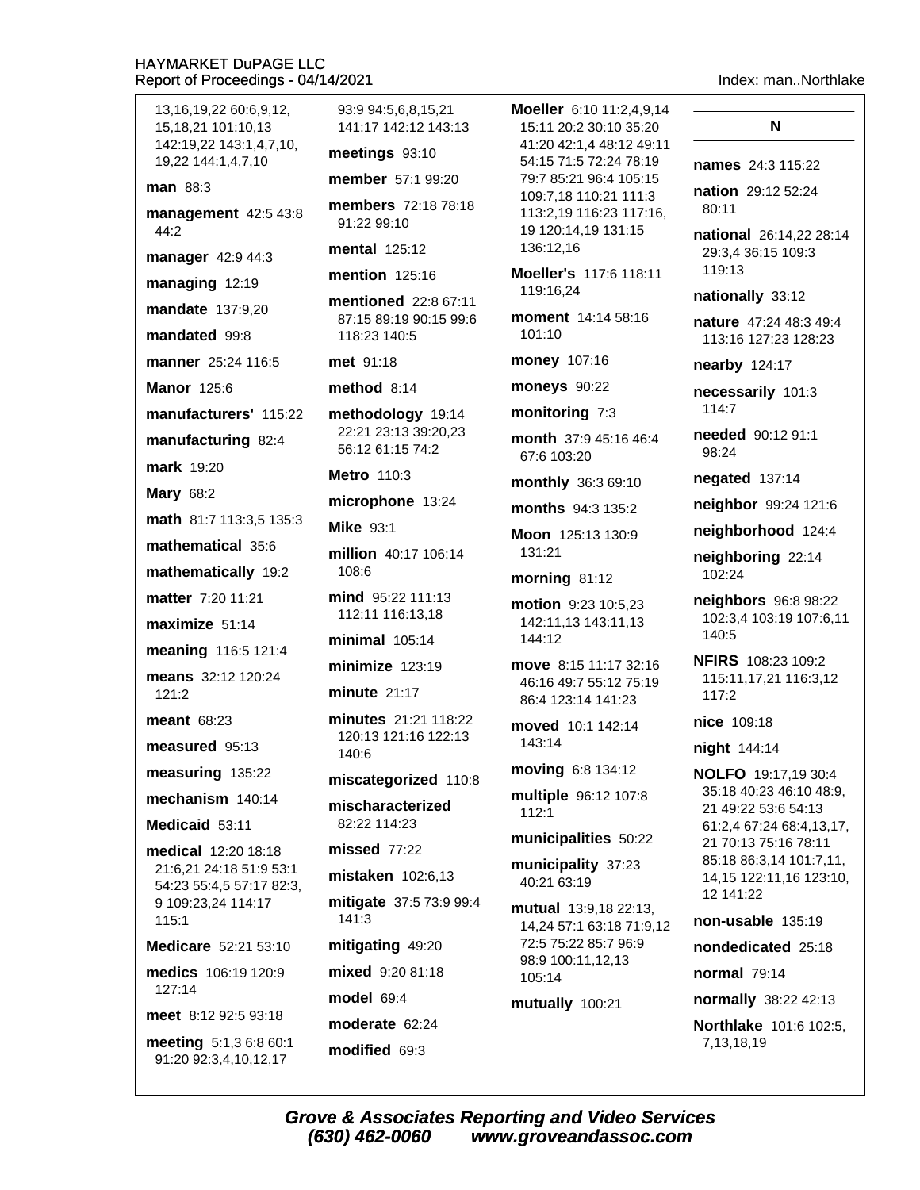13,16,19,22 60:6,9,12, 15,18,21 101:10,13 142:19,22 143:1,4,7,10, 19,22 144:1,4,7,10

**man** 88:3

**management** 42:5 43:8 44:2

**manager** 42:9 44:3

**managing** 12:19

**mandate** 137:9,20

**mandated** 99:8

**manner** 25:24 116:5

**Manor** 125:6

**manufacturers'** 115:22

**manufacturing** 82:4

**mark** 19:20

**Mary** 68:2

**math** 81:7 113:3,5 135:3

**mathematical** 35:6

**mathematically** 19:2

**matter** 7:20 11:21

**maximize** 51:14

**meaning** 116:5 121:4

**means** 32:12 120:24 121:2

**meant** 68:23

**measured** 95:13

**measuring** 135:22

**mechanism** 140:14

**Medicaid** 53:11

**medical** 12:20 18:18 21:6,21 24:18 51:9 53:1 54:23 55:4,5 57:17 82:3, 9 109:23,24 114:17 115:1

**Medicare** 52:21 53:10

**medics** 106:19 120:9 127:14

**meet** 8:12 92:5 93:18

**meeting** 5:1,3 6:8 60:1 91:20 92:3,4,10,12,17 93:9 94:5,6,8,15,21 141:17 142:12 143:13

**meetings** 93:10

**member** 57:1 99:20

**members** 72:18 78:18 91:22 99:10

**mental** 125:12

**mention** 125:16

**mentioned** 22:8 67:11 87:15 89:19 90:15 99:6 118:23 140:5

**met** 91:18

**method** 8:14

**methodology** 19:14 22:21 23:13 39:20,23 56:12 61:15 74:2

**Metro** 110:3

**microphone** 13:24

**Mike** 93:1

**million** 40:17 106:14 108:6

**mind** 95:22 111:13 112:11 116:13,18

**minimal** 105:14

**minimize** 123:19

**minute** 21:17

**minutes** 21:21 118:22 120:13 121:16 122:13 140:6

**miscategorized** 110:8

**mischaracterized** 82:22 114:23

**missed** 77:22

**mistaken** 102:6,13

**mitigate** 37:5 73:9 99:4 141:3

**mitigating** 49:20

**mixed** 9:20 81:18

**model** 69:4

**moderate** 62:24

**modified** 69:3

**Moeller** 6:10 11:2,4,9,14 15:11 20:2 30:10 35:20 41:20 42:1,4 48:12 49:11 54:15 71:5 72:24 78:19 79:7 85:21 96:4 105:15 109:7,18 110:21 111:3 113:2,19 116:23 117:16, 19 120:14,19 131:15 136:12,16

**Moeller's** 117:6 118:11 119:16,24

**moment** 14:14 58:16 101:10

**money** 107:16

**moneys** 90:22

**monitoring** 7:3

**month** 37:9 45:16 46:4 67:6 103:20

**monthly** 36:3 69:10

**months** 94:3 135:2

**Moon** 125:13 130:9 131:21

**morning** 81:12

**motion** 9:23 10:5,23 142:11,13 143:11,13 144:12

**move** 8:15 11:17 32:16 46:16 49:7 55:12 75:19 86:4 123:14 141:23

**moved** 10:1 142:14 143:14

**moving** 6:8 134:12

**multiple** 96:12 107:8 112:1

**municipalities** 50:22

**municipality** 37:23 40:21 63:19

**mutual** 13:9,18 22:13, 14,24 57:1 63:18 71:9,12 72:5 75:22 85:7 96:9 98:9 100:11,12,13 105:14

**mutually** 100:21

## N

**names** 24:3 115:22

**nation** 29:12 52:24 80:11

**national** 26:14,22 28:14 29:3,4 36:15 109:3 119:13

**nationally** 33:12

**nature** 47:24 48:3 49:4 113:16 127:23 128:23

**nearby** 124:17

**necessarily** 101:3 114:7

**needed** 90:12 91:1 98:24

**negated** 137:14

**neighbor** 99:24 121:6

**neighborhood** 124:4

**neighboring** 22:14 102:24

**neighbors** 96:8 98:22 102:3,4 103:19 107:6,11 140:5

**NFIRS** 108:23 109:2 115:11,17,21 116:3,12 117:2

**nice** 109:18

**night** 144:14

**NOLFO** 19:17,19 30:4 35:18 40:23 46:10 48:9, 21 49:22 53:6 54:13 61:2,4 67:24 68:4,13,17, 21 70:13 75:16 78:11 85:18 86:3,14 101:7,11, 14,15 122:11,16 123:10, 12 141:22

**non-usable** 135:19

**nondedicated** 25:18

**normal** 79:14

**normally** 38:22 42:13

**Northlake** 101:6 102:5, 7,13,18,19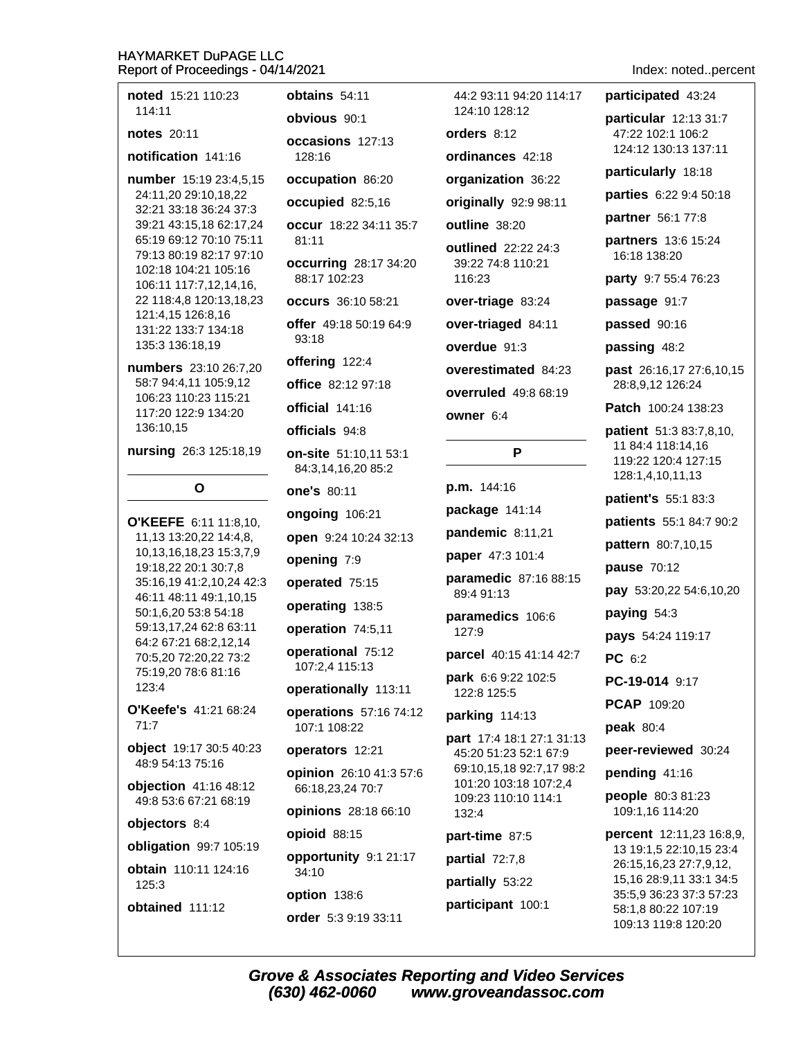**noted** 15:21 110:23 114:11

**notes** 20:11

**notification** 141:16

**number** 15:19 23:4,5,15 24:11,20 29:10,18,22 32:21 33:18 36:24 37:3 39:21 43:15,18 62:17,24 65:19 69:12 70:10 75:11 79:13 80:19 82:17 97:10 102:18 104:21 105:16 106:11 117:7,12,14,16, 22 118:4,8 120:13,18,23 121:4,15 126:8,16 131:22 133:7 134:18 135:3 136:18,19

**numbers** 23:10 26:7,20 58:7 94:4,11 105:9,12 106:23 110:23 115:21 117:20 122:9 134:20 136:10,15

**nursing** 26:3 125:18,19

## O

**O'KEEFE** 6:11 11:8,10, 11,13 13:20,22 14:4,8, 10,13,16,18,23 15:3,7,9 19:18,22 20:1 30:7,8 35:16,19 41:2,10,24 42:3 46:11 48:11 49:1,10,15 50:1,6,20 53:8 54:18 59:13,17,24 62:8 63:11 64:2 67:21 68:2,12,14 70:5,20 72:20,22 73:2 75:19,20 78:6 81:16 123:4

**O'Keefe's** 41:21 68:24 71:7

**object** 19:17 30:5 40:23 48:9 54:13 75:16

**objection** 41:16 48:12 49:8 53:6 67:21 68:19

**objectors** 8:4

**obligation** 99:7 105:19

**obtain** 110:11 124:16 125:3

**obtained** 111:12

**obtains** 54:11

**obvious** 90:1

**occasions** 127:13 128:16

**occupation** 86:20

**occupied** 82:5,16

**occur** 18:22 34:11 35:7 81:11

**occurring** 28:17 34:20 88:17 102:23

**occurs** 36:10 58:21

**offer** 49:18 50:19 64:9 93:18

**offering** 122:4

**office** 82:12 97:18

**official** 141:16

**officials** 94:8

**on-site** 51:10,11 53:1 84:3,14,16,20 85:2

**one's** 80:11

**ongoing** 106:21

**open** 9:24 10:24 32:13

**opening** 7:9

**operated** 75:15

**operating** 138:5

**operation** 74:5,11

**operational** 75:12 107:2,4 115:13

**operationally** 113:11

**operations** 57:16 74:12 107:1 108:22

**operators** 12:21

**opinion** 26:10 41:3 57:6 66:18,23,24 70:7

**opinions** 28:18 66:10

**opioid** 88:15

**opportunity** 9:1 21:17 34:10

**option** 138:6

**order** 5:3 9:19 33:11 44:2 93:11 94:20 114:17 124:10 128:12

**orders** 8:12

**ordinances** 42:18

**organization** 36:22

**originally** 92:9 98:11

**outline** 38:20

**outlined** 22:22 24:3 39:22 74:8 110:21 116:23

**over-triage** 83:24

**over-triaged** 84:11

**overdue** 91:3

**overestimated** 84:23

**overruled** 49:8 68:19

**owner** 6:4

## P

**p.m.** 144:16

**package** 141:14

**pandemic** 8:11,21

**paper** 47:3 101:4

**paramedic** 87:16 88:15 89:4 91:13

**paramedics** 106:6 127:9

**parcel** 40:15 41:14 42:7

**park** 6:6 9:22 102:5 122:8 125:5

**parking** 114:13

**part** 17:4 18:1 27:1 31:13 45:20 51:23 52:1 67:9 69:10,15,18 92:7,17 98:2 101:20 103:18 107:2,4 109:23 110:10 114:1 132:4

**part-time** 87:5

**partial** 72:7,8

**partially** 53:22

**participant** 100:1

**participated** 43:24

**particular** 12:13 31:7 47:22 102:1 106:2 124:12 130:13 137:11

**particularly** 18:18

**parties** 6:22 9:4 50:18

**partner** 56:1 77:8

**partners** 13:6 15:24 16:18 138:20

**party** 9:7 55:4 76:23

**passage** 91:7

**passed** 90:16

**passing** 48:2

**past** 26:16,17 27:6,10,15 28:8,9,12 126:24

**Patch** 100:24 138:23

**patient** 51:3 83:7,8,10, 11 84:4 118:14,16 119:22 120:4 127:15 128:1,4,10,11,13

**patient's** 55:1 83:3

**patients** 55:1 84:7 90:2

**pattern** 80:7,10,15

**pause** 70:12

**pay** 53:20,22 54:6,10,20

**paying** 54:3

**pays** 54:24 119:17

**PC** 6:2

**PC-19-014** 9:17

**PCAP** 109:20

**peak** 80:4

**peer-reviewed** 30:24

**pending** 41:16

**people** 80:3 81:23 109:1,16 114:20

**percent** 12:11,23 16:8,9, 13 19:1,5 22:10,15 23:4 26:15,16,23 27:7,9,12, 15,16 28:9,11 33:1 34:5 35:5,9 36:23 37:3 57:23 58:1,8 80:22 107:19 109:13 119:8 120:20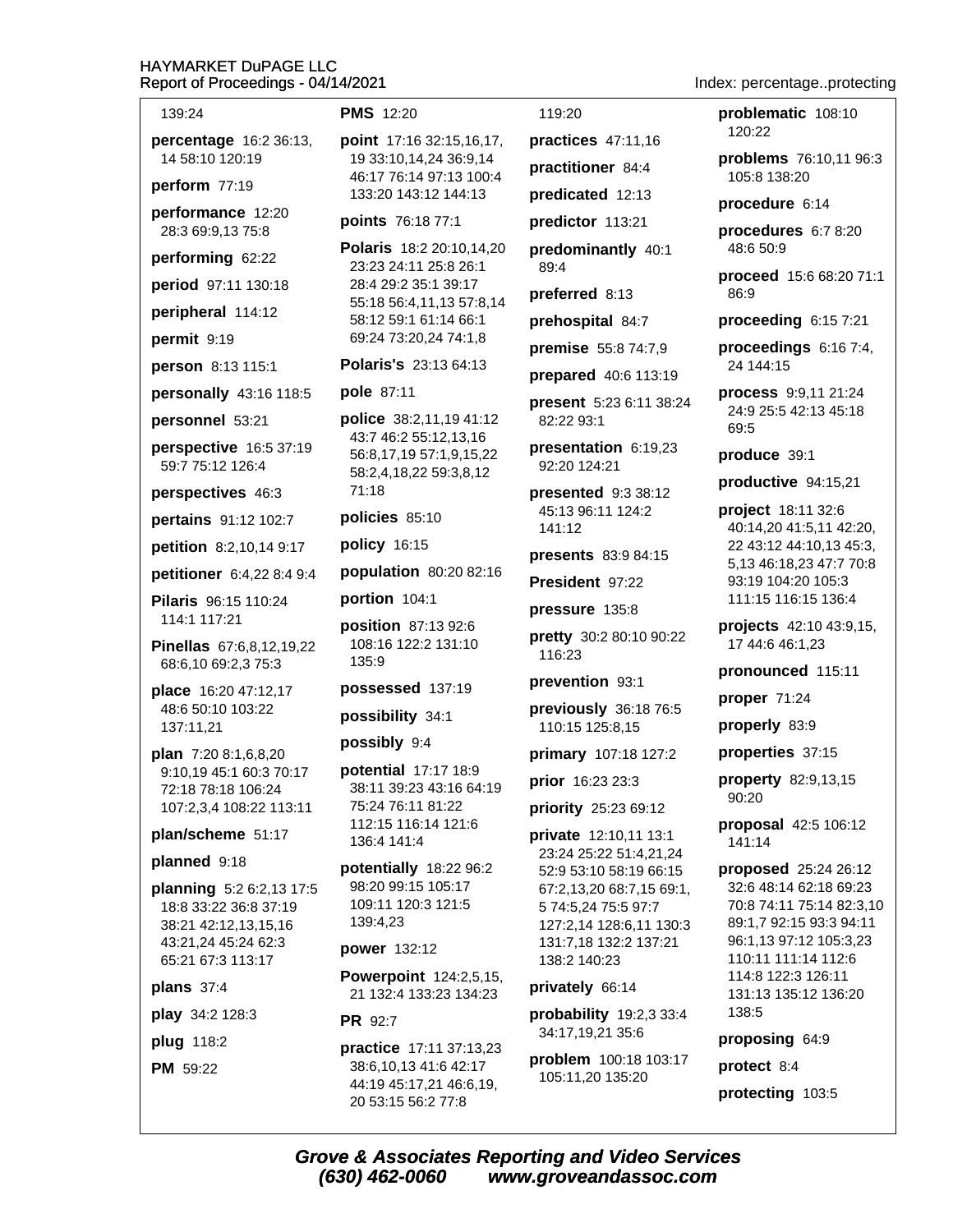139:24

**percentage** 16:2 36:13, 14 58:10 120:19

**perform** 77:19

**performance** 12:20 28:3 69:9,13 75:8

**performing** 62:22

**period** 97:11 130:18

**peripheral** 114:12

**permit** 9:19

**person** 8:13 115:1

**personally** 43:16 118:5

**personnel** 53:21

**perspective** 16:5 37:19 59:7 75:12 126:4

**perspectives** 46:3

**pertains** 91:12 102:7

**petition** 8:2,10,14 9:17

**petitioner** 6:4,22 8:4 9:4

**Pilaris** 96:15 110:24 114:1 117:21

**Pinellas** 67:6,8,12,19,22 68:6,10 69:2,3 75:3

**place** 16:20 47:12,17 48:6 50:10 103:22 137:11,21

**plan** 7:20 8:1,6,8,20 9:10,19 45:1 60:3 70:17 72:18 78:18 106:24 107:2,3,4 108:22 113:11

**plan/scheme** 51:17

**planned** 9:18

**planning** 5:2 6:2,13 17:5 18:8 33:22 36:8 37:19 38:21 42:12,13,15,16 43:21,24 45:24 62:3 65:21 67:3 113:17

**plans** 37:4

**play** 34:2 128:3

**plug** 118:2

**PM** 59:22

**PMS** 12:20

**point** 17:16 32:15,16,17, 19 33:10,14,24 36:9,14 46:17 76:14 97:13 100:4 133:20 143:12 144:13

**points** 76:18 77:1

**Polaris** 18:2 20:10,14,20 23:23 24:11 25:8 26:1 28:4 29:2 35:1 39:17 55:18 56:4,11,13 57:8,14 58:12 59:1 61:14 66:1 69:24 73:20,24 74:1,8

**Polaris's** 23:13 64:13

**pole** 87:11

**police** 38:2,11,19 41:12 43:7 46:2 55:12,13,16 56:8,17,19 57:1,9,15,22 58:2,4,18,22 59:3,8,12 71:18

**policies** 85:10

**policy** 16:15

**population** 80:20 82:16

**portion** 104:1

**position** 87:13 92:6 108:16 122:2 131:10 135:9

**possessed** 137:19

**possibility** 34:1

**possibly** 9:4

**potential** 17:17 18:9 38:11 39:23 43:16 64:19 75:24 76:11 81:22 112:15 116:14 121:6 136:4 141:4

**potentially** 18:22 96:2 98:20 99:15 105:17 109:11 120:3 121:5 139:4,23

**power** 132:12

**Powerpoint** 124:2,5,15, 21 132:4 133:23 134:23

**PR** 92:7

**practice** 17:11 37:13,23 38:6,10,13 41:6 42:17 44:19 45:17,21 46:6,19, 20 53:15 56:2 77:8

119:20

**practices** 47:11,16

**practitioner** 84:4

**predicated** 12:13

**predictor** 113:21

**predominantly** 40:1 89:4

**preferred** 8:13

**prehospital** 84:7

**premise** 55:8 74:7,9

**prepared** 40:6 113:19

**present** 5:23 6:11 38:24 82:22 93:1

**presentation** 6:19,23 92:20 124:21

**presented** 9:3 38:12 45:13 96:11 124:2 141:12

**presents** 83:9 84:15

**President** 97:22

**pressure** 135:8

**pretty** 30:2 80:10 90:22 116:23

**prevention** 93:1

**previously** 36:18 76:5 110:15 125:8,15

**primary** 107:18 127:2

**prior** 16:23 23:3

**priority** 25:23 69:12

**private** 12:10,11 13:1 23:24 25:22 51:4,21,24 52:9 53:10 58:19 66:15 67:2,13,20 68:7,15 69:1, 5 74:5,24 75:5 97:7 127:2,14 128:6,11 130:3 131:7,18 132:2 137:21 138:2 140:23

**privately** 66:14

**probability** 19:2,3 33:4 34:17,19,21 35:6

**problem** 100:18 103:17 105:11,20 135:20

**problematic** 108:10 120:22

**problems** 76:10,11 96:3 105:8 138:20

**procedure** 6:14

**procedures** 6:7 8:20 48:6 50:9

**proceed** 15:6 68:20 71:1 86:9

**proceeding** 6:15 7:21

**proceedings** 6:16 7:4, 24 144:15

**process** 9:9,11 21:24 24:9 25:5 42:13 45:18 69:5

**produce** 39:1

**productive** 94:15,21

**project** 18:11 32:6 40:14,20 41:5,11 42:20, 22 43:12 44:10,13 45:3, 5,13 46:18,23 47:7 70:8 93:19 104:20 105:3 111:15 116:15 136:4

**projects** 42:10 43:9,15, 17 44:6 46:1,23

**pronounced** 115:11

**proper** 71:24

**properly** 83:9

**properties** 37:15

**property** 82:9,13,15 90:20

**proposal** 42:5 106:12 141:14

**proposed** 25:24 26:12 32:6 48:14 62:18 69:23 70:8 74:11 75:14 82:3,10 89:1,7 92:15 93:3 94:11 96:1,13 97:12 105:3,23 110:11 111:14 112:6 114:8 122:3 126:11 131:13 135:12 136:20 138:5

**proposing** 64:9

**protect** 8:4

**protecting** 103:5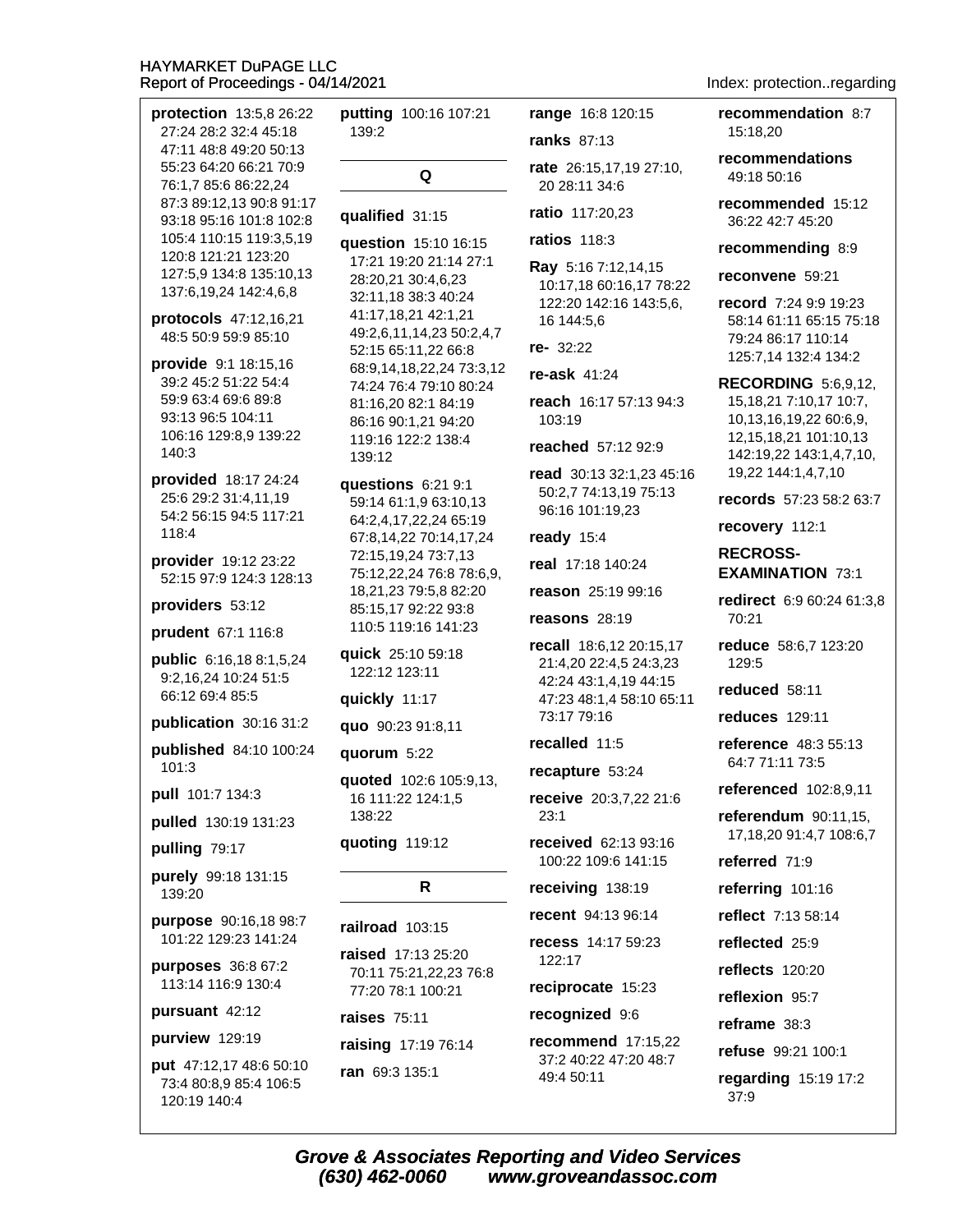**protection** 13:5,8 26:22 27:24 28:2 32:4 45:18 47:11 48:8 49:20 50:13 55:23 64:20 66:21 70:9 76:1,7 85:6 86:22,24 87:3 89:12,13 90:8 91:17 93:18 95:16 101:8 102:8 105:4 110:15 119:3,5,19 120:8 121:21 123:20 127:5,9 134:8 135:10,13 137:6,19,24 142:4,6,8

**protocols** 47:12,16,21 48:5 50:9 59:9 85:10

**provide** 9:1 18:15,16 39:2 45:2 51:22 54:4 59:9 63:4 69:6 89:8 93:13 96:5 104:11 106:16 129:8,9 139:22 140:3

**provided** 18:17 24:24 25:6 29:2 31:4,11,19 54:2 56:15 94:5 117:21 118:4

**provider** 19:12 23:22 52:15 97:9 124:3 128:13

**providers** 53:12

**prudent** 67:1 116:8

**public** 6:16,18 8:1,5,24 9:2,16,24 10:24 51:5 66:12 69:4 85:5

**publication** 30:16 31:2

**published** 84:10 100:24 101:3

**pull** 101:7 134:3

**pulled** 130:19 131:23

**pulling** 79:17

**purely** 99:18 131:15 139:20

**purpose** 90:16,18 98:7 101:22 129:23 141:24

**purposes** 36:8 67:2 113:14 116:9 130:4

**pursuant** 42:12

**purview** 129:19

**put** 47:12,17 48:6 50:10 73:4 80:8,9 85:4 106:5 120:19 140:4

**putting** 100:16 107:21 139:2

## Q

**qualified** 31:15

**question** 15:10 16:15 17:21 19:20 21:14 27:1 28:20,21 30:4,6,23 32:11,18 38:3 40:24 41:17,18,21 42:1,21 49:2,6,11,14,23 50:2,4,7 52:15 65:11,22 66:8 68:9,14,18,22,24 73:3,12 74:24 76:4 79:10 80:24 81:16,20 82:1 84:19 86:16 90:1,21 94:20 119:16 122:2 138:4 139:12

**questions** 6:21 9:1 59:14 61:1,9 63:10,13 64:2,4,17,22,24 65:19 67:8,14,22 70:14,17,24 72:15,19,24 73:7,13 75:12,22,24 76:8 78:6,9, 18,21,23 79:5,8 82:20 85:15,17 92:22 93:8 110:5 119:16 141:23

**quick** 25:10 59:18 122:12 123:11

**quickly** 11:17

**quo** 90:23 91:8,11

**quorum** 5:22

**quoted** 102:6 105:9,13, 16 111:22 124:1,5 138:22

**quoting** 119:12

## R

**railroad** 103:15

**raised** 17:13 25:20 70:11 75:21,22,23 76:8 77:20 78:1 100:21

**raises** 75:11

**raising** 17:19 76:14

**ran** 69:3 135:1

**range** 16:8 120:15

**ranks** 87:13

**rate** 26:15,17,19 27:10, 20 28:11 34:6

**ratio** 117:20,23

**ratios** 118:3

**Ray** 5:16 7:12,14,15 10:17,18 60:16,17 78:22 122:20 142:16 143:5,6, 16 144:5,6

**re-** 32:22

**re-ask** 41:24

**reach** 16:17 57:13 94:3 103:19

**reached** 57:12 92:9

**read** 30:13 32:1,23 45:16 50:2,7 74:13,19 75:13 96:16 101:19,23

**ready** 15:4

**real** 17:18 140:24

**reason** 25:19 99:16

**reasons** 28:19

**recall** 18:6,12 20:15,17 21:4,20 22:4,5 24:3,23 42:24 43:1,4,19 44:15 47:23 48:1,4 58:10 65:11 73:17 79:16

**recalled** 11:5

**recapture** 53:24

**receive** 20:3,7,22 21:6 23:1

**received** 62:13 93:16 100:22 109:6 141:15

**receiving** 138:19

**recent** 94:13 96:14

**recess** 14:17 59:23 122:17

**reciprocate** 15:23

**recognized** 9:6

**recommend** 17:15,22 37:2 40:22 47:20 48:7 49:4 50:11

**recommendation** 8:7 15:18,20

**recommendations** 49:18 50:16

**recommended** 15:12 36:22 42:7 45:20

**recommending** 8:9

**reconvene** 59:21

**record** 7:24 9:9 19:23 58:14 61:11 65:15 75:18 79:24 86:17 110:14 125:7,14 132:4 134:2

**RECORDING** 5:6,9,12, 15,18,21 7:10,17 10:7, 10,13,16,19,22 60:6,9, 12,15,18,21 101:10,13 142:19,22 143:1,4,7,10, 19,22 144:1,4,7,10

**records** 57:23 58:2 63:7

**recovery** 112:1

**RECROSS-EXAMINATION** 73:1

**redirect** 6:9 60:24 61:3,8 70:21

**reduce** 58:6,7 123:20 129:5

**reduced** 58:11

**reduces** 129:11

**reference** 48:3 55:13 64:7 71:11 73:5

**referenced** 102:8,9,11

**referendum** 90:11,15, 17,18,20 91:4,7 108:6,7

**referred** 71:9

**referring** 101:16

**reflect** 7:13 58:14

**reflected** 25:9

**reflects** 120:20

**reflexion** 95:7

**reframe** 38:3

**refuse** 99:21 100:1

**regarding** 15:19 17:2 37:9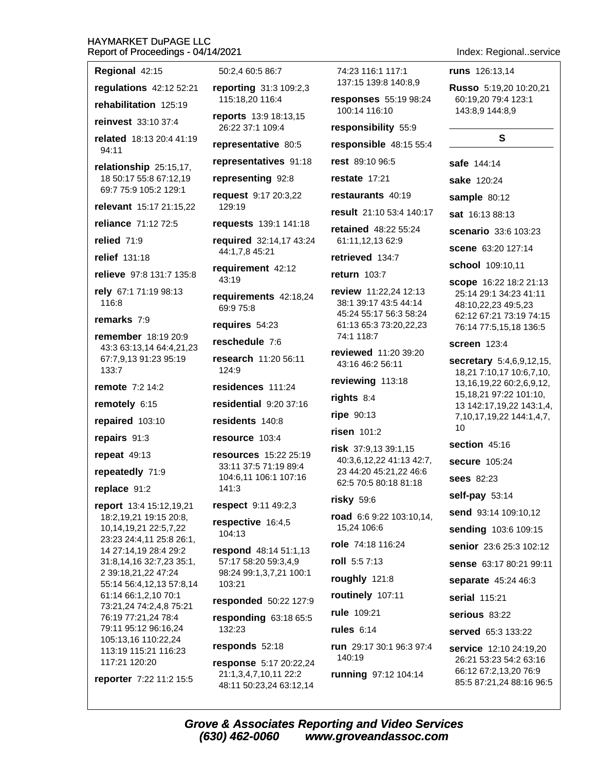**Regional** 42:15

**regulations** 42:12 52:21

**rehabilitation** 125:19

**reinvest** 33:10 37:4

**related** 18:13 20:4 41:19 94:11

**relationship** 25:15,17, 18 50:17 55:8 67:12,19 69:7 75:9 105:2 129:1

**relevant** 15:17 21:15,22

**reliance** 71:12 72:5

**relied** 71:9

**relief** 131:18

**relieve** 97:8 131:7 135:8

**rely** 67:1 71:19 98:13 116:8

**remarks** 7:9

**remember** 18:19 20:9 43:3 63:13,14 64:4,21,23 67:7,9,13 91:23 95:19 133:7

**remote** 7:2 14:2

**remotely** 6:15

**repaired** 103:10

**repairs** 91:3

**repeat** 49:13

**repeatedly** 71:9

**replace** 91:2

**report** 13:4 15:12,19,21 18:2,19,21 19:15 20:8, 10,14,19,21 22:5,7,22 23:23 24:4,11 25:8 26:1, 14 27:14,19 28:4 29:2 31:8,14,16 32:7,23 35:1, 2 39:18,21,22 47:24 55:14 56:4,12,13 57:8,14 61:14 66:1,2,10 70:1 73:21,24 74:2,4,8 75:21 76:19 77:21,24 78:4 79:11 95:12 96:16,24 105:13,16 110:22,24 113:19 115:21 116:23 117:21 120:20

**reporter** 7:22 11:2 15:5 50:2,4 60:5 86:7

**reporting** 31:3 109:2,3 115:18,20 116:4

**reports** 13:9 18:13,15 26:22 37:1 109:4

**representative** 80:5

**representatives** 91:18

**representing** 92:8

**request** 9:17 20:3,22 129:19

**requests** 139:1 141:18

**required** 32:14,17 43:24 44:1,7,8 45:21

**requirement** 42:12 43:19

**requirements** 42:18,24 69:9 75:8

**requires** 54:23

**reschedule** 7:6

**research** 11:20 56:11 124:9

**residences** 111:24

**residential** 9:20 37:16

**residents** 140:8

**resource** 103:4

**resources** 15:22 25:19 33:11 37:5 71:19 89:4 104:6,11 106:1 107:16 141:3

**respect** 9:11 49:2,3

**respective** 16:4,5 104:13

**respond** 48:14 51:1,13 57:17 58:20 59:3,4,9 98:24 99:1,3,7,21 100:1 103:21

**responded** 50:22 127:9

**responding** 63:18 65:5 132:23

**responds** 52:18

**response** 5:17 20:22,24 21:1,3,4,7,10,11 22:2 48:11 50:23,24 63:12,14 74:23 116:1 117:1 137:15 139:8 140:8,9

**responses** 55:19 98:24 100:14 116:10

**responsibility** 55:9

**responsible** 48:15 55:4

**rest** 89:10 96:5

**restate** 17:21

**restaurants** 40:19

**result** 21:10 53:4 140:17

**retained** 48:22 55:24 61:11,12,13 62:9

**retrieved** 134:7

**return** 103:7

**review** 11:22,24 12:13 38:1 39:17 43:5 44:14 45:24 55:17 56:3 58:24 61:13 65:3 73:20,22,23 74:1 118:7

**reviewed** 11:20 39:20 43:16 46:2 56:11

**reviewing** 113:18

**rights** 8:4

**ripe** 90:13

**risen** 101:2

**risk** 37:9,13 39:1,15 40:3,6,12,22 41:13 42:7, 23 44:20 45:21,22 46:6 62:5 70:5 80:18 81:18

**risky** 59:6

**road** 6:6 9:22 103:10,14, 15,24 106:6

**role** 74:18 116:24

**roll** 5:5 7:13

**roughly** 121:8

**routinely** 107:11

**rule** 109:21

**rules** 6:14

**run** 29:17 30:1 96:3 97:4 140:19

**running** 97:12 104:14

**runs** 126:13,14

**Russo** 5:19,20 10:20,21 60:19,20 79:4 123:1 143:8,9 144:8,9

## S

**safe** 144:14

**sake** 120:24

**sample** 80:12

**sat** 16:13 88:13

**scenario** 33:6 103:23

**scene** 63:20 127:14

**school** 109:10,11

**scope** 16:22 18:2 21:13 25:14 29:1 34:23 41:11 48:10,22,23 49:5,23 62:12 67:21 73:19 74:15 76:14 77:5,15,18 136:5

**screen** 123:4

**secretary** 5:4,6,9,12,15, 18,21 7:10,17 10:6,7,10, 13,16,19,22 60:2,6,9,12, 15,18,21 97:22 101:10, 13 142:17,19,22 143:1,4, 7,10,17,19,22 144:1,4,7, 10

**section** 45:16

**secure** 105:24

**sees** 82:23

**self-pay** 53:14

**send** 93:14 109:10,12

**sending** 103:6 109:15

**senior** 23:6 25:3 102:12

**sense** 63:17 80:21 99:11

**separate** 45:24 46:3

**serial** 115:21

**serious** 83:22

**served** 65:3 133:22

**service** 12:10 24:19,20 26:21 53:23 54:2 63:16 66:12 67:2,13,20 76:9 85:5 87:21,24 88:16 96:5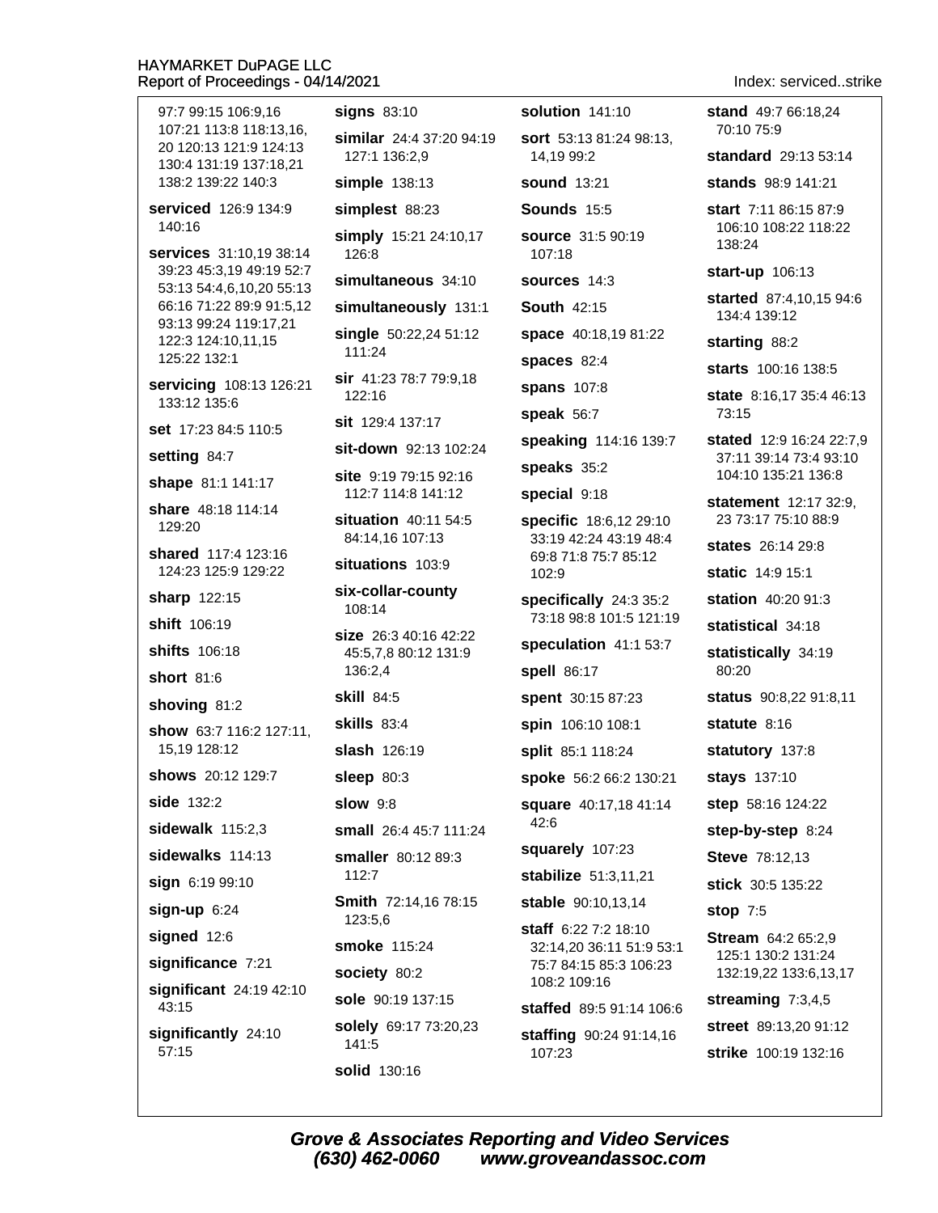97:7 99:15 106:9,16 107:21 113:8 118:13,16, 20 120:13 121:9 124:13 130:4 131:19 137:18,21 138:2 139:22 140:3

**serviced** 126:9 134:9 140:16

**services** 31:10,19 38:14 39:23 45:3,19 49:19 52:7 53:13 54:4,6,10,20 55:13 66:16 71:22 89:9 91:5,12 93:13 99:24 119:17,21 122:3 124:10,11,15 125:22 132:1

**servicing** 108:13 126:21 133:12 135:6

**set** 17:23 84:5 110:5

**setting** 84:7

**shape** 81:1 141:17

**share** 48:18 114:14 129:20

**shared** 117:4 123:16 124:23 125:9 129:22

**sharp** 122:15

**shift** 106:19

**shifts** 106:18

**short** 81:6

**shoving** 81:2

**show** 63:7 116:2 127:11, 15,19 128:12

**shows** 20:12 129:7

**side** 132:2

**sidewalk** 115:2,3

**sidewalks** 114:13

**sign** 6:19 99:10

**sign-up** 6:24

**signed** 12:6

**significance** 7:21

**significant** 24:19 42:10 43:15

**significantly** 24:10 57:15

**signs** 83:10

**similar** 24:4 37:20 94:19 127:1 136:2,9

**simple** 138:13

**simplest** 88:23

**simply** 15:21 24:10,17 126:8

**simultaneous** 34:10

**simultaneously** 131:1

**single** 50:22,24 51:12 111:24

**sir** 41:23 78:7 79:9,18 122:16

**sit** 129:4 137:17

**sit-down** 92:13 102:24

**site** 9:19 79:15 92:16 112:7 114:8 141:12

**situation** 40:11 54:5 84:14,16 107:13

**situations** 103:9

**six-collar-county** 108:14

**size** 26:3 40:16 42:22 45:5,7,8 80:12 131:9 136:2,4

**skill** 84:5

**skills** 83:4

**slash** 126:19

**sleep** 80:3

**slow** 9:8

**small** 26:4 45:7 111:24

**smaller** 80:12 89:3 112:7

**Smith** 72:14,16 78:15 123:5,6

**smoke** 115:24

**society** 80:2

**sole** 90:19 137:15

**solely** 69:17 73:20,23 141:5

**solid** 130:16

**solution** 141:10

**sort** 53:13 81:24 98:13, 14,19 99:2

**sound** 13:21

**Sounds** 15:5

**source** 31:5 90:19 107:18

**sources** 14:3

**South** 42:15

**space** 40:18,19 81:22

**spaces** 82:4

**spans** 107:8

**speak** 56:7

**speaking** 114:16 139:7

**speaks** 35:2

**special** 9:18

**specific** 18:6,12 29:10 33:19 42:24 43:19 48:4 69:8 71:8 75:7 85:12 102:9

**specifically** 24:3 35:2 73:18 98:8 101:5 121:19

**speculation** 41:1 53:7

**spell** 86:17

**spent** 30:15 87:23

**spin** 106:10 108:1

**split** 85:1 118:24

**spoke** 56:2 66:2 130:21

**square** 40:17,18 41:14 42:6

**squarely** 107:23

**stabilize** 51:3,11,21

**stable** 90:10,13,14

**staff** 6:22 7:2 18:10 32:14,20 36:11 51:9 53:1 75:7 84:15 85:3 106:23 108:2 109:16

**staffed** 89:5 91:14 106:6

**staffing** 90:24 91:14,16 107:23

**stand** 49:7 66:18,24 70:10 75:9

**standard** 29:13 53:14

**stands** 98:9 141:21

**start** 7:11 86:15 87:9 106:10 108:22 118:22 138:24

**start-up** 106:13

**started** 87:4,10,15 94:6 134:4 139:12

**starting** 88:2

**starts** 100:16 138:5

**state** 8:16,17 35:4 46:13 73:15

**stated** 12:9 16:24 22:7,9 37:11 39:14 73:4 93:10 104:10 135:21 136:8

**statement** 12:17 32:9, 23 73:17 75:10 88:9

**states** 26:14 29:8

**static** 14:9 15:1

**station** 40:20 91:3

**statistical** 34:18

**statistically** 34:19 80:20

**status** 90:8,22 91:8,11

**statute** 8:16

**statutory** 137:8

**stays** 137:10

**step** 58:16 124:22

**step-by-step** 8:24

**Steve** 78:12,13

**stick** 30:5 135:22

**stop** 7:5

**Stream** 64:2 65:2,9 125:1 130:2 131:24 132:19,22 133:6,13,17

**streaming** 7:3,4,5

**street** 89:13,20 91:12

**strike** 100:19 132:16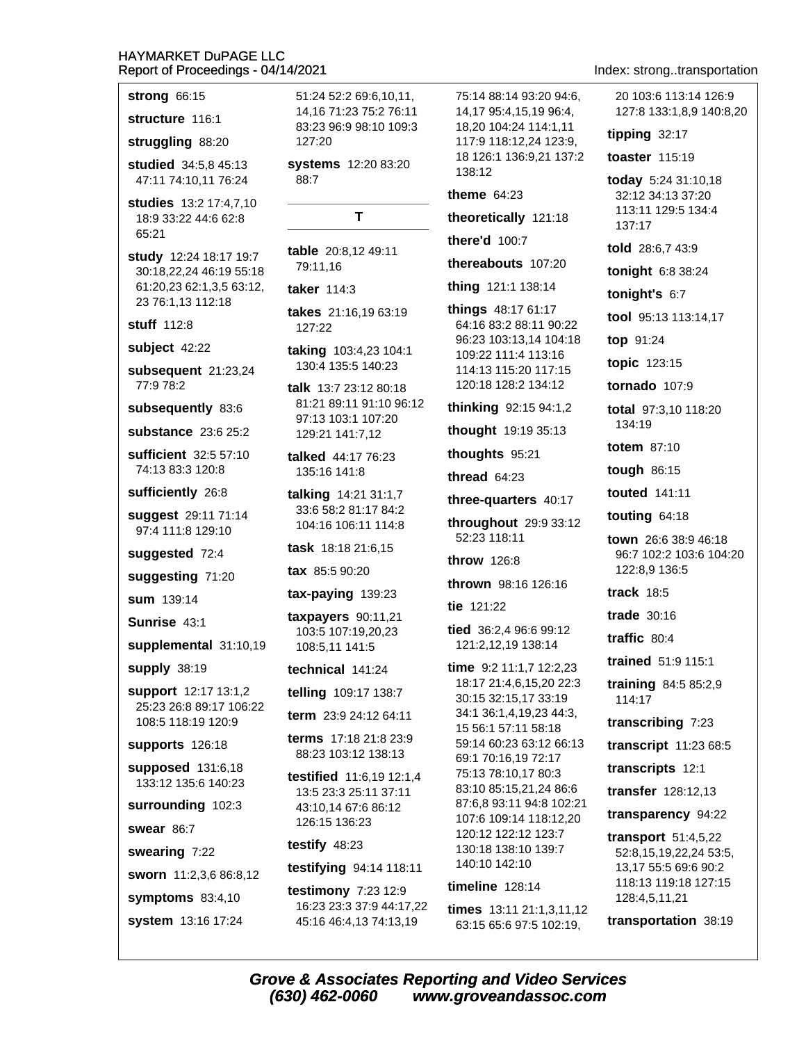**strong** 66:15

**structure** 116:1

**struggling** 88:20

**studied** 34:5,8 45:13 47:11 74:10,11 76:24

**studies** 13:2 17:4,7,10 18:9 33:22 44:6 62:8 65:21

**study** 12:24 18:17 19:7 30:18,22,24 46:19 55:18 61:20,23 62:1,3,5 63:12, 23 76:1,13 112:18

**stuff** 112:8

**subject** 42:22

**subsequent** 21:23,24 77:9 78:2

**subsequently** 83:6

**substance** 23:6 25:2

**sufficient** 32:5 57:10 74:13 83:3 120:8

**sufficiently** 26:8

**suggest** 29:11 71:14 97:4 111:8 129:10

**suggested** 72:4

**suggesting** 71:20

**sum** 139:14

**Sunrise** 43:1

**supplemental** 31:10,19

**supply** 38:19

**support** 12:17 13:1,2 25:23 26:8 89:17 106:22 108:5 118:19 120:9

**supports** 126:18

**supposed** 131:6,18 133:12 135:6 140:23

**surrounding** 102:3

**swear** 86:7

**swearing** 7:22

**sworn** 11:2,3,6 86:8,12

**symptoms** 83:4,10

**system** 13:16 17:24 51:24 52:2 69:6,10,11, 14,16 71:23 75:2 76:11 83:23 96:9 98:10 109:3 127:20

**systems** 12:20 83:20 88:7

## T

**table** 20:8,12 49:11 79:11,16

**taker** 114:3

**takes** 21:16,19 63:19 127:22

**taking** 103:4,23 104:1 130:4 135:5 140:23

**talk** 13:7 23:12 80:18 81:21 89:11 91:10 96:12 97:13 103:1 107:20 129:21 141:7,12

**talked** 44:17 76:23 135:16 141:8

**talking** 14:21 31:1,7 33:6 58:2 81:17 84:2 104:16 106:11 114:8

**task** 18:18 21:6,15

**tax** 85:5 90:20

**tax-paying** 139:23

**taxpayers** 90:11,21 103:5 107:19,20,23 108:5,11 141:5

**technical** 141:24

**telling** 109:17 138:7

**term** 23:9 24:12 64:11

**terms** 17:18 21:8 23:9 88:23 103:12 138:13

**testified** 11:6,19 12:1,4 13:5 23:3 25:11 37:11 43:10,14 67:6 86:12 126:15 136:23

**testify** 48:23

**testifying** 94:14 118:11

**testimony** 7:23 12:9 16:23 23:3 37:9 44:17,22 45:16 46:4,13 74:13,19 75:14 88:14 93:20 94:6, 14,17 95:4,15,19 96:4, 18,20 104:24 114:1,11 117:9 118:12,24 123:9, 18 126:1 136:9,21 137:2 138:12

**theme** 64:23

**theoretically** 121:18

**there'd** 100:7

**thereabouts** 107:20

**thing** 121:1 138:14

**things** 48:17 61:17 64:16 83:2 88:11 90:22 96:23 103:13,14 104:18 109:22 111:4 113:16 114:13 115:20 117:15 120:18 128:2 134:12

**thinking** 92:15 94:1,2

**thought** 19:19 35:13

**thoughts** 95:21

**thread** 64:23

**three-quarters** 40:17

**throughout** 29:9 33:12 52:23 118:11

**throw** 126:8

**thrown** 98:16 126:16

**tie** 121:22

**tied** 36:2,4 96:6 99:12 121:2,12,19 138:14

**time** 9:2 11:1,7 12:2,23 18:17 21:4,6,15,20 22:3 30:15 32:15,17 33:19 34:1 36:1,4,19,23 44:3, 15 56:1 57:11 58:18 59:14 60:23 63:12 66:13 69:1 70:16,19 72:17 75:13 78:10,17 80:3 83:10 85:15,21,24 86:6 87:6,8 93:11 94:8 102:21 107:6 109:14 118:12,20 120:12 122:12 123:7 130:18 138:10 139:7 140:10 142:10

**timeline** 128:14

**times** 13:11 21:1,3,11,12 63:15 65:6 97:5 102:19, 20 103:6 113:14 126:9 127:8 133:1,8,9 140:8,20

**tipping** 32:17

**toaster** 115:19

**today** 5:24 31:10,18 32:12 34:13 37:20 113:11 129:5 134:4 137:17

**told** 28:6,7 43:9

**tonight** 6:8 38:24

**tonight's** 6:7

**tool** 95:13 113:14,17

**top** 91:24

**topic** 123:15

**tornado** 107:9

**total** 97:3,10 118:20 134:19

**totem** 87:10

**tough** 86:15

**touted** 141:11

**touting** 64:18

**town** 26:6 38:9 46:18 96:7 102:2 103:6 104:20 122:8,9 136:5

**track** 18:5

**trade** 30:16

**traffic** 80:4

**trained** 51:9 115:1

**training** 84:5 85:2,9 114:17

**transcribing** 7:23

**transcript** 11:23 68:5

**transcripts** 12:1

**transfer** 128:12,13

**transparency** 94:22

**transport** 51:4,5,22 52:8,15,19,22,24 53:5, 13,17 55:5 69:6 90:2 118:13 119:18 127:15 128:4,5,11,21

**transportation** 38:19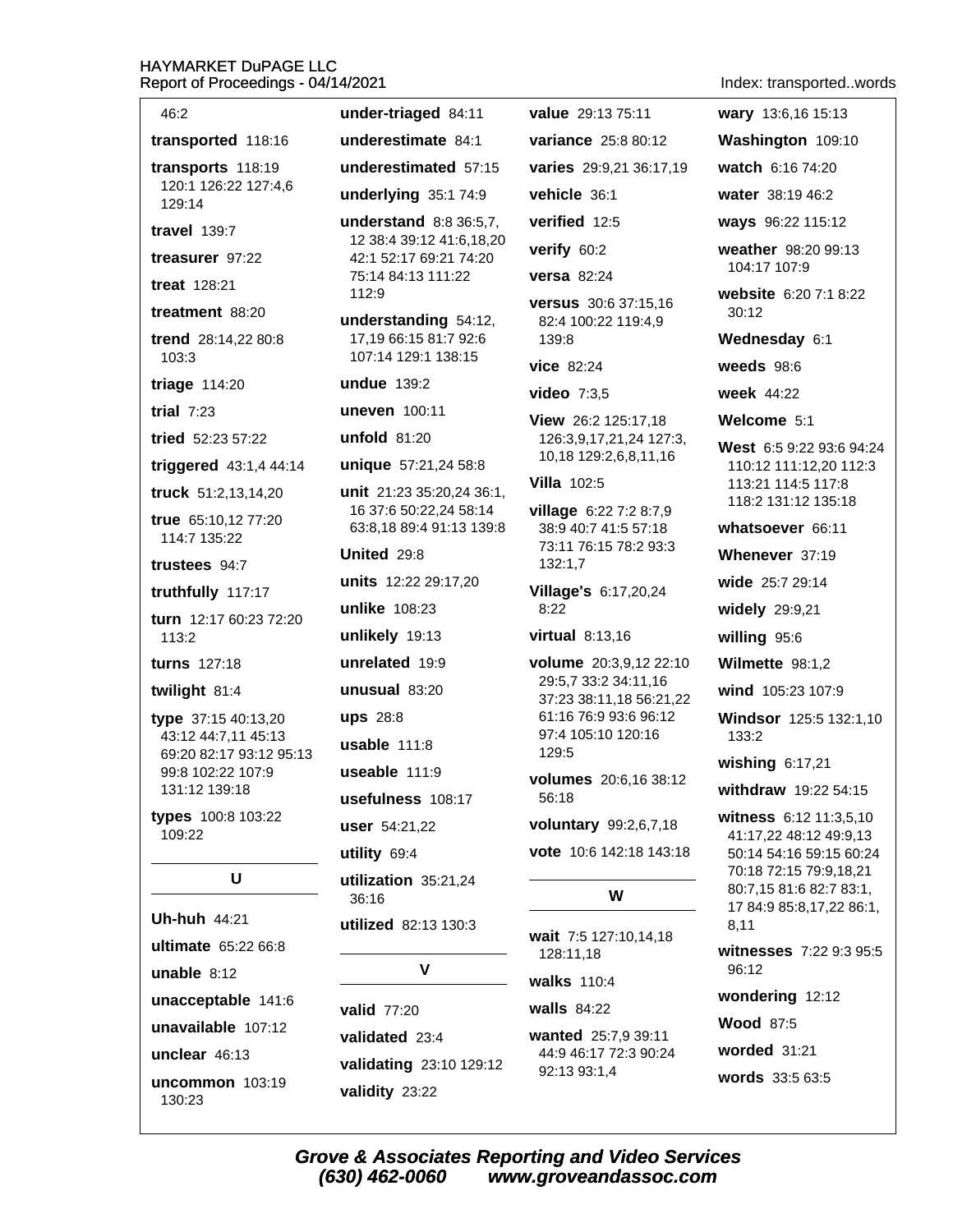46:2

**transported** 118:16

**transports** 118:19 120:1 126:22 127:4,6 129:14

**travel** 139:7

**treasurer** 97:22

**treat** 128:21

**treatment** 88:20

**trend** 28:14,22 80:8 103:3

**triage** 114:20

**trial** 7:23

**tried** 52:23 57:22

**triggered** 43:1,4 44:14

**truck** 51:2,13,14,20

**true** 65:10,12 77:20 114:7 135:22

**trustees** 94:7

**truthfully** 117:17

**turn** 12:17 60:23 72:20 113:2

**turns** 127:18

**twilight** 81:4

**type** 37:15 40:13,20 43:12 44:7,11 45:13 69:20 82:17 93:12 95:13 99:8 102:22 107:9 131:12 139:18

**types** 100:8 103:22 109:22

## U

**Uh-huh** 44:21

**ultimate** 65:22 66:8

**unable** 8:12

**unacceptable** 141:6

**unavailable** 107:12

**unclear** 46:13

**uncommon** 103:19 130:23

**under-triaged** 84:11

**underestimate** 84:1

**underestimated** 57:15

**underlying** 35:1 74:9

**understand** 8:8 36:5,7, 12 38:4 39:12 41:6,18,20 42:1 52:17 69:21 74:20 75:14 84:13 111:22 112:9

**understanding** 54:12, 17,19 66:15 81:7 92:6 107:14 129:1 138:15

**undue** 139:2

**uneven** 100:11

**unfold** 81:20

**unique** 57:21,24 58:8

**unit** 21:23 35:20,24 36:1, 16 37:6 50:22,24 58:14 63:8,18 89:4 91:13 139:8

**United** 29:8

**units** 12:22 29:17,20

**unlike** 108:23

**unlikely** 19:13

**unrelated** 19:9

**unusual** 83:20

**ups** 28:8

**usable** 111:8

**useable** 111:9

**usefulness** 108:17

**user** 54:21,22

**utility** 69:4

**utilization** 35:21,24 36:16

**utilized** 82:13 130:3

## V

**valid** 77:20

**validated** 23:4

**validating** 23:10 129:12

**validity** 23:22

**value** 29:13 75:11

**variance** 25:8 80:12

**varies** 29:9,21 36:17,19

**vehicle** 36:1

**verified** 12:5

**verify** 60:2

**versa** 82:24

**versus** 30:6 37:15,16 82:4 100:22 119:4,9 139:8

**vice** 82:24

**video** 7:3,5

**View** 26:2 125:17,18 126:3,9,17,21,24 127:3, 10,18 129:2,6,8,11,16

**Villa** 102:5

**village** 6:22 7:2 8:7,9 38:9 40:7 41:5 57:18 73:11 76:15 78:2 93:3 132:1,7

**Village's** 6:17,20,24 8:22

**virtual** 8:13,16

**volume** 20:3,9,12 22:10 29:5,7 33:2 34:11,16 37:23 38:11,18 56:21,22 61:16 76:9 93:6 96:12 97:4 105:10 120:16 129:5

**volumes** 20:6,16 38:12 56:18

**voluntary** 99:2,6,7,18

**vote** 10:6 142:18 143:18

## W

**wait** 7:5 127:10,14,18 128:11,18

**walks** 110:4

**walls** 84:22

**wanted** 25:7,9 39:11 44:9 46:17 72:3 90:24 92:13 93:1,4

**wary** 13:6,16 15:13

**Washington** 109:10

**watch** 6:16 74:20

**water** 38:19 46:2

**ways** 96:22 115:12

**weather** 98:20 99:13 104:17 107:9

**website** 6:20 7:1 8:22 30:12

**Wednesday** 6:1

**weeds** 98:6

**week** 44:22

**Welcome** 5:1

**West** 6:5 9:22 93:6 94:24 110:12 111:12,20 112:3 113:21 114:5 117:8 118:2 131:12 135:18

**whatsoever** 66:11

**Whenever** 37:19

**wide** 25:7 29:14

**widely** 29:9,21

**willing** 95:6

**Wilmette** 98:1,2

**wind** 105:23 107:9

**Windsor** 125:5 132:1,10 133:2

**wishing** 6:17,21

**withdraw** 19:22 54:15

**witness** 6:12 11:3,5,10 41:17,22 48:12 49:9,13 50:14 54:16 59:15 60:24 70:18 72:15 79:9,18,21 80:7,15 81:6 82:7 83:1, 17 84:9 85:8,17,22 86:1, 8,11

**witnesses** 7:22 9:3 95:5 96:12

**wondering** 12:12

**Wood** 87:5

**worded** 31:21

**words** 33:5 63:5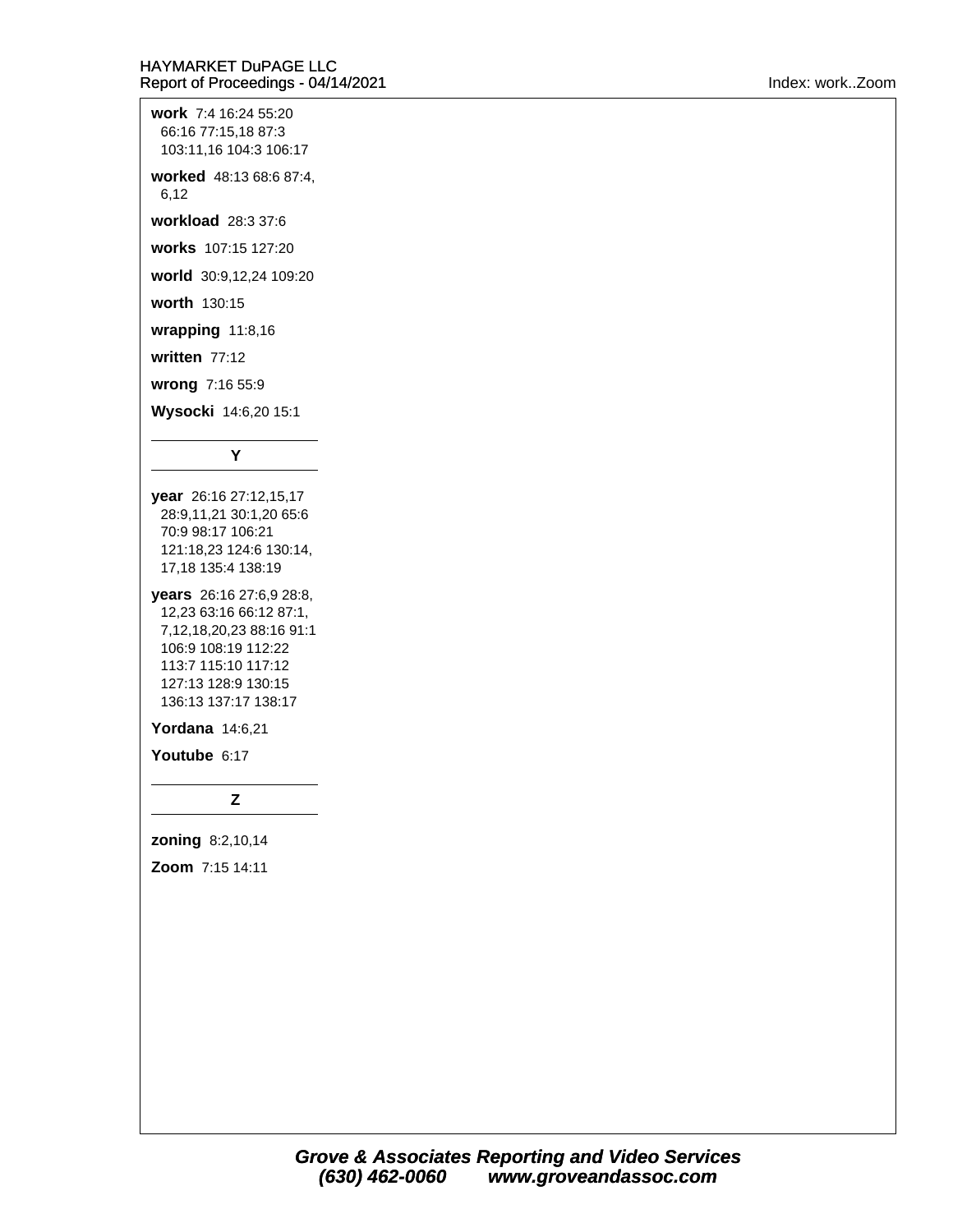**work** 7:4 16:24 55:20 66:16 77:15,18 87:3 103:11,16 104:3 106:17

**worked** 48:13 68:6 87:4, 6,12

**workload** 28:3 37:6

**works** 107:15 127:20

**world** 30:9,12,24 109:20

**worth** 130:15

**wrapping** 11:8,16

**written** 77:12

**wrong** 7:16 55:9

**Wysocki** 14:6,20 15:1

## Y

**year** 26:16 27:12,15,17 28:9,11,21 30:1,20 65:6 70:9 98:17 106:21 121:18,23 124:6 130:14, 17,18 135:4 138:19

**years** 26:16 27:6,9 28:8, 12,23 63:16 66:12 87:1, 7,12,18,20,23 88:16 91:1 106:9 108:19 112:22 113:7 115:10 117:12 127:13 128:9 130:15 136:13 137:17 138:17

**Yordana** 14:6,21

**Youtube** 6:17

## Z

**zoning** 8:2,10,14

**Zoom** 7:15 14:11